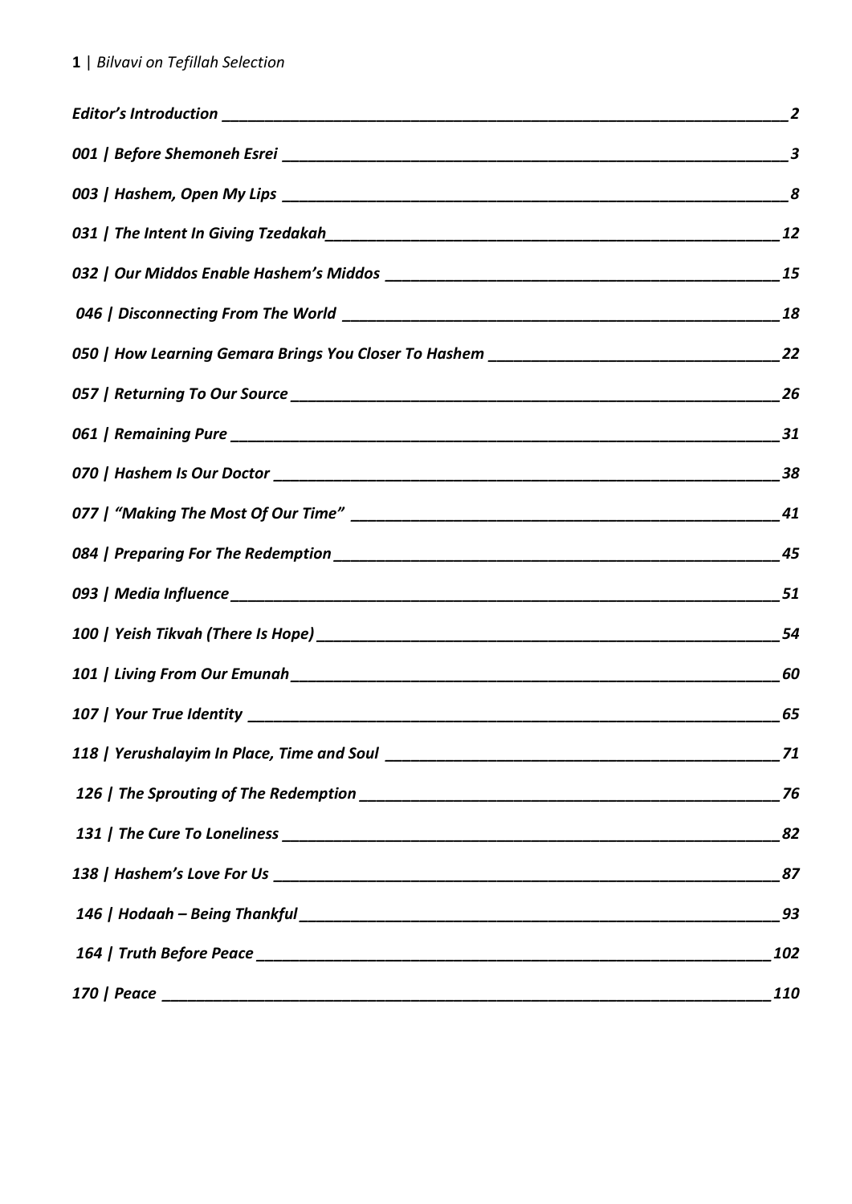*Editor's Introduction* — *2*

*001 | Before Shemoneh Esrei* — *3*

*003 | Hashem, Open My Lips* — *8*

*031 | The Intent In Giving Tzedakah* — *12*

*032 | Our Middos Enable Hashem's Middos* — *15*

*046 | Disconnecting From The World* — *18*

*050 | How Learning Gemara Brings You Closer To Hashem* — *22*

*057 | Returning To Our Source* — *26*

*061 | Remaining Pure* — *31*

*070 | Hashem Is Our Doctor* — *38*

*077 | "Making The Most Of Our Time"* — *41*

*084 | Preparing For The Redemption* — *45*

*093 | Media Influence* — *51*

*100 | Yeish Tikvah (There Is Hope)* — *54*

*101 | Living From Our Emunah* — *60*

*107 | Your True Identity* — *65*

*118 | Yerushalayim In Place, Time and Soul* — *71*

*126 | The Sprouting of The Redemption* — *76*

*131 | The Cure To Loneliness* — *82*

*138 | Hashem's Love For Us* — *87*

*146 | Hodaah – Being Thankful* — *93*

*164 | Truth Before Peace* — *102*

*170 | Peace* — *110*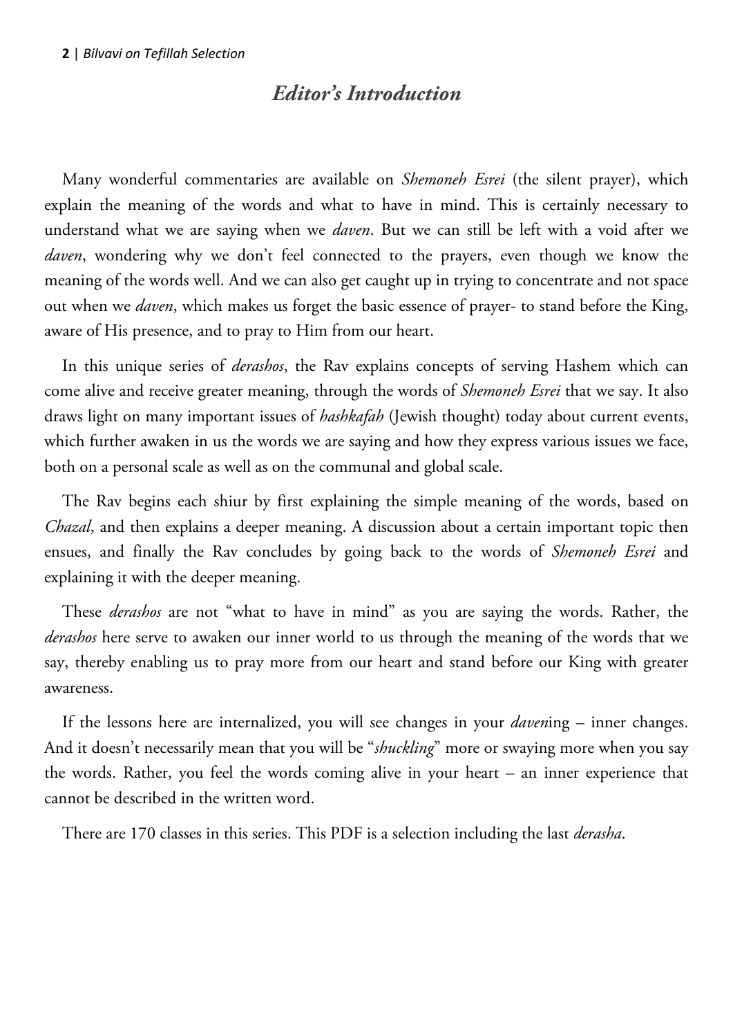# *Editor's Introduction*

Many wonderful commentaries are available on *Shemoneh Esrei* (the silent prayer), which explain the meaning of the words and what to have in mind. This is certainly necessary to understand what we are saying when we *daven*. But we can still be left with a void after we *daven*, wondering why we don't feel connected to the prayers, even though we know the meaning of the words well. And we can also get caught up in trying to concentrate and not space out when we *daven*, which makes us forget the basic essence of prayer- to stand before the King, aware of His presence, and to pray to Him from our heart.

In this unique series of *derashos*, the Rav explains concepts of serving Hashem which can come alive and receive greater meaning, through the words of *Shemoneh Esrei* that we say. It also draws light on many important issues of *hashkafah* (Jewish thought) today about current events, which further awaken in us the words we are saying and how they express various issues we face, both on a personal scale as well as on the communal and global scale.

The Rav begins each shiur by first explaining the simple meaning of the words, based on *Chazal*, and then explains a deeper meaning. A discussion about a certain important topic then ensues, and finally the Rav concludes by going back to the words of *Shemoneh Esrei* and explaining it with the deeper meaning.

These *derashos* are not "what to have in mind" as you are saying the words. Rather, the *derashos* here serve to awaken our inner world to us through the meaning of the words that we say, thereby enabling us to pray more from our heart and stand before our King with greater awareness.

If the lessons here are internalized, you will see changes in your *daven*ing – inner changes. And it doesn't necessarily mean that you will be "*shuckling*" more or swaying more when you say the words. Rather, you feel the words coming alive in your heart – an inner experience that cannot be described in the written word.

There are 170 classes in this series. This PDF is a selection including the last *derasha*.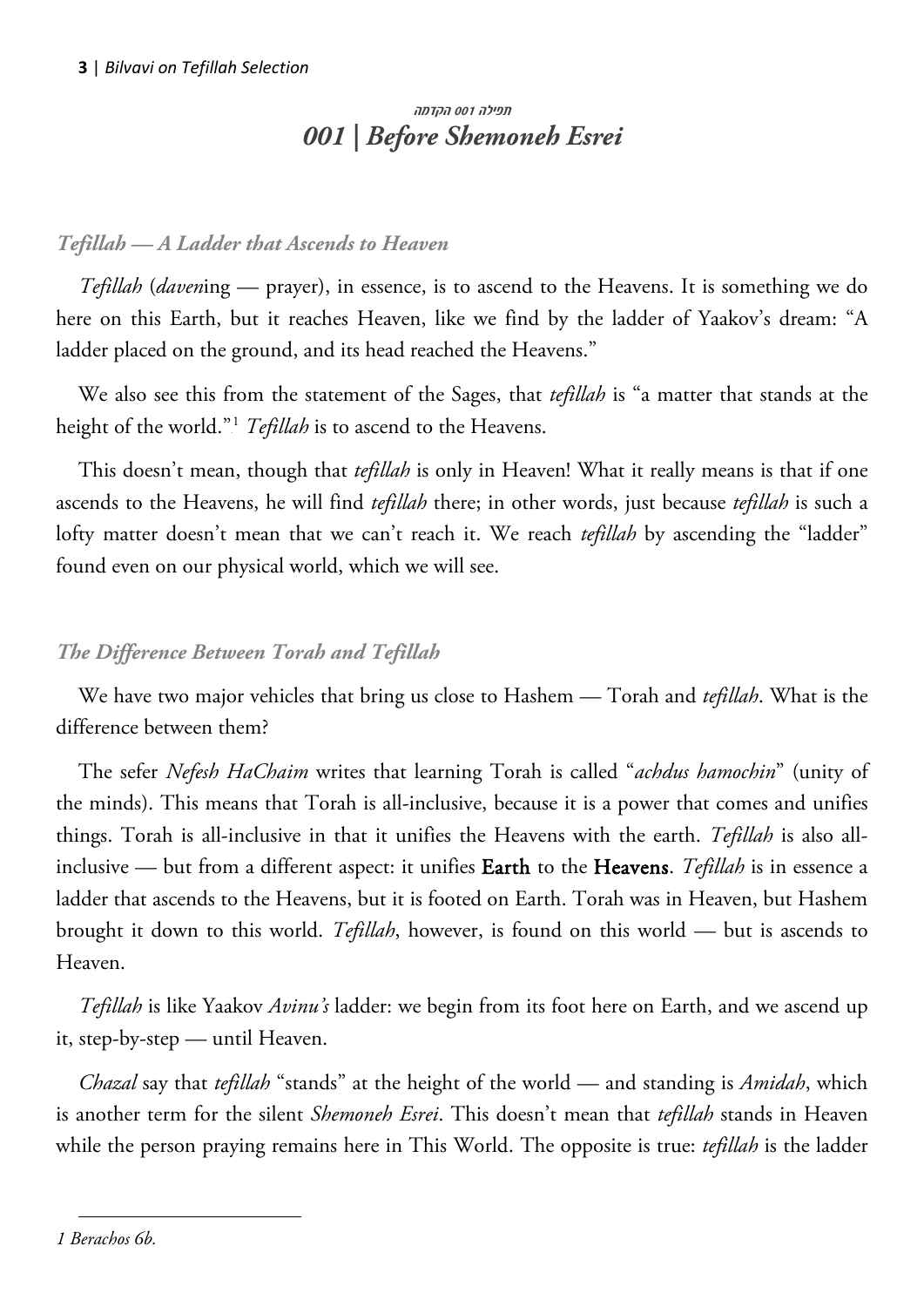###### תפילה 001 הקדמה

# *001 | Before Shemoneh Esrei*

### *Tefillah — A Ladder that Ascends to Heaven*

*Tefillah* (*daven*ing — prayer), in essence, is to ascend to the Heavens. It is something we do here on this Earth, but it reaches Heaven, like we find by the ladder of Yaakov's dream: "A ladder placed on the ground, and its head reached the Heavens."

We also see this from the statement of the Sages, that *tefillah* is "a matter that stands at the height of the world."[1] *Tefillah* is to ascend to the Heavens.

This doesn't mean, though that *tefillah* is only in Heaven! What it really means is that if one ascends to the Heavens, he will find *tefillah* there; in other words, just because *tefillah* is such a lofty matter doesn't mean that we can't reach it. We reach *tefillah* by ascending the "ladder" found even on our physical world, which we will see.

### *The Difference Between Torah and Tefillah*

We have two major vehicles that bring us close to Hashem — Torah and *tefillah*. What is the difference between them?

The sefer *Nefesh HaChaim* writes that learning Torah is called "*achdus hamochin*" (unity of the minds). This means that Torah is all-inclusive, because it is a power that comes and unifies things. Torah is all-inclusive in that it unifies the Heavens with the earth. *Tefillah* is also all-inclusive — but from a different aspect: it unifies **Earth** to the **Heavens**. *Tefillah* is in essence a ladder that ascends to the Heavens, but it is footed on Earth. Torah was in Heaven, but Hashem brought it down to this world. *Tefillah*, however, is found on this world — but is ascends to Heaven.

*Tefillah* is like Yaakov *Avinu's* ladder: we begin from its foot here on Earth, and we ascend up it, step-by-step — until Heaven.

*Chazal* say that *tefillah* "stands" at the height of the world — and standing is *Amidah*, which is another term for the silent *Shemoneh Esrei*. This doesn't mean that *tefillah* stands in Heaven while the person praying remains here in This World. The opposite is true: *tefillah* is the ladder

---

*1 Berachos 6b.*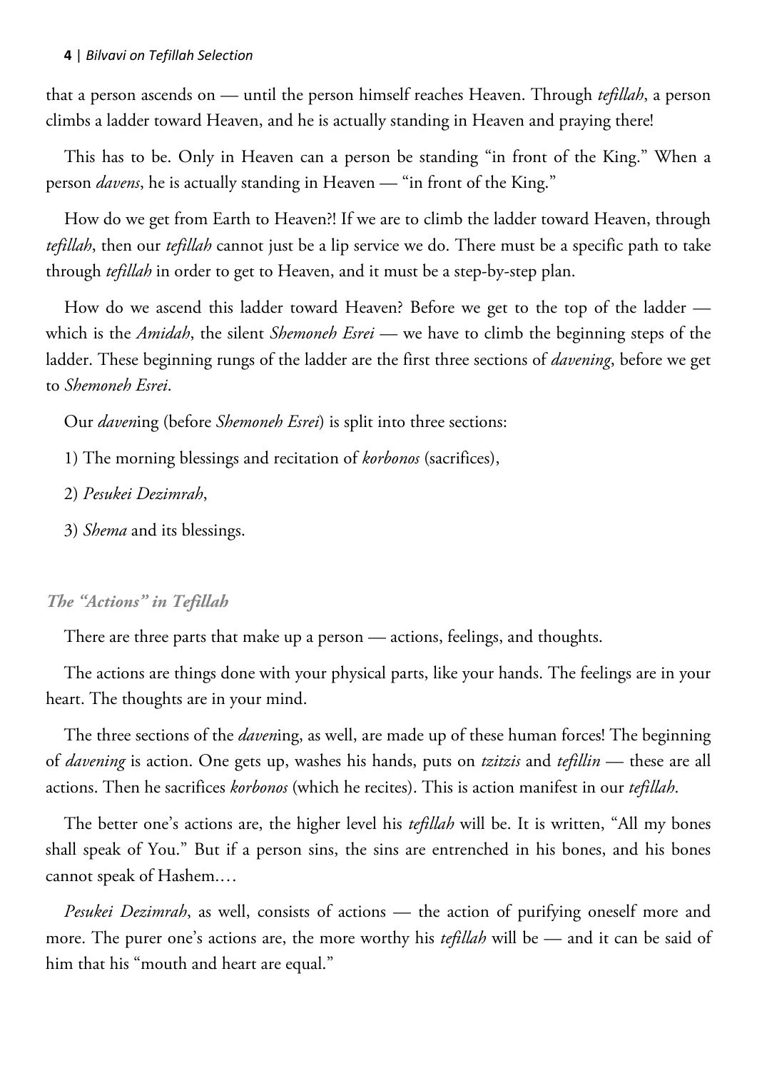that a person ascends on — until the person himself reaches Heaven. Through *tefillah*, a person climbs a ladder toward Heaven, and he is actually standing in Heaven and praying there!

This has to be. Only in Heaven can a person be standing "in front of the King." When a person *davens*, he is actually standing in Heaven — "in front of the King."

How do we get from Earth to Heaven?! If we are to climb the ladder toward Heaven, through *tefillah*, then our *tefillah* cannot just be a lip service we do. There must be a specific path to take through *tefillah* in order to get to Heaven, and it must be a step-by-step plan.

How do we ascend this ladder toward Heaven? Before we get to the top of the ladder — which is the *Amidah*, the silent *Shemoneh Esrei* — we have to climb the beginning steps of the ladder. These beginning rungs of the ladder are the first three sections of *davening*, before we get to *Shemoneh Esrei*.

Our *daven*ing (before *Shemoneh Esrei*) is split into three sections:

1) The morning blessings and recitation of *korbonos* (sacrifices),

2) *Pesukei Dezimrah*,

3) *Shema* and its blessings.

### *The "Actions" in Tefillah*

There are three parts that make up a person — actions, feelings, and thoughts.

The actions are things done with your physical parts, like your hands. The feelings are in your heart. The thoughts are in your mind.

The three sections of the *daven*ing, as well, are made up of these human forces! The beginning of *davening* is action. One gets up, washes his hands, puts on *tzitzis* and *tefillin* — these are all actions. Then he sacrifices *korbonos* (which he recites). This is action manifest in our *tefillah*.

The better one's actions are, the higher level his *tefillah* will be. It is written, "All my bones shall speak of You." But if a person sins, the sins are entrenched in his bones, and his bones cannot speak of Hashem.…

*Pesukei Dezimrah*, as well, consists of actions — the action of purifying oneself more and more. The purer one's actions are, the more worthy his *tefillah* will be — and it can be said of him that his "mouth and heart are equal."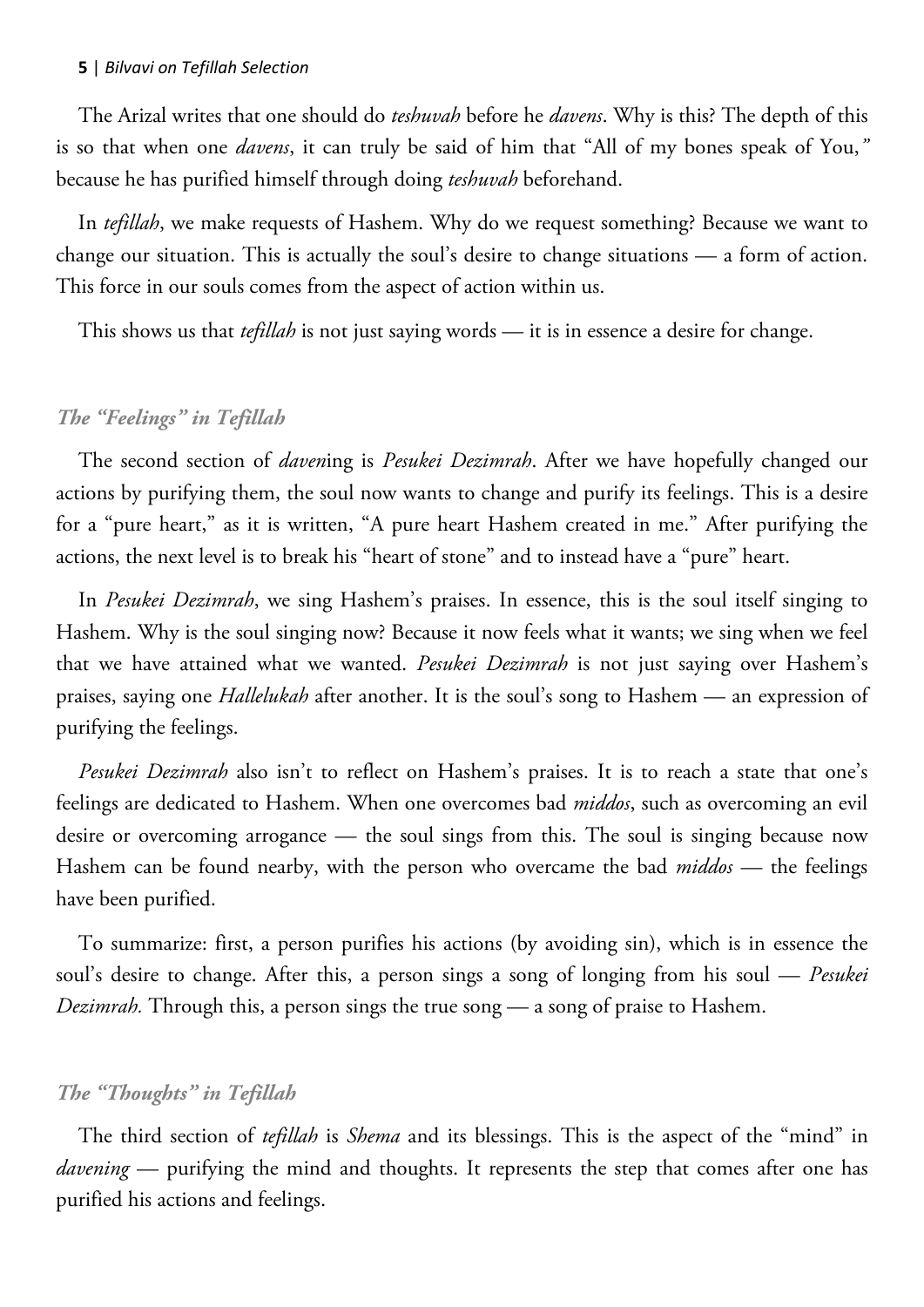The Arizal writes that one should do *teshuvah* before he *davens*. Why is this? The depth of this is so that when one *davens*, it can truly be said of him that "All of my bones speak of You," because he has purified himself through doing *teshuvah* beforehand.

In *tefillah*, we make requests of Hashem. Why do we request something? Because we want to change our situation. This is actually the soul's desire to change situations — a form of action. This force in our souls comes from the aspect of action within us.

This shows us that *tefillah* is not just saying words — it is in essence a desire for change.

### *The "Feelings" in Tefillah*

The second section of *daven*ing is *Pesukei Dezimrah*. After we have hopefully changed our actions by purifying them, the soul now wants to change and purify its feelings. This is a desire for a "pure heart," as it is written, "A pure heart Hashem created in me." After purifying the actions, the next level is to break his "heart of stone" and to instead have a "pure" heart.

In *Pesukei Dezimrah*, we sing Hashem's praises. In essence, this is the soul itself singing to Hashem. Why is the soul singing now? Because it now feels what it wants; we sing when we feel that we have attained what we wanted. *Pesukei Dezimrah* is not just saying over Hashem's praises, saying one *Hallelukah* after another. It is the soul's song to Hashem — an expression of purifying the feelings.

*Pesukei Dezimrah* also isn't to reflect on Hashem's praises. It is to reach a state that one's feelings are dedicated to Hashem. When one overcomes bad *middos*, such as overcoming an evil desire or overcoming arrogance — the soul sings from this. The soul is singing because now Hashem can be found nearby, with the person who overcame the bad *middos* — the feelings have been purified.

To summarize: first, a person purifies his actions (by avoiding sin), which is in essence the soul's desire to change. After this, a person sings a song of longing from his soul — *Pesukei Dezimrah.* Through this, a person sings the true song — a song of praise to Hashem.

### *The "Thoughts" in Tefillah*

The third section of *tefillah* is *Shema* and its blessings. This is the aspect of the "mind" in *davening* — purifying the mind and thoughts. It represents the step that comes after one has purified his actions and feelings.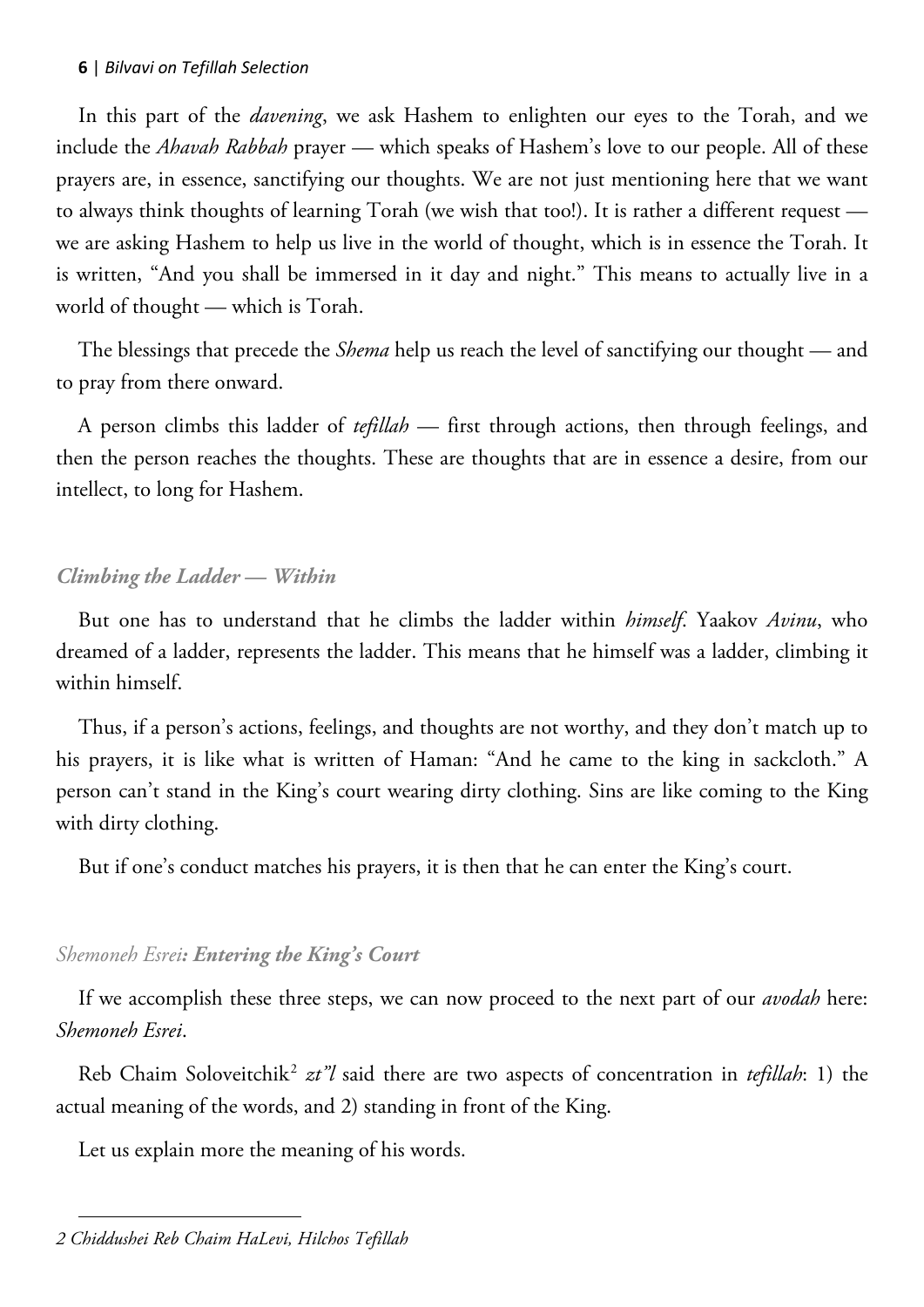In this part of the *davening*, we ask Hashem to enlighten our eyes to the Torah, and we include the *Ahavah Rabbah* prayer — which speaks of Hashem's love to our people. All of these prayers are, in essence, sanctifying our thoughts. We are not just mentioning here that we want to always think thoughts of learning Torah (we wish that too!). It is rather a different request — we are asking Hashem to help us live in the world of thought, which is in essence the Torah. It is written, "And you shall be immersed in it day and night." This means to actually live in a world of thought — which is Torah.

The blessings that precede the *Shema* help us reach the level of sanctifying our thought — and to pray from there onward.

A person climbs this ladder of *tefillah* — first through actions, then through feelings, and then the person reaches the thoughts. These are thoughts that are in essence a desire, from our intellect, to long for Hashem.

### *Climbing the Ladder — Within*

But one has to understand that he climbs the ladder within *himself*. Yaakov *Avinu*, who dreamed of a ladder, represents the ladder. This means that he himself was a ladder, climbing it within himself.

Thus, if a person's actions, feelings, and thoughts are not worthy, and they don't match up to his prayers, it is like what is written of Haman: "And he came to the king in sackcloth." A person can't stand in the King's court wearing dirty clothing. Sins are like coming to the King with dirty clothing.

But if one's conduct matches his prayers, it is then that he can enter the King's court.

### *Shemoneh Esrei***: *Entering the King's Court***

If we accomplish these three steps, we can now proceed to the next part of our *avodah* here: *Shemoneh Esrei*.

Reb Chaim Soloveitchik[2] *zt"l* said there are two aspects of concentration in *tefillah*: 1) the actual meaning of the words, and 2) standing in front of the King.

Let us explain more the meaning of his words.

---

*2 Chiddushei Reb Chaim HaLevi, Hilchos Tefillah*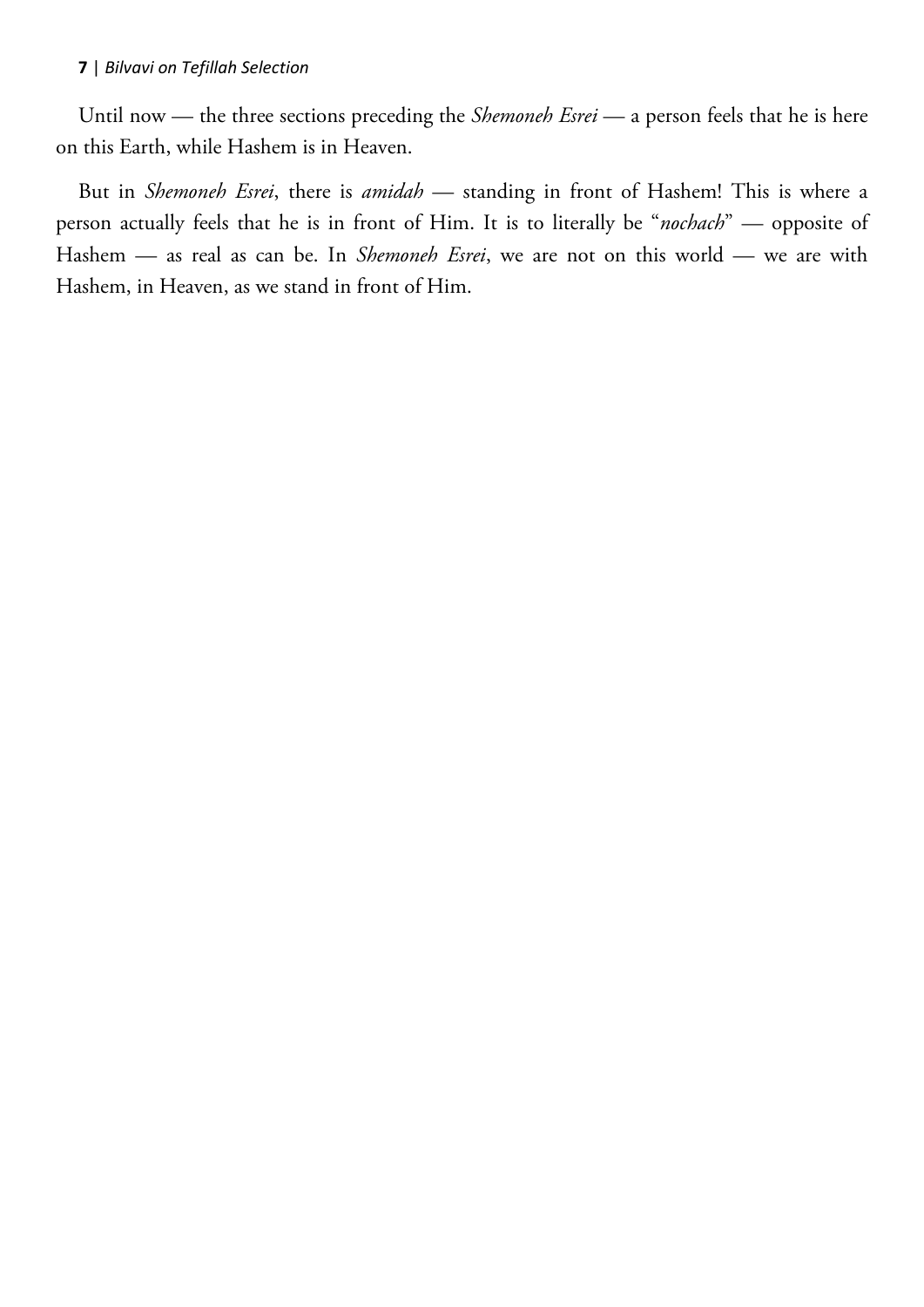Until now — the three sections preceding the *Shemoneh Esrei* — a person feels that he is here on this Earth, while Hashem is in Heaven.

But in *Shemoneh Esrei*, there is *amidah* — standing in front of Hashem! This is where a person actually feels that he is in front of Him. It is to literally be "*nochach*" — opposite of Hashem — as real as can be. In *Shemoneh Esrei*, we are not on this world — we are with Hashem, in Heaven, as we stand in front of Him.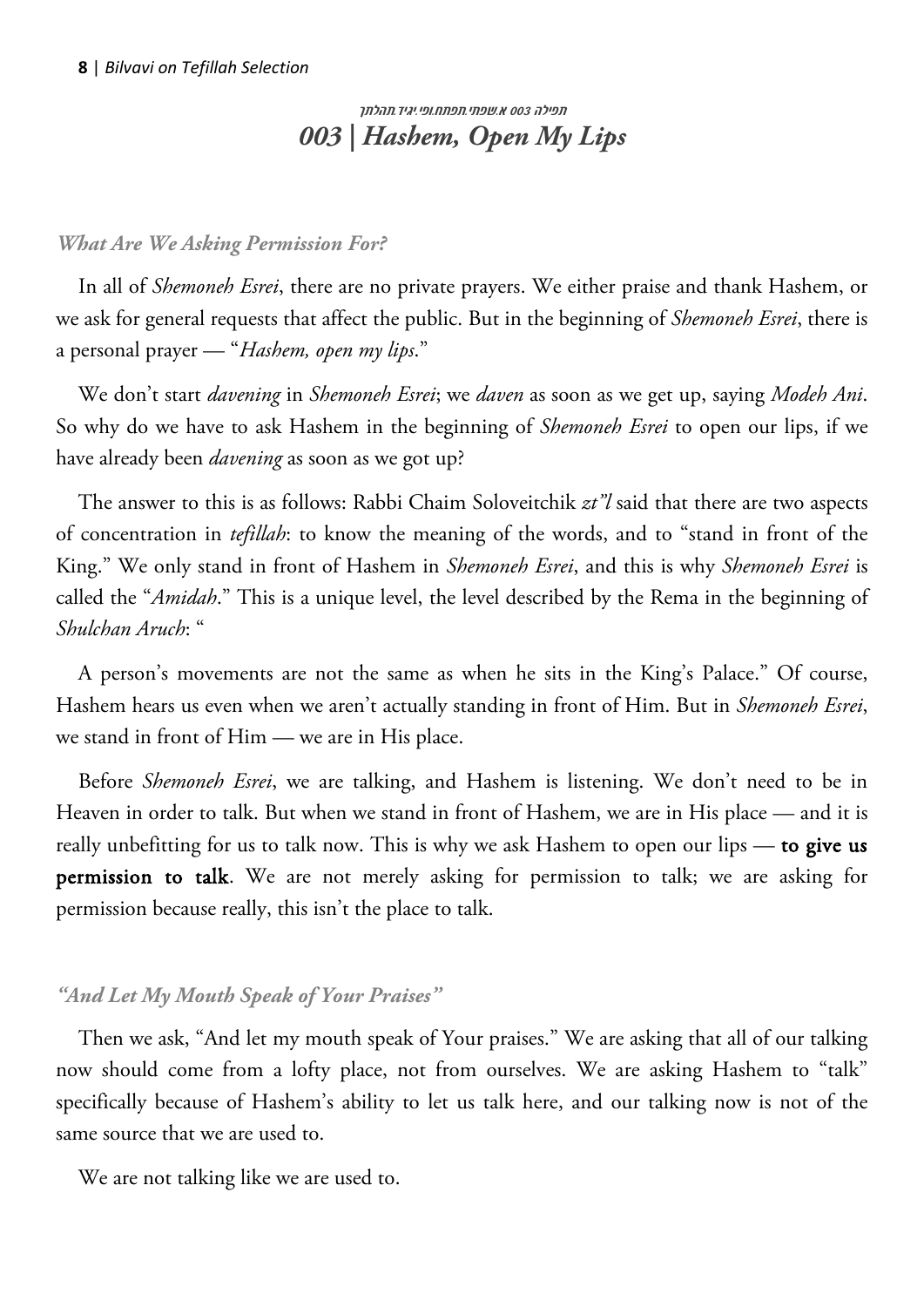תפילה 003 א.שפתי.תפתח.ופי.יגיד.תהלתך

# *003 | Hashem, Open My Lips*

### *What Are We Asking Permission For?*

In all of *Shemoneh Esrei*, there are no private prayers. We either praise and thank Hashem, or we ask for general requests that affect the public. But in the beginning of *Shemoneh Esrei*, there is a personal prayer — "*Hashem, open my lips*."

We don't start *davening* in *Shemoneh Esrei*; we *daven* as soon as we get up, saying *Modeh Ani*. So why do we have to ask Hashem in the beginning of *Shemoneh Esrei* to open our lips, if we have already been *davening* as soon as we got up?

The answer to this is as follows: Rabbi Chaim Soloveitchik *zt"l* said that there are two aspects of concentration in *tefillah*: to know the meaning of the words, and to "stand in front of the King." We only stand in front of Hashem in *Shemoneh Esrei*, and this is why *Shemoneh Esrei* is called the "*Amidah*." This is a unique level, the level described by the Rema in the beginning of *Shulchan Aruch*: "

A person's movements are not the same as when he sits in the King's Palace." Of course, Hashem hears us even when we aren't actually standing in front of Him. But in *Shemoneh Esrei*, we stand in front of Him — we are in His place.

Before *Shemoneh Esrei*, we are talking, and Hashem is listening. We don't need to be in Heaven in order to talk. But when we stand in front of Hashem, we are in His place — and it is really unbefitting for us to talk now. This is why we ask Hashem to open our lips — **to give us permission to talk**. We are not merely asking for permission to talk; we are asking for permission because really, this isn't the place to talk.

### *"And Let My Mouth Speak of Your Praises"*

Then we ask, "And let my mouth speak of Your praises." We are asking that all of our talking now should come from a lofty place, not from ourselves. We are asking Hashem to "talk" specifically because of Hashem's ability to let us talk here, and our talking now is not of the same source that we are used to.

We are not talking like we are used to.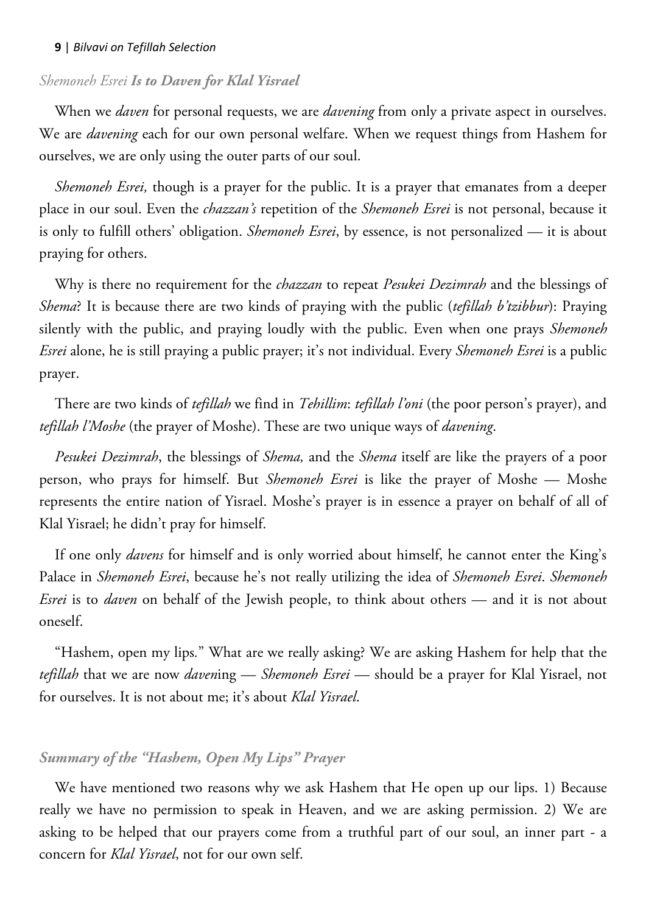### *Shemoneh Esrei* ***Is to Daven for Klal Yisrael***

When we *daven* for personal requests, we are *davening* from only a private aspect in ourselves. We are *davening* each for our own personal welfare. When we request things from Hashem for ourselves, we are only using the outer parts of our soul.

*Shemoneh Esrei,* though is a prayer for the public. It is a prayer that emanates from a deeper place in our soul. Even the *chazzan's* repetition of the *Shemoneh Esrei* is not personal, because it is only to fulfill others' obligation. *Shemoneh Esrei*, by essence, is not personalized — it is about praying for others.

Why is there no requirement for the *chazzan* to repeat *Pesukei Dezimrah* and the blessings of *Shema*? It is because there are two kinds of praying with the public (*tefillah b'tzibbur*): Praying silently with the public, and praying loudly with the public. Even when one prays *Shemoneh Esrei* alone, he is still praying a public prayer; it's not individual. Every *Shemoneh Esrei* is a public prayer.

There are two kinds of *tefillah* we find in *Tehillim*: *tefillah l'oni* (the poor person's prayer), and *tefillah l'Moshe* (the prayer of Moshe). These are two unique ways of *davening*.

*Pesukei Dezimrah*, the blessings of *Shema,* and the *Shema* itself are like the prayers of a poor person, who prays for himself. But *Shemoneh Esrei* is like the prayer of Moshe — Moshe represents the entire nation of Yisrael. Moshe's prayer is in essence a prayer on behalf of all of Klal Yisrael; he didn't pray for himself.

If one only *davens* for himself and is only worried about himself, he cannot enter the King's Palace in *Shemoneh Esrei*, because he's not really utilizing the idea of *Shemoneh Esrei*. *Shemoneh Esrei* is to *daven* on behalf of the Jewish people, to think about others — and it is not about oneself.

"Hashem, open my lips." What are we really asking? We are asking Hashem for help that the *tefillah* that we are now *daven*ing — *Shemoneh Esrei* — should be a prayer for Klal Yisrael, not for ourselves. It is not about me; it's about *Klal Yisrael*.

### ***Summary of the "Hashem, Open My Lips" Prayer***

We have mentioned two reasons why we ask Hashem that He open up our lips. 1) Because really we have no permission to speak in Heaven, and we are asking permission. 2) We are asking to be helped that our prayers come from a truthful part of our soul, an inner part - a concern for *Klal Yisrael*, not for our own self.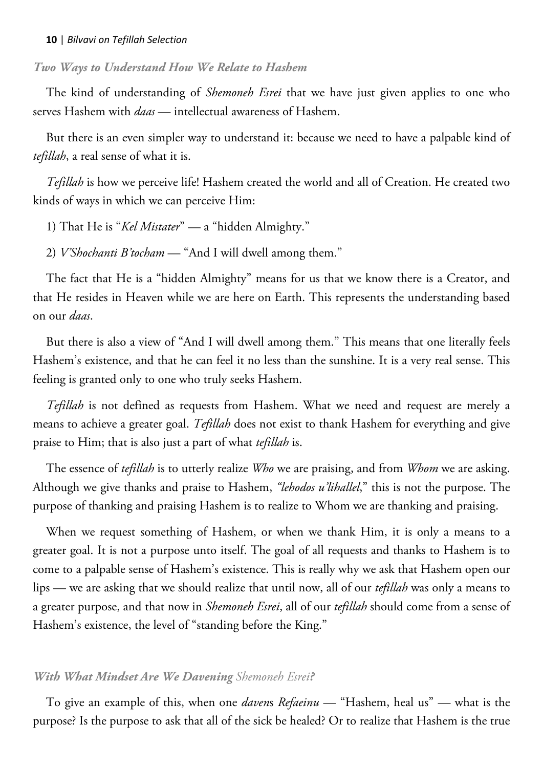### *Two Ways to Understand How We Relate to Hashem*

The kind of understanding of *Shemoneh Esrei* that we have just given applies to one who serves Hashem with *daas* — intellectual awareness of Hashem.

But there is an even simpler way to understand it: because we need to have a palpable kind of *tefillah*, a real sense of what it is.

*Tefillah* is how we perceive life! Hashem created the world and all of Creation. He created two kinds of ways in which we can perceive Him:

1) That He is "*Kel Mistater*" — a "hidden Almighty."

2) *V'Shochanti B'tocham* — "And I will dwell among them."

The fact that He is a "hidden Almighty" means for us that we know there is a Creator, and that He resides in Heaven while we are here on Earth. This represents the understanding based on our *daas*.

But there is also a view of "And I will dwell among them." This means that one literally feels Hashem's existence, and that he can feel it no less than the sunshine. It is a very real sense. This feeling is granted only to one who truly seeks Hashem.

*Tefillah* is not defined as requests from Hashem. What we need and request are merely a means to achieve a greater goal. *Tefillah* does not exist to thank Hashem for everything and give praise to Him; that is also just a part of what *tefillah* is.

The essence of *tefillah* is to utterly realize *Who* we are praising, and from *Whom* we are asking. Although we give thanks and praise to Hashem, *"lehodos u'lihallel*," this is not the purpose. The purpose of thanking and praising Hashem is to realize to Whom we are thanking and praising.

When we request something of Hashem, or when we thank Him, it is only a means to a greater goal. It is not a purpose unto itself. The goal of all requests and thanks to Hashem is to come to a palpable sense of Hashem's existence. This is really why we ask that Hashem open our lips — we are asking that we should realize that until now, all of our *tefillah* was only a means to a greater purpose, and that now in *Shemoneh Esrei*, all of our *tefillah* should come from a sense of Hashem's existence, the level of "standing before the King."

### *With What Mindset Are We Davening Shemoneh Esrei?*

To give an example of this, when one *davens Refaeinu* — "Hashem, heal us" — what is the purpose? Is the purpose to ask that all of the sick be healed? Or to realize that Hashem is the true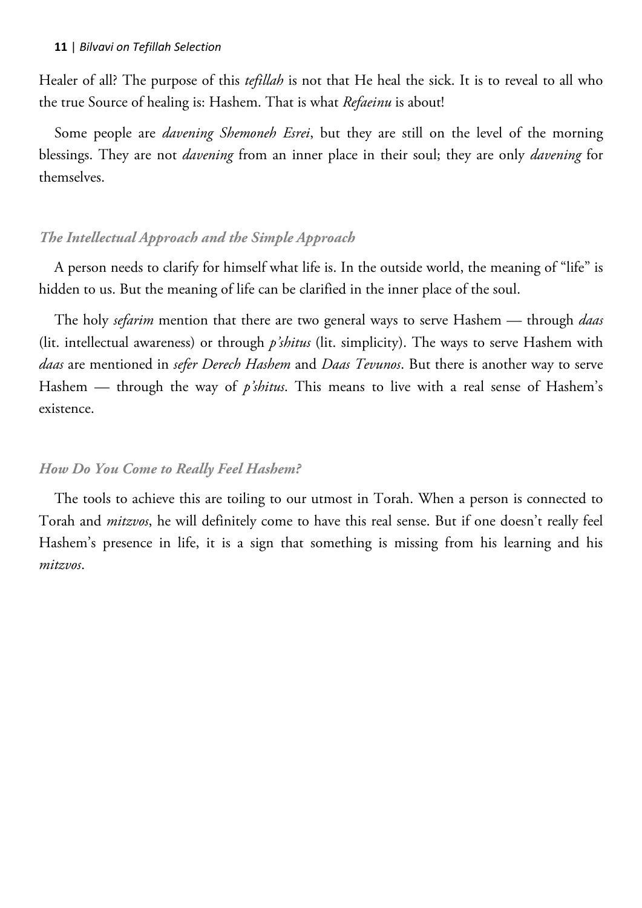Healer of all? The purpose of this *tefillah* is not that He heal the sick. It is to reveal to all who the true Source of healing is: Hashem. That is what *Refaeinu* is about!

Some people are *davening Shemoneh Esrei*, but they are still on the level of the morning blessings. They are not *davening* from an inner place in their soul; they are only *davening* for themselves.

### *The Intellectual Approach and the Simple Approach*

A person needs to clarify for himself what life is. In the outside world, the meaning of "life" is hidden to us. But the meaning of life can be clarified in the inner place of the soul.

The holy *sefarim* mention that there are two general ways to serve Hashem — through *daas* (lit. intellectual awareness) or through *p'shitus* (lit. simplicity). The ways to serve Hashem with *daas* are mentioned in *sefer Derech Hashem* and *Daas Tevunos*. But there is another way to serve Hashem — through the way of *p'shitus*. This means to live with a real sense of Hashem's existence.

### *How Do You Come to Really Feel Hashem?*

The tools to achieve this are toiling to our utmost in Torah. When a person is connected to Torah and *mitzvos*, he will definitely come to have this real sense. But if one doesn't really feel Hashem's presence in life, it is a sign that something is missing from his learning and his *mitzvos*.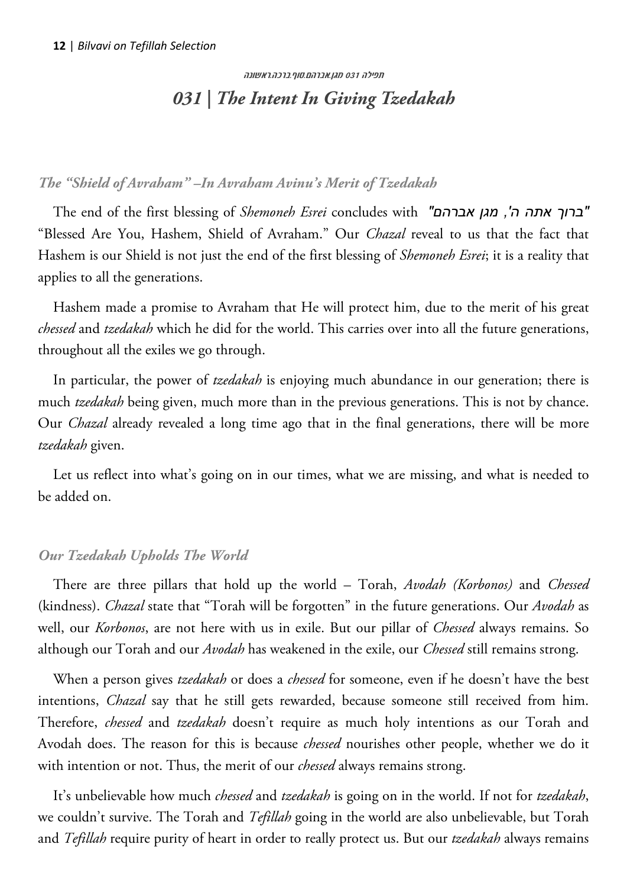תפילה 031 מגן.אברהם.סוף.ברכה.ראשונה

# *031 | The Intent In Giving Tzedakah*

### *The "Shield of Avraham" –In Avraham Avinu's Merit of Tzedakah*

The end of the first blessing of *Shemoneh Esrei* concludes with "ברוך אתה ה', מגן אברהם" "Blessed Are You, Hashem, Shield of Avraham." Our *Chazal* reveal to us that the fact that Hashem is our Shield is not just the end of the first blessing of *Shemoneh Esrei*; it is a reality that applies to all the generations.

Hashem made a promise to Avraham that He will protect him, due to the merit of his great *chessed* and *tzedakah* which he did for the world. This carries over into all the future generations, throughout all the exiles we go through.

In particular, the power of *tzedakah* is enjoying much abundance in our generation; there is much *tzedakah* being given, much more than in the previous generations. This is not by chance. Our *Chazal* already revealed a long time ago that in the final generations, there will be more *tzedakah* given.

Let us reflect into what's going on in our times, what we are missing, and what is needed to be added on.

### *Our Tzedakah Upholds The World*

There are three pillars that hold up the world – Torah, *Avodah (Korbonos)* and *Chessed* (kindness). *Chazal* state that "Torah will be forgotten" in the future generations. Our *Avodah* as well, our *Korbonos*, are not here with us in exile. But our pillar of *Chessed* always remains. So although our Torah and our *Avodah* has weakened in the exile, our *Chessed* still remains strong.

When a person gives *tzedakah* or does a *chessed* for someone, even if he doesn't have the best intentions, *Chazal* say that he still gets rewarded, because someone still received from him. Therefore, *chessed* and *tzedakah* doesn't require as much holy intentions as our Torah and Avodah does. The reason for this is because *chessed* nourishes other people, whether we do it with intention or not. Thus, the merit of our *chessed* always remains strong.

It's unbelievable how much *chessed* and *tzedakah* is going on in the world. If not for *tzedakah*, we couldn't survive. The Torah and *Tefillah* going in the world are also unbelievable, but Torah and *Tefillah* require purity of heart in order to really protect us. But our *tzedakah* always remains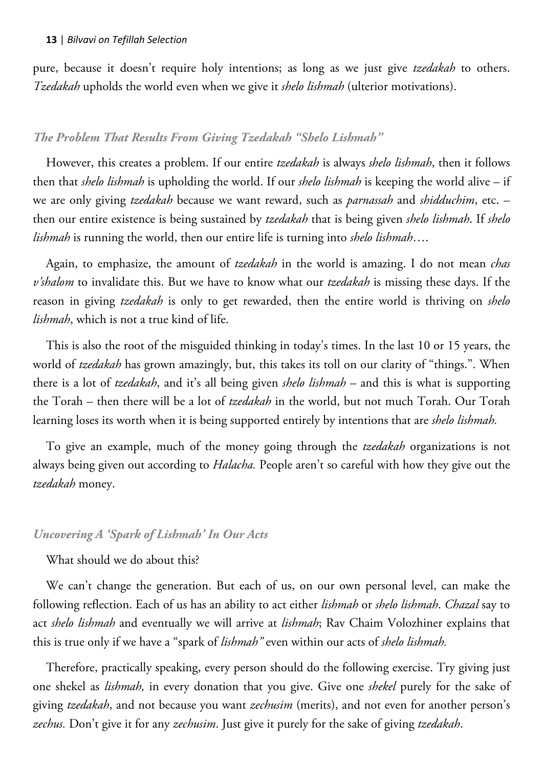pure, because it doesn't require holy intentions; as long as we just give *tzedakah* to others. *Tzedakah* upholds the world even when we give it *shelo lishmah* (ulterior motivations).

### *The Problem That Results From Giving Tzedakah "Shelo Lishmah"*

However, this creates a problem. If our entire *tzedakah* is always *shelo lishmah*, then it follows then that *shelo lishmah* is upholding the world. If our *shelo lishmah* is keeping the world alive – if we are only giving *tzedakah* because we want reward, such as *parnassah* and *shidduchim*, etc. – then our entire existence is being sustained by *tzedakah* that is being given *shelo lishmah*. If *shelo lishmah* is running the world, then our entire life is turning into *shelo lishmah*….

Again, to emphasize, the amount of *tzedakah* in the world is amazing. I do not mean *chas v'shalom* to invalidate this. But we have to know what our *tzedakah* is missing these days. If the reason in giving *tzedakah* is only to get rewarded, then the entire world is thriving on *shelo lishmah*, which is not a true kind of life.

This is also the root of the misguided thinking in today's times. In the last 10 or 15 years, the world of *tzedakah* has grown amazingly, but, this takes its toll on our clarity of "things.". When there is a lot of *tzedakah*, and it's all being given *shelo lishmah* – and this is what is supporting the Torah – then there will be a lot of *tzedakah* in the world, but not much Torah. Our Torah learning loses its worth when it is being supported entirely by intentions that are *shelo lishmah.*

To give an example, much of the money going through the *tzedakah* organizations is not always being given out according to *Halacha.* People aren't so careful with how they give out the *tzedakah* money.

### *Uncovering A 'Spark of Lishmah' In Our Acts*

What should we do about this?

We can't change the generation. But each of us, on our own personal level, can make the following reflection. Each of us has an ability to act either *lishmah* or *shelo lishmah*. *Chazal* say to act *shelo lishmah* and eventually we will arrive at *lishmah*; Rav Chaim Volozhiner explains that this is true only if we have a "spark of *lishmah"* even within our acts of *shelo lishmah.*

Therefore, practically speaking, every person should do the following exercise. Try giving just one shekel as *lishmah,* in every donation that you give. Give one *shekel* purely for the sake of giving *tzedakah*, and not because you want *zechusim* (merits), and not even for another person's *zechus.* Don't give it for any *zechusim*. Just give it purely for the sake of giving *tzedakah*.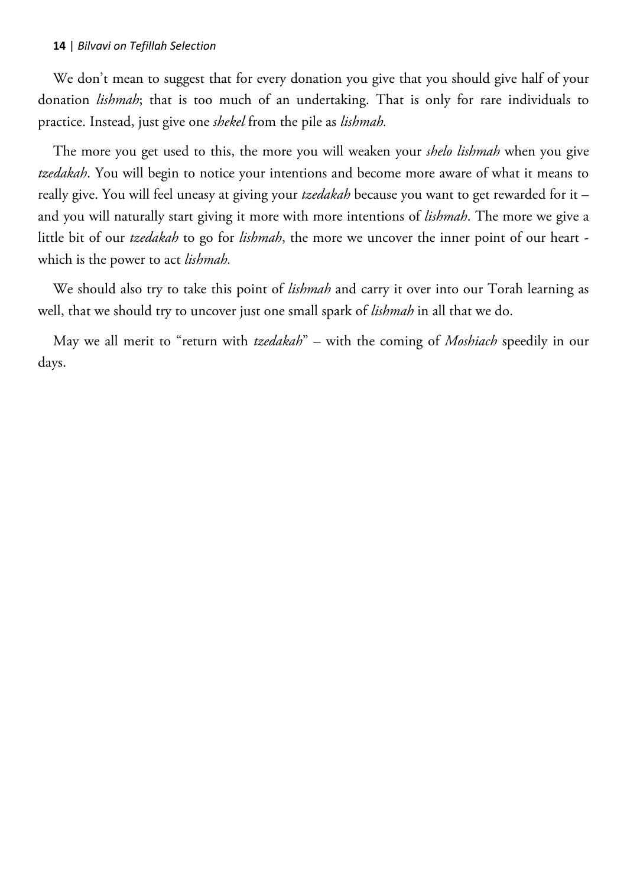We don’t mean to suggest that for every donation you give that you should give half of your donation *lishmah*; that is too much of an undertaking. That is only for rare individuals to practice. Instead, just give one *shekel* from the pile as *lishmah.*

The more you get used to this, the more you will weaken your *shelo lishmah* when you give *tzedakah*. You will begin to notice your intentions and become more aware of what it means to really give. You will feel uneasy at giving your *tzedakah* because you want to get rewarded for it – and you will naturally start giving it more with more intentions of *lishmah*. The more we give a little bit of our *tzedakah* to go for *lishmah*, the more we uncover the inner point of our heart - which is the power to act *lishmah.*

We should also try to take this point of *lishmah* and carry it over into our Torah learning as well, that we should try to uncover just one small spark of *lishmah* in all that we do.

May we all merit to “return with *tzedakah*” – with the coming of *Moshiach* speedily in our days.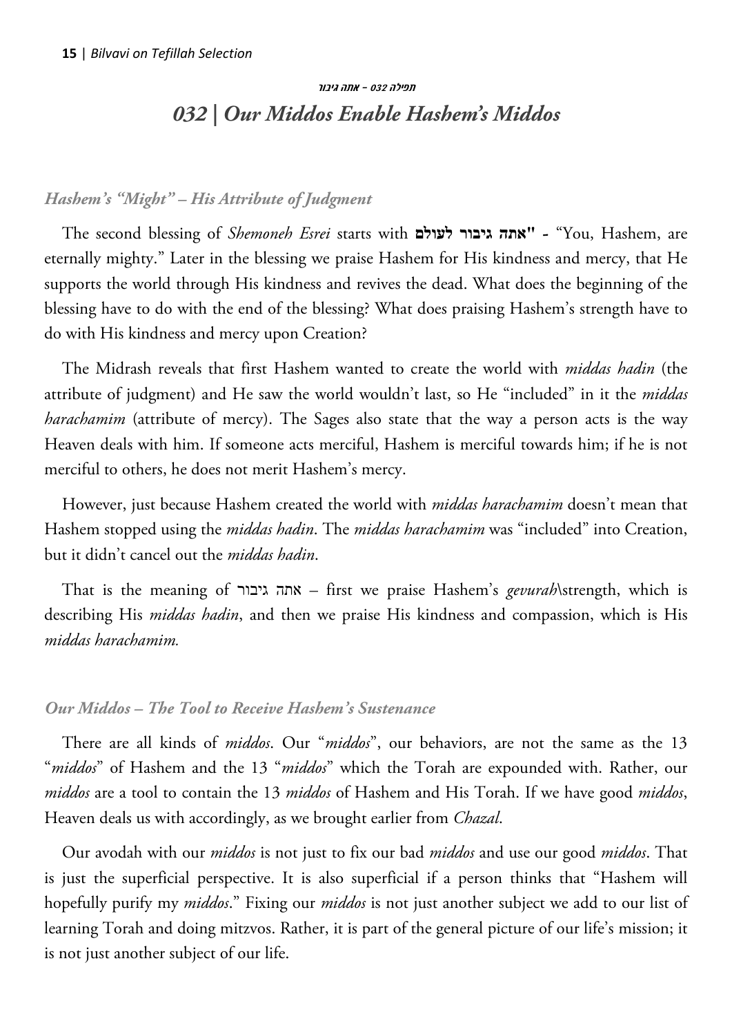*תפילה 032 – אתה גיבור*

## *032 | Our Middos Enable Hashem's Middos*

### *Hashem's "Might" – His Attribute of Judgment*

The second blessing of *Shemoneh Esrei* starts with **"אתה גיבור לעולם** - "You, Hashem, are eternally mighty." Later in the blessing we praise Hashem for His kindness and mercy, that He supports the world through His kindness and revives the dead. What does the beginning of the blessing have to do with the end of the blessing? What does praising Hashem's strength have to do with His kindness and mercy upon Creation?

The Midrash reveals that first Hashem wanted to create the world with *middas hadin* (the attribute of judgment) and He saw the world wouldn't last, so He "included" in it the *middas harachamim* (attribute of mercy). The Sages also state that the way a person acts is the way Heaven deals with him. If someone acts merciful, Hashem is merciful towards him; if he is not merciful to others, he does not merit Hashem's mercy.

However, just because Hashem created the world with *middas harachamim* doesn't mean that Hashem stopped using the *middas hadin*. The *middas harachamim* was "included" into Creation, but it didn't cancel out the *middas hadin*.

That is the meaning of אתה גיבור – first we praise Hashem's *gevurah*\strength, which is describing His *middas hadin*, and then we praise His kindness and compassion, which is His *middas harachamim.*

### *Our Middos – The Tool to Receive Hashem's Sustenance*

There are all kinds of *middos*. Our "*middos*", our behaviors, are not the same as the 13 "*middos*" of Hashem and the 13 "*middos*" which the Torah are expounded with. Rather, our *middos* are a tool to contain the 13 *middos* of Hashem and His Torah. If we have good *middos*, Heaven deals us with accordingly, as we brought earlier from *Chazal*.

Our avodah with our *middos* is not just to fix our bad *middos* and use our good *middos*. That is just the superficial perspective. It is also superficial if a person thinks that "Hashem will hopefully purify my *middos*." Fixing our *middos* is not just another subject we add to our list of learning Torah and doing mitzvos. Rather, it is part of the general picture of our life's mission; it is not just another subject of our life.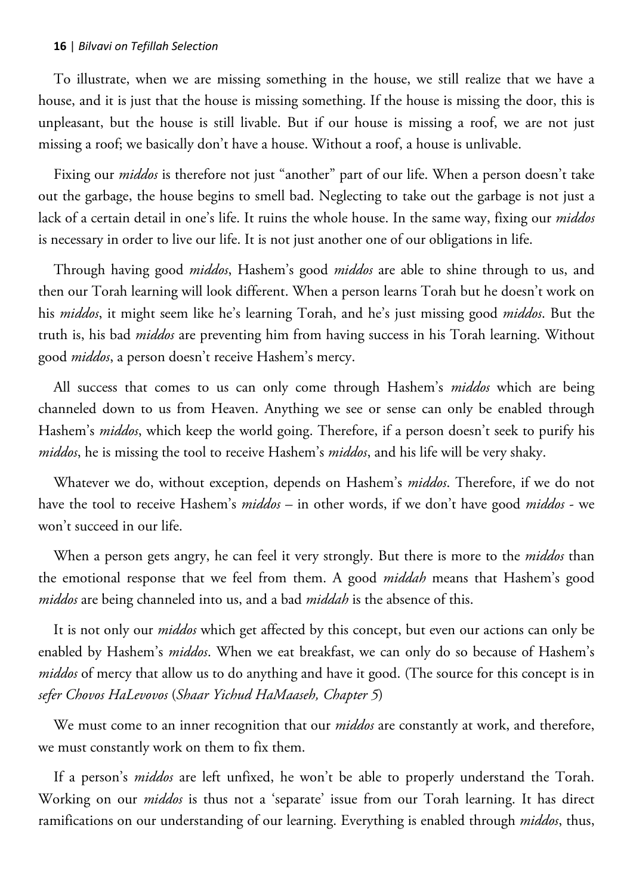To illustrate, when we are missing something in the house, we still realize that we have a house, and it is just that the house is missing something. If the house is missing the door, this is unpleasant, but the house is still livable. But if our house is missing a roof, we are not just missing a roof; we basically don't have a house. Without a roof, a house is unlivable.

Fixing our *middos* is therefore not just "another" part of our life. When a person doesn't take out the garbage, the house begins to smell bad. Neglecting to take out the garbage is not just a lack of a certain detail in one's life. It ruins the whole house. In the same way, fixing our *middos* is necessary in order to live our life. It is not just another one of our obligations in life.

Through having good *middos*, Hashem's good *middos* are able to shine through to us, and then our Torah learning will look different. When a person learns Torah but he doesn't work on his *middos*, it might seem like he's learning Torah, and he's just missing good *middos*. But the truth is, his bad *middos* are preventing him from having success in his Torah learning. Without good *middos*, a person doesn't receive Hashem's mercy.

All success that comes to us can only come through Hashem's *middos* which are being channeled down to us from Heaven. Anything we see or sense can only be enabled through Hashem's *middos*, which keep the world going. Therefore, if a person doesn't seek to purify his *middos*, he is missing the tool to receive Hashem's *middos*, and his life will be very shaky.

Whatever we do, without exception, depends on Hashem's *middos*. Therefore, if we do not have the tool to receive Hashem's *middos* – in other words, if we don't have good *middos* - we won't succeed in our life.

When a person gets angry, he can feel it very strongly. But there is more to the *middos* than the emotional response that we feel from them. A good *middah* means that Hashem's good *middos* are being channeled into us, and a bad *middah* is the absence of this.

It is not only our *middos* which get affected by this concept, but even our actions can only be enabled by Hashem's *middos*. When we eat breakfast, we can only do so because of Hashem's *middos* of mercy that allow us to do anything and have it good. (The source for this concept is in *sefer Chovos HaLevovos* (*Shaar Yichud HaMaaseh, Chapter 5*)

We must come to an inner recognition that our *middos* are constantly at work, and therefore, we must constantly work on them to fix them.

If a person's *middos* are left unfixed, he won't be able to properly understand the Torah. Working on our *middos* is thus not a 'separate' issue from our Torah learning. It has direct ramifications on our understanding of our learning. Everything is enabled through *middos*, thus,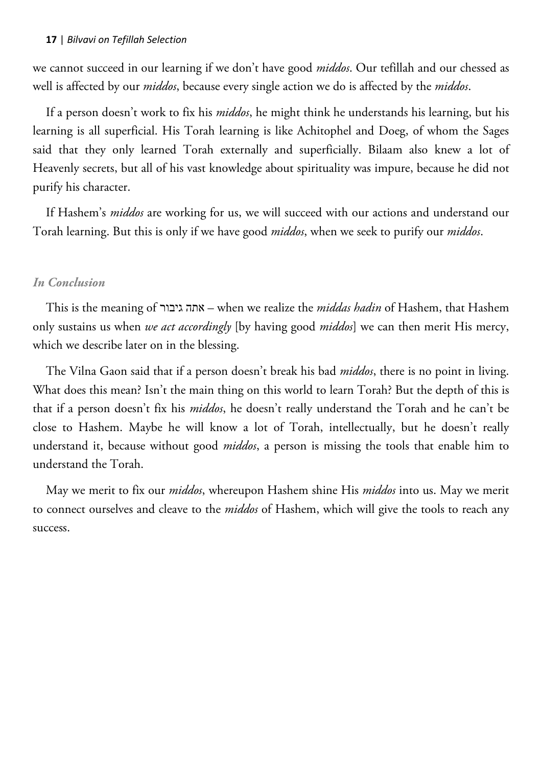we cannot succeed in our learning if we don't have good *middos*. Our tefillah and our chessed as well is affected by our *middos*, because every single action we do is affected by the *middos*.

If a person doesn't work to fix his *middos*, he might think he understands his learning, but his learning is all superficial. His Torah learning is like Achitophel and Doeg, of whom the Sages said that they only learned Torah externally and superficially. Bilaam also knew a lot of Heavenly secrets, but all of his vast knowledge about spirituality was impure, because he did not purify his character.

If Hashem's *middos* are working for us, we will succeed with our actions and understand our Torah learning. But this is only if we have good *middos*, when we seek to purify our *middos*.

### *In Conclusion*

This is the meaning of אתה גיבור – when we realize the *middas hadin* of Hashem, that Hashem only sustains us when *we act accordingly* [by having good *middos*] we can then merit His mercy, which we describe later on in the blessing.

The Vilna Gaon said that if a person doesn't break his bad *middos*, there is no point in living. What does this mean? Isn't the main thing on this world to learn Torah? But the depth of this is that if a person doesn't fix his *middos*, he doesn't really understand the Torah and he can't be close to Hashem. Maybe he will know a lot of Torah, intellectually, but he doesn't really understand it, because without good *middos*, a person is missing the tools that enable him to understand the Torah.

May we merit to fix our *middos*, whereupon Hashem shine His *middos* into us. May we merit to connect ourselves and cleave to the *middos* of Hashem, which will give the tools to reach any success.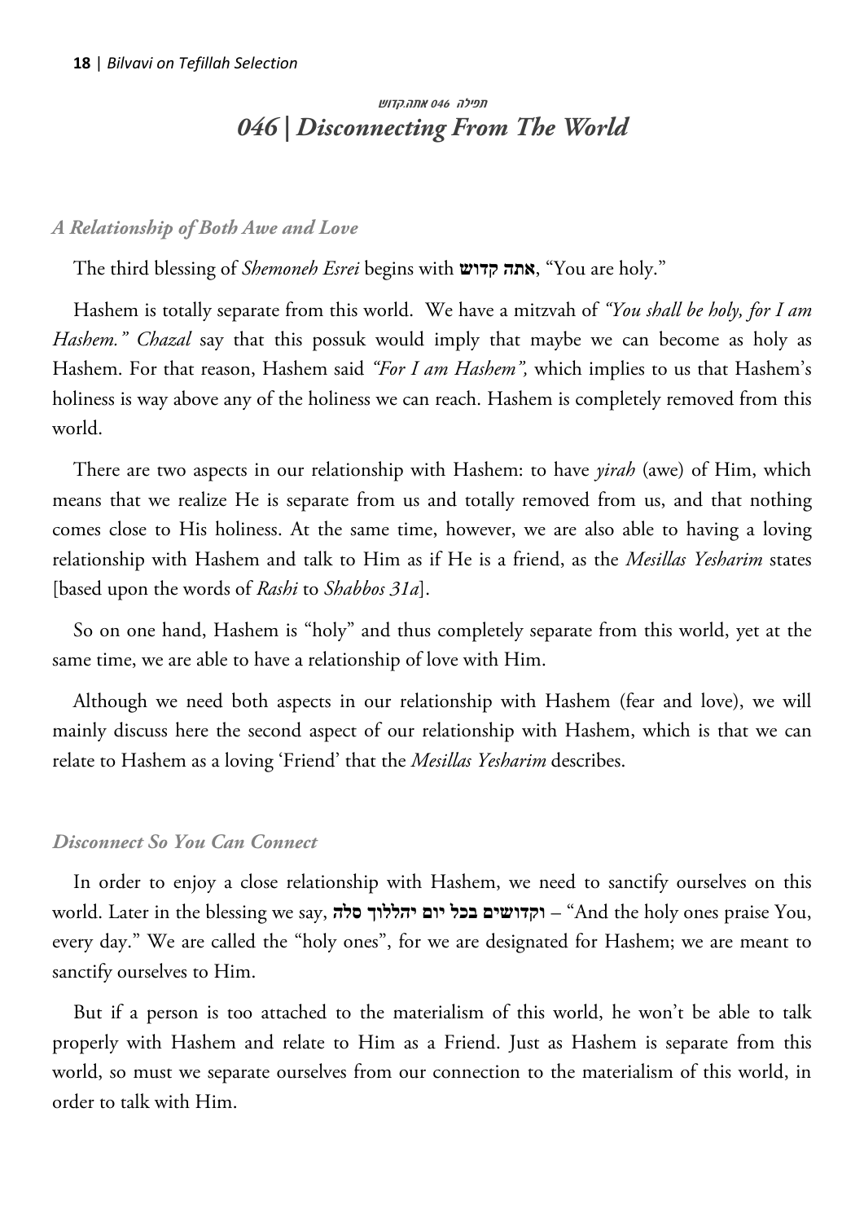תפילה 046 אתה קדוש

# *046 | Disconnecting From The World*

### *A Relationship of Both Awe and Love*

The third blessing of *Shemoneh Esrei* begins with **אתה קדוש**, "You are holy."

Hashem is totally separate from this world. We have a mitzvah of *"You shall be holy, for I am Hashem." Chazal* say that this possuk would imply that maybe we can become as holy as Hashem. For that reason, Hashem said *"For I am Hashem",* which implies to us that Hashem's holiness is way above any of the holiness we can reach. Hashem is completely removed from this world.

There are two aspects in our relationship with Hashem: to have *yirah* (awe) of Him, which means that we realize He is separate from us and totally removed from us, and that nothing comes close to His holiness. At the same time, however, we are also able to having a loving relationship with Hashem and talk to Him as if He is a friend, as the *Mesillas Yesharim* states [based upon the words of *Rashi* to *Shabbos 31a*].

So on one hand, Hashem is "holy" and thus completely separate from this world, yet at the same time, we are able to have a relationship of love with Him.

Although we need both aspects in our relationship with Hashem (fear and love), we will mainly discuss here the second aspect of our relationship with Hashem, which is that we can relate to Hashem as a loving 'Friend' that the *Mesillas Yesharim* describes.

### *Disconnect So You Can Connect*

In order to enjoy a close relationship with Hashem, we need to sanctify ourselves on this world. Later in the blessing we say, **וקדושים בכל יום יהללוך סלה** – "And the holy ones praise You, every day." We are called the "holy ones", for we are designated for Hashem; we are meant to sanctify ourselves to Him.

But if a person is too attached to the materialism of this world, he won't be able to talk properly with Hashem and relate to Him as a Friend. Just as Hashem is separate from this world, so must we separate ourselves from our connection to the materialism of this world, in order to talk with Him.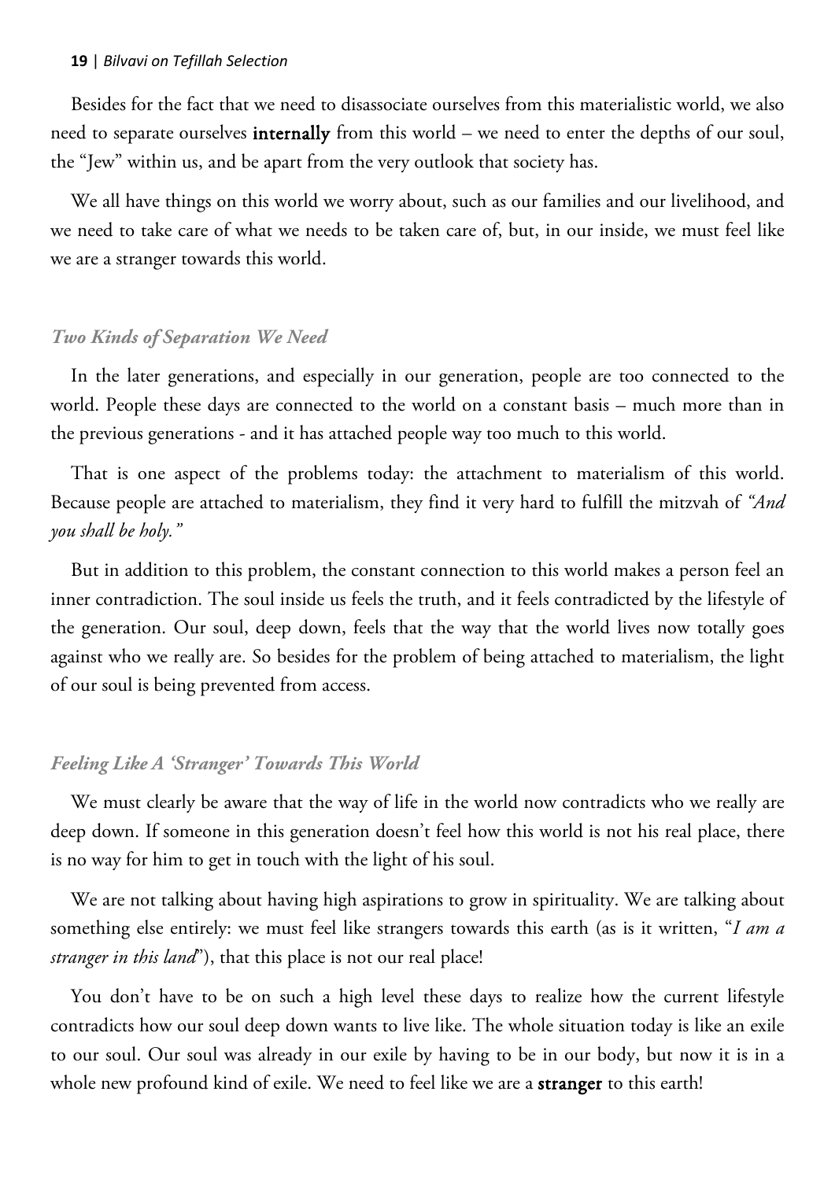Besides for the fact that we need to disassociate ourselves from this materialistic world, we also need to separate ourselves **internally** from this world – we need to enter the depths of our soul, the "Jew" within us, and be apart from the very outlook that society has.

We all have things on this world we worry about, such as our families and our livelihood, and we need to take care of what we needs to be taken care of, but, in our inside, we must feel like we are a stranger towards this world.

### *Two Kinds of Separation We Need*

In the later generations, and especially in our generation, people are too connected to the world. People these days are connected to the world on a constant basis – much more than in the previous generations - and it has attached people way too much to this world.

That is one aspect of the problems today: the attachment to materialism of this world. Because people are attached to materialism, they find it very hard to fulfill the mitzvah of *"And you shall be holy."*

But in addition to this problem, the constant connection to this world makes a person feel an inner contradiction. The soul inside us feels the truth, and it feels contradicted by the lifestyle of the generation. Our soul, deep down, feels that the way that the world lives now totally goes against who we really are. So besides for the problem of being attached to materialism, the light of our soul is being prevented from access.

### *Feeling Like A 'Stranger' Towards This World*

We must clearly be aware that the way of life in the world now contradicts who we really are deep down. If someone in this generation doesn't feel how this world is not his real place, there is no way for him to get in touch with the light of his soul.

We are not talking about having high aspirations to grow in spirituality. We are talking about something else entirely: we must feel like strangers towards this earth (as is it written, "*I am a stranger in this land*"), that this place is not our real place!

You don't have to be on such a high level these days to realize how the current lifestyle contradicts how our soul deep down wants to live like. The whole situation today is like an exile to our soul. Our soul was already in our exile by having to be in our body, but now it is in a whole new profound kind of exile. We need to feel like we are a **stranger** to this earth!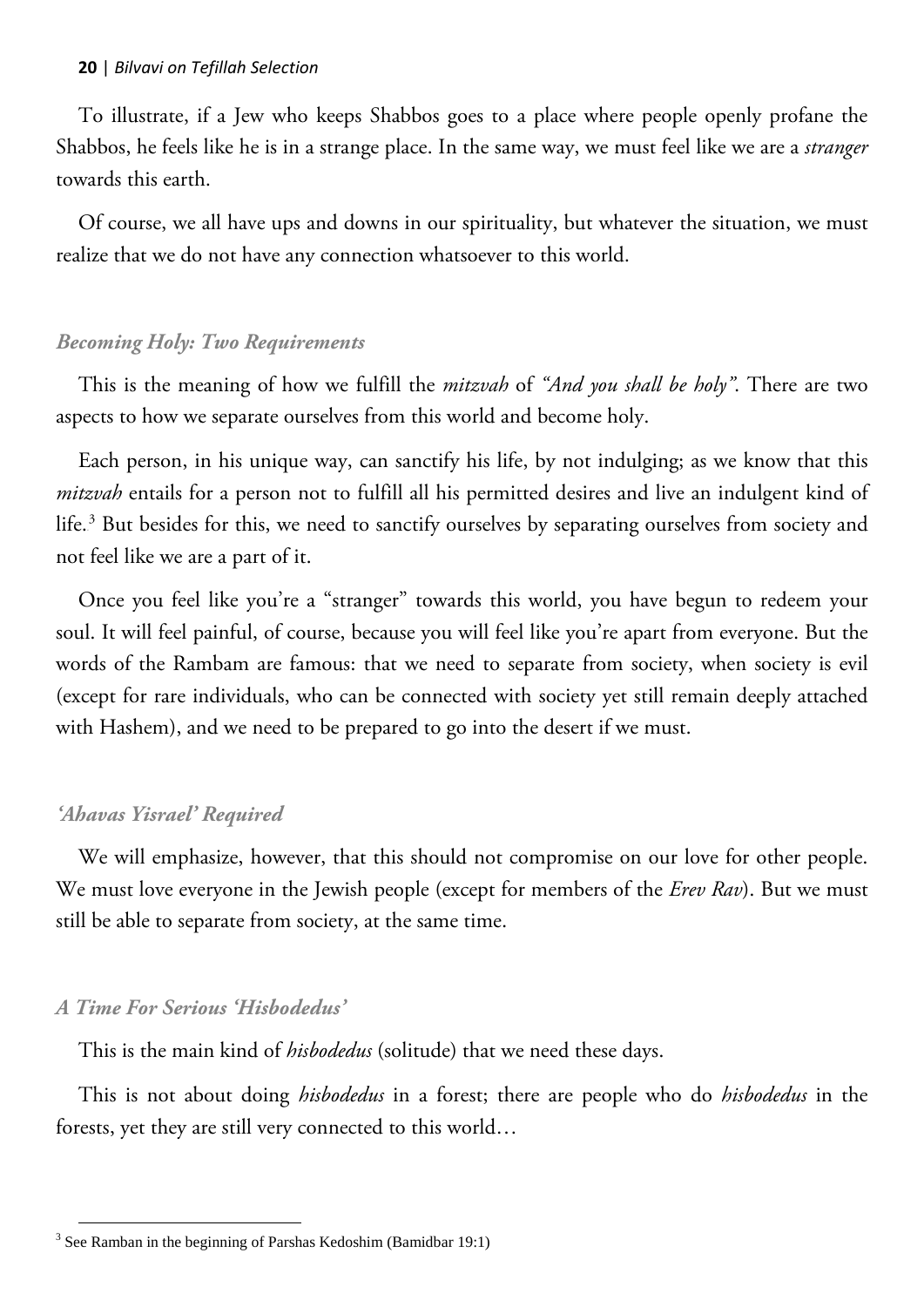To illustrate, if a Jew who keeps Shabbos goes to a place where people openly profane the Shabbos, he feels like he is in a strange place. In the same way, we must feel like we are a *stranger* towards this earth.

Of course, we all have ups and downs in our spirituality, but whatever the situation, we must realize that we do not have any connection whatsoever to this world.

### *Becoming Holy: Two Requirements*

This is the meaning of how we fulfill the *mitzvah* of *"And you shall be holy"*. There are two aspects to how we separate ourselves from this world and become holy.

Each person, in his unique way, can sanctify his life, by not indulging; as we know that this *mitzvah* entails for a person not to fulfill all his permitted desires and live an indulgent kind of life.[3] But besides for this, we need to sanctify ourselves by separating ourselves from society and not feel like we are a part of it.

Once you feel like you're a "stranger" towards this world, you have begun to redeem your soul. It will feel painful, of course, because you will feel like you're apart from everyone. But the words of the Rambam are famous: that we need to separate from society, when society is evil (except for rare individuals, who can be connected with society yet still remain deeply attached with Hashem), and we need to be prepared to go into the desert if we must.

### *'Ahavas Yisrael' Required*

We will emphasize, however, that this should not compromise on our love for other people. We must love everyone in the Jewish people (except for members of the *Erev Rav*). But we must still be able to separate from society, at the same time.

### *A Time For Serious 'Hisbodedus'*

This is the main kind of *hisbodedus* (solitude) that we need these days.

This is not about doing *hisbodedus* in a forest; there are people who do *hisbodedus* in the forests, yet they are still very connected to this world…

---

[3] See Ramban in the beginning of Parshas Kedoshim (Bamidbar 19:1)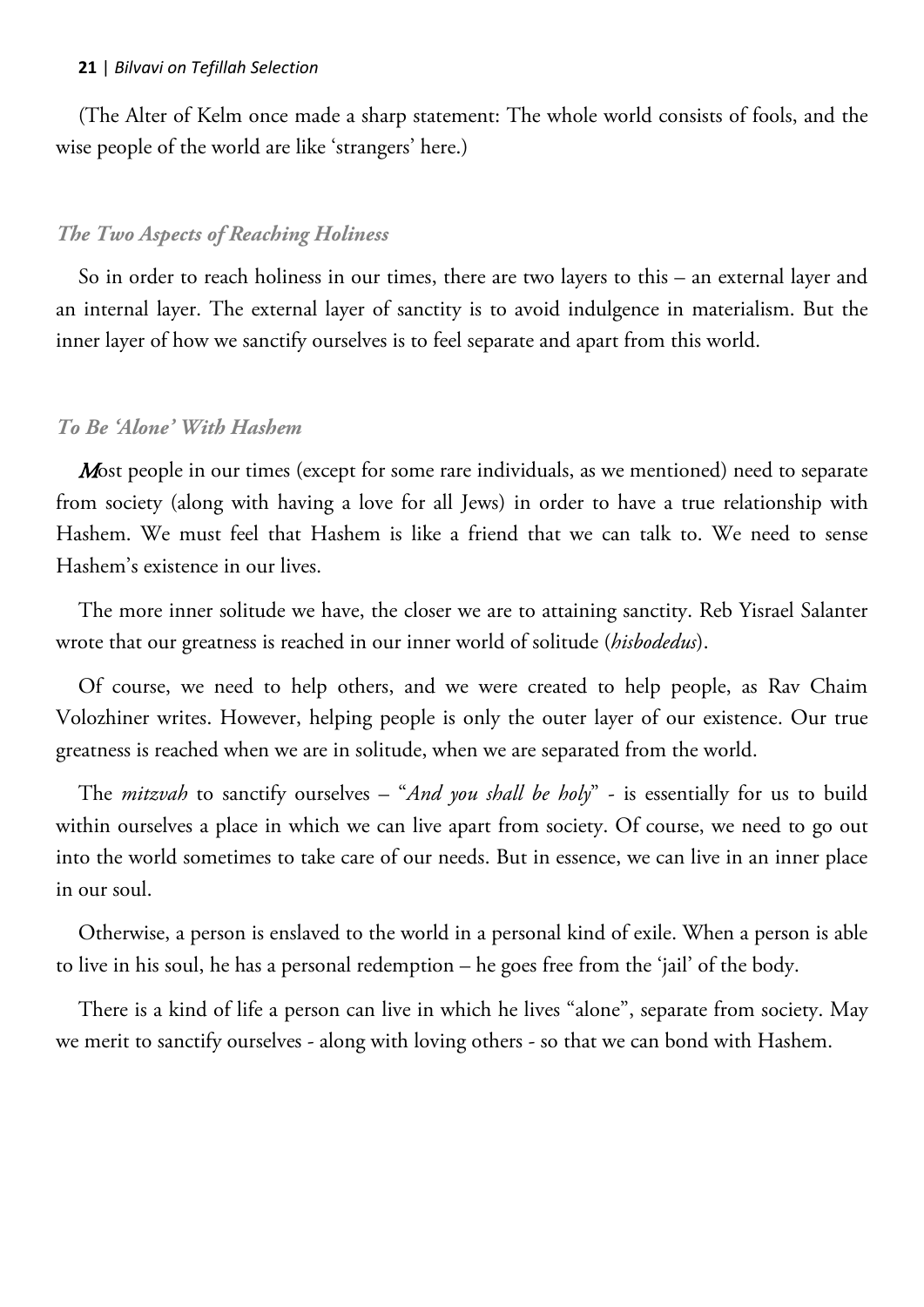(The Alter of Kelm once made a sharp statement: The whole world consists of fools, and the wise people of the world are like 'strangers' here.)

### *The Two Aspects of Reaching Holiness*

So in order to reach holiness in our times, there are two layers to this – an external layer and an internal layer. The external layer of sanctity is to avoid indulgence in materialism. But the inner layer of how we sanctify ourselves is to feel separate and apart from this world.

### *To Be 'Alone' With Hashem*

Most people in our times (except for some rare individuals, as we mentioned) need to separate from society (along with having a love for all Jews) in order to have a true relationship with Hashem. We must feel that Hashem is like a friend that we can talk to. We need to sense Hashem's existence in our lives.

The more inner solitude we have, the closer we are to attaining sanctity. Reb Yisrael Salanter wrote that our greatness is reached in our inner world of solitude (*hisbodedus*).

Of course, we need to help others, and we were created to help people, as Rav Chaim Volozhiner writes. However, helping people is only the outer layer of our existence. Our true greatness is reached when we are in solitude, when we are separated from the world.

The *mitzvah* to sanctify ourselves – "*And you shall be holy*" - is essentially for us to build within ourselves a place in which we can live apart from society. Of course, we need to go out into the world sometimes to take care of our needs. But in essence, we can live in an inner place in our soul.

Otherwise, a person is enslaved to the world in a personal kind of exile. When a person is able to live in his soul, he has a personal redemption – he goes free from the 'jail' of the body.

There is a kind of life a person can live in which he lives "alone", separate from society. May we merit to sanctify ourselves - along with loving others - so that we can bond with Hashem.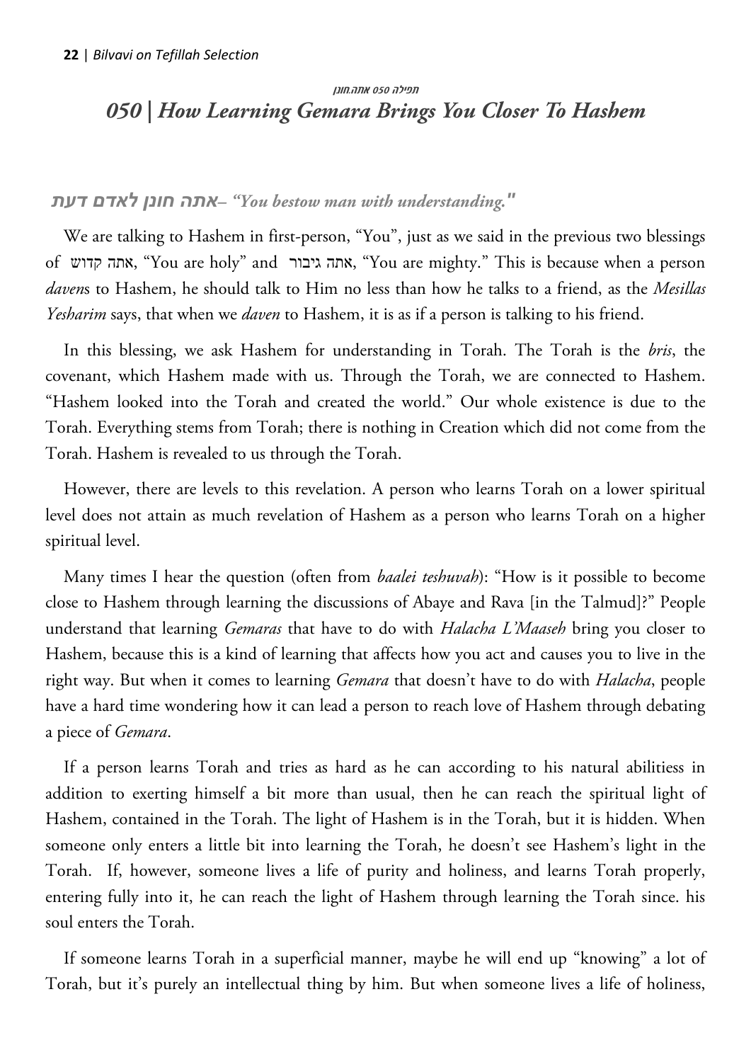תפילה 050 אתה.חונן

# *050 | How Learning Gemara Brings You Closer To Hashem*

### אתה חונן לאדם דעת*– "You bestow man with understanding."*

We are talking to Hashem in first-person, "You", just as we said in the previous two blessings of אתה קדוש, "You are holy" and אתה גיבור, "You are mighty." This is because when a person *daven*s to Hashem, he should talk to Him no less than how he talks to a friend, as the *Mesillas Yesharim* says, that when we *daven* to Hashem, it is as if a person is talking to his friend.

In this blessing, we ask Hashem for understanding in Torah. The Torah is the *bris*, the covenant, which Hashem made with us. Through the Torah, we are connected to Hashem. "Hashem looked into the Torah and created the world." Our whole existence is due to the Torah. Everything stems from Torah; there is nothing in Creation which did not come from the Torah. Hashem is revealed to us through the Torah.

However, there are levels to this revelation. A person who learns Torah on a lower spiritual level does not attain as much revelation of Hashem as a person who learns Torah on a higher spiritual level.

Many times I hear the question (often from *baalei teshuvah*): "How is it possible to become close to Hashem through learning the discussions of Abaye and Rava [in the Talmud]?" People understand that learning *Gemaras* that have to do with *Halacha L'Maaseh* bring you closer to Hashem, because this is a kind of learning that affects how you act and causes you to live in the right way. But when it comes to learning *Gemara* that doesn't have to do with *Halacha*, people have a hard time wondering how it can lead a person to reach love of Hashem through debating a piece of *Gemara*.

If a person learns Torah and tries as hard as he can according to his natural abilitiess in addition to exerting himself a bit more than usual, then he can reach the spiritual light of Hashem, contained in the Torah. The light of Hashem is in the Torah, but it is hidden. When someone only enters a little bit into learning the Torah, he doesn't see Hashem's light in the Torah. If, however, someone lives a life of purity and holiness, and learns Torah properly, entering fully into it, he can reach the light of Hashem through learning the Torah since. his soul enters the Torah.

If someone learns Torah in a superficial manner, maybe he will end up "knowing" a lot of Torah, but it's purely an intellectual thing by him. But when someone lives a life of holiness,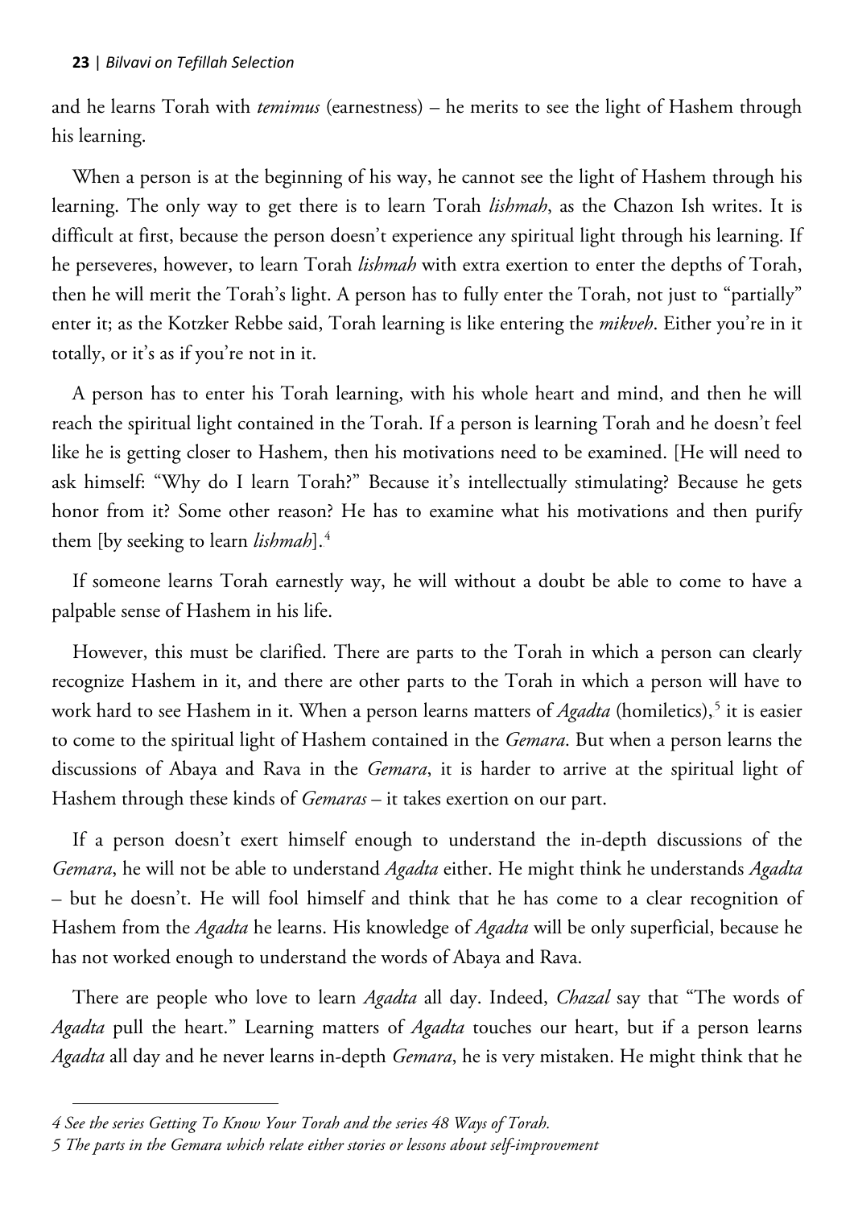and he learns Torah with *temimus* (earnestness) – he merits to see the light of Hashem through his learning.

When a person is at the beginning of his way, he cannot see the light of Hashem through his learning. The only way to get there is to learn Torah *lishmah*, as the Chazon Ish writes. It is difficult at first, because the person doesn't experience any spiritual light through his learning. If he perseveres, however, to learn Torah *lishmah* with extra exertion to enter the depths of Torah, then he will merit the Torah's light. A person has to fully enter the Torah, not just to "partially" enter it; as the Kotzker Rebbe said, Torah learning is like entering the *mikveh*. Either you're in it totally, or it's as if you're not in it.

A person has to enter his Torah learning, with his whole heart and mind, and then he will reach the spiritual light contained in the Torah. If a person is learning Torah and he doesn't feel like he is getting closer to Hashem, then his motivations need to be examined. [He will need to ask himself: "Why do I learn Torah?" Because it's intellectually stimulating? Because he gets honor from it? Some other reason? He has to examine what his motivations and then purify them [by seeking to learn *lishmah*].[4]

If someone learns Torah earnestly way, he will without a doubt be able to come to have a palpable sense of Hashem in his life.

However, this must be clarified. There are parts to the Torah in which a person can clearly recognize Hashem in it, and there are other parts to the Torah in which a person will have to work hard to see Hashem in it. When a person learns matters of *Agadta* (homiletics),[5] it is easier to come to the spiritual light of Hashem contained in the *Gemara*. But when a person learns the discussions of Abaya and Rava in the *Gemara*, it is harder to arrive at the spiritual light of Hashem through these kinds of *Gemaras* – it takes exertion on our part.

If a person doesn't exert himself enough to understand the in-depth discussions of the *Gemara*, he will not be able to understand *Agadta* either. He might think he understands *Agadta* – but he doesn't. He will fool himself and think that he has come to a clear recognition of Hashem from the *Agadta* he learns. His knowledge of *Agadta* will be only superficial, because he has not worked enough to understand the words of Abaya and Rava.

There are people who love to learn *Agadta* all day. Indeed, *Chazal* say that "The words of *Agadta* pull the heart." Learning matters of *Agadta* touches our heart, but if a person learns *Agadta* all day and he never learns in-depth *Gemara*, he is very mistaken. He might think that he

---

*4 See the series Getting To Know Your Torah and the series 48 Ways of Torah.*

*5 The parts in the Gemara which relate either stories or lessons about self-improvement*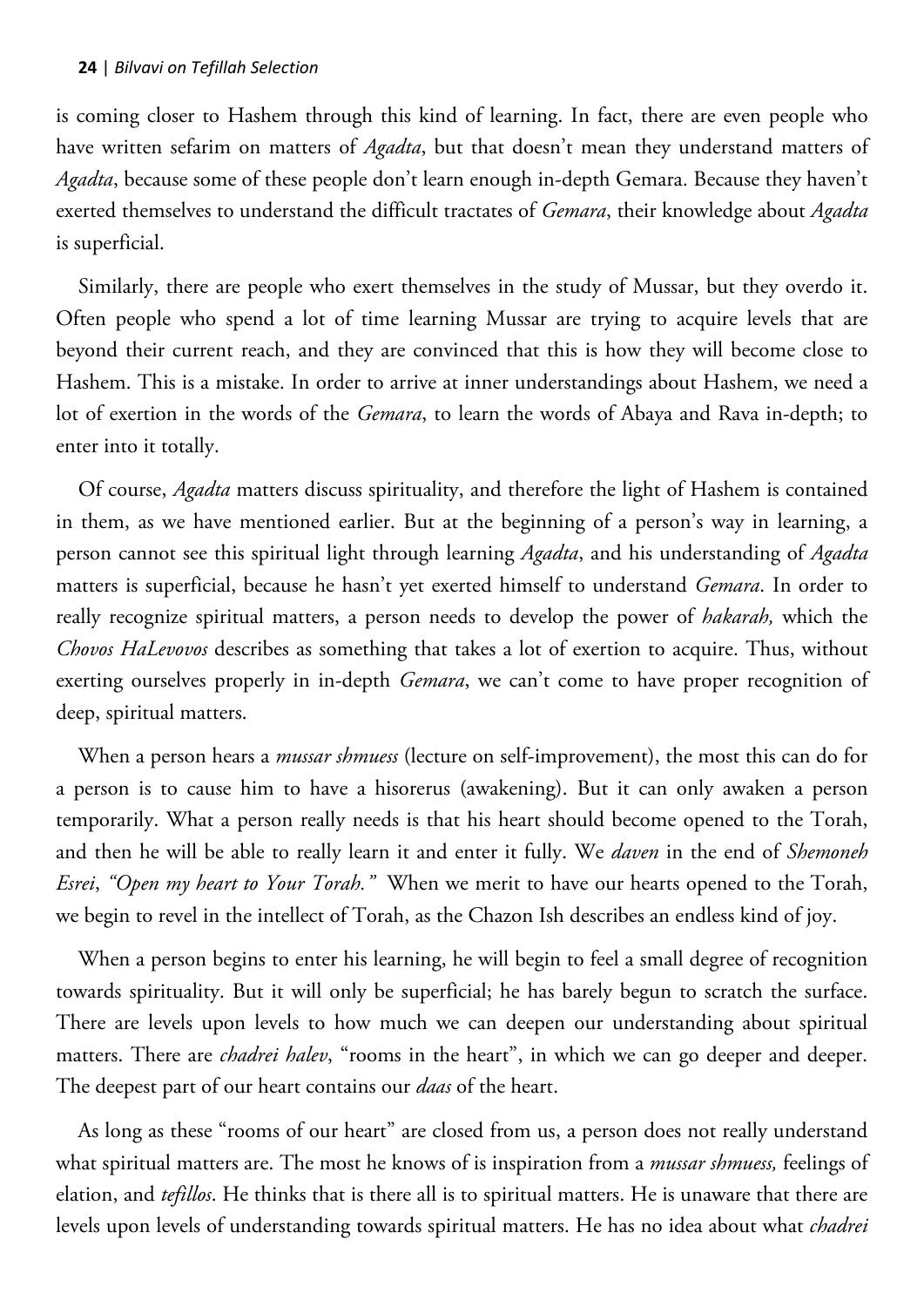is coming closer to Hashem through this kind of learning. In fact, there are even people who have written sefarim on matters of *Agadta*, but that doesn't mean they understand matters of *Agadta*, because some of these people don't learn enough in-depth Gemara. Because they haven't exerted themselves to understand the difficult tractates of *Gemara*, their knowledge about *Agadta* is superficial.

Similarly, there are people who exert themselves in the study of Mussar, but they overdo it. Often people who spend a lot of time learning Mussar are trying to acquire levels that are beyond their current reach, and they are convinced that this is how they will become close to Hashem. This is a mistake. In order to arrive at inner understandings about Hashem, we need a lot of exertion in the words of the *Gemara*, to learn the words of Abaya and Rava in-depth; to enter into it totally.

Of course, *Agadta* matters discuss spirituality, and therefore the light of Hashem is contained in them, as we have mentioned earlier. But at the beginning of a person's way in learning, a person cannot see this spiritual light through learning *Agadta*, and his understanding of *Agadta* matters is superficial, because he hasn't yet exerted himself to understand *Gemara*. In order to really recognize spiritual matters, a person needs to develop the power of *hakarah,* which the *Chovos HaLevovos* describes as something that takes a lot of exertion to acquire. Thus, without exerting ourselves properly in in-depth *Gemara*, we can't come to have proper recognition of deep, spiritual matters.

When a person hears a *mussar shmuess* (lecture on self-improvement), the most this can do for a person is to cause him to have a hisorerus (awakening). But it can only awaken a person temporarily. What a person really needs is that his heart should become opened to the Torah, and then he will be able to really learn it and enter it fully. We *daven* in the end of *Shemoneh Esrei*, *"Open my heart to Your Torah."* When we merit to have our hearts opened to the Torah, we begin to revel in the intellect of Torah, as the Chazon Ish describes an endless kind of joy.

When a person begins to enter his learning, he will begin to feel a small degree of recognition towards spirituality. But it will only be superficial; he has barely begun to scratch the surface. There are levels upon levels to how much we can deepen our understanding about spiritual matters. There are *chadrei halev*, "rooms in the heart", in which we can go deeper and deeper. The deepest part of our heart contains our *daas* of the heart.

As long as these "rooms of our heart" are closed from us, a person does not really understand what spiritual matters are. The most he knows of is inspiration from a *mussar shmuess,* feelings of elation, and *tefillos*. He thinks that is there all is to spiritual matters. He is unaware that there are levels upon levels of understanding towards spiritual matters. He has no idea about what *chadrei*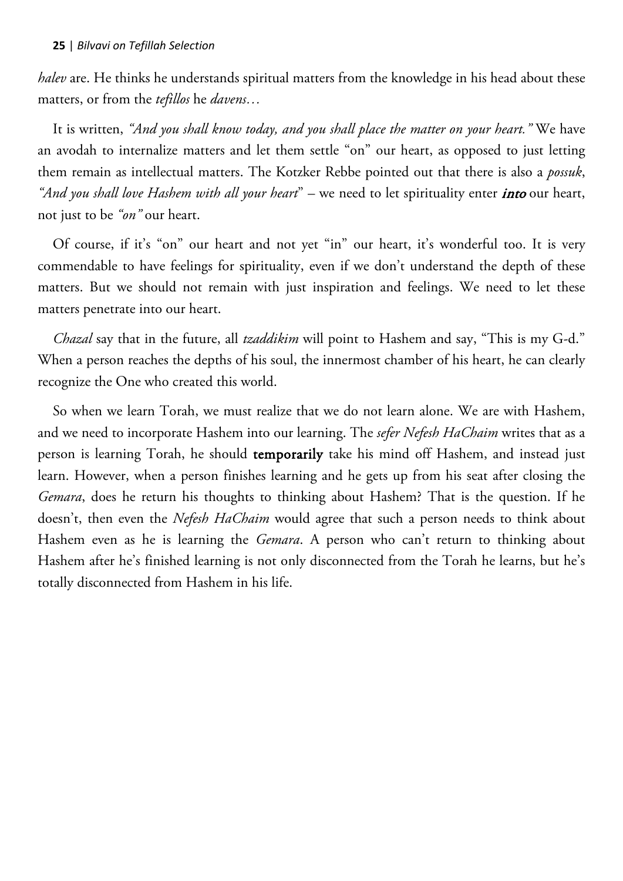*halev* are. He thinks he understands spiritual matters from the knowledge in his head about these matters, or from the *tefillos* he *davens…*

It is written, *"And you shall know today, and you shall place the matter on your heart."* We have an avodah to internalize matters and let them settle "on" our heart, as opposed to just letting them remain as intellectual matters. The Kotzker Rebbe pointed out that there is also a *possuk*, *"And you shall love Hashem with all your heart"* – we need to let spirituality enter ***into*** our heart, not just to be *"on"* our heart.

Of course, if it's "on" our heart and not yet "in" our heart, it's wonderful too. It is very commendable to have feelings for spirituality, even if we don't understand the depth of these matters. But we should not remain with just inspiration and feelings. We need to let these matters penetrate into our heart.

*Chazal* say that in the future, all *tzaddikim* will point to Hashem and say, "This is my G-d." When a person reaches the depths of his soul, the innermost chamber of his heart, he can clearly recognize the One who created this world.

So when we learn Torah, we must realize that we do not learn alone. We are with Hashem, and we need to incorporate Hashem into our learning. The *sefer Nefesh HaChaim* writes that as a person is learning Torah, he should **temporarily** take his mind off Hashem, and instead just learn. However, when a person finishes learning and he gets up from his seat after closing the *Gemara*, does he return his thoughts to thinking about Hashem? That is the question. If he doesn't, then even the *Nefesh HaChaim* would agree that such a person needs to think about Hashem even as he is learning the *Gemara*. A person who can't return to thinking about Hashem after he's finished learning is not only disconnected from the Torah he learns, but he's totally disconnected from Hashem in his life.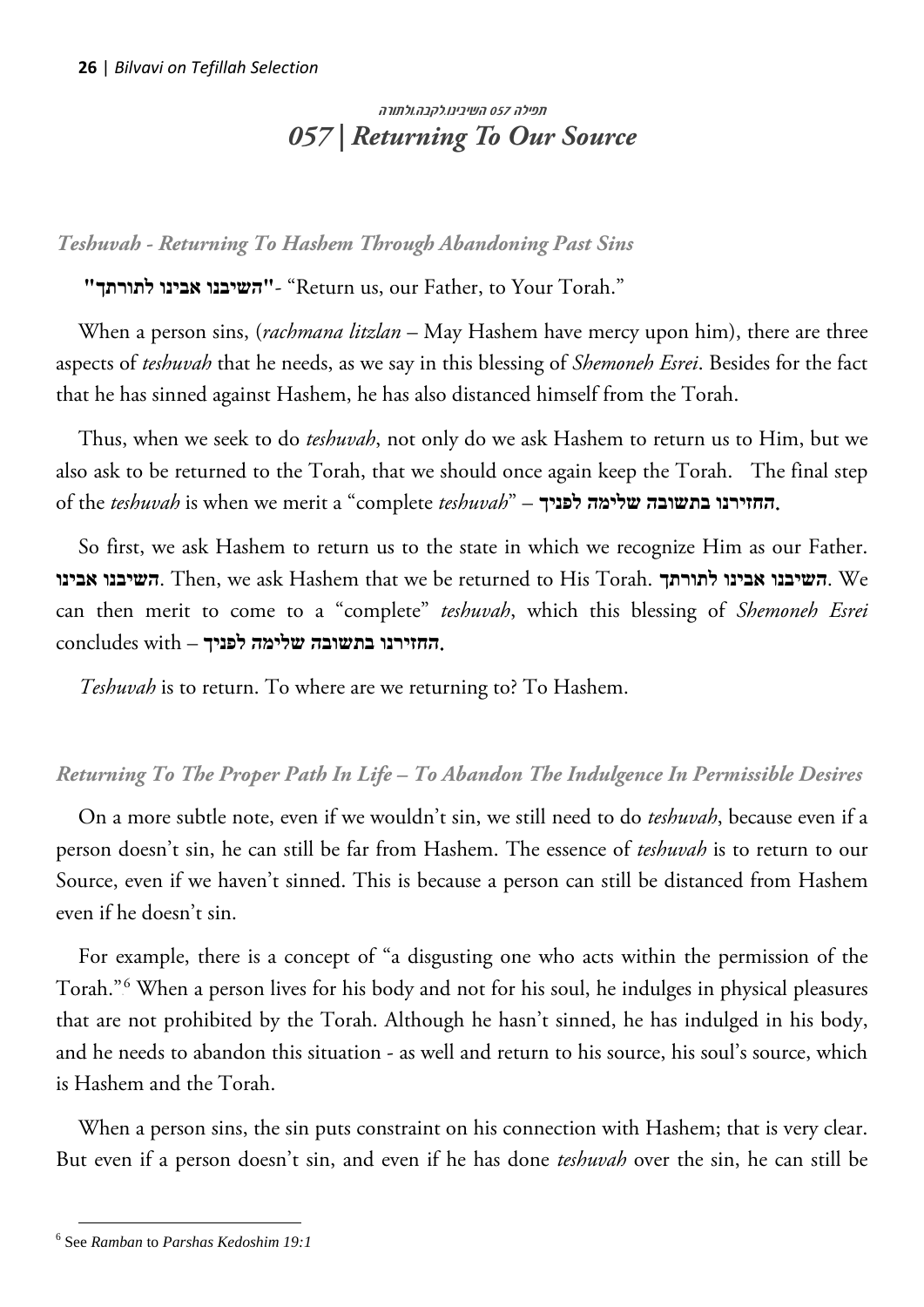## תפילה 057 השיבנו.לקבה.ולתורה

## *057 | Returning To Our Source*

### *Teshuvah - Returning To Hashem Through Abandoning Past Sins*

**"השיבנו אבינו לתורתך"**- "Return us, our Father, to Your Torah."

When a person sins, (*rachmana litzlan* – May Hashem have mercy upon him), there are three aspects of *teshuvah* that he needs, as we say in this blessing of *Shemoneh Esrei*. Besides for the fact that he has sinned against Hashem, he has also distanced himself from the Torah.

Thus, when we seek to do *teshuvah*, not only do we ask Hashem to return us to Him, but we also ask to be returned to the Torah, that we should once again keep the Torah. The final step of the *teshuvah* is when we merit a "complete *teshuvah*" – **החזירנו בתשובה שלימה לפניך.**

So first, we ask Hashem to return us to the state in which we recognize Him as our Father. **השיבנו אבינו**. Then, we ask Hashem that we be returned to His Torah. **השיבנו אבינו לתורתך**. We can then merit to come to a "complete" *teshuvah*, which this blessing of *Shemoneh Esrei* concludes with – **החזירנו בתשובה שלימה לפניך.**

*Teshuvah* is to return. To where are we returning to? To Hashem.

### *Returning To The Proper Path In Life – To Abandon The Indulgence In Permissible Desires*

On a more subtle note, even if we wouldn't sin, we still need to do *teshuvah*, because even if a person doesn't sin, he can still be far from Hashem. The essence of *teshuvah* is to return to our Source, even if we haven't sinned. This is because a person can still be distanced from Hashem even if he doesn't sin.

For example, there is a concept of "a disgusting one who acts within the permission of the Torah."[6] When a person lives for his body and not for his soul, he indulges in physical pleasures that are not prohibited by the Torah. Although he hasn't sinned, he has indulged in his body, and he needs to abandon this situation - as well and return to his source, his soul's source, which is Hashem and the Torah.

When a person sins, the sin puts constraint on his connection with Hashem; that is very clear. But even if a person doesn't sin, and even if he has done *teshuvah* over the sin, he can still be

---

[6] See *Ramban* to *Parshas Kedoshim 19:1*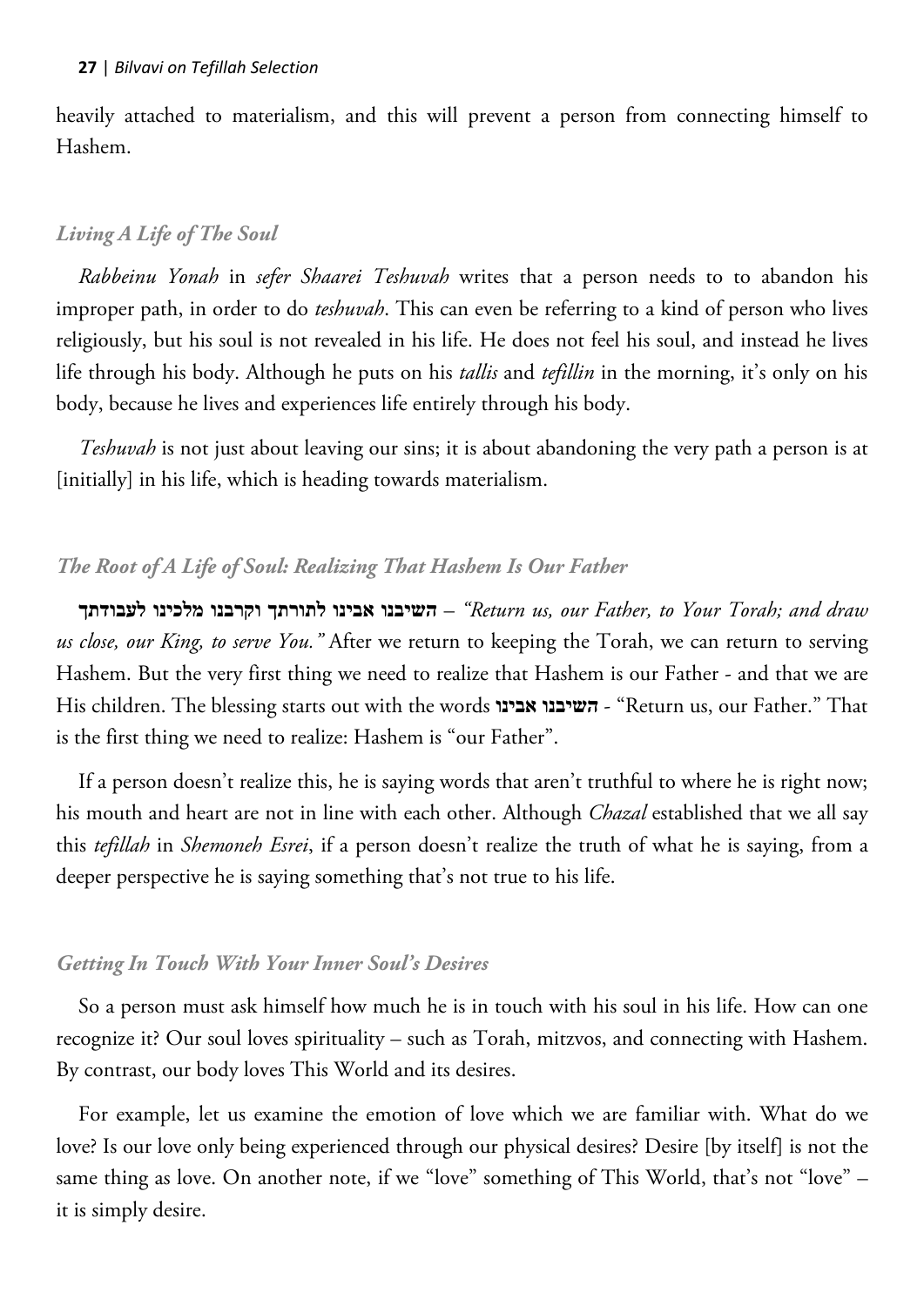heavily attached to materialism, and this will prevent a person from connecting himself to Hashem.

### *Living A Life of The Soul*

*Rabbeinu Yonah* in *sefer Shaarei Teshuvah* writes that a person needs to to abandon his improper path, in order to do *teshuvah*. This can even be referring to a kind of person who lives religiously, but his soul is not revealed in his life. He does not feel his soul, and instead he lives life through his body. Although he puts on his *tallis* and *tefillin* in the morning, it's only on his body, because he lives and experiences life entirely through his body.

*Teshuvah* is not just about leaving our sins; it is about abandoning the very path a person is at [initially] in his life, which is heading towards materialism.

### *The Root of A Life of Soul: Realizing That Hashem Is Our Father*

**השיבנו אבינו לתורתך וקרבנו מלכינו לעבודתך** – *"Return us, our Father, to Your Torah; and draw us close, our King, to serve You."* After we return to keeping the Torah, we can return to serving Hashem. But the very first thing we need to realize that Hashem is our Father - and that we are His children. The blessing starts out with the words **השיבנו אבינו** - "Return us, our Father." That is the first thing we need to realize: Hashem is "our Father".

If a person doesn't realize this, he is saying words that aren't truthful to where he is right now; his mouth and heart are not in line with each other. Although *Chazal* established that we all say this *tefillah* in *Shemoneh Esrei*, if a person doesn't realize the truth of what he is saying, from a deeper perspective he is saying something that's not true to his life.

### *Getting In Touch With Your Inner Soul's Desires*

So a person must ask himself how much he is in touch with his soul in his life. How can one recognize it? Our soul loves spirituality – such as Torah, mitzvos, and connecting with Hashem. By contrast, our body loves This World and its desires.

For example, let us examine the emotion of love which we are familiar with. What do we love? Is our love only being experienced through our physical desires? Desire [by itself] is not the same thing as love. On another note, if we "love" something of This World, that's not "love" – it is simply desire.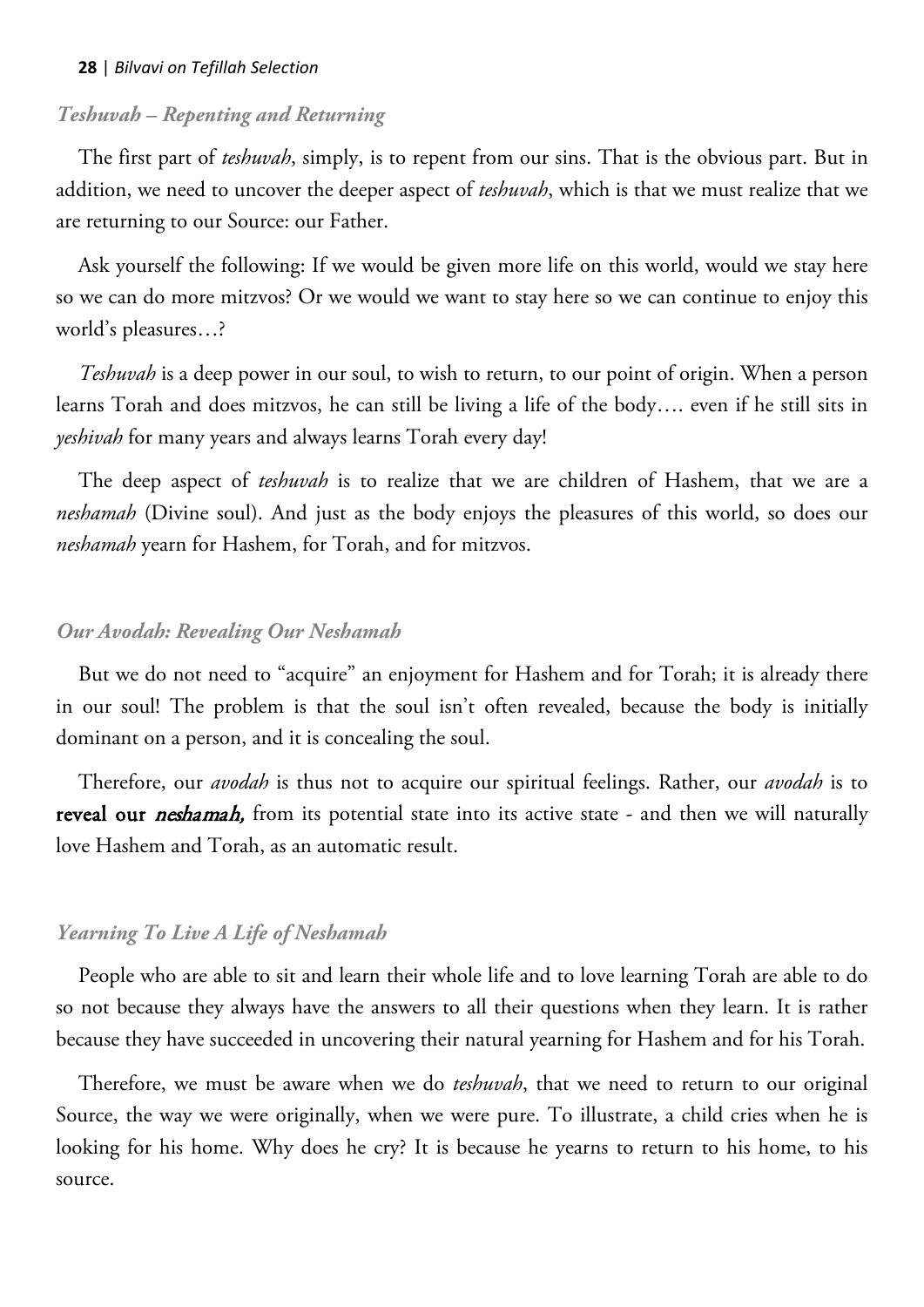### *Teshuvah – Repenting and Returning*

The first part of *teshuvah*, simply, is to repent from our sins. That is the obvious part. But in addition, we need to uncover the deeper aspect of *teshuvah*, which is that we must realize that we are returning to our Source: our Father.

Ask yourself the following: If we would be given more life on this world, would we stay here so we can do more mitzvos? Or we would we want to stay here so we can continue to enjoy this world's pleasures…?

*Teshuvah* is a deep power in our soul, to wish to return, to our point of origin. When a person learns Torah and does mitzvos, he can still be living a life of the body…. even if he still sits in *yeshivah* for many years and always learns Torah every day!

The deep aspect of *teshuvah* is to realize that we are children of Hashem, that we are a *neshamah* (Divine soul). And just as the body enjoys the pleasures of this world, so does our *neshamah* yearn for Hashem, for Torah, and for mitzvos.

### *Our Avodah: Revealing Our Neshamah*

But we do not need to "acquire" an enjoyment for Hashem and for Torah; it is already there in our soul! The problem is that the soul isn't often revealed, because the body is initially dominant on a person, and it is concealing the soul.

Therefore, our *avodah* is thus not to acquire our spiritual feelings. Rather, our *avodah* is to **reveal our *neshamah,*** from its potential state into its active state - and then we will naturally love Hashem and Torah, as an automatic result.

### *Yearning To Live A Life of Neshamah*

People who are able to sit and learn their whole life and to love learning Torah are able to do so not because they always have the answers to all their questions when they learn. It is rather because they have succeeded in uncovering their natural yearning for Hashem and for his Torah.

Therefore, we must be aware when we do *teshuvah*, that we need to return to our original Source, the way we were originally, when we were pure. To illustrate, a child cries when he is looking for his home. Why does he cry? It is because he yearns to return to his home, to his source.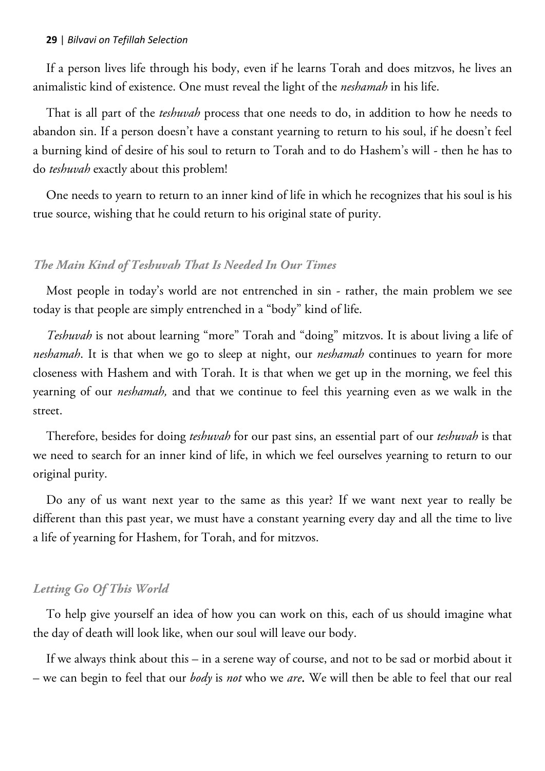If a person lives life through his body, even if he learns Torah and does mitzvos, he lives an animalistic kind of existence. One must reveal the light of the *neshamah* in his life.

That is all part of the *teshuvah* process that one needs to do, in addition to how he needs to abandon sin. If a person doesn't have a constant yearning to return to his soul, if he doesn't feel a burning kind of desire of his soul to return to Torah and to do Hashem's will - then he has to do *teshuvah* exactly about this problem!

One needs to yearn to return to an inner kind of life in which he recognizes that his soul is his true source, wishing that he could return to his original state of purity.

### *The Main Kind of Teshuvah That Is Needed In Our Times*

Most people in today's world are not entrenched in sin - rather, the main problem we see today is that people are simply entrenched in a "body" kind of life.

*Teshuvah* is not about learning "more" Torah and "doing" mitzvos. It is about living a life of *neshamah*. It is that when we go to sleep at night, our *neshamah* continues to yearn for more closeness with Hashem and with Torah. It is that when we get up in the morning, we feel this yearning of our *neshamah,* and that we continue to feel this yearning even as we walk in the street.

Therefore, besides for doing *teshuvah* for our past sins, an essential part of our *teshuvah* is that we need to search for an inner kind of life, in which we feel ourselves yearning to return to our original purity.

Do any of us want next year to the same as this year? If we want next year to really be different than this past year, we must have a constant yearning every day and all the time to live a life of yearning for Hashem, for Torah, and for mitzvos.

### *Letting Go Of This World*

To help give yourself an idea of how you can work on this, each of us should imagine what the day of death will look like, when our soul will leave our body.

If we always think about this – in a serene way of course, and not to be sad or morbid about it – we can begin to feel that our *body* is *not* who we *are***.** We will then be able to feel that our real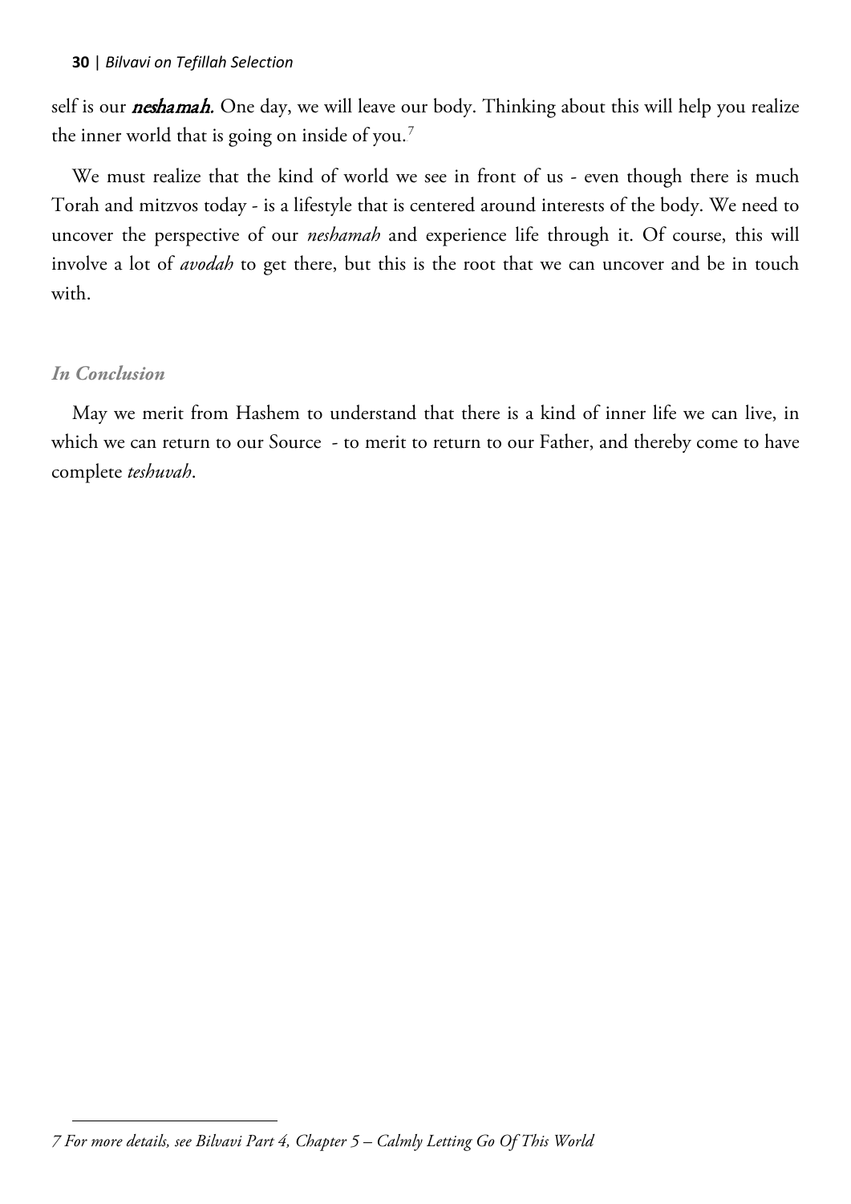self is our ***neshamah.*** One day, we will leave our body. Thinking about this will help you realize the inner world that is going on inside of you.[7]

We must realize that the kind of world we see in front of us - even though there is much Torah and mitzvos today - is a lifestyle that is centered around interests of the body. We need to uncover the perspective of our *neshamah* and experience life through it. Of course, this will involve a lot of *avodah* to get there, but this is the root that we can uncover and be in touch with.

### *In Conclusion*

May we merit from Hashem to understand that there is a kind of inner life we can live, in which we can return to our Source - to merit to return to our Father, and thereby come to have complete *teshuvah*.

---

*7 For more details, see Bilvavi Part 4, Chapter 5 – Calmly Letting Go Of This World*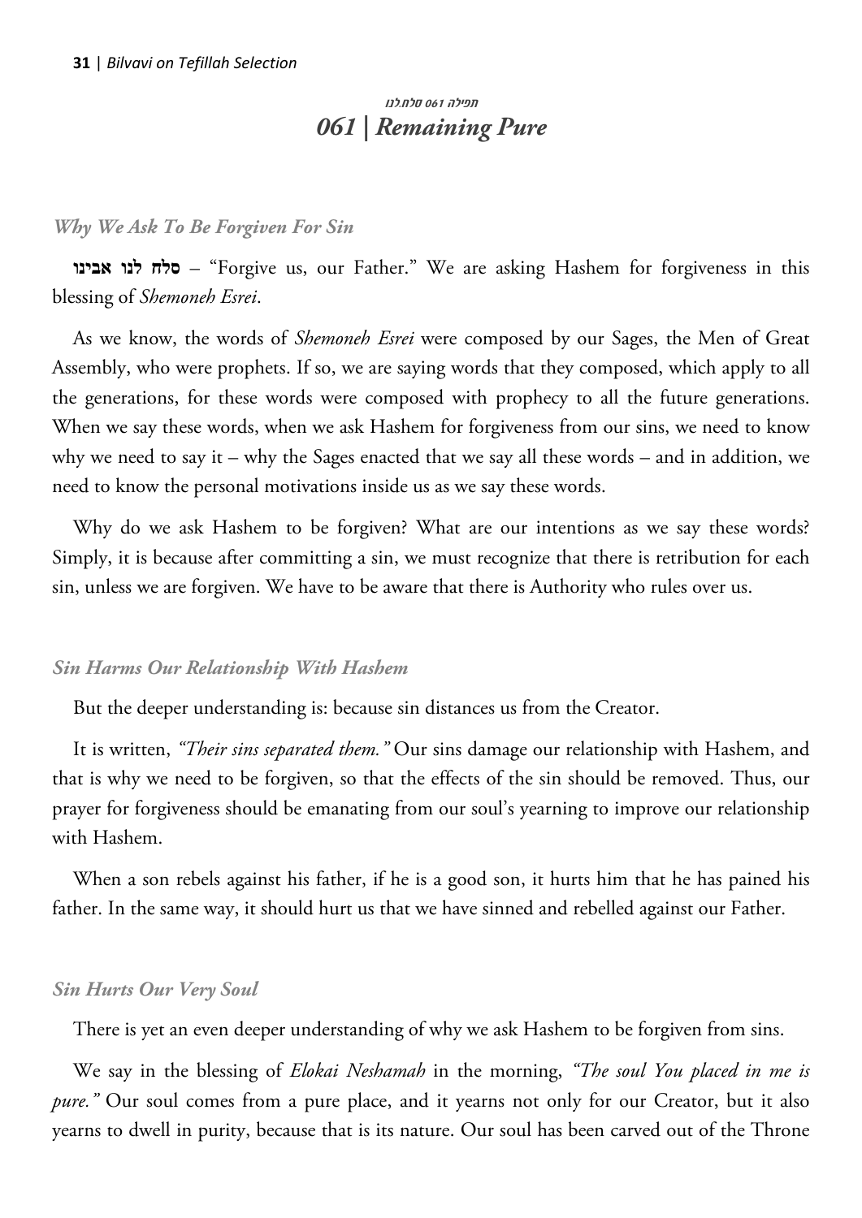##### תפילה 061 סלח.לנו

## *061 | Remaining Pure*

### *Why We Ask To Be Forgiven For Sin*

**סלח לנו אבינו** – "Forgive us, our Father." We are asking Hashem for forgiveness in this blessing of *Shemoneh Esrei*.

As we know, the words of *Shemoneh Esrei* were composed by our Sages, the Men of Great Assembly, who were prophets. If so, we are saying words that they composed, which apply to all the generations, for these words were composed with prophecy to all the future generations. When we say these words, when we ask Hashem for forgiveness from our sins, we need to know why we need to say it – why the Sages enacted that we say all these words – and in addition, we need to know the personal motivations inside us as we say these words.

Why do we ask Hashem to be forgiven? What are our intentions as we say these words? Simply, it is because after committing a sin, we must recognize that there is retribution for each sin, unless we are forgiven. We have to be aware that there is Authority who rules over us.

### *Sin Harms Our Relationship With Hashem*

But the deeper understanding is: because sin distances us from the Creator.

It is written, *"Their sins separated them."* Our sins damage our relationship with Hashem, and that is why we need to be forgiven, so that the effects of the sin should be removed. Thus, our prayer for forgiveness should be emanating from our soul's yearning to improve our relationship with Hashem.

When a son rebels against his father, if he is a good son, it hurts him that he has pained his father. In the same way, it should hurt us that we have sinned and rebelled against our Father.

### *Sin Hurts Our Very Soul*

There is yet an even deeper understanding of why we ask Hashem to be forgiven from sins.

We say in the blessing of *Elokai Neshamah* in the morning, *"The soul You placed in me is pure."* Our soul comes from a pure place, and it yearns not only for our Creator, but it also yearns to dwell in purity, because that is its nature. Our soul has been carved out of the Throne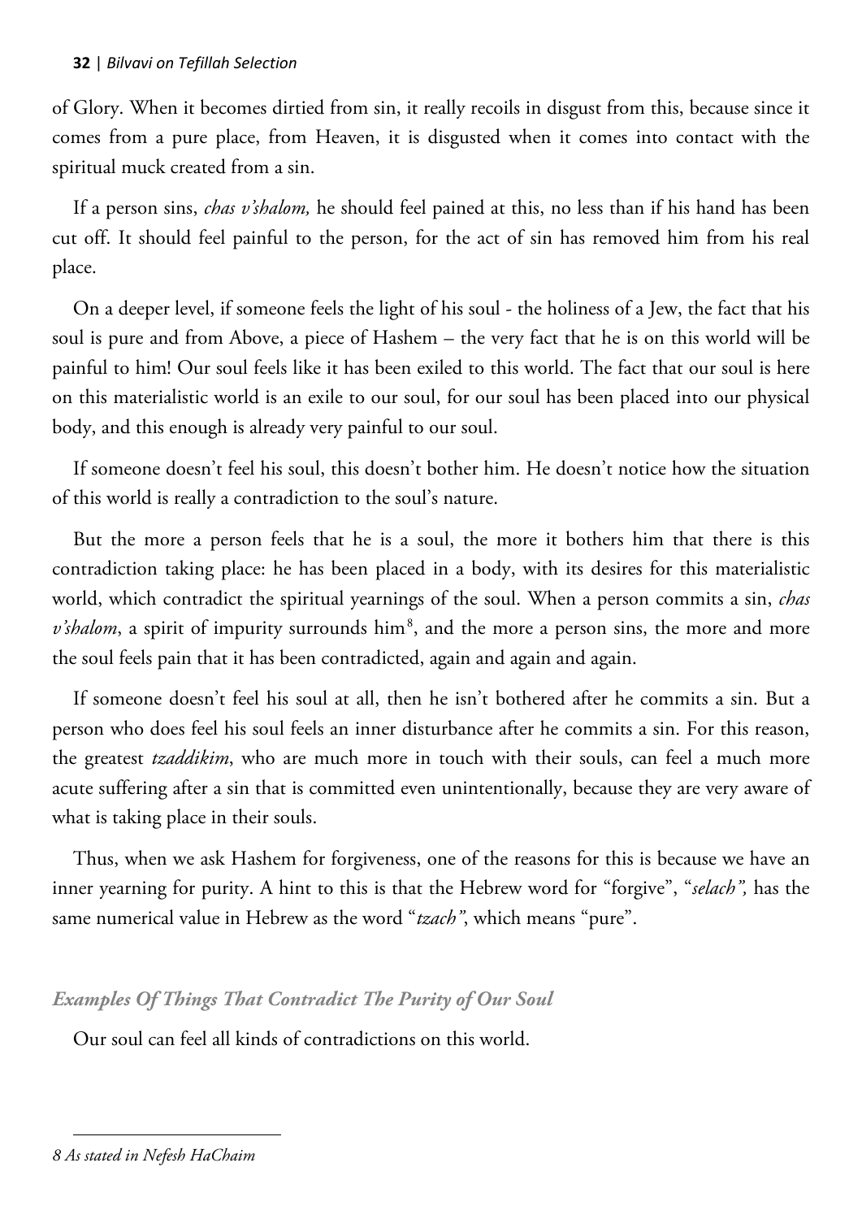of Glory. When it becomes dirtied from sin, it really recoils in disgust from this, because since it comes from a pure place, from Heaven, it is disgusted when it comes into contact with the spiritual muck created from a sin.

If a person sins, *chas v'shalom,* he should feel pained at this, no less than if his hand has been cut off. It should feel painful to the person, for the act of sin has removed him from his real place.

On a deeper level, if someone feels the light of his soul - the holiness of a Jew, the fact that his soul is pure and from Above, a piece of Hashem – the very fact that he is on this world will be painful to him! Our soul feels like it has been exiled to this world. The fact that our soul is here on this materialistic world is an exile to our soul, for our soul has been placed into our physical body, and this enough is already very painful to our soul.

If someone doesn't feel his soul, this doesn't bother him. He doesn't notice how the situation of this world is really a contradiction to the soul's nature.

But the more a person feels that he is a soul, the more it bothers him that there is this contradiction taking place: he has been placed in a body, with its desires for this materialistic world, which contradict the spiritual yearnings of the soul. When a person commits a sin, *chas v'shalom*, a spirit of impurity surrounds him[8], and the more a person sins, the more and more the soul feels pain that it has been contradicted, again and again and again.

If someone doesn't feel his soul at all, then he isn't bothered after he commits a sin. But a person who does feel his soul feels an inner disturbance after he commits a sin. For this reason, the greatest *tzaddikim*, who are much more in touch with their souls, can feel a much more acute suffering after a sin that is committed even unintentionally, because they are very aware of what is taking place in their souls.

Thus, when we ask Hashem for forgiveness, one of the reasons for this is because we have an inner yearning for purity. A hint to this is that the Hebrew word for "forgive", "*selach",* has the same numerical value in Hebrew as the word "*tzach"*, which means "pure".

### *Examples Of Things That Contradict The Purity of Our Soul*

Our soul can feel all kinds of contradictions on this world.

---

*8 As stated in Nefesh HaChaim*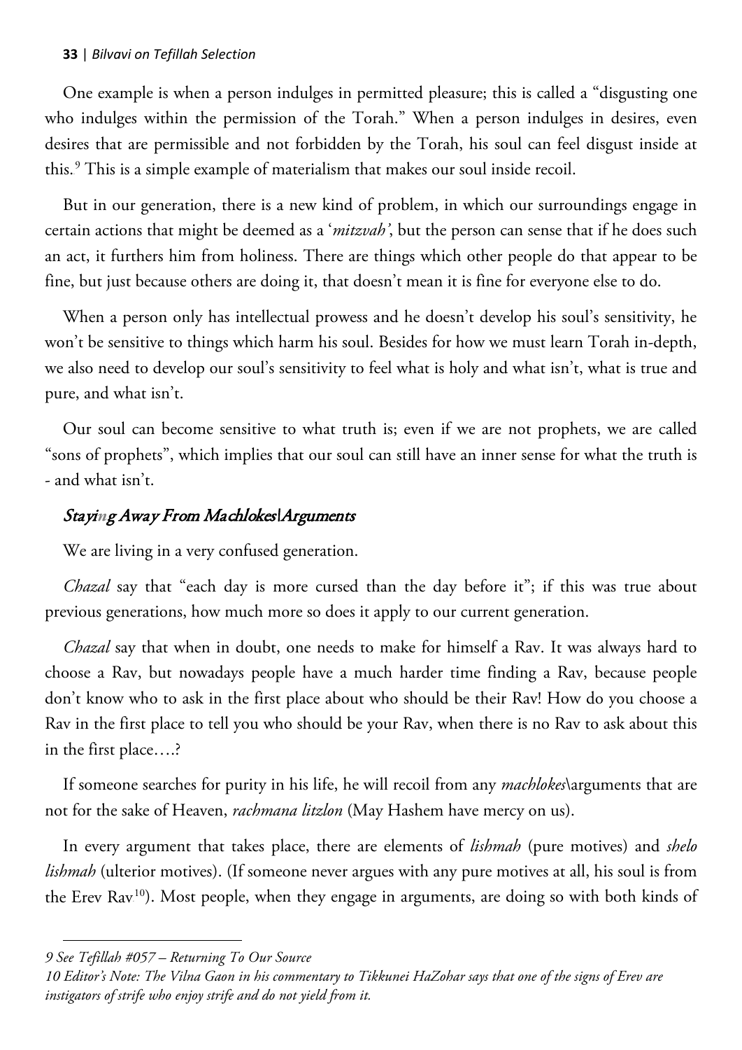One example is when a person indulges in permitted pleasure; this is called a "disgusting one who indulges within the permission of the Torah." When a person indulges in desires, even desires that are permissible and not forbidden by the Torah, his soul can feel disgust inside at this.[9] This is a simple example of materialism that makes our soul inside recoil.

But in our generation, there is a new kind of problem, in which our surroundings engage in certain actions that might be deemed as a '*mitzvah*', but the person can sense that if he does such an act, it furthers him from holiness. There are things which other people do that appear to be fine, but just because others are doing it, that doesn't mean it is fine for everyone else to do.

When a person only has intellectual prowess and he doesn't develop his soul's sensitivity, he won't be sensitive to things which harm his soul. Besides for how we must learn Torah in-depth, we also need to develop our soul's sensitivity to feel what is holy and what isn't, what is true and pure, and what isn't.

Our soul can become sensitive to what truth is; even if we are not prophets, we are called "sons of prophets", which implies that our soul can still have an inner sense for what the truth is - and what isn't.

## *Staying Away From Machlokes\Arguments*

We are living in a very confused generation.

*Chazal* say that "each day is more cursed than the day before it"; if this was true about previous generations, how much more so does it apply to our current generation.

*Chazal* say that when in doubt, one needs to make for himself a Rav. It was always hard to choose a Rav, but nowadays people have a much harder time finding a Rav, because people don't know who to ask in the first place about who should be their Rav! How do you choose a Rav in the first place to tell you who should be your Rav, when there is no Rav to ask about this in the first place….?

If someone searches for purity in his life, he will recoil from any *machlokes*\arguments that are not for the sake of Heaven, *rachmana litzlon* (May Hashem have mercy on us).

In every argument that takes place, there are elements of *lishmah* (pure motives) and *shelo lishmah* (ulterior motives). (If someone never argues with any pure motives at all, his soul is from the Erev Rav[10]). Most people, when they engage in arguments, are doing so with both kinds of

---

*9 See Tefillah #057 – Returning To Our Source*

*10 Editor's Note: The Vilna Gaon in his commentary to Tikkunei HaZohar says that one of the signs of Erev are instigators of strife who enjoy strife and do not yield from it.*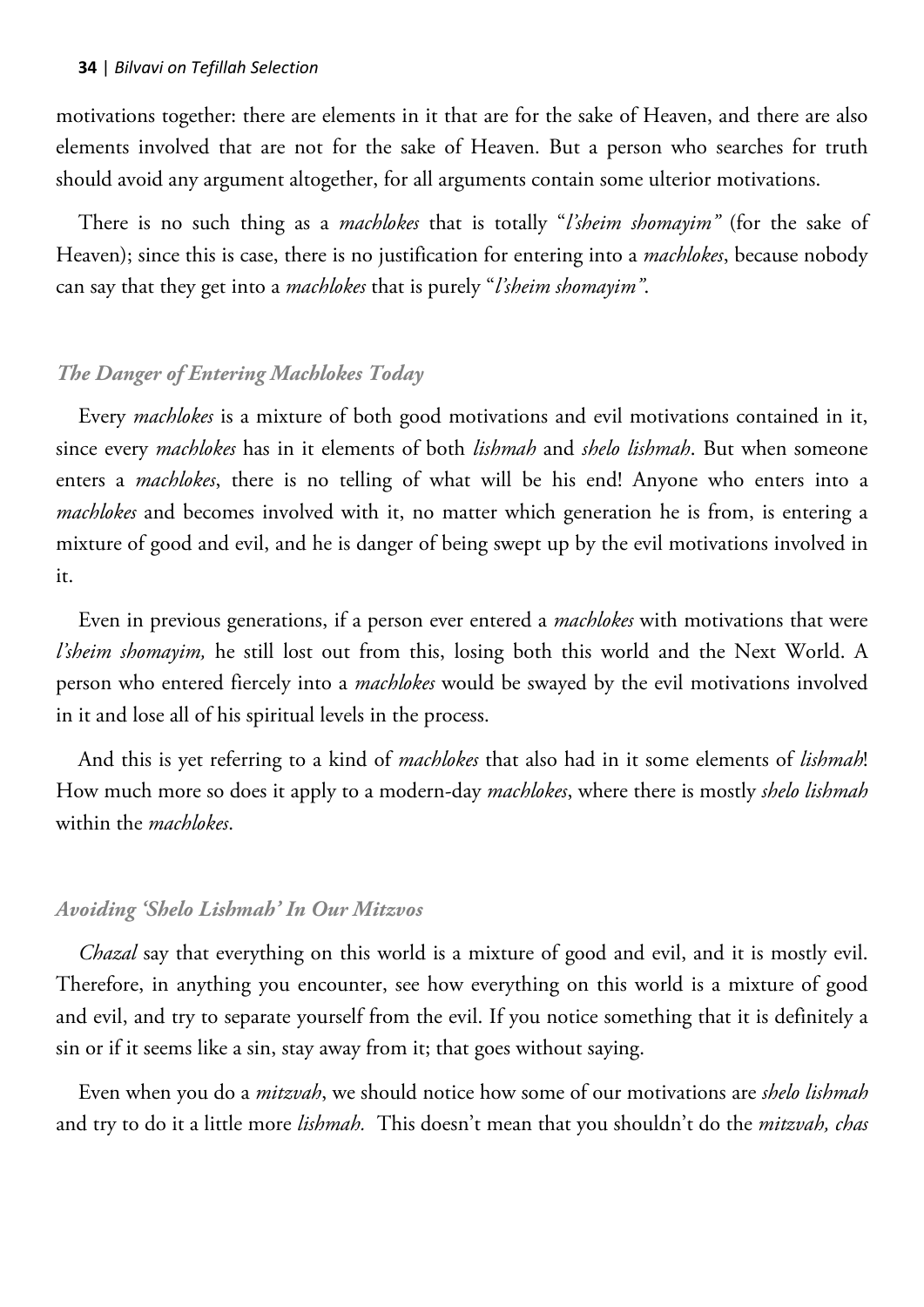motivations together: there are elements in it that are for the sake of Heaven, and there are also elements involved that are not for the sake of Heaven. But a person who searches for truth should avoid any argument altogether, for all arguments contain some ulterior motivations.

There is no such thing as a *machlokes* that is totally "*l'sheim shomayim"* (for the sake of Heaven); since this is case, there is no justification for entering into a *machlokes*, because nobody can say that they get into a *machlokes* that is purely "*l'sheim shomayim"*.

### *The Danger of Entering Machlokes Today*

Every *machlokes* is a mixture of both good motivations and evil motivations contained in it, since every *machlokes* has in it elements of both *lishmah* and *shelo lishmah*. But when someone enters a *machlokes*, there is no telling of what will be his end! Anyone who enters into a *machlokes* and becomes involved with it, no matter which generation he is from, is entering a mixture of good and evil, and he is danger of being swept up by the evil motivations involved in it.

Even in previous generations, if a person ever entered a *machlokes* with motivations that were *l'sheim shomayim,* he still lost out from this, losing both this world and the Next World. A person who entered fiercely into a *machlokes* would be swayed by the evil motivations involved in it and lose all of his spiritual levels in the process.

And this is yet referring to a kind of *machlokes* that also had in it some elements of *lishmah*! How much more so does it apply to a modern-day *machlokes*, where there is mostly *shelo lishmah* within the *machlokes*.

### *Avoiding 'Shelo Lishmah' In Our Mitzvos*

*Chazal* say that everything on this world is a mixture of good and evil, and it is mostly evil. Therefore, in anything you encounter, see how everything on this world is a mixture of good and evil, and try to separate yourself from the evil. If you notice something that it is definitely a sin or if it seems like a sin, stay away from it; that goes without saying.

Even when you do a *mitzvah*, we should notice how some of our motivations are *shelo lishmah* and try to do it a little more *lishmah.* This doesn't mean that you shouldn't do the *mitzvah, chas*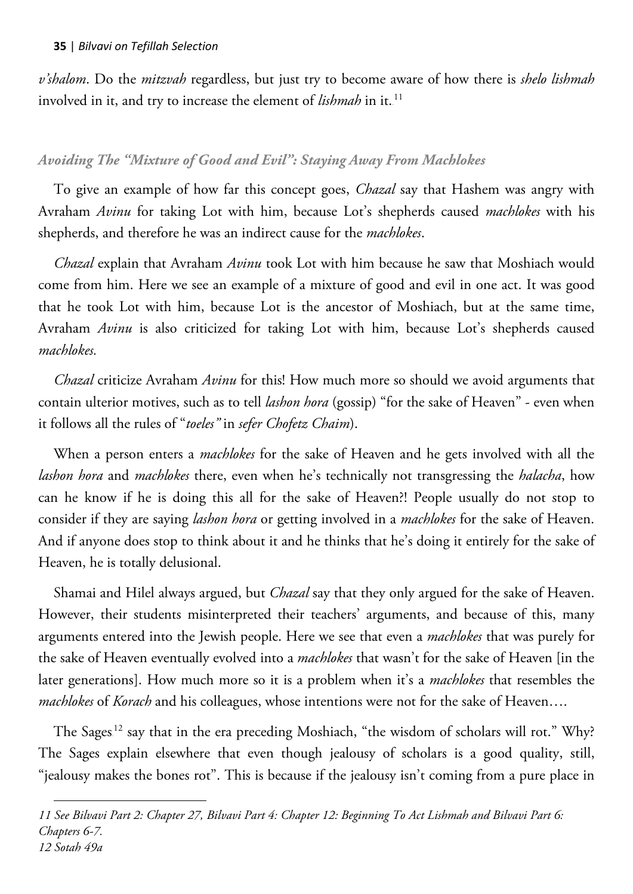*v'shalom*. Do the *mitzvah* regardless, but just try to become aware of how there is *shelo lishmah* involved in it, and try to increase the element of *lishmah* in it.[11]

### *Avoiding The "Mixture of Good and Evil": Staying Away From Machlokes*

To give an example of how far this concept goes, *Chazal* say that Hashem was angry with Avraham *Avinu* for taking Lot with him, because Lot's shepherds caused *machlokes* with his shepherds, and therefore he was an indirect cause for the *machlokes*.

*Chazal* explain that Avraham *Avinu* took Lot with him because he saw that Moshiach would come from him. Here we see an example of a mixture of good and evil in one act. It was good that he took Lot with him, because Lot is the ancestor of Moshiach, but at the same time, Avraham *Avinu* is also criticized for taking Lot with him, because Lot's shepherds caused *machlokes.*

*Chazal* criticize Avraham *Avinu* for this! How much more so should we avoid arguments that contain ulterior motives, such as to tell *lashon hora* (gossip) "for the sake of Heaven" - even when it follows all the rules of "*toeles"* in *sefer Chofetz Chaim*).

When a person enters a *machlokes* for the sake of Heaven and he gets involved with all the *lashon hora* and *machlokes* there, even when he's technically not transgressing the *halacha*, how can he know if he is doing this all for the sake of Heaven?! People usually do not stop to consider if they are saying *lashon hora* or getting involved in a *machlokes* for the sake of Heaven. And if anyone does stop to think about it and he thinks that he's doing it entirely for the sake of Heaven, he is totally delusional.

Shamai and Hilel always argued, but *Chazal* say that they only argued for the sake of Heaven. However, their students misinterpreted their teachers' arguments, and because of this, many arguments entered into the Jewish people. Here we see that even a *machlokes* that was purely for the sake of Heaven eventually evolved into a *machlokes* that wasn't for the sake of Heaven [in the later generations]. How much more so it is a problem when it's a *machlokes* that resembles the *machlokes* of *Korach* and his colleagues, whose intentions were not for the sake of Heaven….

The Sages[12] say that in the era preceding Moshiach, "the wisdom of scholars will rot." Why? The Sages explain elsewhere that even though jealousy of scholars is a good quality, still, "jealousy makes the bones rot". This is because if the jealousy isn't coming from a pure place in

---

*11 See Bilvavi Part 2: Chapter 27, Bilvavi Part 4: Chapter 12: Beginning To Act Lishmah and Bilvavi Part 6: Chapters 6-7.*

*12 Sotah 49a*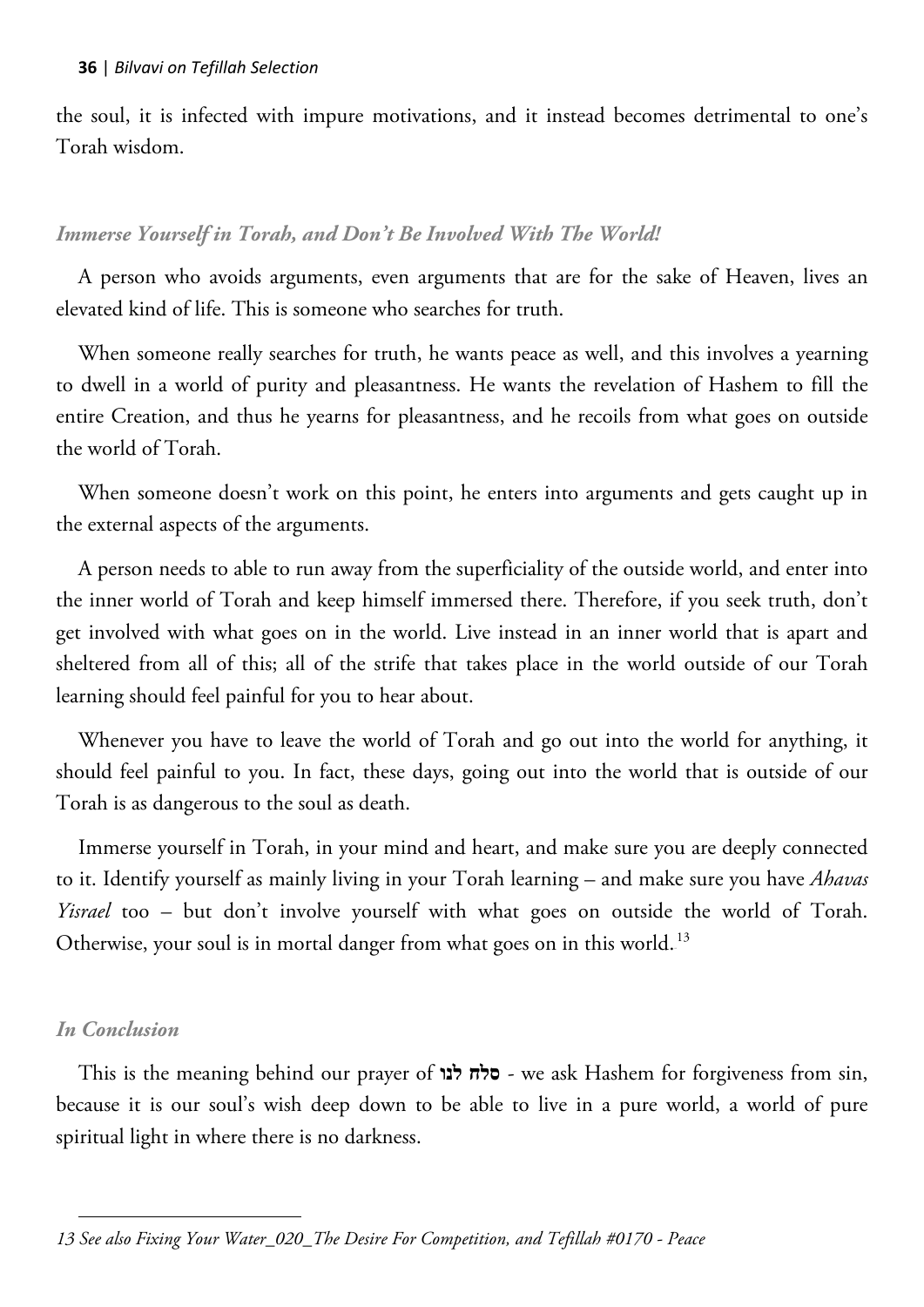the soul, it is infected with impure motivations, and it instead becomes detrimental to one's Torah wisdom.

### *Immerse Yourself in Torah, and Don't Be Involved With The World!*

A person who avoids arguments, even arguments that are for the sake of Heaven, lives an elevated kind of life. This is someone who searches for truth.

When someone really searches for truth, he wants peace as well, and this involves a yearning to dwell in a world of purity and pleasantness. He wants the revelation of Hashem to fill the entire Creation, and thus he yearns for pleasantness, and he recoils from what goes on outside the world of Torah.

When someone doesn't work on this point, he enters into arguments and gets caught up in the external aspects of the arguments.

A person needs to able to run away from the superficiality of the outside world, and enter into the inner world of Torah and keep himself immersed there. Therefore, if you seek truth, don't get involved with what goes on in the world. Live instead in an inner world that is apart and sheltered from all of this; all of the strife that takes place in the world outside of our Torah learning should feel painful for you to hear about.

Whenever you have to leave the world of Torah and go out into the world for anything, it should feel painful to you. In fact, these days, going out into the world that is outside of our Torah is as dangerous to the soul as death.

Immerse yourself in Torah, in your mind and heart, and make sure you are deeply connected to it. Identify yourself as mainly living in your Torah learning – and make sure you have *Ahavas Yisrael* too – but don't involve yourself with what goes on outside the world of Torah. Otherwise, your soul is in mortal danger from what goes on in this world.[13]

### *In Conclusion*

This is the meaning behind our prayer of **סלח לנו** - we ask Hashem for forgiveness from sin, because it is our soul's wish deep down to be able to live in a pure world, a world of pure spiritual light in where there is no darkness.

---

*13 See also Fixing Your Water_020_The Desire For Competition, and Tefillah #0170 - Peace*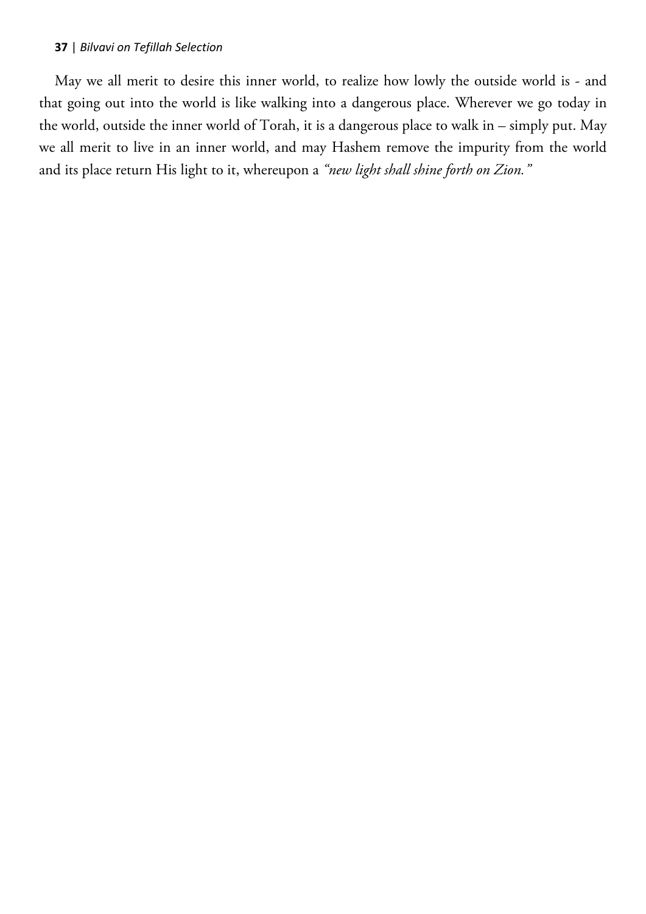May we all merit to desire this inner world, to realize how lowly the outside world is - and that going out into the world is like walking into a dangerous place. Wherever we go today in the world, outside the inner world of Torah, it is a dangerous place to walk in – simply put. May we all merit to live in an inner world, and may Hashem remove the impurity from the world and its place return His light to it, whereupon a *"new light shall shine forth on Zion."*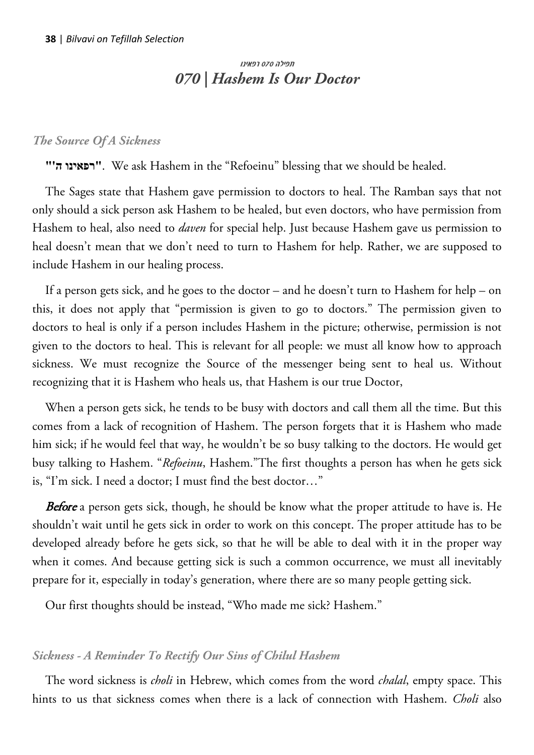###### תפילה 070 רפאינו
## *070 | Hashem Is Our Doctor*

### *The Source Of A Sickness*

**"רפאינו ה'"**. We ask Hashem in the "Refoeinu" blessing that we should be healed.

The Sages state that Hashem gave permission to doctors to heal. The Ramban says that not only should a sick person ask Hashem to be healed, but even doctors, who have permission from Hashem to heal, also need to *daven* for special help. Just because Hashem gave us permission to heal doesn't mean that we don't need to turn to Hashem for help. Rather, we are supposed to include Hashem in our healing process.

If a person gets sick, and he goes to the doctor – and he doesn't turn to Hashem for help – on this, it does not apply that "permission is given to go to doctors." The permission given to doctors to heal is only if a person includes Hashem in the picture; otherwise, permission is not given to the doctors to heal. This is relevant for all people: we must all know how to approach sickness. We must recognize the Source of the messenger being sent to heal us. Without recognizing that it is Hashem who heals us, that Hashem is our true Doctor,

When a person gets sick, he tends to be busy with doctors and call them all the time. But this comes from a lack of recognition of Hashem. The person forgets that it is Hashem who made him sick; if he would feel that way, he wouldn't be so busy talking to the doctors. He would get busy talking to Hashem. "*Refoeinu*, Hashem."The first thoughts a person has when he gets sick is, "I'm sick. I need a doctor; I must find the best doctor…"

***Before*** a person gets sick, though, he should be know what the proper attitude to have is. He shouldn't wait until he gets sick in order to work on this concept. The proper attitude has to be developed already before he gets sick, so that he will be able to deal with it in the proper way when it comes. And because getting sick is such a common occurrence, we must all inevitably prepare for it, especially in today's generation, where there are so many people getting sick.

Our first thoughts should be instead, "Who made me sick? Hashem."

### *Sickness - A Reminder To Rectify Our Sins of Chilul Hashem*

The word sickness is *choli* in Hebrew, which comes from the word *chalal*, empty space. This hints to us that sickness comes when there is a lack of connection with Hashem. *Choli* also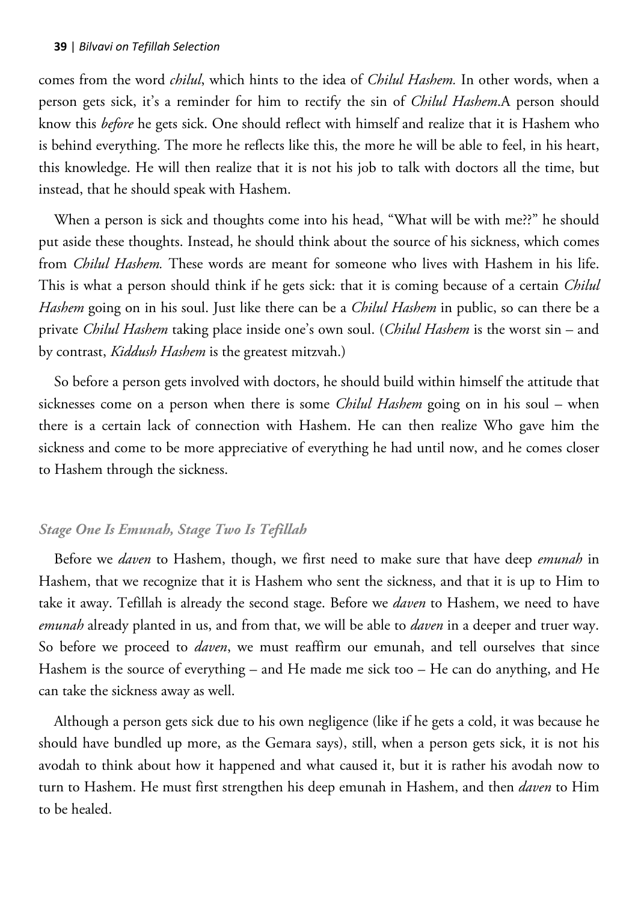comes from the word *chilul*, which hints to the idea of *Chilul Hashem.* In other words, when a person gets sick, it's a reminder for him to rectify the sin of *Chilul Hashem*.A person should know this *before* he gets sick. One should reflect with himself and realize that it is Hashem who is behind everything. The more he reflects like this, the more he will be able to feel, in his heart, this knowledge. He will then realize that it is not his job to talk with doctors all the time, but instead, that he should speak with Hashem.

When a person is sick and thoughts come into his head, "What will be with me??" he should put aside these thoughts. Instead, he should think about the source of his sickness, which comes from *Chilul Hashem.* These words are meant for someone who lives with Hashem in his life. This is what a person should think if he gets sick: that it is coming because of a certain *Chilul Hashem* going on in his soul. Just like there can be a *Chilul Hashem* in public, so can there be a private *Chilul Hashem* taking place inside one's own soul. (*Chilul Hashem* is the worst sin – and by contrast, *Kiddush Hashem* is the greatest mitzvah.)

So before a person gets involved with doctors, he should build within himself the attitude that sicknesses come on a person when there is some *Chilul Hashem* going on in his soul – when there is a certain lack of connection with Hashem. He can then realize Who gave him the sickness and come to be more appreciative of everything he had until now, and he comes closer to Hashem through the sickness.

### *Stage One Is Emunah, Stage Two Is Tefillah*

Before we *daven* to Hashem, though, we first need to make sure that have deep *emunah* in Hashem, that we recognize that it is Hashem who sent the sickness, and that it is up to Him to take it away. Tefillah is already the second stage. Before we *daven* to Hashem, we need to have *emunah* already planted in us, and from that, we will be able to *daven* in a deeper and truer way. So before we proceed to *daven*, we must reaffirm our emunah, and tell ourselves that since Hashem is the source of everything – and He made me sick too – He can do anything, and He can take the sickness away as well.

Although a person gets sick due to his own negligence (like if he gets a cold, it was because he should have bundled up more, as the Gemara says), still, when a person gets sick, it is not his avodah to think about how it happened and what caused it, but it is rather his avodah now to turn to Hashem. He must first strengthen his deep emunah in Hashem, and then *daven* to Him to be healed.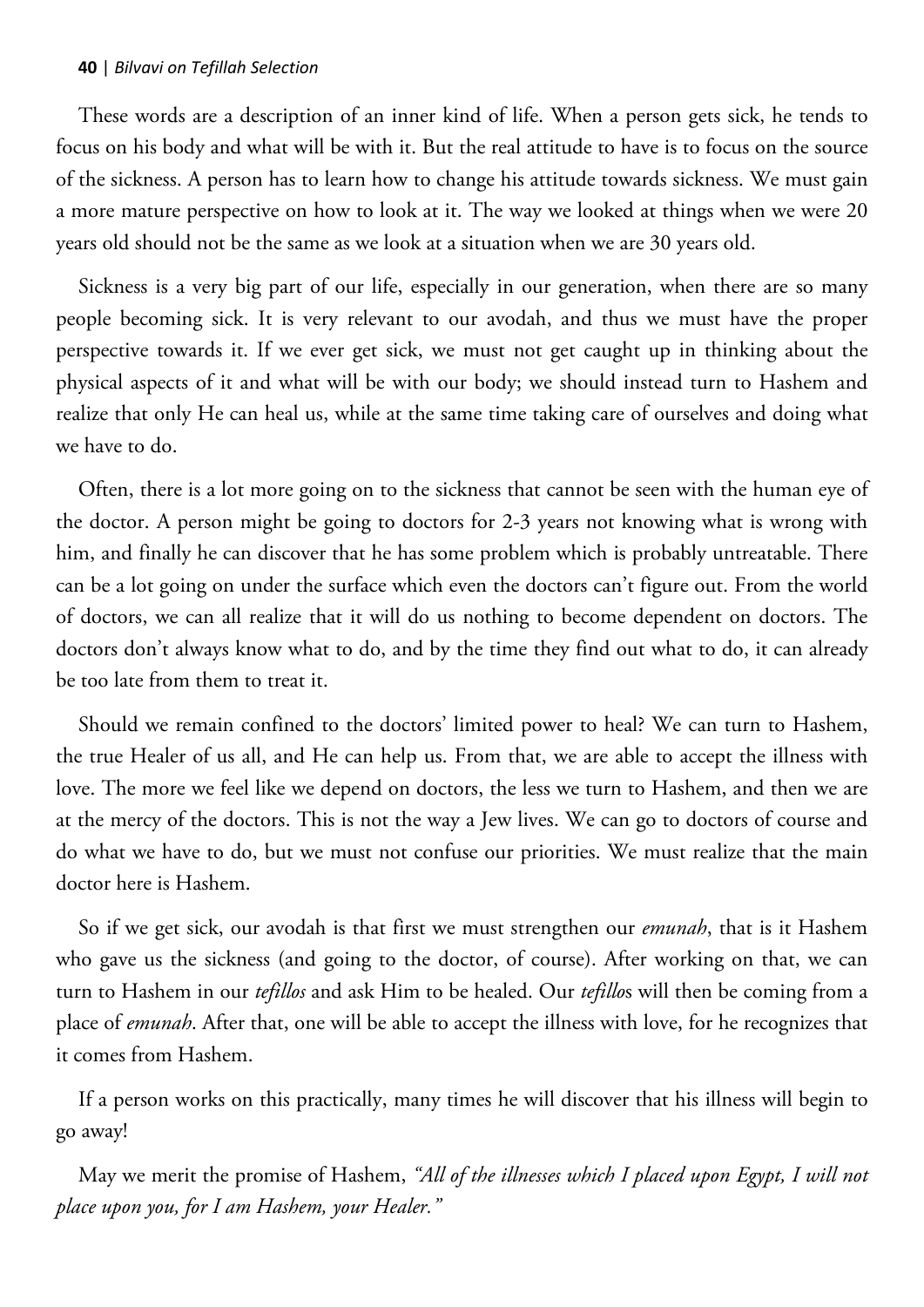These words are a description of an inner kind of life. When a person gets sick, he tends to focus on his body and what will be with it. But the real attitude to have is to focus on the source of the sickness. A person has to learn how to change his attitude towards sickness. We must gain a more mature perspective on how to look at it. The way we looked at things when we were 20 years old should not be the same as we look at a situation when we are 30 years old.

Sickness is a very big part of our life, especially in our generation, when there are so many people becoming sick. It is very relevant to our avodah, and thus we must have the proper perspective towards it. If we ever get sick, we must not get caught up in thinking about the physical aspects of it and what will be with our body; we should instead turn to Hashem and realize that only He can heal us, while at the same time taking care of ourselves and doing what we have to do.

Often, there is a lot more going on to the sickness that cannot be seen with the human eye of the doctor. A person might be going to doctors for 2-3 years not knowing what is wrong with him, and finally he can discover that he has some problem which is probably untreatable. There can be a lot going on under the surface which even the doctors can't figure out. From the world of doctors, we can all realize that it will do us nothing to become dependent on doctors. The doctors don't always know what to do, and by the time they find out what to do, it can already be too late from them to treat it.

Should we remain confined to the doctors' limited power to heal? We can turn to Hashem, the true Healer of us all, and He can help us. From that, we are able to accept the illness with love. The more we feel like we depend on doctors, the less we turn to Hashem, and then we are at the mercy of the doctors. This is not the way a Jew lives. We can go to doctors of course and do what we have to do, but we must not confuse our priorities. We must realize that the main doctor here is Hashem.

So if we get sick, our avodah is that first we must strengthen our *emunah*, that is it Hashem who gave us the sickness (and going to the doctor, of course). After working on that, we can turn to Hashem in our *tefillos* and ask Him to be healed. Our *tefillo*s will then be coming from a place of *emunah*. After that, one will be able to accept the illness with love, for he recognizes that it comes from Hashem.

If a person works on this practically, many times he will discover that his illness will begin to go away!

May we merit the promise of Hashem, *"All of the illnesses which I placed upon Egypt, I will not place upon you, for I am Hashem, your Healer."*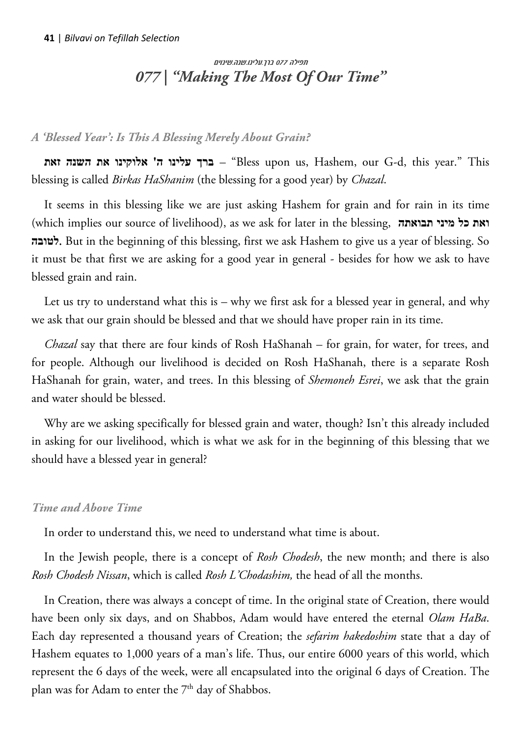*תפילה 077 ברך.עלינו.שנה.שינוים*

## *077 | "Making The Most Of Our Time"*

### *A 'Blessed Year': Is This A Blessing Merely About Grain?*

**ברך עלינו ה' אלוקינו את השנה זאת** – "Bless upon us, Hashem, our G-d, this year." This blessing is called *Birkas HaShanim* (the blessing for a good year) by *Chazal*.

It seems in this blessing like we are just asking Hashem for grain and for rain in its time (which implies our source of livelihood), as we ask for later in the blessing, **ואת כל מיני תבואתה לטובה**. But in the beginning of this blessing, first we ask Hashem to give us a year of blessing. So it must be that first we are asking for a good year in general - besides for how we ask to have blessed grain and rain.

Let us try to understand what this is – why we first ask for a blessed year in general, and why we ask that our grain should be blessed and that we should have proper rain in its time.

*Chazal* say that there are four kinds of Rosh HaShanah – for grain, for water, for trees, and for people. Although our livelihood is decided on Rosh HaShanah, there is a separate Rosh HaShanah for grain, water, and trees. In this blessing of *Shemoneh Esrei*, we ask that the grain and water should be blessed.

Why are we asking specifically for blessed grain and water, though? Isn't this already included in asking for our livelihood, which is what we ask for in the beginning of this blessing that we should have a blessed year in general?

### *Time and Above Time*

In order to understand this, we need to understand what time is about.

In the Jewish people, there is a concept of *Rosh Chodesh*, the new month; and there is also *Rosh Chodesh Nissan*, which is called *Rosh L'Chodashim,* the head of all the months.

In Creation, there was always a concept of time. In the original state of Creation, there would have been only six days, and on Shabbos, Adam would have entered the eternal *Olam HaBa*. Each day represented a thousand years of Creation; the *sefarim hakedoshim* state that a day of Hashem equates to 1,000 years of a man's life. Thus, our entire 6000 years of this world, which represent the 6 days of the week, were all encapsulated into the original 6 days of Creation. The plan was for Adam to enter the 7th day of Shabbos.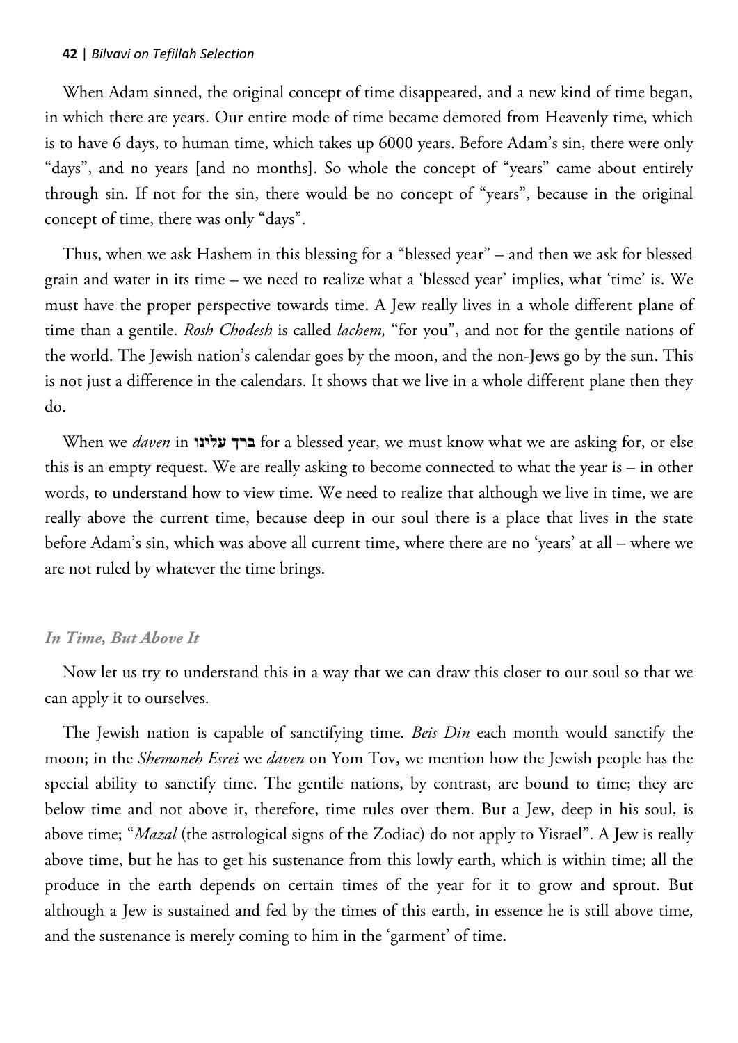When Adam sinned, the original concept of time disappeared, and a new kind of time began, in which there are years. Our entire mode of time became demoted from Heavenly time, which is to have 6 days, to human time, which takes up 6000 years. Before Adam's sin, there were only "days", and no years [and no months]. So whole the concept of "years" came about entirely through sin. If not for the sin, there would be no concept of "years", because in the original concept of time, there was only "days".

Thus, when we ask Hashem in this blessing for a "blessed year" – and then we ask for blessed grain and water in its time – we need to realize what a 'blessed year' implies, what 'time' is. We must have the proper perspective towards time. A Jew really lives in a whole different plane of time than a gentile. *Rosh Chodesh* is called *lachem,* "for you", and not for the gentile nations of the world. The Jewish nation's calendar goes by the moon, and the non-Jews go by the sun. This is not just a difference in the calendars. It shows that we live in a whole different plane then they do.

When we *daven* in **ברך עלינו** for a blessed year, we must know what we are asking for, or else this is an empty request. We are really asking to become connected to what the year is – in other words, to understand how to view time. We need to realize that although we live in time, we are really above the current time, because deep in our soul there is a place that lives in the state before Adam's sin, which was above all current time, where there are no 'years' at all – where we are not ruled by whatever the time brings.

### *In Time, But Above It*

Now let us try to understand this in a way that we can draw this closer to our soul so that we can apply it to ourselves.

The Jewish nation is capable of sanctifying time. *Beis Din* each month would sanctify the moon; in the *Shemoneh Esrei* we *daven* on Yom Tov, we mention how the Jewish people has the special ability to sanctify time. The gentile nations, by contrast, are bound to time; they are below time and not above it, therefore, time rules over them. But a Jew, deep in his soul, is above time; "*Mazal* (the astrological signs of the Zodiac) do not apply to Yisrael". A Jew is really above time, but he has to get his sustenance from this lowly earth, which is within time; all the produce in the earth depends on certain times of the year for it to grow and sprout. But although a Jew is sustained and fed by the times of this earth, in essence he is still above time, and the sustenance is merely coming to him in the 'garment' of time.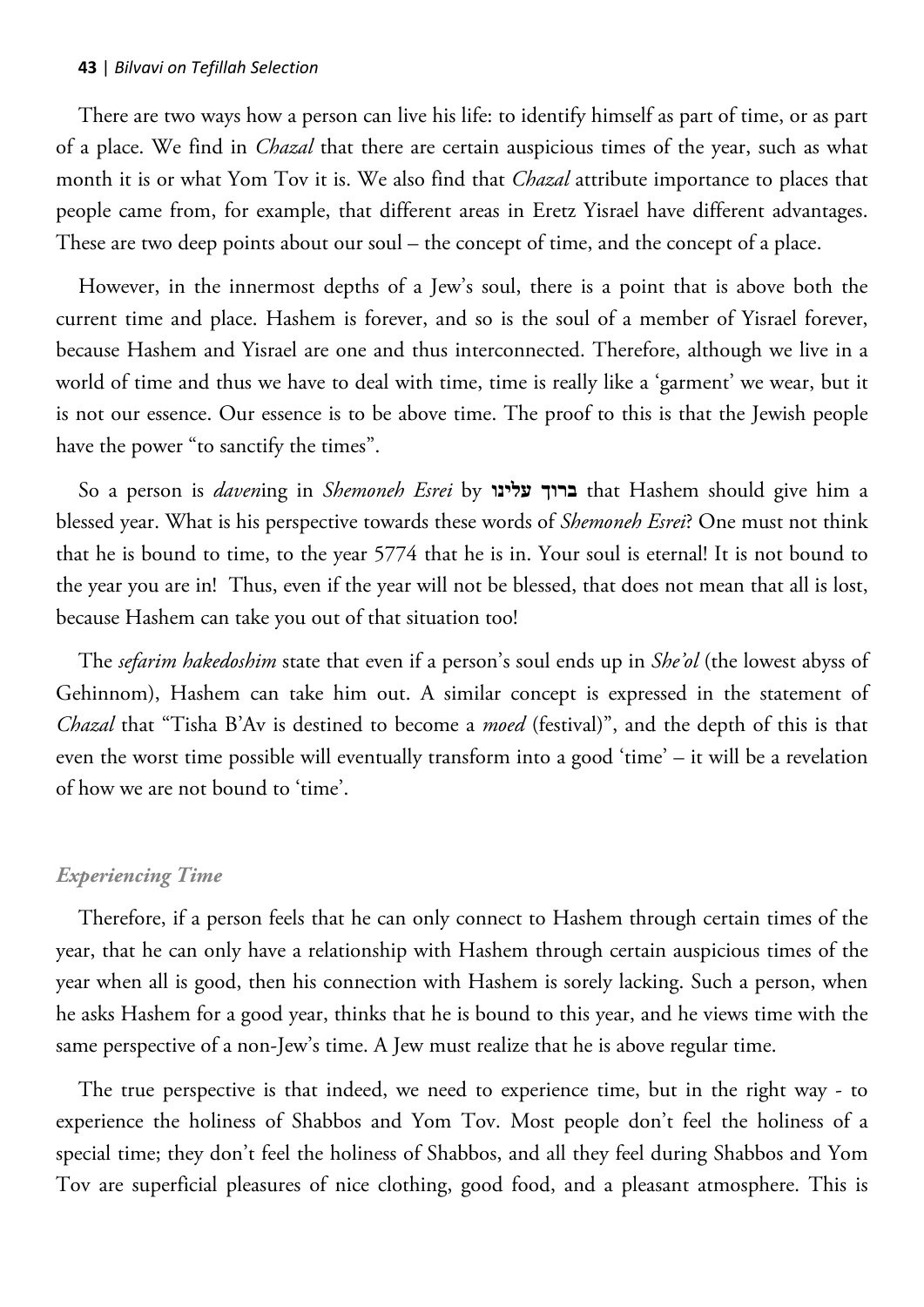There are two ways how a person can live his life: to identify himself as part of time, or as part of a place. We find in *Chazal* that there are certain auspicious times of the year, such as what month it is or what Yom Tov it is. We also find that *Chazal* attribute importance to places that people came from, for example, that different areas in Eretz Yisrael have different advantages. These are two deep points about our soul – the concept of time, and the concept of a place.

However, in the innermost depths of a Jew's soul, there is a point that is above both the current time and place. Hashem is forever, and so is the soul of a member of Yisrael forever, because Hashem and Yisrael are one and thus interconnected. Therefore, although we live in a world of time and thus we have to deal with time, time is really like a 'garment' we wear, but it is not our essence. Our essence is to be above time. The proof to this is that the Jewish people have the power "to sanctify the times".

So a person is *daven*ing in *Shemoneh Esrei* by **ברוך עלינו** that Hashem should give him a blessed year. What is his perspective towards these words of *Shemoneh Esrei*? One must not think that he is bound to time, to the year 5774 that he is in. Your soul is eternal! It is not bound to the year you are in! Thus, even if the year will not be blessed, that does not mean that all is lost, because Hashem can take you out of that situation too!

The *sefarim hakedoshim* state that even if a person's soul ends up in *She'ol* (the lowest abyss of Gehinnom), Hashem can take him out. A similar concept is expressed in the statement of *Chazal* that "Tisha B'Av is destined to become a *moed* (festival)", and the depth of this is that even the worst time possible will eventually transform into a good 'time' – it will be a revelation of how we are not bound to 'time'.

### *Experiencing Time*

Therefore, if a person feels that he can only connect to Hashem through certain times of the year, that he can only have a relationship with Hashem through certain auspicious times of the year when all is good, then his connection with Hashem is sorely lacking. Such a person, when he asks Hashem for a good year, thinks that he is bound to this year, and he views time with the same perspective of a non-Jew's time. A Jew must realize that he is above regular time.

The true perspective is that indeed, we need to experience time, but in the right way - to experience the holiness of Shabbos and Yom Tov. Most people don't feel the holiness of a special time; they don't feel the holiness of Shabbos, and all they feel during Shabbos and Yom Tov are superficial pleasures of nice clothing, good food, and a pleasant atmosphere. This is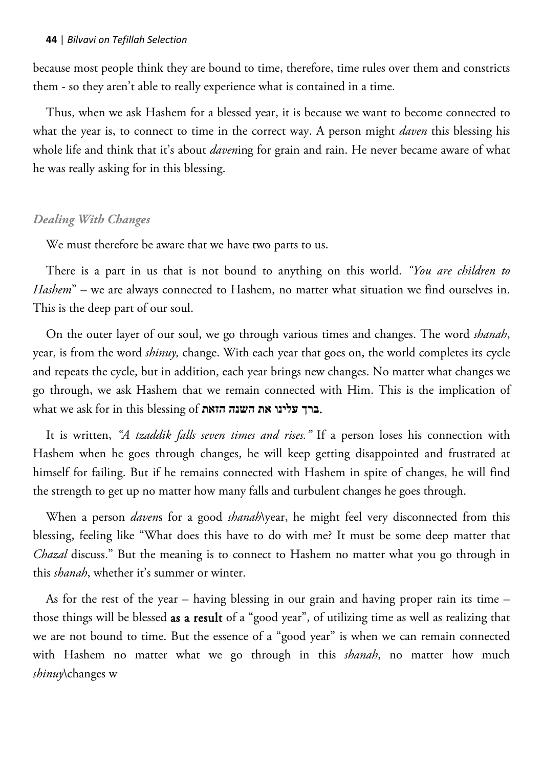because most people think they are bound to time, therefore, time rules over them and constricts them - so they aren't able to really experience what is contained in a time.

Thus, when we ask Hashem for a blessed year, it is because we want to become connected to what the year is, to connect to time in the correct way. A person might *daven* this blessing his whole life and think that it's about *daven*ing for grain and rain. He never became aware of what he was really asking for in this blessing.

### *Dealing With Changes*

We must therefore be aware that we have two parts to us.

There is a part in us that is not bound to anything on this world. *"You are children to Hashem"* – we are always connected to Hashem, no matter what situation we find ourselves in. This is the deep part of our soul.

On the outer layer of our soul, we go through various times and changes. The word *shanah*, year, is from the word *shinuy,* change. With each year that goes on, the world completes its cycle and repeats the cycle, but in addition, each year brings new changes. No matter what changes we go through, we ask Hashem that we remain connected with Him. This is the implication of what we ask for in this blessing of **ברך עלינו את השנה הזאת**.

It is written, *"A tzaddik falls seven times and rises."* If a person loses his connection with Hashem when he goes through changes, he will keep getting disappointed and frustrated at himself for failing. But if he remains connected with Hashem in spite of changes, he will find the strength to get up no matter how many falls and turbulent changes he goes through.

When a person *daven*s for a good *shanah*\year, he might feel very disconnected from this blessing, feeling like "What does this have to do with me? It must be some deep matter that *Chazal* discuss." But the meaning is to connect to Hashem no matter what you go through in this *shanah*, whether it's summer or winter.

As for the rest of the year – having blessing in our grain and having proper rain its time – those things will be blessed **as a result** of a "good year", of utilizing time as well as realizing that we are not bound to time. But the essence of a "good year" is when we can remain connected with Hashem no matter what we go through in this *shanah*, no matter how much *shinuy*\changes w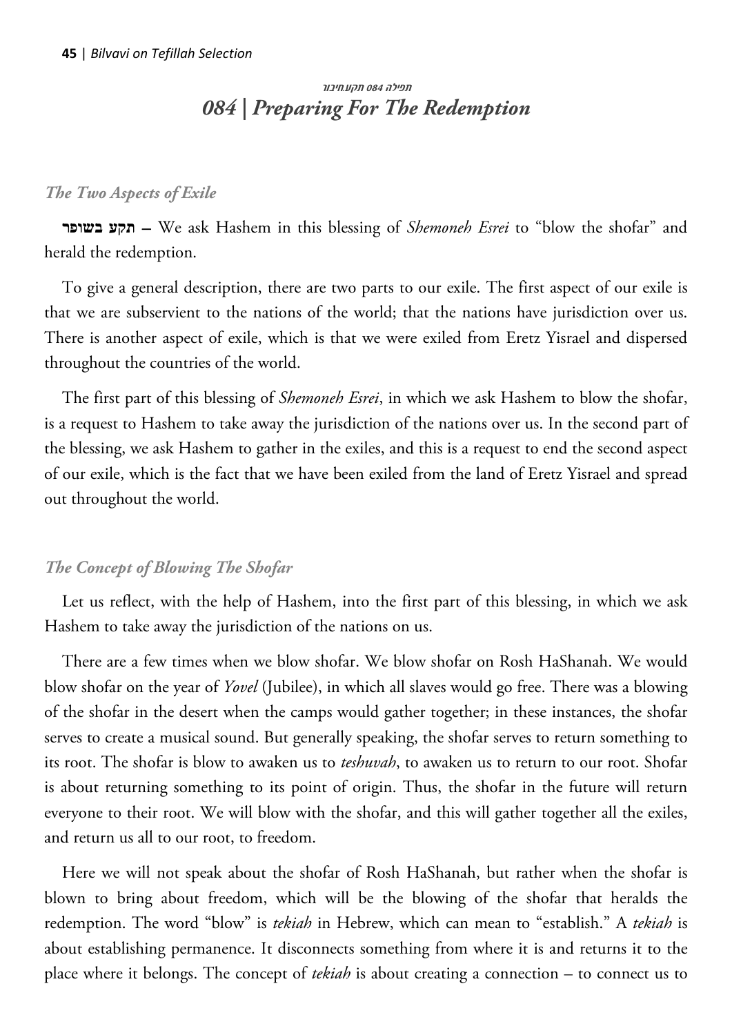*תפילה 084 תקע.חיבור*

## *084 | Preparing For The Redemption*

### *The Two Aspects of Exile*

**תקע בשופר** – We ask Hashem in this blessing of *Shemoneh Esrei* to "blow the shofar" and herald the redemption.

To give a general description, there are two parts to our exile. The first aspect of our exile is that we are subservient to the nations of the world; that the nations have jurisdiction over us. There is another aspect of exile, which is that we were exiled from Eretz Yisrael and dispersed throughout the countries of the world.

The first part of this blessing of *Shemoneh Esrei*, in which we ask Hashem to blow the shofar, is a request to Hashem to take away the jurisdiction of the nations over us. In the second part of the blessing, we ask Hashem to gather in the exiles, and this is a request to end the second aspect of our exile, which is the fact that we have been exiled from the land of Eretz Yisrael and spread out throughout the world.

### *The Concept of Blowing The Shofar*

Let us reflect, with the help of Hashem, into the first part of this blessing, in which we ask Hashem to take away the jurisdiction of the nations on us.

There are a few times when we blow shofar. We blow shofar on Rosh HaShanah. We would blow shofar on the year of *Yovel* (Jubilee), in which all slaves would go free. There was a blowing of the shofar in the desert when the camps would gather together; in these instances, the shofar serves to create a musical sound. But generally speaking, the shofar serves to return something to its root. The shofar is blow to awaken us to *teshuvah*, to awaken us to return to our root. Shofar is about returning something to its point of origin. Thus, the shofar in the future will return everyone to their root. We will blow with the shofar, and this will gather together all the exiles, and return us all to our root, to freedom.

Here we will not speak about the shofar of Rosh HaShanah, but rather when the shofar is blown to bring about freedom, which will be the blowing of the shofar that heralds the redemption. The word "blow" is *tekiah* in Hebrew, which can mean to "establish." A *tekiah* is about establishing permanence. It disconnects something from where it is and returns it to the place where it belongs. The concept of *tekiah* is about creating a connection – to connect us to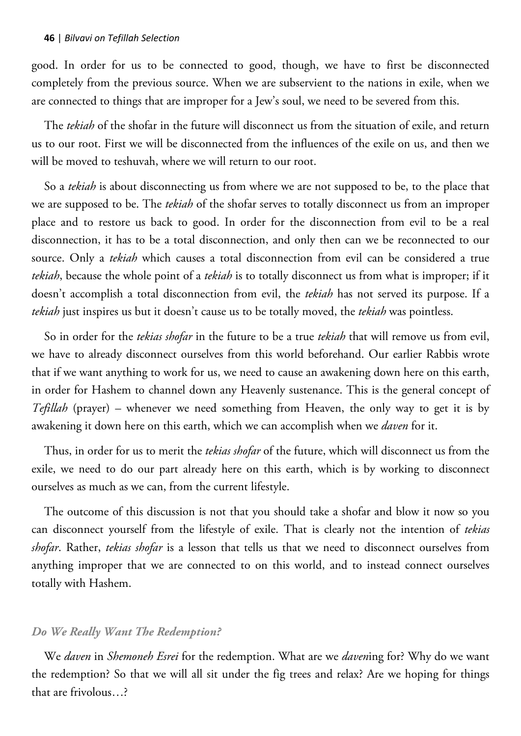good. In order for us to be connected to good, though, we have to first be disconnected completely from the previous source. When we are subservient to the nations in exile, when we are connected to things that are improper for a Jew's soul, we need to be severed from this.

The *tekiah* of the shofar in the future will disconnect us from the situation of exile, and return us to our root. First we will be disconnected from the influences of the exile on us, and then we will be moved to teshuvah, where we will return to our root.

So a *tekiah* is about disconnecting us from where we are not supposed to be, to the place that we are supposed to be. The *tekiah* of the shofar serves to totally disconnect us from an improper place and to restore us back to good. In order for the disconnection from evil to be a real disconnection, it has to be a total disconnection, and only then can we be reconnected to our source. Only a *tekiah* which causes a total disconnection from evil can be considered a true *tekiah*, because the whole point of a *tekiah* is to totally disconnect us from what is improper; if it doesn't accomplish a total disconnection from evil, the *tekiah* has not served its purpose. If a *tekiah* just inspires us but it doesn't cause us to be totally moved, the *tekiah* was pointless.

So in order for the *tekias shofar* in the future to be a true *tekiah* that will remove us from evil, we have to already disconnect ourselves from this world beforehand. Our earlier Rabbis wrote that if we want anything to work for us, we need to cause an awakening down here on this earth, in order for Hashem to channel down any Heavenly sustenance. This is the general concept of *Tefillah* (prayer) – whenever we need something from Heaven, the only way to get it is by awakening it down here on this earth, which we can accomplish when we *daven* for it.

Thus, in order for us to merit the *tekias shofar* of the future, which will disconnect us from the exile, we need to do our part already here on this earth, which is by working to disconnect ourselves as much as we can, from the current lifestyle.

The outcome of this discussion is not that you should take a shofar and blow it now so you can disconnect yourself from the lifestyle of exile. That is clearly not the intention of *tekias shofar*. Rather, *tekias shofar* is a lesson that tells us that we need to disconnect ourselves from anything improper that we are connected to on this world, and to instead connect ourselves totally with Hashem.

### *Do We Really Want The Redemption?*

We *daven* in *Shemoneh Esrei* for the redemption. What are we *daven*ing for? Why do we want the redemption? So that we will all sit under the fig trees and relax? Are we hoping for things that are frivolous…?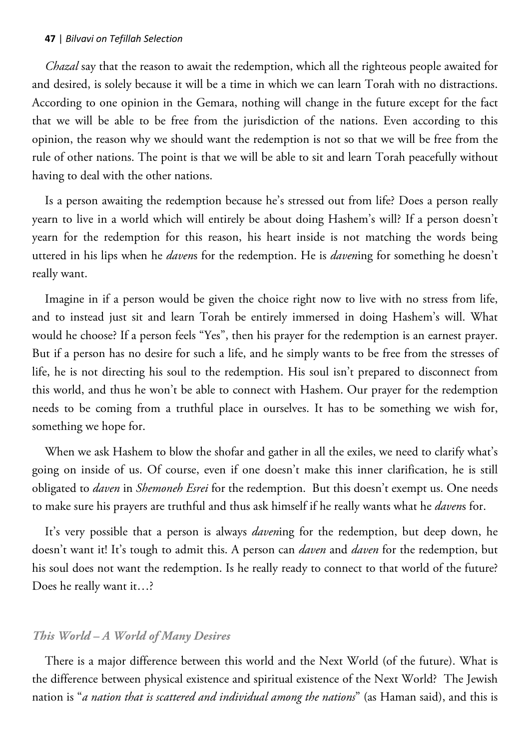*Chazal* say that the reason to await the redemption, which all the righteous people awaited for and desired, is solely because it will be a time in which we can learn Torah with no distractions. According to one opinion in the Gemara, nothing will change in the future except for the fact that we will be able to be free from the jurisdiction of the nations. Even according to this opinion, the reason why we should want the redemption is not so that we will be free from the rule of other nations. The point is that we will be able to sit and learn Torah peacefully without having to deal with the other nations.

Is a person awaiting the redemption because he's stressed out from life? Does a person really yearn to live in a world which will entirely be about doing Hashem's will? If a person doesn't yearn for the redemption for this reason, his heart inside is not matching the words being uttered in his lips when he *daven*s for the redemption. He is *daven*ing for something he doesn't really want.

Imagine in if a person would be given the choice right now to live with no stress from life, and to instead just sit and learn Torah be entirely immersed in doing Hashem's will. What would he choose? If a person feels "Yes", then his prayer for the redemption is an earnest prayer. But if a person has no desire for such a life, and he simply wants to be free from the stresses of life, he is not directing his soul to the redemption. His soul isn't prepared to disconnect from this world, and thus he won't be able to connect with Hashem. Our prayer for the redemption needs to be coming from a truthful place in ourselves. It has to be something we wish for, something we hope for.

When we ask Hashem to blow the shofar and gather in all the exiles, we need to clarify what's going on inside of us. Of course, even if one doesn't make this inner clarification, he is still obligated to *daven* in *Shemoneh Esrei* for the redemption. But this doesn't exempt us. One needs to make sure his prayers are truthful and thus ask himself if he really wants what he *daven*s for.

It's very possible that a person is always *daven*ing for the redemption, but deep down, he doesn't want it! It's tough to admit this. A person can *daven* and *daven* for the redemption, but his soul does not want the redemption. Is he really ready to connect to that world of the future? Does he really want it…?

### *This World – A World of Many Desires*

There is a major difference between this world and the Next World (of the future). What is the difference between physical existence and spiritual existence of the Next World? The Jewish nation is "*a nation that is scattered and individual among the nations*" (as Haman said), and this is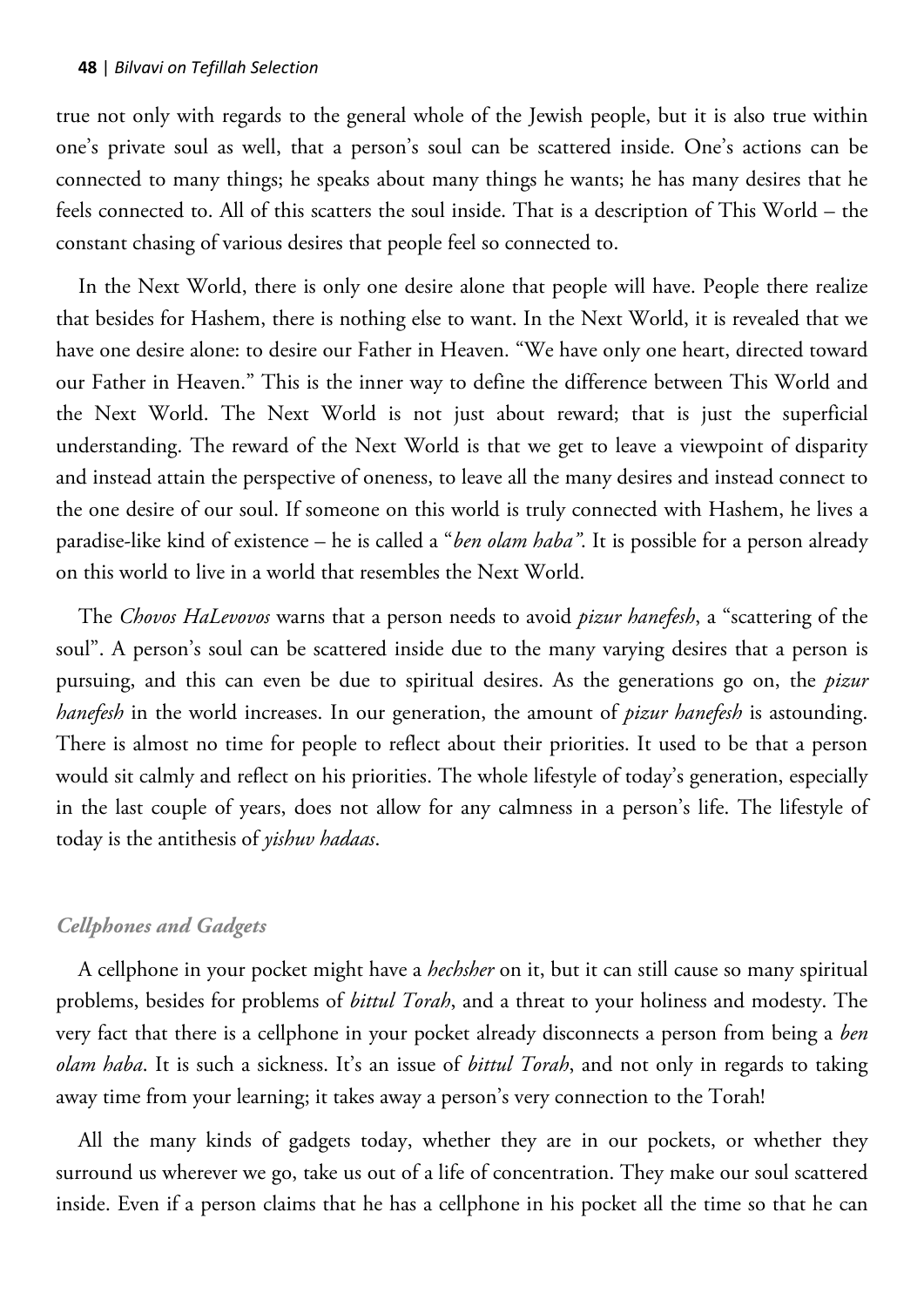true not only with regards to the general whole of the Jewish people, but it is also true within one's private soul as well, that a person's soul can be scattered inside. One's actions can be connected to many things; he speaks about many things he wants; he has many desires that he feels connected to. All of this scatters the soul inside. That is a description of This World – the constant chasing of various desires that people feel so connected to.

In the Next World, there is only one desire alone that people will have. People there realize that besides for Hashem, there is nothing else to want. In the Next World, it is revealed that we have one desire alone: to desire our Father in Heaven. "We have only one heart, directed toward our Father in Heaven." This is the inner way to define the difference between This World and the Next World. The Next World is not just about reward; that is just the superficial understanding. The reward of the Next World is that we get to leave a viewpoint of disparity and instead attain the perspective of oneness, to leave all the many desires and instead connect to the one desire of our soul. If someone on this world is truly connected with Hashem, he lives a paradise-like kind of existence – he is called a "*ben olam haba"*. It is possible for a person already on this world to live in a world that resembles the Next World.

The *Chovos HaLevovos* warns that a person needs to avoid *pizur hanefesh*, a "scattering of the soul". A person's soul can be scattered inside due to the many varying desires that a person is pursuing, and this can even be due to spiritual desires. As the generations go on, the *pizur hanefesh* in the world increases. In our generation, the amount of *pizur hanefesh* is astounding. There is almost no time for people to reflect about their priorities. It used to be that a person would sit calmly and reflect on his priorities. The whole lifestyle of today's generation, especially in the last couple of years, does not allow for any calmness in a person's life. The lifestyle of today is the antithesis of *yishuv hadaas*.

### *Cellphones and Gadgets*

A cellphone in your pocket might have a *hechsher* on it, but it can still cause so many spiritual problems, besides for problems of *bittul Torah*, and a threat to your holiness and modesty. The very fact that there is a cellphone in your pocket already disconnects a person from being a *ben olam haba*. It is such a sickness. It's an issue of *bittul Torah*, and not only in regards to taking away time from your learning; it takes away a person's very connection to the Torah!

All the many kinds of gadgets today, whether they are in our pockets, or whether they surround us wherever we go, take us out of a life of concentration. They make our soul scattered inside. Even if a person claims that he has a cellphone in his pocket all the time so that he can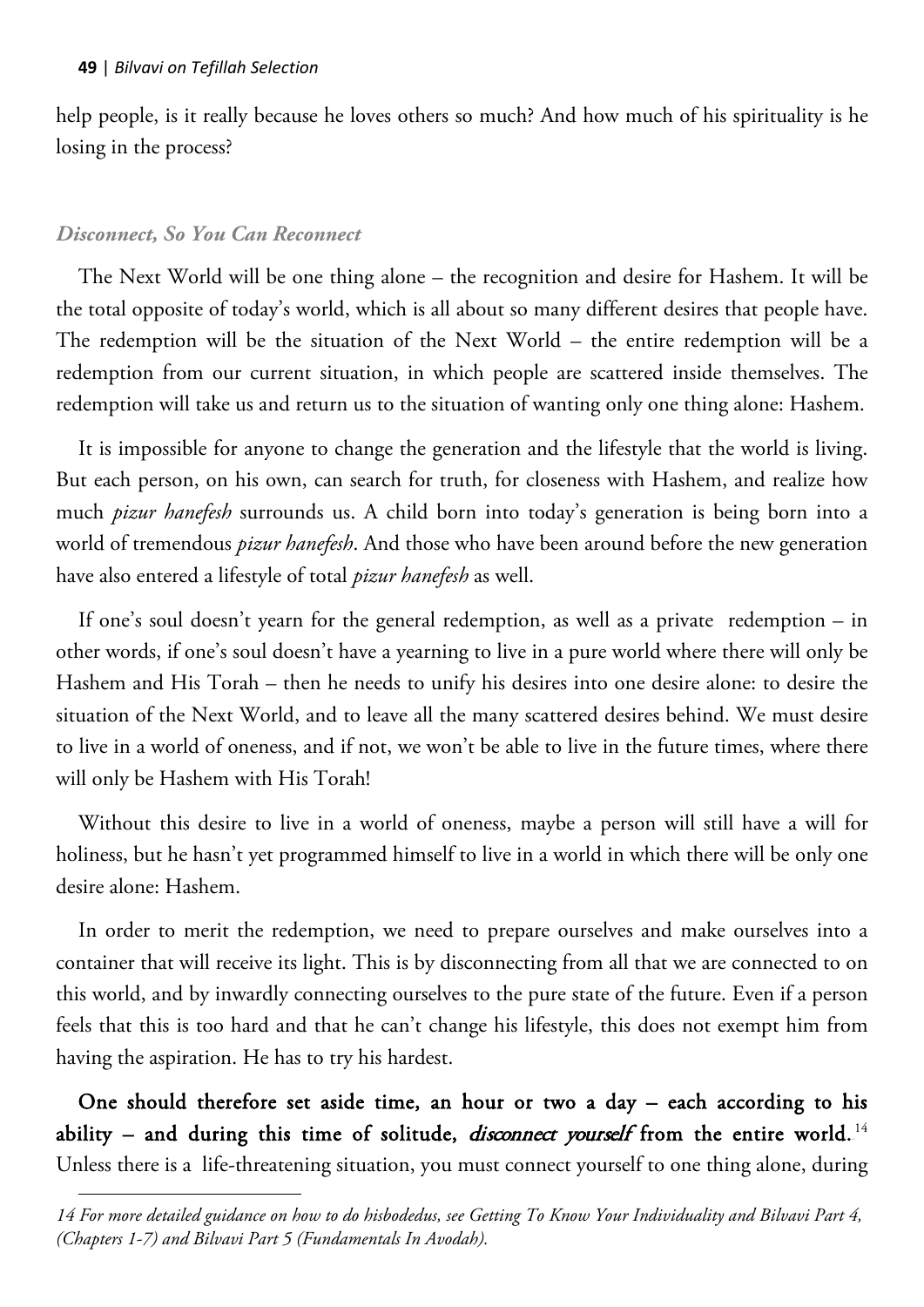help people, is it really because he loves others so much? And how much of his spirituality is he losing in the process?

### *Disconnect, So You Can Reconnect*

The Next World will be one thing alone – the recognition and desire for Hashem. It will be the total opposite of today's world, which is all about so many different desires that people have. The redemption will be the situation of the Next World – the entire redemption will be a redemption from our current situation, in which people are scattered inside themselves. The redemption will take us and return us to the situation of wanting only one thing alone: Hashem.

It is impossible for anyone to change the generation and the lifestyle that the world is living. But each person, on his own, can search for truth, for closeness with Hashem, and realize how much *pizur hanefesh* surrounds us. A child born into today's generation is being born into a world of tremendous *pizur hanefesh*. And those who have been around before the new generation have also entered a lifestyle of total *pizur hanefesh* as well.

If one's soul doesn't yearn for the general redemption, as well as a private redemption – in other words, if one's soul doesn't have a yearning to live in a pure world where there will only be Hashem and His Torah – then he needs to unify his desires into one desire alone: to desire the situation of the Next World, and to leave all the many scattered desires behind. We must desire to live in a world of oneness, and if not, we won't be able to live in the future times, where there will only be Hashem with His Torah!

Without this desire to live in a world of oneness, maybe a person will still have a will for holiness, but he hasn't yet programmed himself to live in a world in which there will be only one desire alone: Hashem.

In order to merit the redemption, we need to prepare ourselves and make ourselves into a container that will receive its light. This is by disconnecting from all that we are connected to on this world, and by inwardly connecting ourselves to the pure state of the future. Even if a person feels that this is too hard and that he can't change his lifestyle, this does not exempt him from having the aspiration. He has to try his hardest.

**One should therefore set aside time, an hour or two a day – each according to his ability – and during this time of solitude, *disconnect yourself* from the entire world.**[14] Unless there is a life-threatening situation, you must connect yourself to one thing alone, during

*14 For more detailed guidance on how to do hisbodedus, see Getting To Know Your Individuality and Bilvavi Part 4, (Chapters 1-7) and Bilvavi Part 5 (Fundamentals In Avodah).*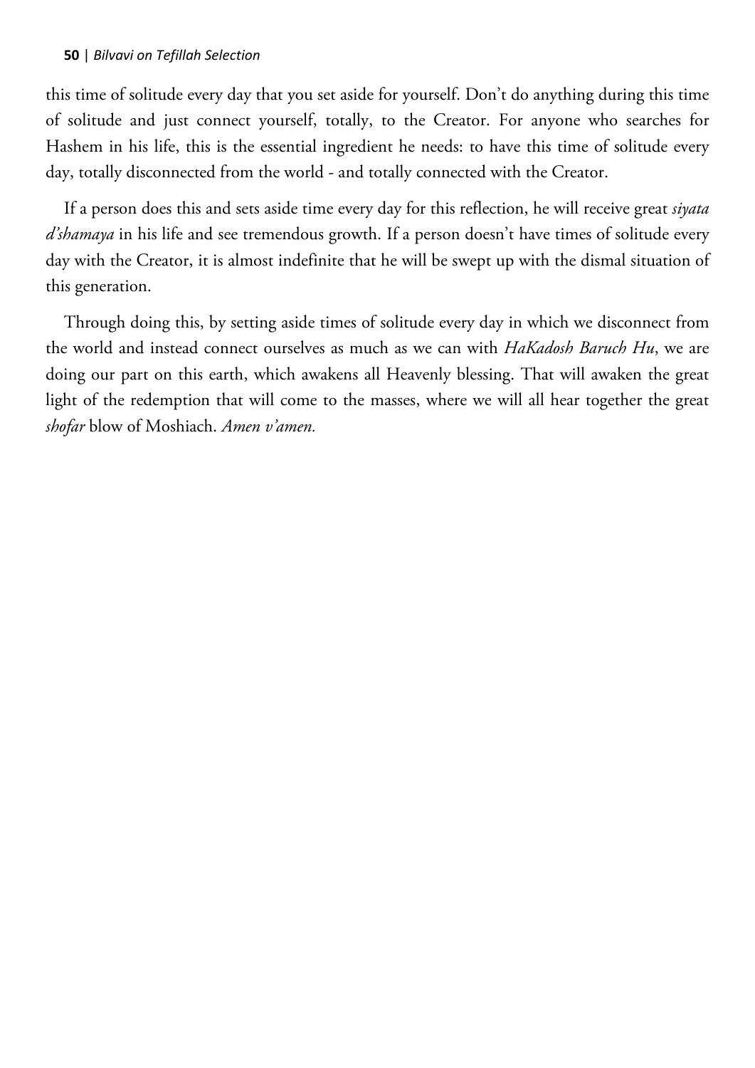this time of solitude every day that you set aside for yourself. Don't do anything during this time of solitude and just connect yourself, totally, to the Creator. For anyone who searches for Hashem in his life, this is the essential ingredient he needs: to have this time of solitude every day, totally disconnected from the world - and totally connected with the Creator.

If a person does this and sets aside time every day for this reflection, he will receive great *siyata d'shamaya* in his life and see tremendous growth. If a person doesn't have times of solitude every day with the Creator, it is almost indefinite that he will be swept up with the dismal situation of this generation.

Through doing this, by setting aside times of solitude every day in which we disconnect from the world and instead connect ourselves as much as we can with *HaKadosh Baruch Hu*, we are doing our part on this earth, which awakens all Heavenly blessing. That will awaken the great light of the redemption that will come to the masses, where we will all hear together the great *shofar* blow of Moshiach. *Amen v'amen.*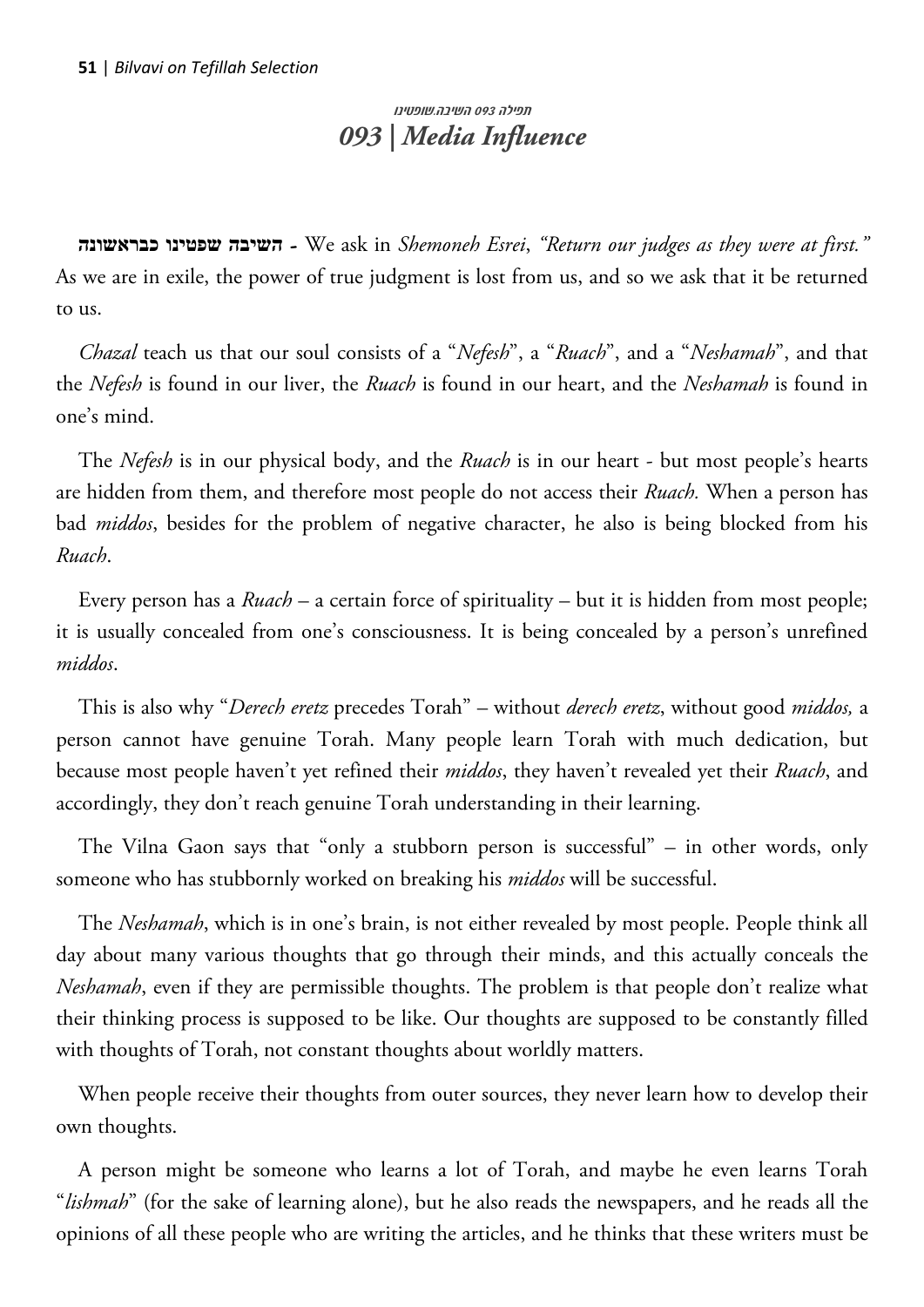תפילה 093 השיבה.שופטינו

## *093 | Media Influence*

**השיבה שפטינו כבראשונה -** We ask in *Shemoneh Esrei*, *"Return our judges as they were at first."* As we are in exile, the power of true judgment is lost from us, and so we ask that it be returned to us.

*Chazal* teach us that our soul consists of a "*Nefesh*", a "*Ruach*", and a "*Neshamah*", and that the *Nefesh* is found in our liver, the *Ruach* is found in our heart, and the *Neshamah* is found in one's mind.

The *Nefesh* is in our physical body, and the *Ruach* is in our heart - but most people's hearts are hidden from them, and therefore most people do not access their *Ruach.* When a person has bad *middos*, besides for the problem of negative character, he also is being blocked from his *Ruach*.

Every person has a *Ruach* – a certain force of spirituality – but it is hidden from most people; it is usually concealed from one's consciousness. It is being concealed by a person's unrefined *middos*.

This is also why "*Derech eretz* precedes Torah" – without *derech eretz*, without good *middos,* a person cannot have genuine Torah. Many people learn Torah with much dedication, but because most people haven't yet refined their *middos*, they haven't revealed yet their *Ruach*, and accordingly, they don't reach genuine Torah understanding in their learning.

The Vilna Gaon says that "only a stubborn person is successful" – in other words, only someone who has stubbornly worked on breaking his *middos* will be successful.

The *Neshamah*, which is in one's brain, is not either revealed by most people. People think all day about many various thoughts that go through their minds, and this actually conceals the *Neshamah*, even if they are permissible thoughts. The problem is that people don't realize what their thinking process is supposed to be like. Our thoughts are supposed to be constantly filled with thoughts of Torah, not constant thoughts about worldly matters.

When people receive their thoughts from outer sources, they never learn how to develop their own thoughts.

A person might be someone who learns a lot of Torah, and maybe he even learns Torah "*lishmah*" (for the sake of learning alone), but he also reads the newspapers, and he reads all the opinions of all these people who are writing the articles, and he thinks that these writers must be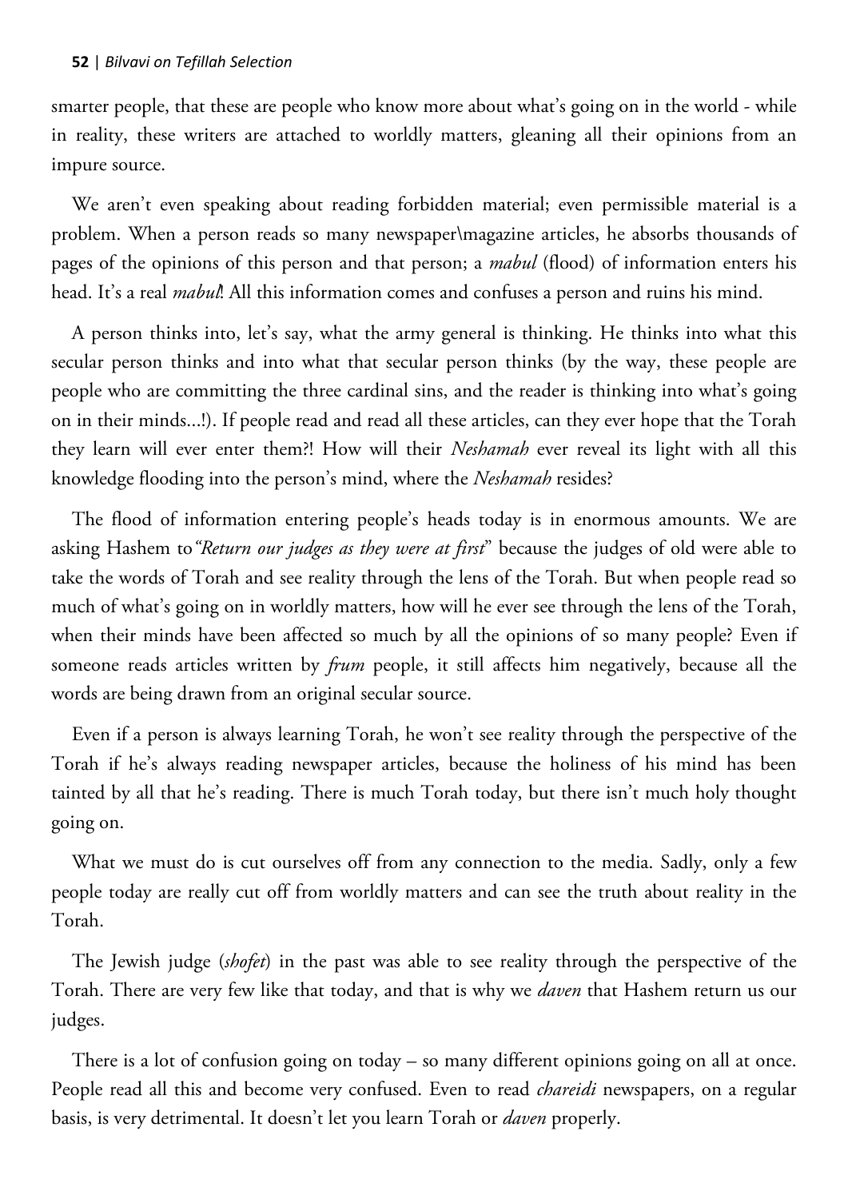smarter people, that these are people who know more about what's going on in the world - while in reality, these writers are attached to worldly matters, gleaning all their opinions from an impure source.

We aren't even speaking about reading forbidden material; even permissible material is a problem. When a person reads so many newspaper\magazine articles, he absorbs thousands of pages of the opinions of this person and that person; a *mabul* (flood) of information enters his head. It's a real *mabul*! All this information comes and confuses a person and ruins his mind.

A person thinks into, let's say, what the army general is thinking. He thinks into what this secular person thinks and into what that secular person thinks (by the way, these people are people who are committing the three cardinal sins, and the reader is thinking into what's going on in their minds…!). If people read and read all these articles, can they ever hope that the Torah they learn will ever enter them?! How will their *Neshamah* ever reveal its light with all this knowledge flooding into the person's mind, where the *Neshamah* resides?

The flood of information entering people's heads today is in enormous amounts. We are asking Hashem to *"Return our judges as they were at first"* because the judges of old were able to take the words of Torah and see reality through the lens of the Torah. But when people read so much of what's going on in worldly matters, how will he ever see through the lens of the Torah, when their minds have been affected so much by all the opinions of so many people? Even if someone reads articles written by *frum* people, it still affects him negatively, because all the words are being drawn from an original secular source.

Even if a person is always learning Torah, he won't see reality through the perspective of the Torah if he's always reading newspaper articles, because the holiness of his mind has been tainted by all that he's reading. There is much Torah today, but there isn't much holy thought going on.

What we must do is cut ourselves off from any connection to the media. Sadly, only a few people today are really cut off from worldly matters and can see the truth about reality in the Torah.

The Jewish judge (*shofet*) in the past was able to see reality through the perspective of the Torah. There are very few like that today, and that is why we *daven* that Hashem return us our judges.

There is a lot of confusion going on today – so many different opinions going on all at once. People read all this and become very confused. Even to read *chareidi* newspapers, on a regular basis, is very detrimental. It doesn't let you learn Torah or *daven* properly.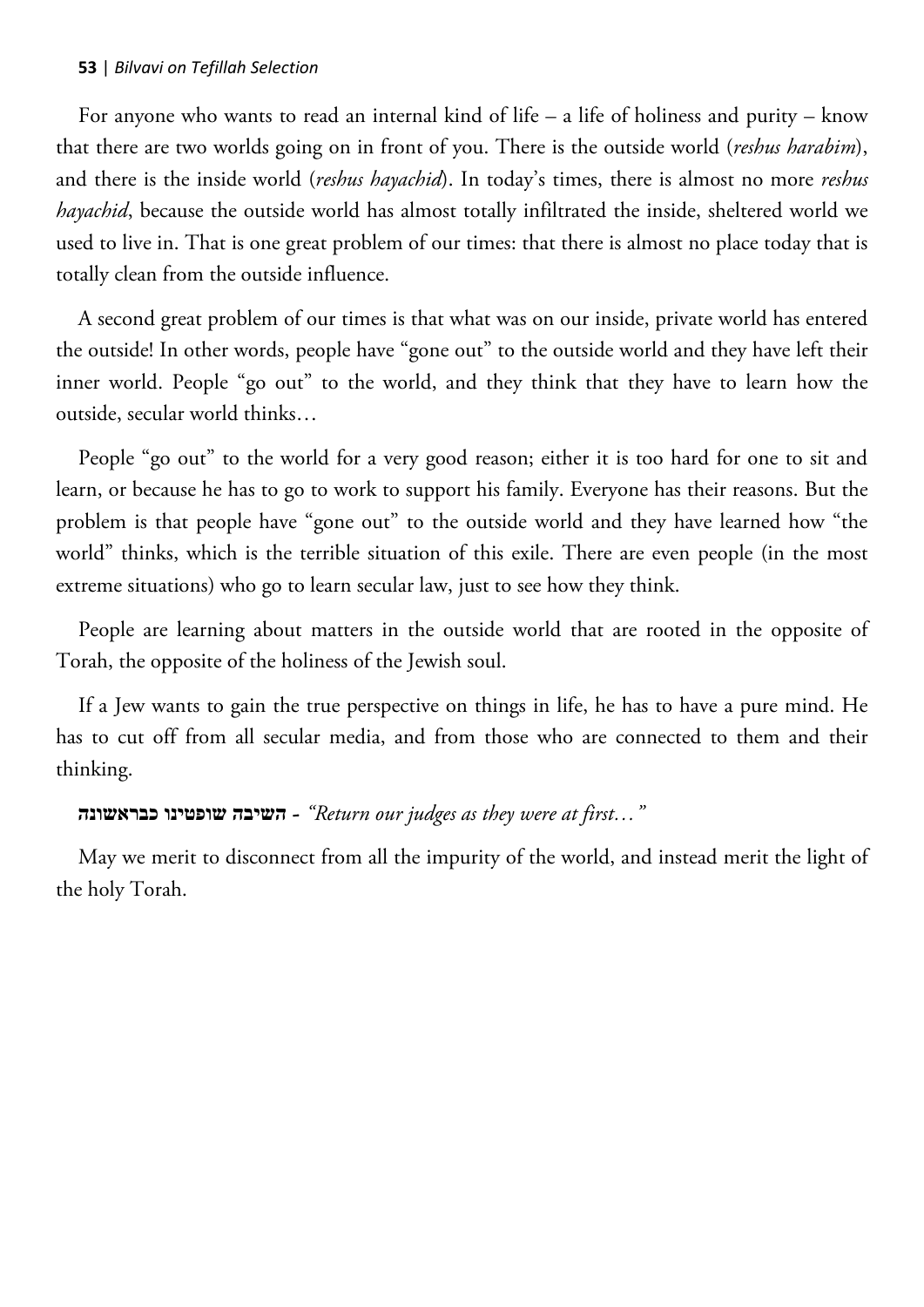For anyone who wants to read an internal kind of life – a life of holiness and purity – know that there are two worlds going on in front of you. There is the outside world (*reshus harabim*), and there is the inside world (*reshus hayachid*). In today's times, there is almost no more *reshus hayachid*, because the outside world has almost totally infiltrated the inside, sheltered world we used to live in. That is one great problem of our times: that there is almost no place today that is totally clean from the outside influence.

A second great problem of our times is that what was on our inside, private world has entered the outside! In other words, people have "gone out" to the outside world and they have left their inner world. People "go out" to the world, and they think that they have to learn how the outside, secular world thinks…

People "go out" to the world for a very good reason; either it is too hard for one to sit and learn, or because he has to go to work to support his family. Everyone has their reasons. But the problem is that people have "gone out" to the outside world and they have learned how "the world" thinks, which is the terrible situation of this exile. There are even people (in the most extreme situations) who go to learn secular law, just to see how they think.

People are learning about matters in the outside world that are rooted in the opposite of Torah, the opposite of the holiness of the Jewish soul.

If a Jew wants to gain the true perspective on things in life, he has to have a pure mind. He has to cut off from all secular media, and from those who are connected to them and their thinking.

**השיבה שופטינו כבראשונה** - *"Return our judges as they were at first…"*

May we merit to disconnect from all the impurity of the world, and instead merit the light of the holy Torah.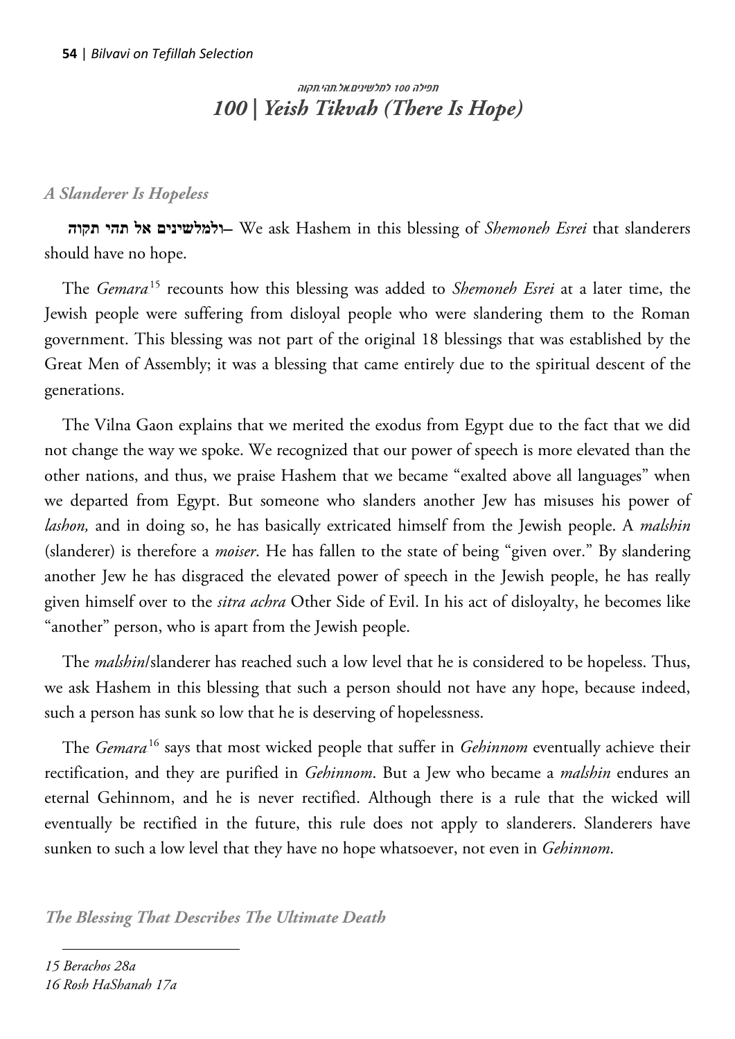תפילה 100 למלשינים אל תהי תקוה

# 100 | Yeish Tikvah (There Is Hope)

### *A Slanderer Is Hopeless*

**ולמלשינים אל תהי תקוה**– We ask Hashem in this blessing of *Shemoneh Esrei* that slanderers should have no hope.

The *Gemara*[15] recounts how this blessing was added to *Shemoneh Esrei* at a later time, the Jewish people were suffering from disloyal people who were slandering them to the Roman government. This blessing was not part of the original 18 blessings that was established by the Great Men of Assembly; it was a blessing that came entirely due to the spiritual descent of the generations.

The Vilna Gaon explains that we merited the exodus from Egypt due to the fact that we did not change the way we spoke. We recognized that our power of speech is more elevated than the other nations, and thus, we praise Hashem that we became "exalted above all languages" when we departed from Egypt. But someone who slanders another Jew has misuses his power of *lashon,* and in doing so, he has basically extricated himself from the Jewish people. A *malshin* (slanderer) is therefore a *moiser*. He has fallen to the state of being "given over." By slandering another Jew he has disgraced the elevated power of speech in the Jewish people, he has really given himself over to the *sitra achra* Other Side of Evil. In his act of disloyalty, he becomes like "another" person, who is apart from the Jewish people.

The *malshin*/slanderer has reached such a low level that he is considered to be hopeless. Thus, we ask Hashem in this blessing that such a person should not have any hope, because indeed, such a person has sunk so low that he is deserving of hopelessness.

The *Gemara*[16] says that most wicked people that suffer in *Gehinnom* eventually achieve their rectification, and they are purified in *Gehinnom*. But a Jew who became a *malshin* endures an eternal Gehinnom, and he is never rectified. Although there is a rule that the wicked will eventually be rectified in the future, this rule does not apply to slanderers. Slanderers have sunken to such a low level that they have no hope whatsoever, not even in *Gehinnom*.

### *The Blessing That Describes The Ultimate Death*

---

*15 Berachos 28a*

*16 Rosh HaShanah 17a*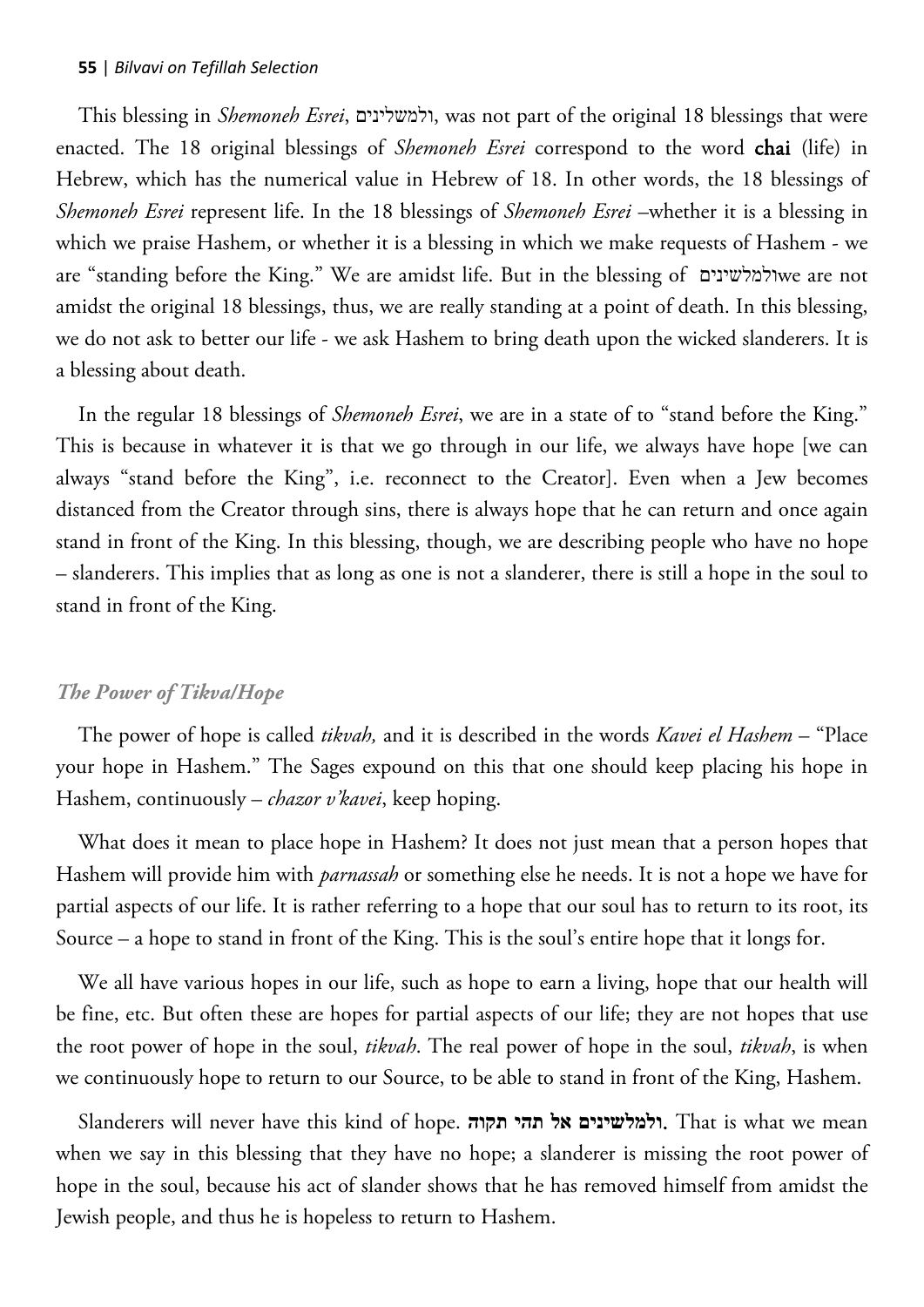This blessing in *Shemoneh Esrei*, ולמשלינים, was not part of the original 18 blessings that were enacted. The 18 original blessings of *Shemoneh Esrei* correspond to the word **chai** (life) in Hebrew, which has the numerical value in Hebrew of 18. In other words, the 18 blessings of *Shemoneh Esrei* represent life. In the 18 blessings of *Shemoneh Esrei* –whether it is a blessing in which we praise Hashem, or whether it is a blessing in which we make requests of Hashem - we are "standing before the King." We are amidst life. But in the blessing of ולמלשינים we are not amidst the original 18 blessings, thus, we are really standing at a point of death. In this blessing, we do not ask to better our life - we ask Hashem to bring death upon the wicked slanderers. It is a blessing about death.

In the regular 18 blessings of *Shemoneh Esrei*, we are in a state of to "stand before the King." This is because in whatever it is that we go through in our life, we always have hope [we can always "stand before the King", i.e. reconnect to the Creator]. Even when a Jew becomes distanced from the Creator through sins, there is always hope that he can return and once again stand in front of the King. In this blessing, though, we are describing people who have no hope – slanderers. This implies that as long as one is not a slanderer, there is still a hope in the soul to stand in front of the King.

### *The Power of Tikva/Hope*

The power of hope is called *tikvah,* and it is described in the words *Kavei el Hashem* – "Place your hope in Hashem." The Sages expound on this that one should keep placing his hope in Hashem, continuously – *chazor v'kavei*, keep hoping.

What does it mean to place hope in Hashem? It does not just mean that a person hopes that Hashem will provide him with *parnassah* or something else he needs. It is not a hope we have for partial aspects of our life. It is rather referring to a hope that our soul has to return to its root, its Source – a hope to stand in front of the King. This is the soul's entire hope that it longs for.

We all have various hopes in our life, such as hope to earn a living, hope that our health will be fine, etc. But often these are hopes for partial aspects of our life; they are not hopes that use the root power of hope in the soul, *tikvah*. The real power of hope in the soul, *tikvah*, is when we continuously hope to return to our Source, to be able to stand in front of the King, Hashem.

Slanderers will never have this kind of hope. **ולמלשינים אל תהי תקוה**. That is what we mean when we say in this blessing that they have no hope; a slanderer is missing the root power of hope in the soul, because his act of slander shows that he has removed himself from amidst the Jewish people, and thus he is hopeless to return to Hashem.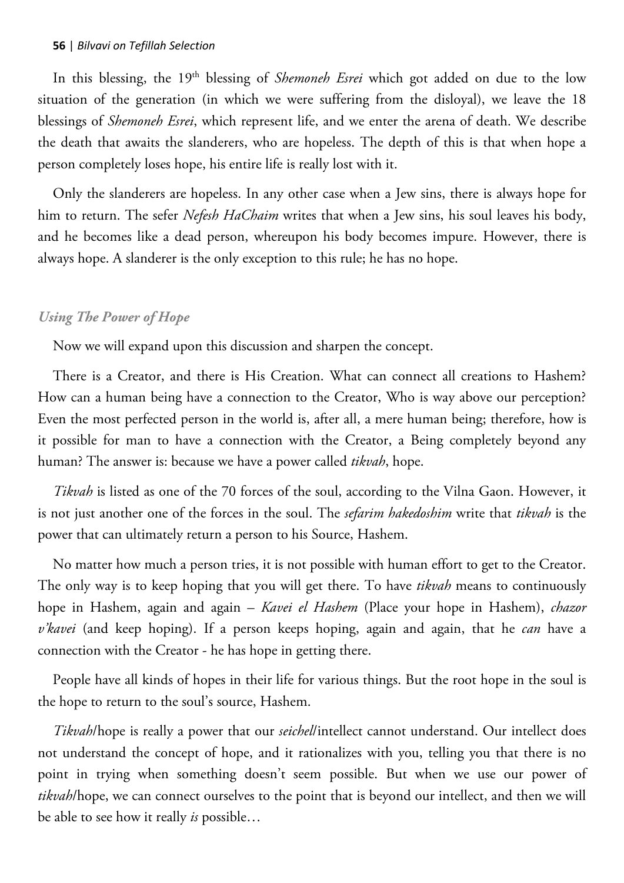In this blessing, the 19th blessing of *Shemoneh Esrei* which got added on due to the low situation of the generation (in which we were suffering from the disloyal), we leave the 18 blessings of *Shemoneh Esrei*, which represent life, and we enter the arena of death. We describe the death that awaits the slanderers, who are hopeless. The depth of this is that when hope a person completely loses hope, his entire life is really lost with it.

Only the slanderers are hopeless. In any other case when a Jew sins, there is always hope for him to return. The sefer *Nefesh HaChaim* writes that when a Jew sins, his soul leaves his body, and he becomes like a dead person, whereupon his body becomes impure. However, there is always hope. A slanderer is the only exception to this rule; he has no hope.

### *Using The Power of Hope*

Now we will expand upon this discussion and sharpen the concept.

There is a Creator, and there is His Creation. What can connect all creations to Hashem? How can a human being have a connection to the Creator, Who is way above our perception? Even the most perfected person in the world is, after all, a mere human being; therefore, how is it possible for man to have a connection with the Creator, a Being completely beyond any human? The answer is: because we have a power called *tikvah*, hope.

*Tikvah* is listed as one of the 70 forces of the soul, according to the Vilna Gaon. However, it is not just another one of the forces in the soul. The *sefarim hakedoshim* write that *tikvah* is the power that can ultimately return a person to his Source, Hashem.

No matter how much a person tries, it is not possible with human effort to get to the Creator. The only way is to keep hoping that you will get there. To have *tikvah* means to continuously hope in Hashem, again and again – *Kavei el Hashem* (Place your hope in Hashem), *chazor v'kavei* (and keep hoping). If a person keeps hoping, again and again, that he *can* have a connection with the Creator - he has hope in getting there.

People have all kinds of hopes in their life for various things. But the root hope in the soul is the hope to return to the soul's source, Hashem.

*Tikvah*/hope is really a power that our *seichel*/intellect cannot understand. Our intellect does not understand the concept of hope, and it rationalizes with you, telling you that there is no point in trying when something doesn't seem possible. But when we use our power of *tikvah*/hope, we can connect ourselves to the point that is beyond our intellect, and then we will be able to see how it really *is* possible…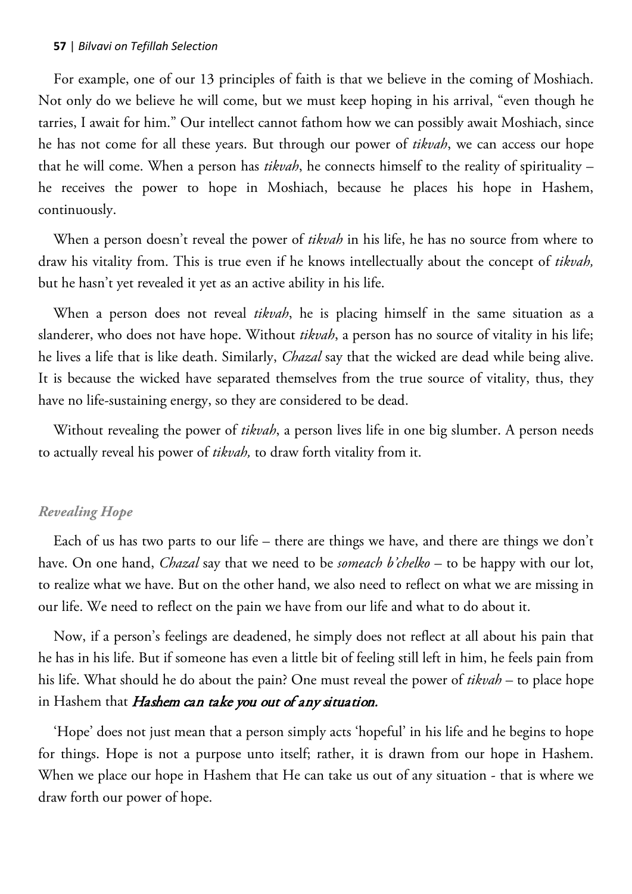For example, one of our 13 principles of faith is that we believe in the coming of Moshiach. Not only do we believe he will come, but we must keep hoping in his arrival, "even though he tarries, I await for him." Our intellect cannot fathom how we can possibly await Moshiach, since he has not come for all these years. But through our power of *tikvah*, we can access our hope that he will come. When a person has *tikvah*, he connects himself to the reality of spirituality – he receives the power to hope in Moshiach, because he places his hope in Hashem, continuously.

When a person doesn't reveal the power of *tikvah* in his life, he has no source from where to draw his vitality from. This is true even if he knows intellectually about the concept of *tikvah,* but he hasn't yet revealed it yet as an active ability in his life.

When a person does not reveal *tikvah*, he is placing himself in the same situation as a slanderer, who does not have hope. Without *tikvah*, a person has no source of vitality in his life; he lives a life that is like death. Similarly, *Chazal* say that the wicked are dead while being alive. It is because the wicked have separated themselves from the true source of vitality, thus, they have no life-sustaining energy, so they are considered to be dead.

Without revealing the power of *tikvah*, a person lives life in one big slumber. A person needs to actually reveal his power of *tikvah,* to draw forth vitality from it.

### *Revealing Hope*

Each of us has two parts to our life – there are things we have, and there are things we don't have. On one hand, *Chazal* say that we need to be *someach b'chelko* – to be happy with our lot, to realize what we have. But on the other hand, we also need to reflect on what we are missing in our life. We need to reflect on the pain we have from our life and what to do about it.

Now, if a person's feelings are deadened, he simply does not reflect at all about his pain that he has in his life. But if someone has even a little bit of feeling still left in him, he feels pain from his life. What should he do about the pain? One must reveal the power of *tikvah* – to place hope in Hashem that ***Hashem can take you out of any situation.***

'Hope' does not just mean that a person simply acts 'hopeful' in his life and he begins to hope for things. Hope is not a purpose unto itself; rather, it is drawn from our hope in Hashem. When we place our hope in Hashem that He can take us out of any situation - that is where we draw forth our power of hope.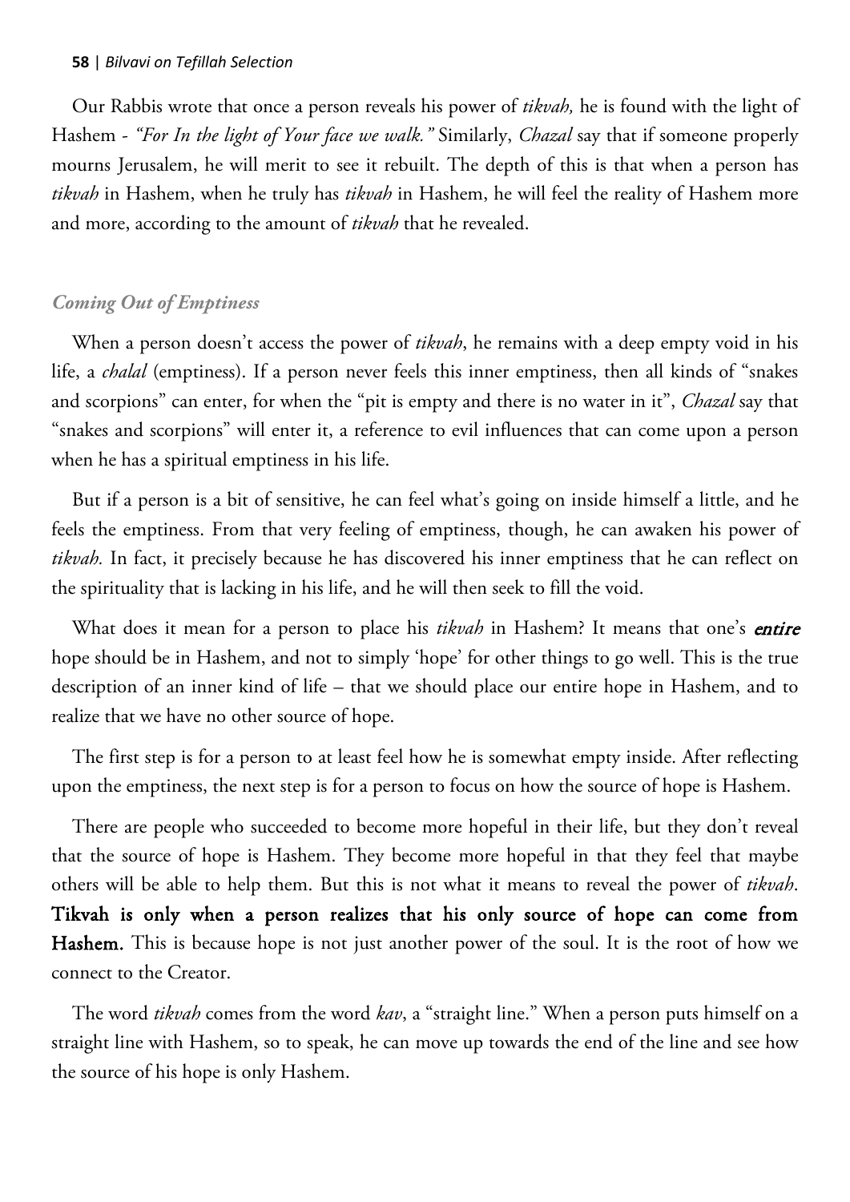Our Rabbis wrote that once a person reveals his power of *tikvah,* he is found with the light of Hashem - *"For In the light of Your face we walk."* Similarly, *Chazal* say that if someone properly mourns Jerusalem, he will merit to see it rebuilt. The depth of this is that when a person has *tikvah* in Hashem, when he truly has *tikvah* in Hashem, he will feel the reality of Hashem more and more, according to the amount of *tikvah* that he revealed.

### *Coming Out of Emptiness*

When a person doesn't access the power of *tikvah*, he remains with a deep empty void in his life, a *chalal* (emptiness). If a person never feels this inner emptiness, then all kinds of "snakes and scorpions" can enter, for when the "pit is empty and there is no water in it", *Chazal* say that "snakes and scorpions" will enter it, a reference to evil influences that can come upon a person when he has a spiritual emptiness in his life.

But if a person is a bit of sensitive, he can feel what's going on inside himself a little, and he feels the emptiness. From that very feeling of emptiness, though, he can awaken his power of *tikvah.* In fact, it precisely because he has discovered his inner emptiness that he can reflect on the spirituality that is lacking in his life, and he will then seek to fill the void.

What does it mean for a person to place his *tikvah* in Hashem? It means that one's ***entire*** hope should be in Hashem, and not to simply 'hope' for other things to go well. This is the true description of an inner kind of life – that we should place our entire hope in Hashem, and to realize that we have no other source of hope.

The first step is for a person to at least feel how he is somewhat empty inside. After reflecting upon the emptiness, the next step is for a person to focus on how the source of hope is Hashem.

There are people who succeeded to become more hopeful in their life, but they don't reveal that the source of hope is Hashem. They become more hopeful in that they feel that maybe others will be able to help them. But this is not what it means to reveal the power of *tikvah*. **Tikvah is only when a person realizes that his only source of hope can come from Hashem.** This is because hope is not just another power of the soul. It is the root of how we connect to the Creator.

The word *tikvah* comes from the word *kav*, a "straight line." When a person puts himself on a straight line with Hashem, so to speak, he can move up towards the end of the line and see how the source of his hope is only Hashem.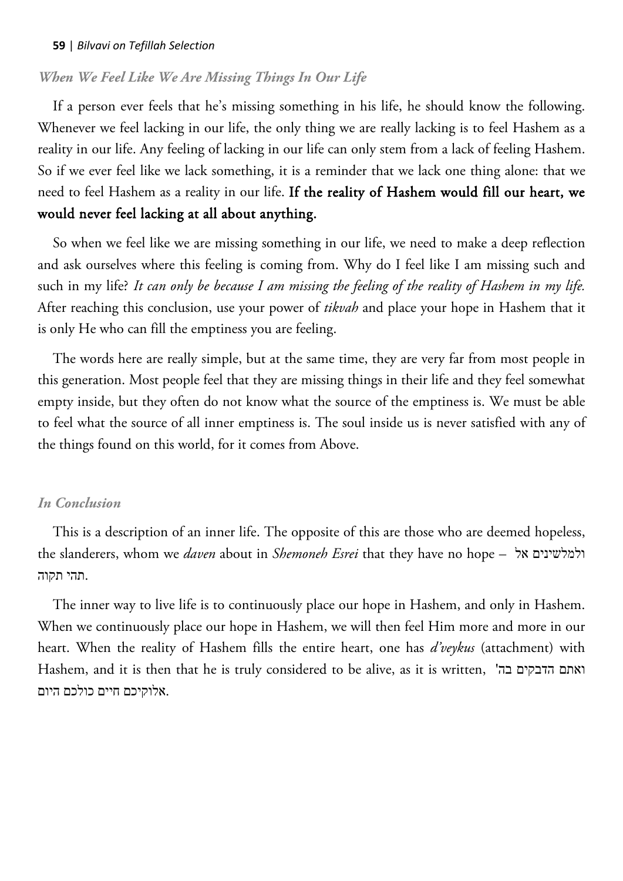### *When We Feel Like We Are Missing Things In Our Life*

If a person ever feels that he's missing something in his life, he should know the following. Whenever we feel lacking in our life, the only thing we are really lacking is to feel Hashem as a reality in our life. Any feeling of lacking in our life can only stem from a lack of feeling Hashem. So if we ever feel like we lack something, it is a reminder that we lack one thing alone: that we need to feel Hashem as a reality in our life. **If the reality of Hashem would fill our heart, we would never feel lacking at all about anything.**

So when we feel like we are missing something in our life, we need to make a deep reflection and ask ourselves where this feeling is coming from. Why do I feel like I am missing such and such in my life? *It can only be because I am missing the feeling of the reality of Hashem in my life.* After reaching this conclusion, use your power of *tikvah* and place your hope in Hashem that it is only He who can fill the emptiness you are feeling.

The words here are really simple, but at the same time, they are very far from most people in this generation. Most people feel that they are missing things in their life and they feel somewhat empty inside, but they often do not know what the source of the emptiness is. We must be able to feel what the source of all inner emptiness is. The soul inside us is never satisfied with any of the things found on this world, for it comes from Above.

### *In Conclusion*

This is a description of an inner life. The opposite of this are those who are deemed hopeless, the slanderers, whom we *daven* about in *Shemoneh Esrei* that they have no hope – ולמלשינים אל תהי תקוה.

The inner way to live life is to continuously place our hope in Hashem, and only in Hashem. When we continuously place our hope in Hashem, we will then feel Him more and more in our heart. When the reality of Hashem fills the entire heart, one has *d'veykus* (attachment) with Hashem, and it is then that he is truly considered to be alive, as it is written, ואתם הדבקים בה' אלוקיכם חיים כולכם היום.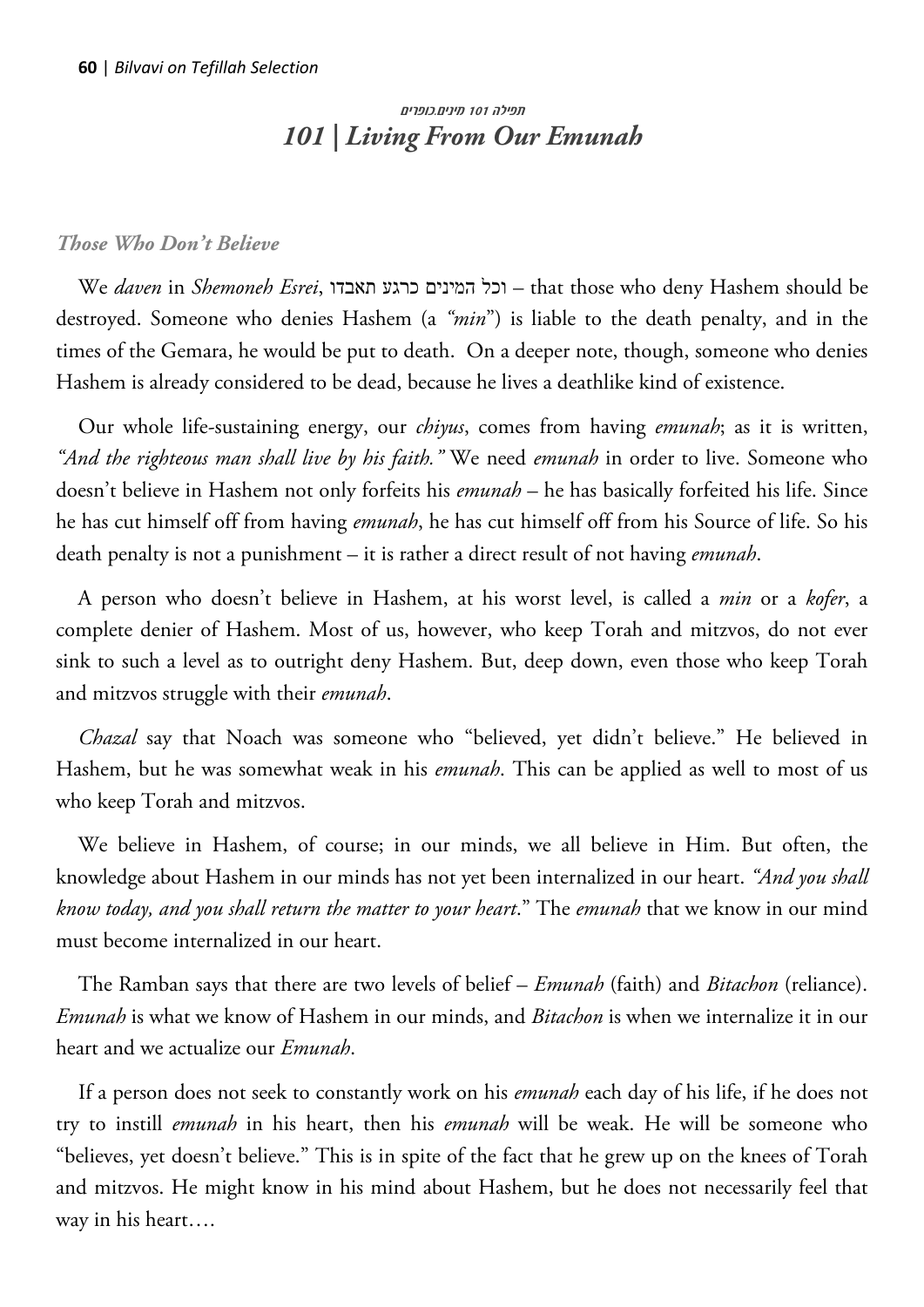*תפילה 101 מינים.כופרים*

# *101 | Living From Our Emunah*

### *Those Who Don't Believe*

We *daven* in *Shemoneh Esrei*, וכל המינים כרגע תאבדו – that those who deny Hashem should be destroyed. Someone who denies Hashem (a *"min"*) is liable to the death penalty, and in the times of the Gemara, he would be put to death. On a deeper note, though, someone who denies Hashem is already considered to be dead, because he lives a deathlike kind of existence.

Our whole life-sustaining energy, our *chiyus*, comes from having *emunah*; as it is written, *"And the righteous man shall live by his faith."* We need *emunah* in order to live. Someone who doesn't believe in Hashem not only forfeits his *emunah* – he has basically forfeited his life. Since he has cut himself off from having *emunah*, he has cut himself off from his Source of life. So his death penalty is not a punishment – it is rather a direct result of not having *emunah*.

A person who doesn't believe in Hashem, at his worst level, is called a *min* or a *kofer*, a complete denier of Hashem. Most of us, however, who keep Torah and mitzvos, do not ever sink to such a level as to outright deny Hashem. But, deep down, even those who keep Torah and mitzvos struggle with their *emunah*.

*Chazal* say that Noach was someone who "believed, yet didn't believe." He believed in Hashem, but he was somewhat weak in his *emunah*. This can be applied as well to most of us who keep Torah and mitzvos.

We believe in Hashem, of course; in our minds, we all believe in Him. But often, the knowledge about Hashem in our minds has not yet been internalized in our heart. *"And you shall know today, and you shall return the matter to your heart*." The *emunah* that we know in our mind must become internalized in our heart.

The Ramban says that there are two levels of belief – *Emunah* (faith) and *Bitachon* (reliance). *Emunah* is what we know of Hashem in our minds, and *Bitachon* is when we internalize it in our heart and we actualize our *Emunah*.

If a person does not seek to constantly work on his *emunah* each day of his life, if he does not try to instill *emunah* in his heart, then his *emunah* will be weak. He will be someone who "believes, yet doesn't believe." This is in spite of the fact that he grew up on the knees of Torah and mitzvos. He might know in his mind about Hashem, but he does not necessarily feel that way in his heart….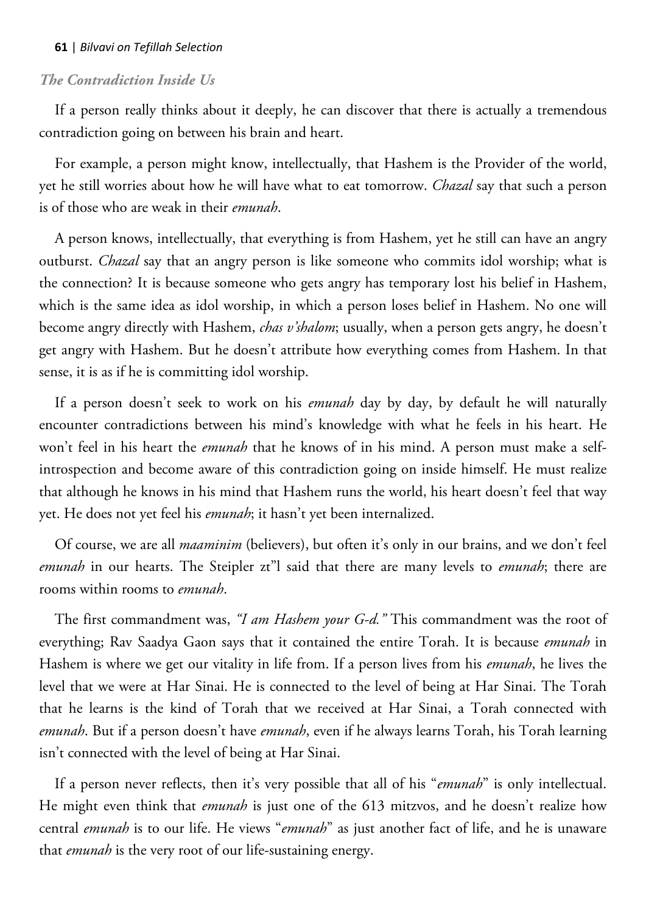### *The Contradiction Inside Us*

If a person really thinks about it deeply, he can discover that there is actually a tremendous contradiction going on between his brain and heart.

For example, a person might know, intellectually, that Hashem is the Provider of the world, yet he still worries about how he will have what to eat tomorrow. *Chazal* say that such a person is of those who are weak in their *emunah*.

A person knows, intellectually, that everything is from Hashem, yet he still can have an angry outburst. *Chazal* say that an angry person is like someone who commits idol worship; what is the connection? It is because someone who gets angry has temporary lost his belief in Hashem, which is the same idea as idol worship, in which a person loses belief in Hashem. No one will become angry directly with Hashem, *chas v'shalom*; usually, when a person gets angry, he doesn't get angry with Hashem. But he doesn't attribute how everything comes from Hashem. In that sense, it is as if he is committing idol worship.

If a person doesn't seek to work on his *emunah* day by day, by default he will naturally encounter contradictions between his mind's knowledge with what he feels in his heart. He won't feel in his heart the *emunah* that he knows of in his mind. A person must make a self-introspection and become aware of this contradiction going on inside himself. He must realize that although he knows in his mind that Hashem runs the world, his heart doesn't feel that way yet. He does not yet feel his *emunah*; it hasn't yet been internalized.

Of course, we are all *maaminim* (believers), but often it's only in our brains, and we don't feel *emunah* in our hearts. The Steipler zt"l said that there are many levels to *emunah*; there are rooms within rooms to *emunah*.

The first commandment was, *"I am Hashem your G-d."* This commandment was the root of everything; Rav Saadya Gaon says that it contained the entire Torah. It is because *emunah* in Hashem is where we get our vitality in life from. If a person lives from his *emunah*, he lives the level that we were at Har Sinai. He is connected to the level of being at Har Sinai. The Torah that he learns is the kind of Torah that we received at Har Sinai, a Torah connected with *emunah*. But if a person doesn't have *emunah*, even if he always learns Torah, his Torah learning isn't connected with the level of being at Har Sinai.

If a person never reflects, then it's very possible that all of his "*emunah*" is only intellectual. He might even think that *emunah* is just one of the 613 mitzvos, and he doesn't realize how central *emunah* is to our life. He views "*emunah*" as just another fact of life, and he is unaware that *emunah* is the very root of our life-sustaining energy.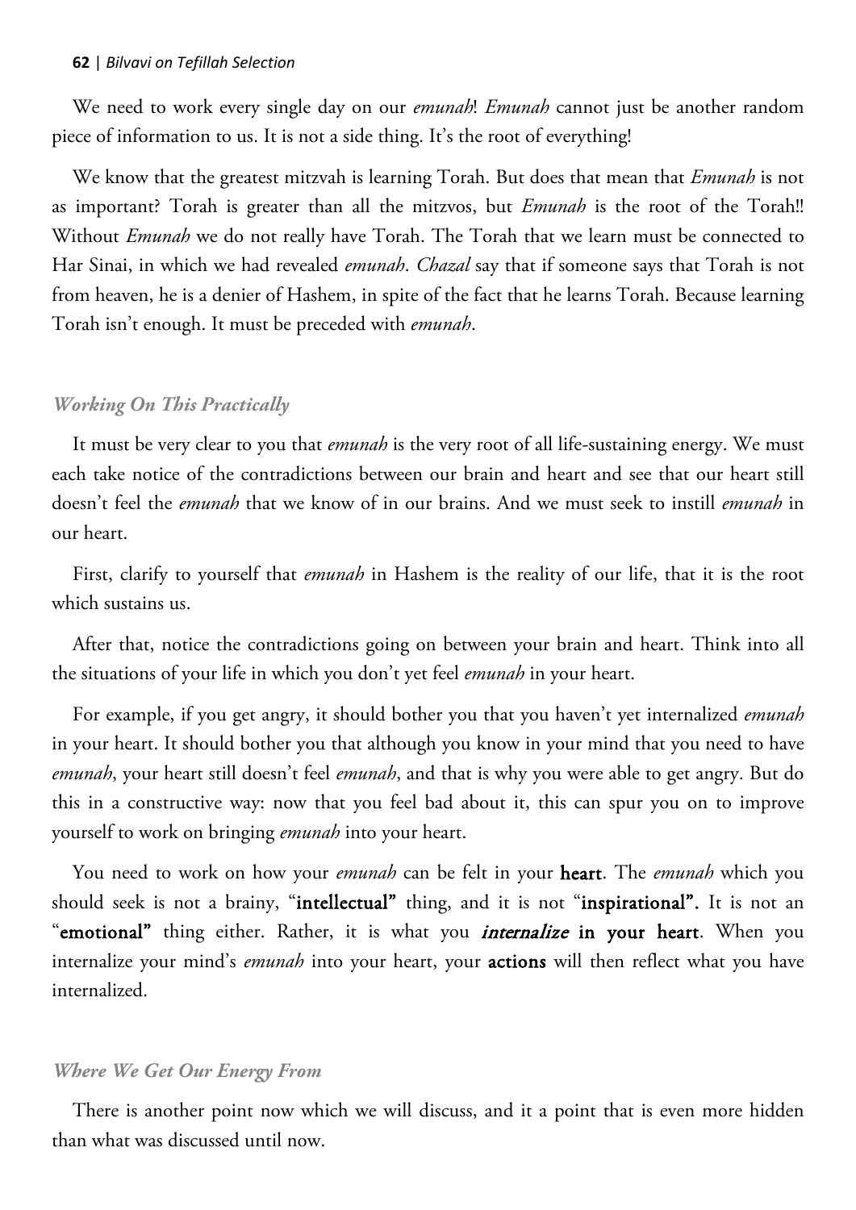We need to work every single day on our *emunah*! *Emunah* cannot just be another random piece of information to us. It is not a side thing. It's the root of everything!

We know that the greatest mitzvah is learning Torah. But does that mean that *Emunah* is not as important? Torah is greater than all the mitzvos, but *Emunah* is the root of the Torah!! Without *Emunah* we do not really have Torah. The Torah that we learn must be connected to Har Sinai, in which we had revealed *emunah*. *Chazal* say that if someone says that Torah is not from heaven, he is a denier of Hashem, in spite of the fact that he learns Torah. Because learning Torah isn't enough. It must be preceded with *emunah*.

### *Working On This Practically*

It must be very clear to you that *emunah* is the very root of all life-sustaining energy. We must each take notice of the contradictions between our brain and heart and see that our heart still doesn't feel the *emunah* that we know of in our brains. And we must seek to instill *emunah* in our heart.

First, clarify to yourself that *emunah* in Hashem is the reality of our life, that it is the root which sustains us.

After that, notice the contradictions going on between your brain and heart. Think into all the situations of your life in which you don't yet feel *emunah* in your heart.

For example, if you get angry, it should bother you that you haven't yet internalized *emunah* in your heart. It should bother you that although you know in your mind that you need to have *emunah*, your heart still doesn't feel *emunah*, and that is why you were able to get angry. But do this in a constructive way: now that you feel bad about it, this can spur you on to improve yourself to work on bringing *emunah* into your heart.

You need to work on how your *emunah* can be felt in your **heart**. The *emunah* which you should seek is not a brainy, "**intellectual**" thing, and it is not "**inspirational**". It is not an "**emotional**" thing either. Rather, it is what you ***internalize* in your heart**. When you internalize your mind's *emunah* into your heart, your **actions** will then reflect what you have internalized.

### *Where We Get Our Energy From*

There is another point now which we will discuss, and it a point that is even more hidden than what was discussed until now.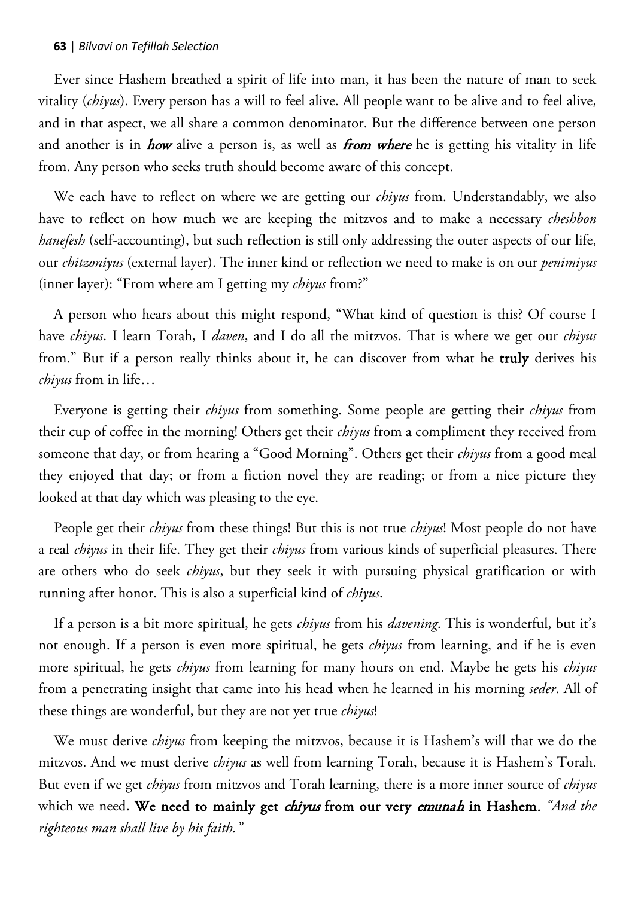Ever since Hashem breathed a spirit of life into man, it has been the nature of man to seek vitality (*chiyus*). Every person has a will to feel alive. All people want to be alive and to feel alive, and in that aspect, we all share a common denominator. But the difference between one person and another is in ***how*** alive a person is, as well as ***from where*** he is getting his vitality in life from. Any person who seeks truth should become aware of this concept.

We each have to reflect on where we are getting our *chiyus* from. Understandably, we also have to reflect on how much we are keeping the mitzvos and to make a necessary *cheshbon hanefesh* (self-accounting), but such reflection is still only addressing the outer aspects of our life, our *chitzoniyus* (external layer). The inner kind or reflection we need to make is on our *penimiyus* (inner layer): "From where am I getting my *chiyus* from?"

A person who hears about this might respond, "What kind of question is this? Of course I have *chiyus*. I learn Torah, I *daven*, and I do all the mitzvos. That is where we get our *chiyus* from." But if a person really thinks about it, he can discover from what he **truly** derives his *chiyus* from in life…

Everyone is getting their *chiyus* from something. Some people are getting their *chiyus* from their cup of coffee in the morning! Others get their *chiyus* from a compliment they received from someone that day, or from hearing a "Good Morning". Others get their *chiyus* from a good meal they enjoyed that day; or from a fiction novel they are reading; or from a nice picture they looked at that day which was pleasing to the eye.

People get their *chiyus* from these things! But this is not true *chiyus*! Most people do not have a real *chiyus* in their life. They get their *chiyus* from various kinds of superficial pleasures. There are others who do seek *chiyus*, but they seek it with pursuing physical gratification or with running after honor. This is also a superficial kind of *chiyus*.

If a person is a bit more spiritual, he gets *chiyus* from his *davening*. This is wonderful, but it's not enough. If a person is even more spiritual, he gets *chiyus* from learning, and if he is even more spiritual, he gets *chiyus* from learning for many hours on end. Maybe he gets his *chiyus* from a penetrating insight that came into his head when he learned in his morning *seder*. All of these things are wonderful, but they are not yet true *chiyus*!

We must derive *chiyus* from keeping the mitzvos, because it is Hashem's will that we do the mitzvos. And we must derive *chiyus* as well from learning Torah, because it is Hashem's Torah. But even if we get *chiyus* from mitzvos and Torah learning, there is a more inner source of *chiyus* which we need. **We need to mainly get *chiyus* from our very *emunah* in Hashem.** *"And the righteous man shall live by his faith."*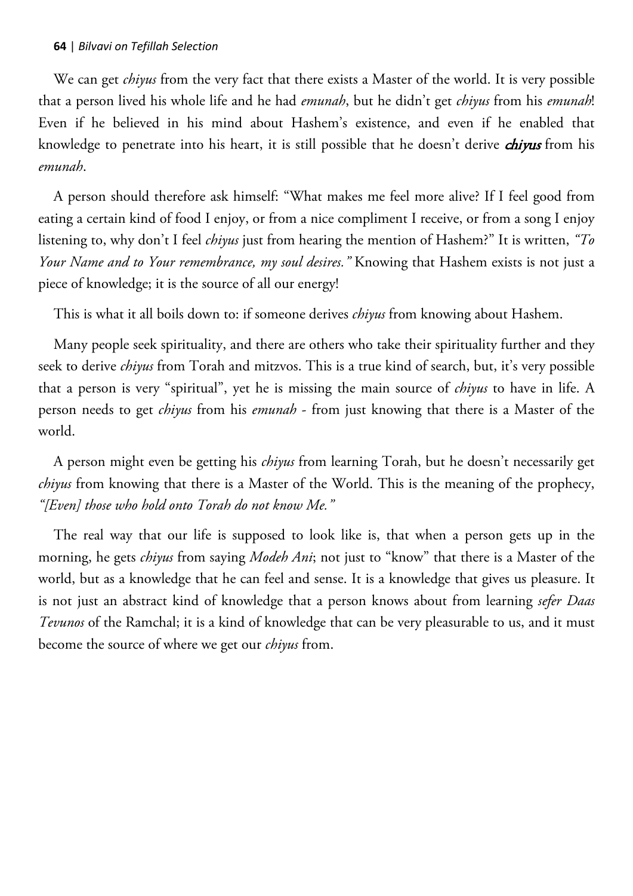We can get *chiyus* from the very fact that there exists a Master of the world. It is very possible that a person lived his whole life and he had *emunah*, but he didn't get *chiyus* from his *emunah*! Even if he believed in his mind about Hashem's existence, and even if he enabled that knowledge to penetrate into his heart, it is still possible that he doesn't derive ***chiyus*** from his *emunah*.

A person should therefore ask himself: "What makes me feel more alive? If I feel good from eating a certain kind of food I enjoy, or from a nice compliment I receive, or from a song I enjoy listening to, why don't I feel *chiyus* just from hearing the mention of Hashem?" It is written, *"To Your Name and to Your remembrance, my soul desires."* Knowing that Hashem exists is not just a piece of knowledge; it is the source of all our energy!

This is what it all boils down to: if someone derives *chiyus* from knowing about Hashem.

Many people seek spirituality, and there are others who take their spirituality further and they seek to derive *chiyus* from Torah and mitzvos. This is a true kind of search, but, it's very possible that a person is very "spiritual", yet he is missing the main source of *chiyus* to have in life. A person needs to get *chiyus* from his *emunah* - from just knowing that there is a Master of the world.

A person might even be getting his *chiyus* from learning Torah, but he doesn't necessarily get *chiyus* from knowing that there is a Master of the World. This is the meaning of the prophecy, *"[Even] those who hold onto Torah do not know Me."*

The real way that our life is supposed to look like is, that when a person gets up in the morning, he gets *chiyus* from saying *Modeh Ani*; not just to "know" that there is a Master of the world, but as a knowledge that he can feel and sense. It is a knowledge that gives us pleasure. It is not just an abstract kind of knowledge that a person knows about from learning *sefer Daas Tevunos* of the Ramchal; it is a kind of knowledge that can be very pleasurable to us, and it must become the source of where we get our *chiyus* from.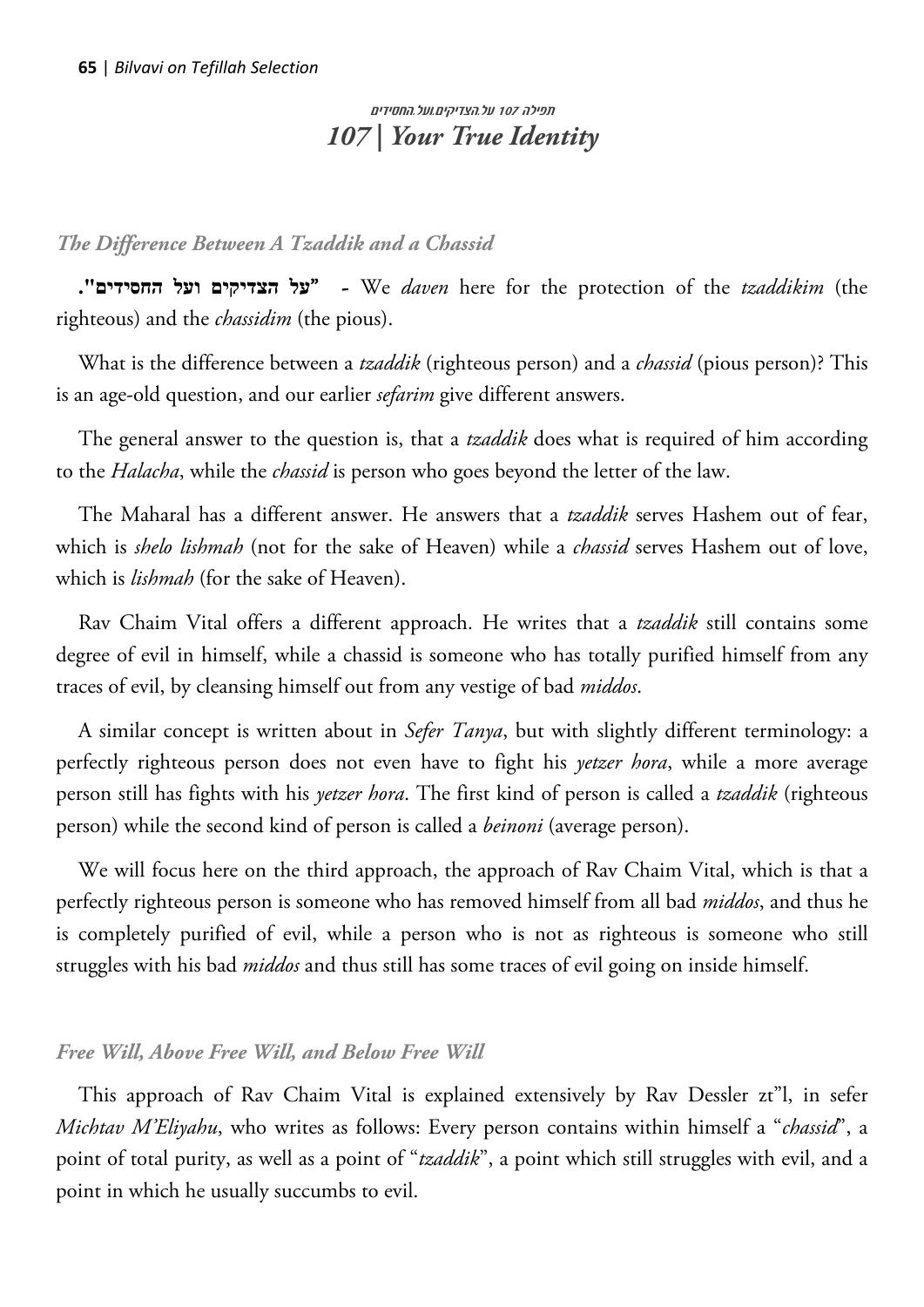תפילה 107 על.הצדיקים.ועל.החסידים

## *107 | Your True Identity*

### *The Difference Between A Tzaddik and a Chassid*

**"על הצדיקים ועל החסידים".** - We *daven* here for the protection of the *tzaddikim* (the righteous) and the *chassidim* (the pious).

What is the difference between a *tzaddik* (righteous person) and a *chassid* (pious person)? This is an age-old question, and our earlier *sefarim* give different answers.

The general answer to the question is, that a *tzaddik* does what is required of him according to the *Halacha*, while the *chassid* is person who goes beyond the letter of the law.

The Maharal has a different answer. He answers that a *tzaddik* serves Hashem out of fear, which is *shelo lishmah* (not for the sake of Heaven) while a *chassid* serves Hashem out of love, which is *lishmah* (for the sake of Heaven).

Rav Chaim Vital offers a different approach. He writes that a *tzaddik* still contains some degree of evil in himself, while a chassid is someone who has totally purified himself from any traces of evil, by cleansing himself out from any vestige of bad *middos*.

A similar concept is written about in *Sefer Tanya*, but with slightly different terminology: a perfectly righteous person does not even have to fight his *yetzer hora*, while a more average person still has fights with his *yetzer hora*. The first kind of person is called a *tzaddik* (righteous person) while the second kind of person is called a *beinoni* (average person).

We will focus here on the third approach, the approach of Rav Chaim Vital, which is that a perfectly righteous person is someone who has removed himself from all bad *middos*, and thus he is completely purified of evil, while a person who is not as righteous is someone who still struggles with his bad *middos* and thus still has some traces of evil going on inside himself.

### *Free Will, Above Free Will, and Below Free Will*

This approach of Rav Chaim Vital is explained extensively by Rav Dessler zt"l, in sefer *Michtav M'Eliyahu*, who writes as follows: Every person contains within himself a "*chassid*", a point of total purity, as well as a point of "*tzaddik*", a point which still struggles with evil, and a point in which he usually succumbs to evil.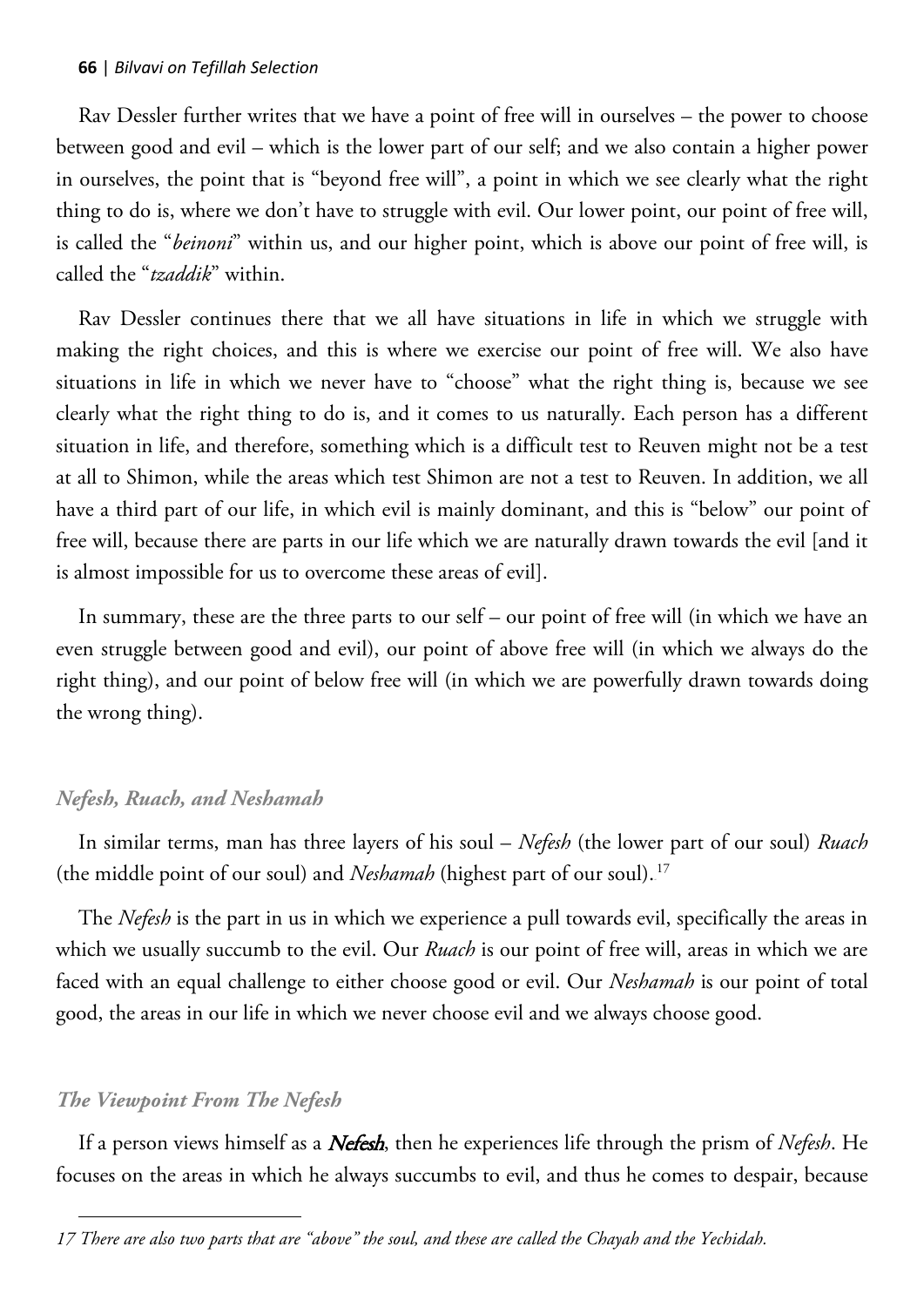Rav Dessler further writes that we have a point of free will in ourselves – the power to choose between good and evil – which is the lower part of our self; and we also contain a higher power in ourselves, the point that is "beyond free will", a point in which we see clearly what the right thing to do is, where we don't have to struggle with evil. Our lower point, our point of free will, is called the "*beinoni*" within us, and our higher point, which is above our point of free will, is called the "*tzaddik*" within.

Rav Dessler continues there that we all have situations in life in which we struggle with making the right choices, and this is where we exercise our point of free will. We also have situations in life in which we never have to "choose" what the right thing is, because we see clearly what the right thing to do is, and it comes to us naturally. Each person has a different situation in life, and therefore, something which is a difficult test to Reuven might not be a test at all to Shimon, while the areas which test Shimon are not a test to Reuven. In addition, we all have a third part of our life, in which evil is mainly dominant, and this is "below" our point of free will, because there are parts in our life which we are naturally drawn towards the evil [and it is almost impossible for us to overcome these areas of evil].

In summary, these are the three parts to our self – our point of free will (in which we have an even struggle between good and evil), our point of above free will (in which we always do the right thing), and our point of below free will (in which we are powerfully drawn towards doing the wrong thing).

### *Nefesh, Ruach, and Neshamah*

In similar terms, man has three layers of his soul – *Nefesh* (the lower part of our soul) *Ruach* (the middle point of our soul) and *Neshamah* (highest part of our soul).[17]

The *Nefesh* is the part in us in which we experience a pull towards evil, specifically the areas in which we usually succumb to the evil. Our *Ruach* is our point of free will, areas in which we are faced with an equal challenge to either choose good or evil. Our *Neshamah* is our point of total good, the areas in our life in which we never choose evil and we always choose good.

### *The Viewpoint From The Nefesh*

If a person views himself as a ***Nefesh***, then he experiences life through the prism of *Nefesh*. He focuses on the areas in which he always succumbs to evil, and thus he comes to despair, because

---

*17 There are also two parts that are "above" the soul, and these are called the Chayah and the Yechidah.*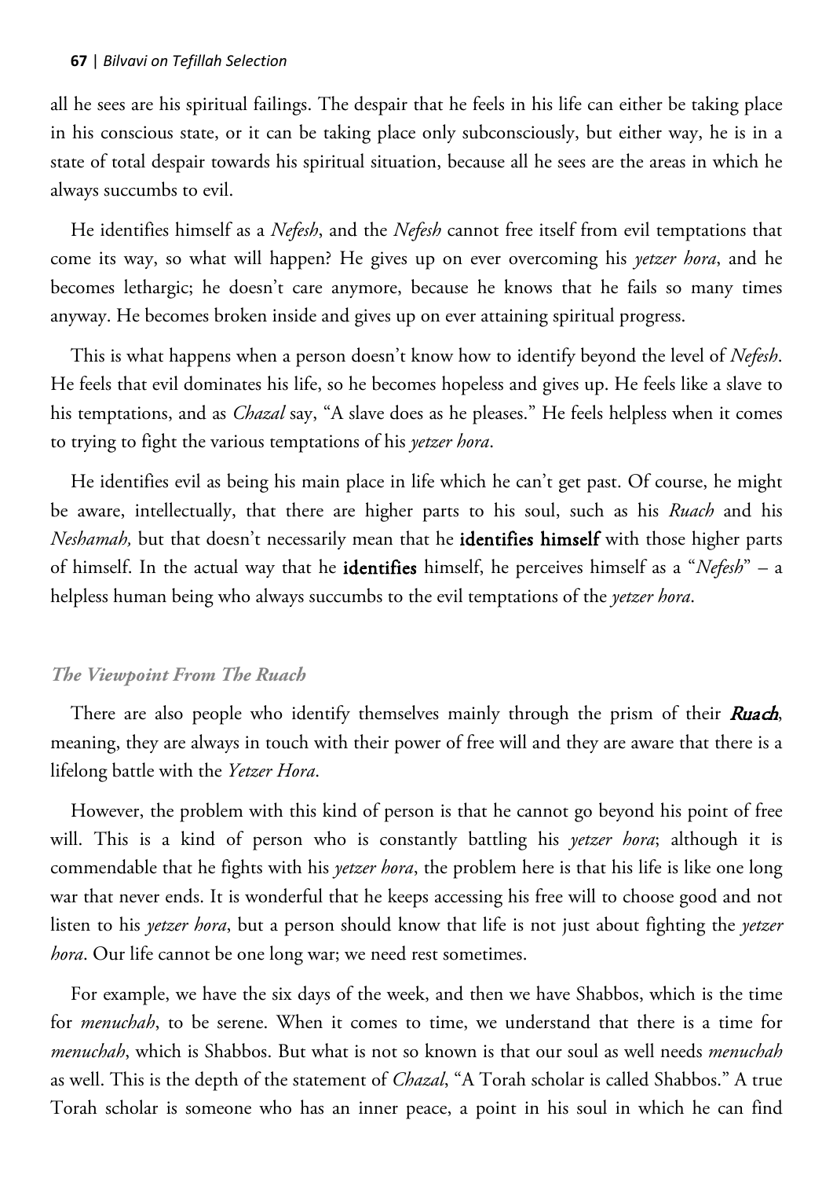all he sees are his spiritual failings. The despair that he feels in his life can either be taking place in his conscious state, or it can be taking place only subconsciously, but either way, he is in a state of total despair towards his spiritual situation, because all he sees are the areas in which he always succumbs to evil.

He identifies himself as a *Nefesh*, and the *Nefesh* cannot free itself from evil temptations that come its way, so what will happen? He gives up on ever overcoming his *yetzer hora*, and he becomes lethargic; he doesn't care anymore, because he knows that he fails so many times anyway. He becomes broken inside and gives up on ever attaining spiritual progress.

This is what happens when a person doesn't know how to identify beyond the level of *Nefesh*. He feels that evil dominates his life, so he becomes hopeless and gives up. He feels like a slave to his temptations, and as *Chazal* say, "A slave does as he pleases." He feels helpless when it comes to trying to fight the various temptations of his *yetzer hora*.

He identifies evil as being his main place in life which he can't get past. Of course, he might be aware, intellectually, that there are higher parts to his soul, such as his *Ruach* and his *Neshamah,* but that doesn't necessarily mean that he **identifies himself** with those higher parts of himself. In the actual way that he **identifies** himself, he perceives himself as a "*Nefesh*" – a helpless human being who always succumbs to the evil temptations of the *yetzer hora*.

### *The Viewpoint From The Ruach*

There are also people who identify themselves mainly through the prism of their ***Ruach***, meaning, they are always in touch with their power of free will and they are aware that there is a lifelong battle with the *Yetzer Hora*.

However, the problem with this kind of person is that he cannot go beyond his point of free will. This is a kind of person who is constantly battling his *yetzer hora*; although it is commendable that he fights with his *yetzer hora*, the problem here is that his life is like one long war that never ends. It is wonderful that he keeps accessing his free will to choose good and not listen to his *yetzer hora*, but a person should know that life is not just about fighting the *yetzer hora*. Our life cannot be one long war; we need rest sometimes.

For example, we have the six days of the week, and then we have Shabbos, which is the time for *menuchah*, to be serene. When it comes to time, we understand that there is a time for *menuchah*, which is Shabbos. But what is not so known is that our soul as well needs *menuchah* as well. This is the depth of the statement of *Chazal*, "A Torah scholar is called Shabbos." A true Torah scholar is someone who has an inner peace, a point in his soul in which he can find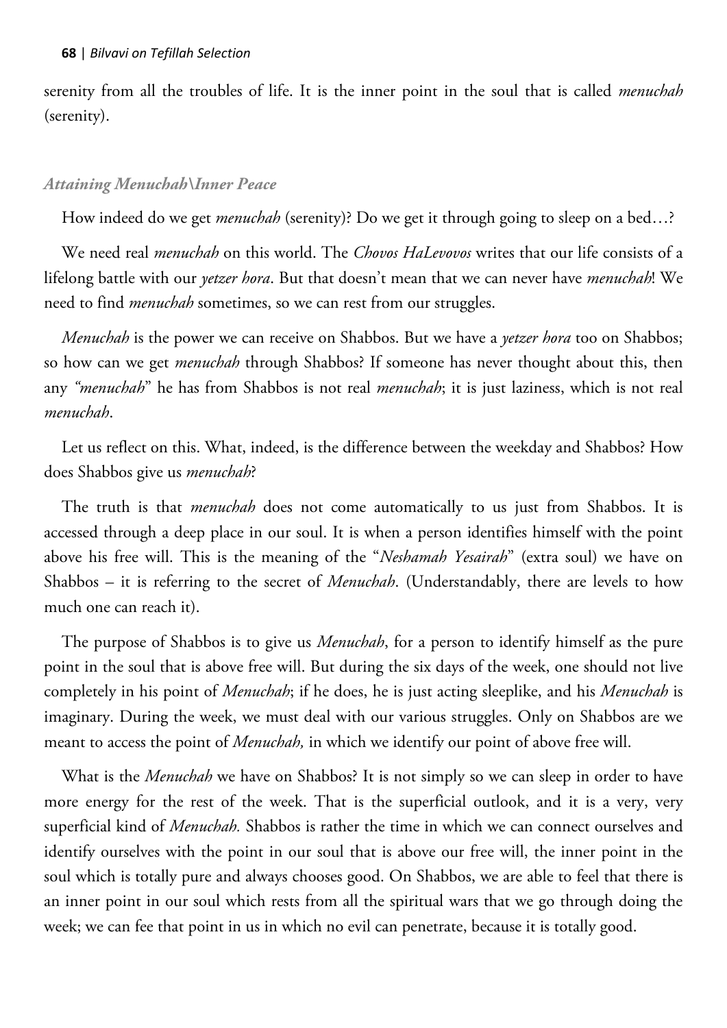serenity from all the troubles of life. It is the inner point in the soul that is called *menuchah* (serenity).

### *Attaining Menuchah\Inner Peace*

How indeed do we get *menuchah* (serenity)? Do we get it through going to sleep on a bed…?

We need real *menuchah* on this world. The *Chovos HaLevovos* writes that our life consists of a lifelong battle with our *yetzer hora*. But that doesn't mean that we can never have *menuchah*! We need to find *menuchah* sometimes, so we can rest from our struggles.

*Menuchah* is the power we can receive on Shabbos. But we have a *yetzer hora* too on Shabbos; so how can we get *menuchah* through Shabbos? If someone has never thought about this, then any *"menuchah"* he has from Shabbos is not real *menuchah*; it is just laziness, which is not real *menuchah*.

Let us reflect on this. What, indeed, is the difference between the weekday and Shabbos? How does Shabbos give us *menuchah*?

The truth is that *menuchah* does not come automatically to us just from Shabbos. It is accessed through a deep place in our soul. It is when a person identifies himself with the point above his free will. This is the meaning of the "*Neshamah Yesairah*" (extra soul) we have on Shabbos – it is referring to the secret of *Menuchah*. (Understandably, there are levels to how much one can reach it).

The purpose of Shabbos is to give us *Menuchah*, for a person to identify himself as the pure point in the soul that is above free will. But during the six days of the week, one should not live completely in his point of *Menuchah*; if he does, he is just acting sleeplike, and his *Menuchah* is imaginary. During the week, we must deal with our various struggles. Only on Shabbos are we meant to access the point of *Menuchah,* in which we identify our point of above free will.

What is the *Menuchah* we have on Shabbos? It is not simply so we can sleep in order to have more energy for the rest of the week. That is the superficial outlook, and it is a very, very superficial kind of *Menuchah.* Shabbos is rather the time in which we can connect ourselves and identify ourselves with the point in our soul that is above our free will, the inner point in the soul which is totally pure and always chooses good. On Shabbos, we are able to feel that there is an inner point in our soul which rests from all the spiritual wars that we go through doing the week; we can fee that point in us in which no evil can penetrate, because it is totally good.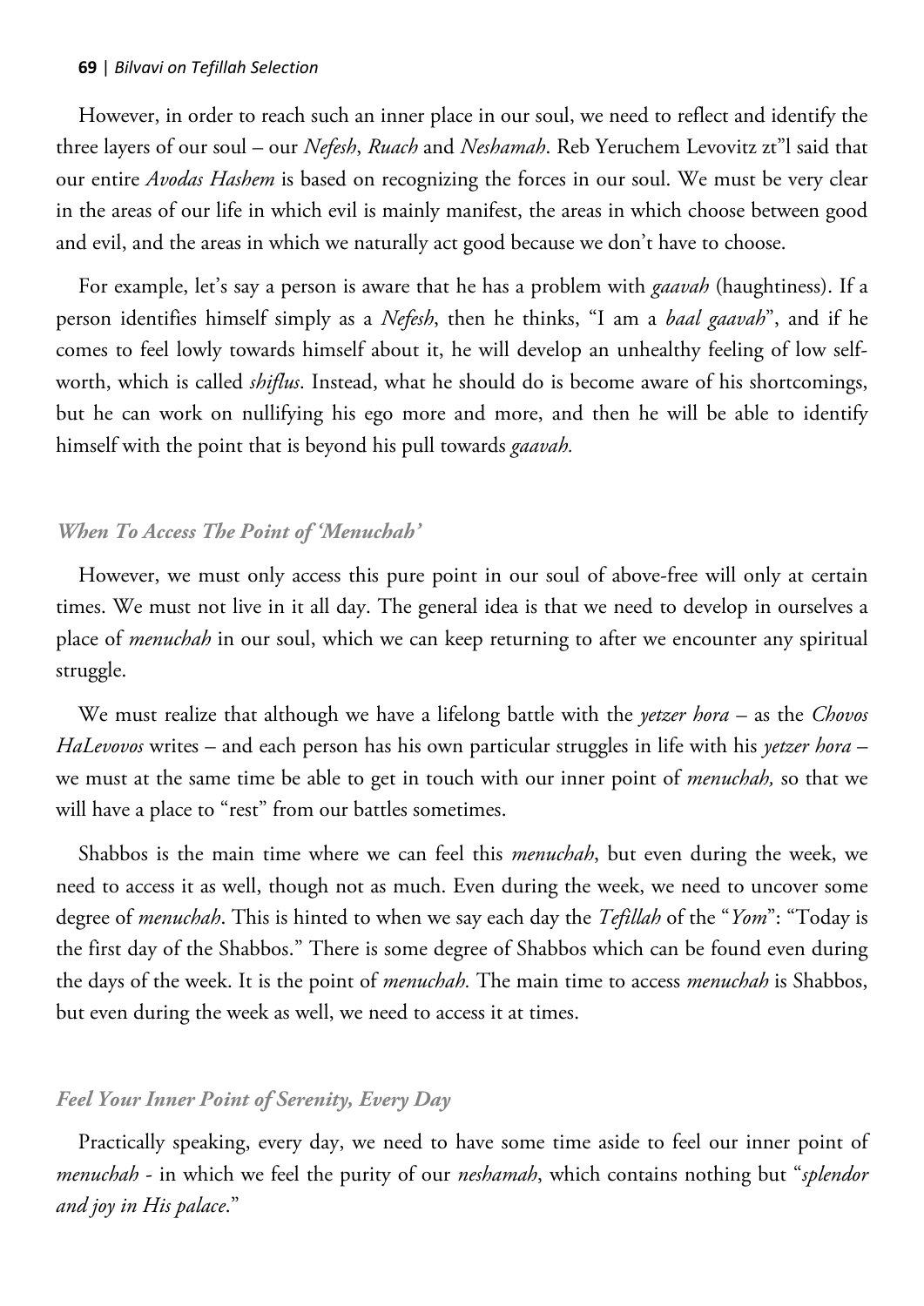However, in order to reach such an inner place in our soul, we need to reflect and identify the three layers of our soul – our *Nefesh*, *Ruach* and *Neshamah*. Reb Yeruchem Levovitz zt"l said that our entire *Avodas Hashem* is based on recognizing the forces in our soul. We must be very clear in the areas of our life in which evil is mainly manifest, the areas in which choose between good and evil, and the areas in which we naturally act good because we don't have to choose.

For example, let's say a person is aware that he has a problem with *gaavah* (haughtiness). If a person identifies himself simply as a *Nefesh*, then he thinks, "I am a *baal gaavah*", and if he comes to feel lowly towards himself about it, he will develop an unhealthy feeling of low self-worth, which is called *shiflus*. Instead, what he should do is become aware of his shortcomings, but he can work on nullifying his ego more and more, and then he will be able to identify himself with the point that is beyond his pull towards *gaavah.*

### *When To Access The Point of 'Menuchah'*

However, we must only access this pure point in our soul of above-free will only at certain times. We must not live in it all day. The general idea is that we need to develop in ourselves a place of *menuchah* in our soul, which we can keep returning to after we encounter any spiritual struggle.

We must realize that although we have a lifelong battle with the *yetzer hora* – as the *Chovos HaLevovos* writes – and each person has his own particular struggles in life with his *yetzer hora* – we must at the same time be able to get in touch with our inner point of *menuchah,* so that we will have a place to "rest" from our battles sometimes.

Shabbos is the main time where we can feel this *menuchah*, but even during the week, we need to access it as well, though not as much. Even during the week, we need to uncover some degree of *menuchah*. This is hinted to when we say each day the *Tefillah* of the "*Yom*": "Today is the first day of the Shabbos." There is some degree of Shabbos which can be found even during the days of the week. It is the point of *menuchah.* The main time to access *menuchah* is Shabbos, but even during the week as well, we need to access it at times.

### *Feel Your Inner Point of Serenity, Every Day*

Practically speaking, every day, we need to have some time aside to feel our inner point of *menuchah* - in which we feel the purity of our *neshamah*, which contains nothing but "*splendor and joy in His palace*."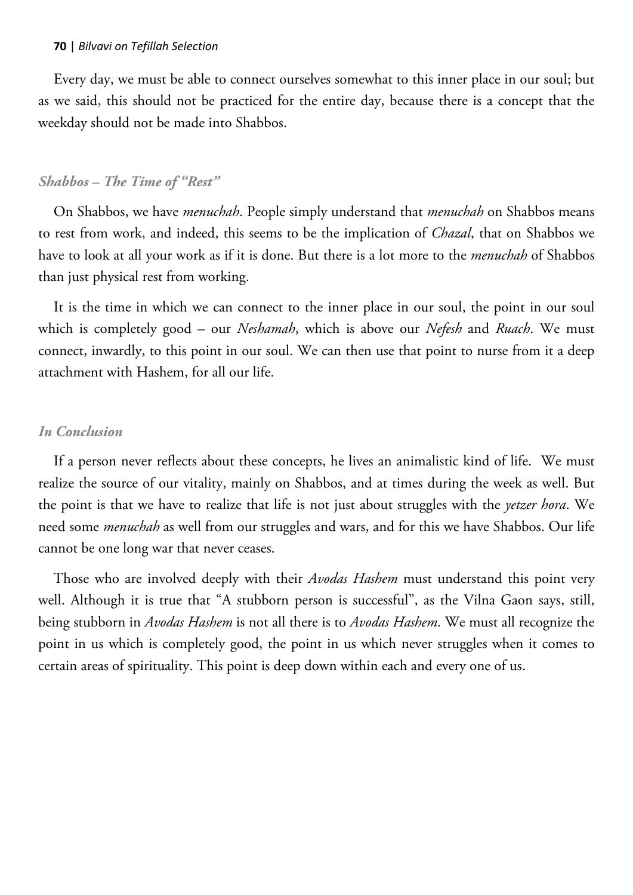Every day, we must be able to connect ourselves somewhat to this inner place in our soul; but as we said, this should not be practiced for the entire day, because there is a concept that the weekday should not be made into Shabbos.

### *Shabbos – The Time of "Rest"*

On Shabbos, we have *menuchah*. People simply understand that *menuchah* on Shabbos means to rest from work, and indeed, this seems to be the implication of *Chazal*, that on Shabbos we have to look at all your work as if it is done. But there is a lot more to the *menuchah* of Shabbos than just physical rest from working.

It is the time in which we can connect to the inner place in our soul, the point in our soul which is completely good – our *Neshamah*, which is above our *Nefesh* and *Ruach*. We must connect, inwardly, to this point in our soul. We can then use that point to nurse from it a deep attachment with Hashem, for all our life.

### *In Conclusion*

If a person never reflects about these concepts, he lives an animalistic kind of life. We must realize the source of our vitality, mainly on Shabbos, and at times during the week as well. But the point is that we have to realize that life is not just about struggles with the *yetzer hora*. We need some *menuchah* as well from our struggles and wars, and for this we have Shabbos. Our life cannot be one long war that never ceases.

Those who are involved deeply with their *Avodas Hashem* must understand this point very well. Although it is true that "A stubborn person is successful", as the Vilna Gaon says, still, being stubborn in *Avodas Hashem* is not all there is to *Avodas Hashem*. We must all recognize the point in us which is completely good, the point in us which never struggles when it comes to certain areas of spirituality. This point is deep down within each and every one of us.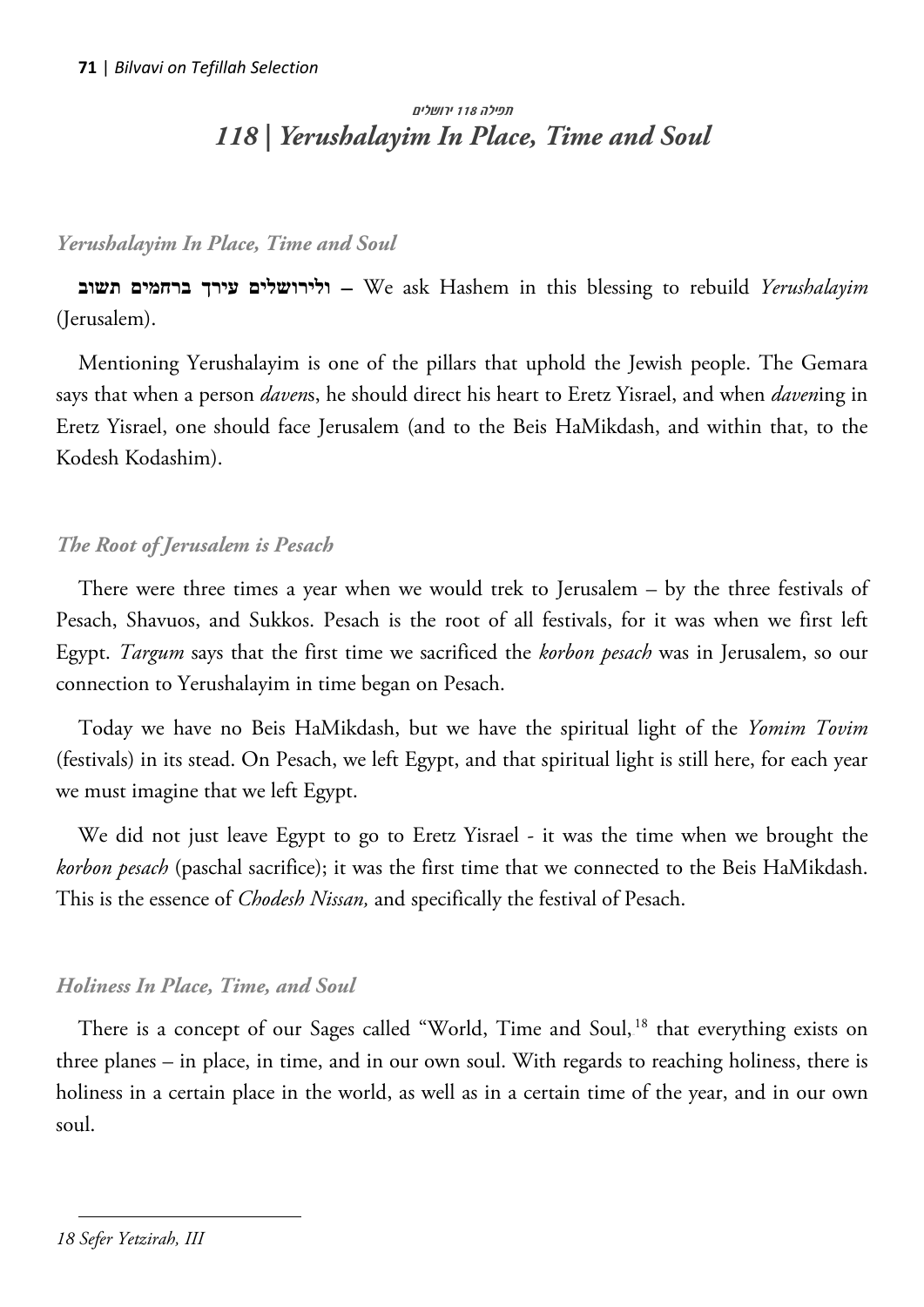תפילה 118 ירושלים

# 118 | Yerushalayim In Place, Time and Soul

## *Yerushalayim In Place, Time and Soul*

**ולירושלים עירך ברחמים תשוב** – We ask Hashem in this blessing to rebuild *Yerushalayim* (Jerusalem).

Mentioning Yerushalayim is one of the pillars that uphold the Jewish people. The Gemara says that when a person *daven*s, he should direct his heart to Eretz Yisrael, and when *daven*ing in Eretz Yisrael, one should face Jerusalem (and to the Beis HaMikdash, and within that, to the Kodesh Kodashim).

## *The Root of Jerusalem is Pesach*

There were three times a year when we would trek to Jerusalem – by the three festivals of Pesach, Shavuos, and Sukkos. Pesach is the root of all festivals, for it was when we first left Egypt. *Targum* says that the first time we sacrificed the *korbon pesach* was in Jerusalem, so our connection to Yerushalayim in time began on Pesach.

Today we have no Beis HaMikdash, but we have the spiritual light of the *Yomim Tovim* (festivals) in its stead. On Pesach, we left Egypt, and that spiritual light is still here, for each year we must imagine that we left Egypt.

We did not just leave Egypt to go to Eretz Yisrael - it was the time when we brought the *korbon pesach* (paschal sacrifice); it was the first time that we connected to the Beis HaMikdash. This is the essence of *Chodesh Nissan,* and specifically the festival of Pesach.

## *Holiness In Place, Time, and Soul*

There is a concept of our Sages called "World, Time and Soul,[18] that everything exists on three planes – in place, in time, and in our own soul. With regards to reaching holiness, there is holiness in a certain place in the world, as well as in a certain time of the year, and in our own soul.

---

*18 Sefer Yetzirah, III*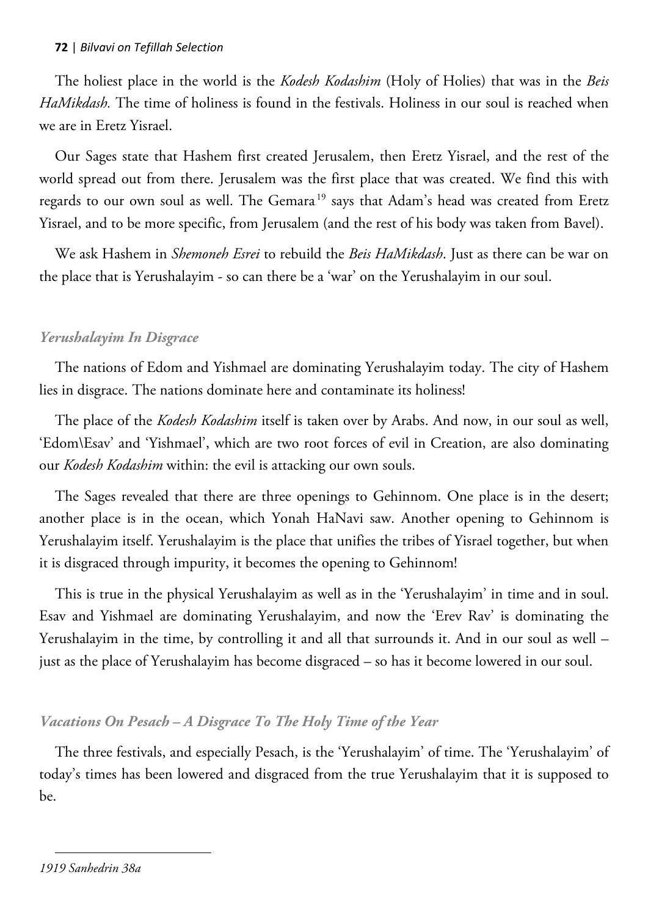The holiest place in the world is the *Kodesh Kodashim* (Holy of Holies) that was in the *Beis HaMikdash.* The time of holiness is found in the festivals. Holiness in our soul is reached when we are in Eretz Yisrael.

Our Sages state that Hashem first created Jerusalem, then Eretz Yisrael, and the rest of the world spread out from there. Jerusalem was the first place that was created. We find this with regards to our own soul as well. The Gemara[19] says that Adam's head was created from Eretz Yisrael, and to be more specific, from Jerusalem (and the rest of his body was taken from Bavel).

We ask Hashem in *Shemoneh Esrei* to rebuild the *Beis HaMikdash*. Just as there can be war on the place that is Yerushalayim - so can there be a 'war' on the Yerushalayim in our soul.

### *Yerushalayim In Disgrace*

The nations of Edom and Yishmael are dominating Yerushalayim today. The city of Hashem lies in disgrace. The nations dominate here and contaminate its holiness!

The place of the *Kodesh Kodashim* itself is taken over by Arabs. And now, in our soul as well, 'Edom\Esav' and 'Yishmael', which are two root forces of evil in Creation, are also dominating our *Kodesh Kodashim* within: the evil is attacking our own souls.

The Sages revealed that there are three openings to Gehinnom. One place is in the desert; another place is in the ocean, which Yonah HaNavi saw. Another opening to Gehinnom is Yerushalayim itself. Yerushalayim is the place that unifies the tribes of Yisrael together, but when it is disgraced through impurity, it becomes the opening to Gehinnom!

This is true in the physical Yerushalayim as well as in the 'Yerushalayim' in time and in soul. Esav and Yishmael are dominating Yerushalayim, and now the 'Erev Rav' is dominating the Yerushalayim in the time, by controlling it and all that surrounds it. And in our soul as well – just as the place of Yerushalayim has become disgraced – so has it become lowered in our soul.

### *Vacations On Pesach – A Disgrace To The Holy Time of the Year*

The three festivals, and especially Pesach, is the 'Yerushalayim' of time. The 'Yerushalayim' of today's times has been lowered and disgraced from the true Yerushalayim that it is supposed to be.

---

*19 Sanhedrin 38a*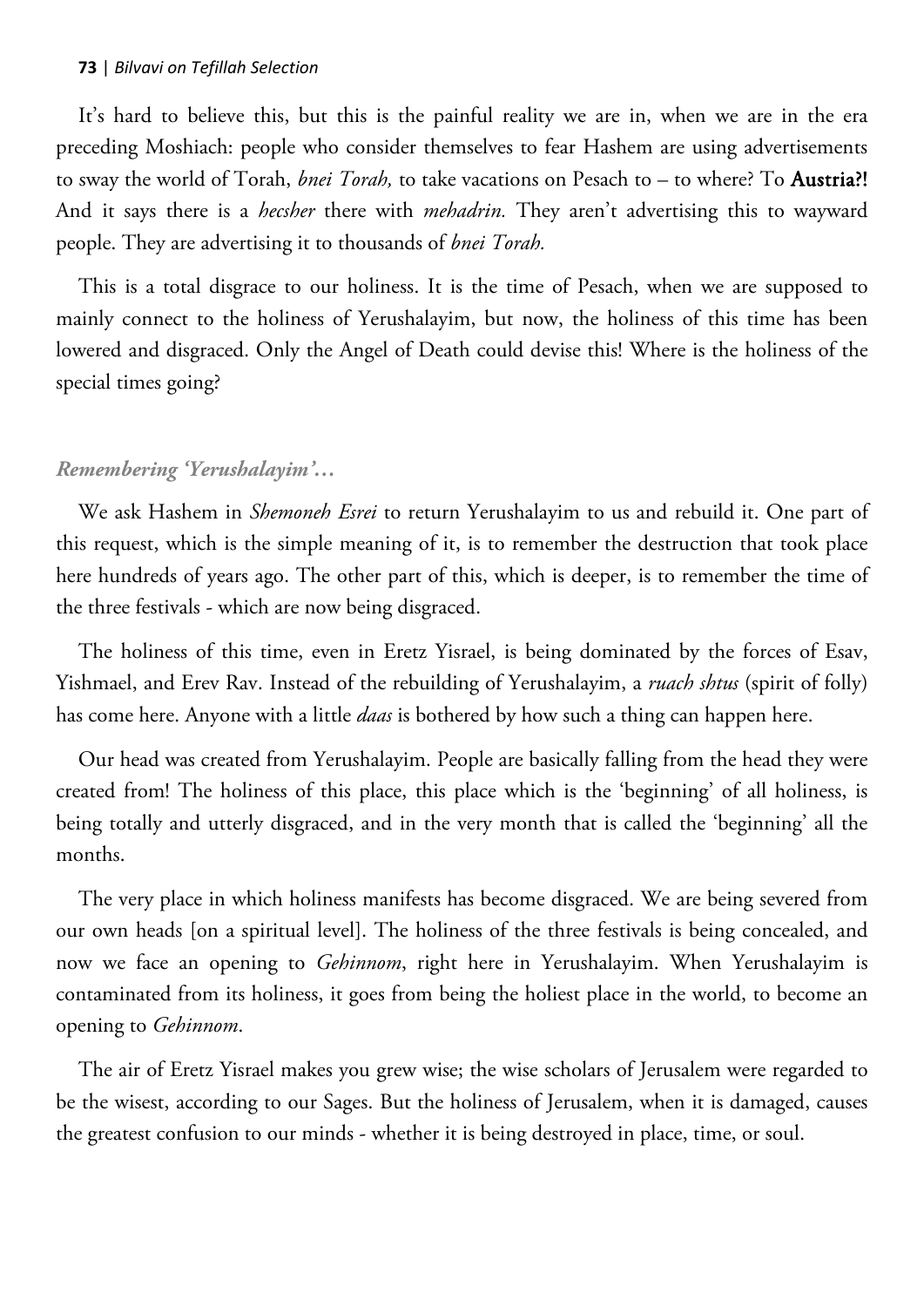It's hard to believe this, but this is the painful reality we are in, when we are in the era preceding Moshiach: people who consider themselves to fear Hashem are using advertisements to sway the world of Torah, *bnei Torah,* to take vacations on Pesach to – to where? To **Austria?!** And it says there is a *hecsher* there with *mehadrin.* They aren't advertising this to wayward people. They are advertising it to thousands of *bnei Torah.*

This is a total disgrace to our holiness. It is the time of Pesach, when we are supposed to mainly connect to the holiness of Yerushalayim, but now, the holiness of this time has been lowered and disgraced. Only the Angel of Death could devise this! Where is the holiness of the special times going?

### *Remembering 'Yerushalayim'…*

We ask Hashem in *Shemoneh Esrei* to return Yerushalayim to us and rebuild it. One part of this request, which is the simple meaning of it, is to remember the destruction that took place here hundreds of years ago. The other part of this, which is deeper, is to remember the time of the three festivals - which are now being disgraced.

The holiness of this time, even in Eretz Yisrael, is being dominated by the forces of Esav, Yishmael, and Erev Rav. Instead of the rebuilding of Yerushalayim, a *ruach shtus* (spirit of folly) has come here. Anyone with a little *daas* is bothered by how such a thing can happen here.

Our head was created from Yerushalayim. People are basically falling from the head they were created from! The holiness of this place, this place which is the 'beginning' of all holiness, is being totally and utterly disgraced, and in the very month that is called the 'beginning' all the months.

The very place in which holiness manifests has become disgraced. We are being severed from our own heads [on a spiritual level]. The holiness of the three festivals is being concealed, and now we face an opening to *Gehinnom*, right here in Yerushalayim. When Yerushalayim is contaminated from its holiness, it goes from being the holiest place in the world, to become an opening to *Gehinnom*.

The air of Eretz Yisrael makes you grew wise; the wise scholars of Jerusalem were regarded to be the wisest, according to our Sages. But the holiness of Jerusalem, when it is damaged, causes the greatest confusion to our minds - whether it is being destroyed in place, time, or soul.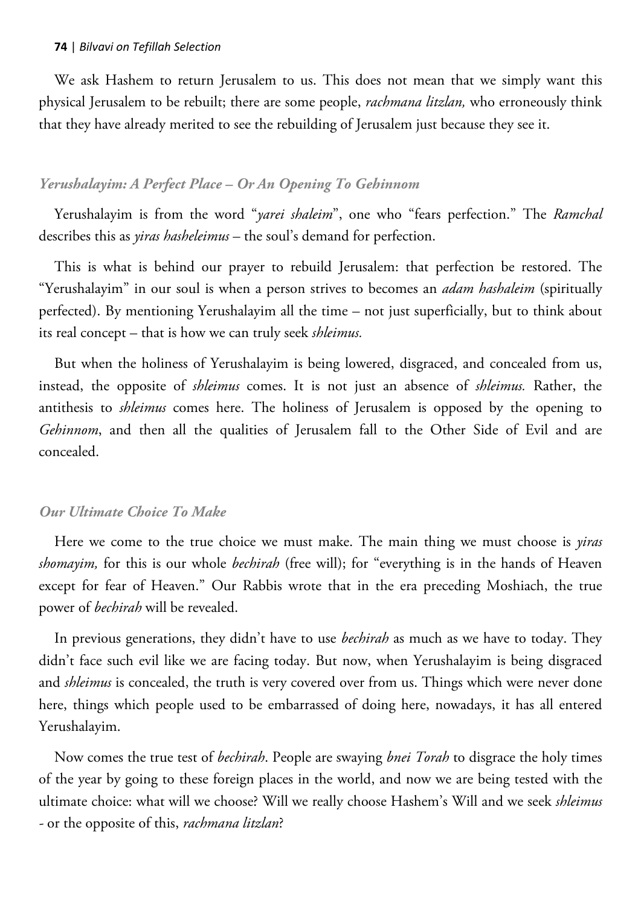We ask Hashem to return Jerusalem to us. This does not mean that we simply want this physical Jerusalem to be rebuilt; there are some people, *rachmana litzlan,* who erroneously think that they have already merited to see the rebuilding of Jerusalem just because they see it.

### *Yerushalayim: A Perfect Place – Or An Opening To Gehinnom*

Yerushalayim is from the word "*yarei shaleim*", one who "fears perfection." The *Ramchal* describes this as *yiras hasheleimus* – the soul's demand for perfection.

This is what is behind our prayer to rebuild Jerusalem: that perfection be restored. The "Yerushalayim" in our soul is when a person strives to becomes an *adam hashaleim* (spiritually perfected). By mentioning Yerushalayim all the time – not just superficially, but to think about its real concept – that is how we can truly seek *shleimus.*

But when the holiness of Yerushalayim is being lowered, disgraced, and concealed from us, instead, the opposite of *shleimus* comes. It is not just an absence of *shleimus.* Rather, the antithesis to *shleimus* comes here. The holiness of Jerusalem is opposed by the opening to *Gehinnom*, and then all the qualities of Jerusalem fall to the Other Side of Evil and are concealed.

### *Our Ultimate Choice To Make*

Here we come to the true choice we must make. The main thing we must choose is *yiras shomayim,* for this is our whole *bechirah* (free will); for "everything is in the hands of Heaven except for fear of Heaven." Our Rabbis wrote that in the era preceding Moshiach, the true power of *bechirah* will be revealed.

In previous generations, they didn't have to use *bechirah* as much as we have to today. They didn't face such evil like we are facing today. But now, when Yerushalayim is being disgraced and *shleimus* is concealed, the truth is very covered over from us. Things which were never done here, things which people used to be embarrassed of doing here, nowadays, it has all entered Yerushalayim.

Now comes the true test of *bechirah*. People are swaying *bnei Torah* to disgrace the holy times of the year by going to these foreign places in the world, and now we are being tested with the ultimate choice: what will we choose? Will we really choose Hashem's Will and we seek *shleimus* - or the opposite of this, *rachmana litzlan*?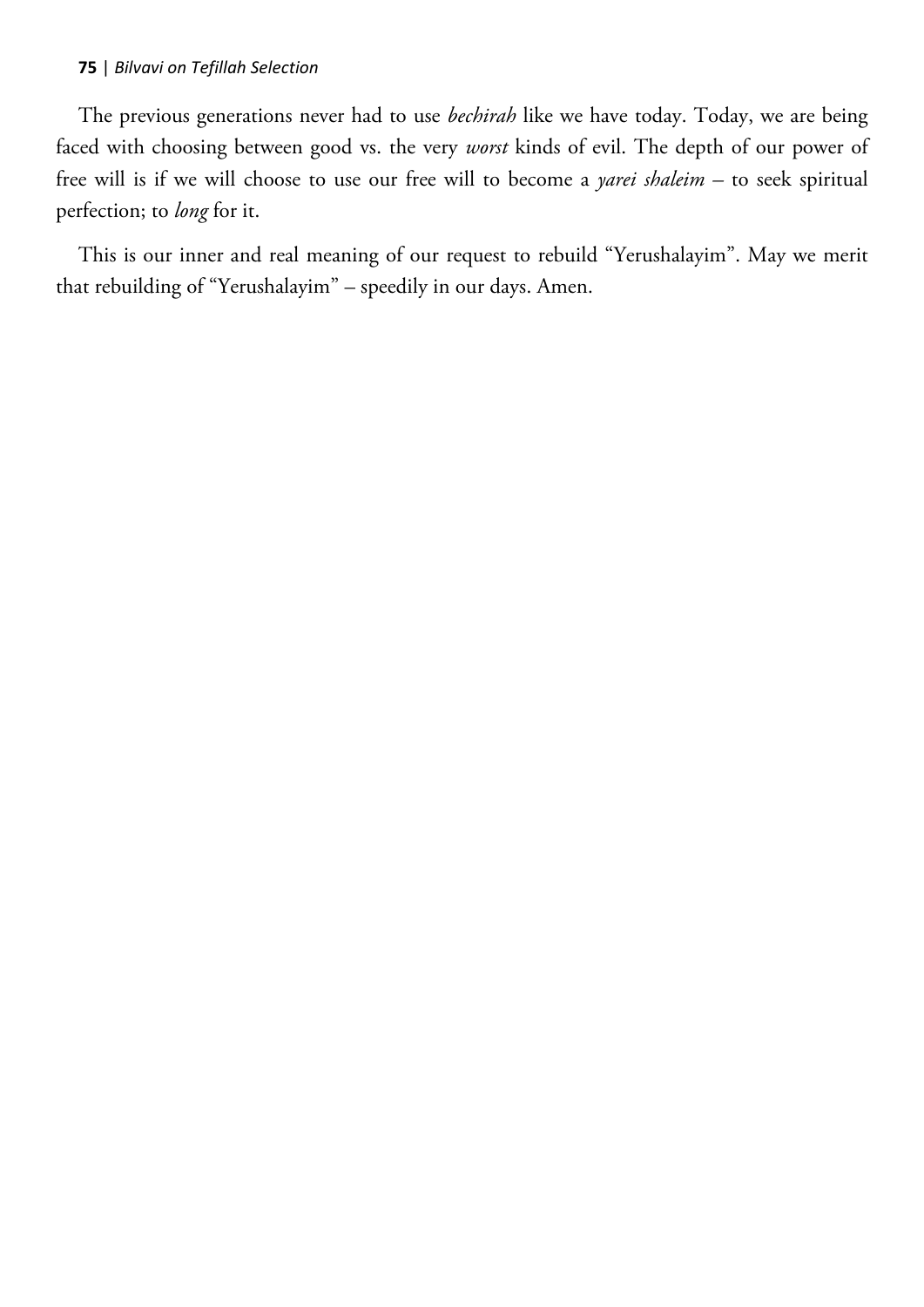The previous generations never had to use *bechirah* like we have today. Today, we are being faced with choosing between good vs. the very *worst* kinds of evil. The depth of our power of free will is if we will choose to use our free will to become a *yarei shaleim* – to seek spiritual perfection; to *long* for it.

This is our inner and real meaning of our request to rebuild "Yerushalayim". May we merit that rebuilding of "Yerushalayim" – speedily in our days. Amen.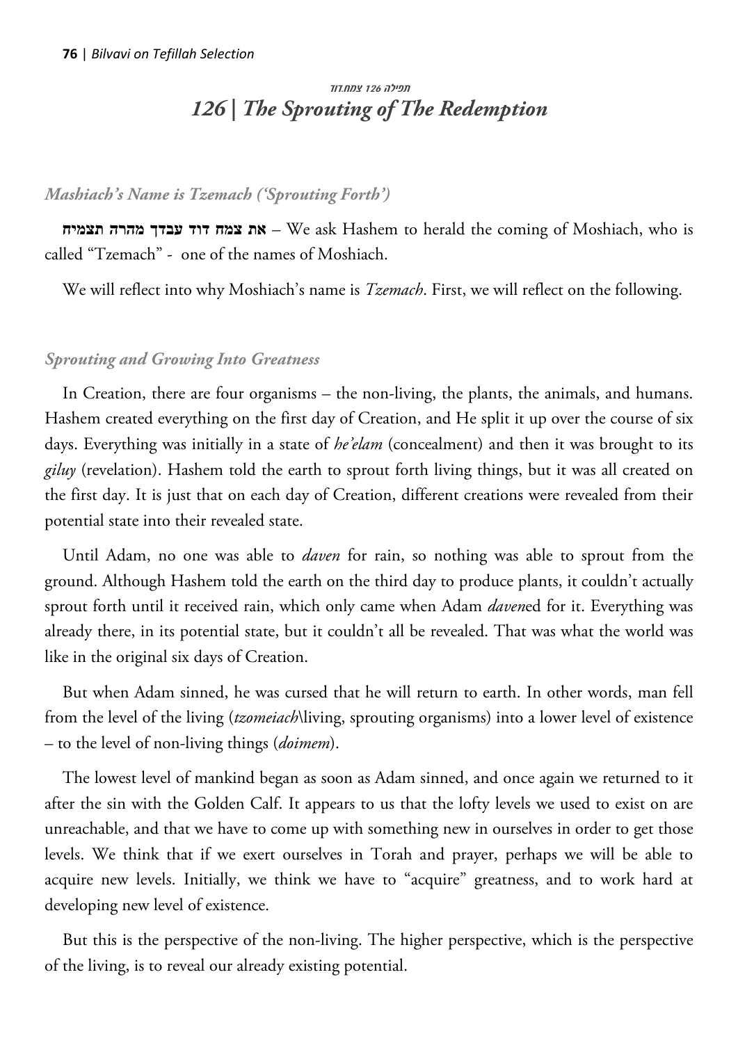תפילה 126 צמח.דוד

## *126 | The Sprouting of The Redemption*

### *Mashiach's Name is Tzemach ('Sprouting Forth')*

**את צמח דוד עבדך מהרה תצמיח** – We ask Hashem to herald the coming of Moshiach, who is called "Tzemach" - one of the names of Moshiach.

We will reflect into why Moshiach's name is *Tzemach*. First, we will reflect on the following.

### *Sprouting and Growing Into Greatness*

In Creation, there are four organisms – the non-living, the plants, the animals, and humans. Hashem created everything on the first day of Creation, and He split it up over the course of six days. Everything was initially in a state of *he'elam* (concealment) and then it was brought to its *giluy* (revelation). Hashem told the earth to sprout forth living things, but it was all created on the first day. It is just that on each day of Creation, different creations were revealed from their potential state into their revealed state.

Until Adam, no one was able to *daven* for rain, so nothing was able to sprout from the ground. Although Hashem told the earth on the third day to produce plants, it couldn't actually sprout forth until it received rain, which only came when Adam *daven*ed for it. Everything was already there, in its potential state, but it couldn't all be revealed. That was what the world was like in the original six days of Creation.

But when Adam sinned, he was cursed that he will return to earth. In other words, man fell from the level of the living (*tzomeiach*\living, sprouting organisms) into a lower level of existence – to the level of non-living things (*doimem*).

The lowest level of mankind began as soon as Adam sinned, and once again we returned to it after the sin with the Golden Calf. It appears to us that the lofty levels we used to exist on are unreachable, and that we have to come up with something new in ourselves in order to get those levels. We think that if we exert ourselves in Torah and prayer, perhaps we will be able to acquire new levels. Initially, we think we have to "acquire" greatness, and to work hard at developing new level of existence.

But this is the perspective of the non-living. The higher perspective, which is the perspective of the living, is to reveal our already existing potential.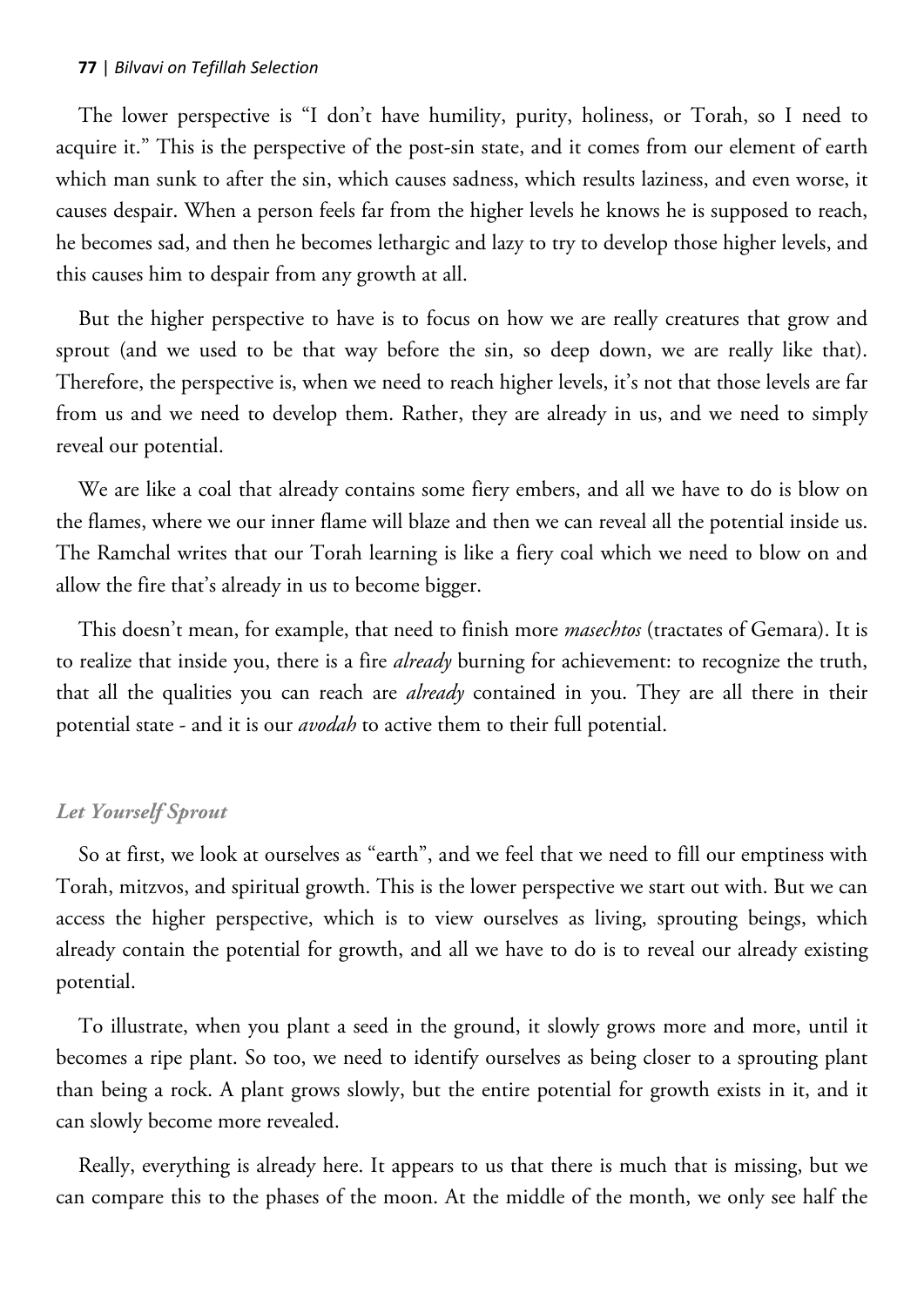The lower perspective is "I don't have humility, purity, holiness, or Torah, so I need to acquire it." This is the perspective of the post-sin state, and it comes from our element of earth which man sunk to after the sin, which causes sadness, which results laziness, and even worse, it causes despair. When a person feels far from the higher levels he knows he is supposed to reach, he becomes sad, and then he becomes lethargic and lazy to try to develop those higher levels, and this causes him to despair from any growth at all.

But the higher perspective to have is to focus on how we are really creatures that grow and sprout (and we used to be that way before the sin, so deep down, we are really like that). Therefore, the perspective is, when we need to reach higher levels, it's not that those levels are far from us and we need to develop them. Rather, they are already in us, and we need to simply reveal our potential.

We are like a coal that already contains some fiery embers, and all we have to do is blow on the flames, where we our inner flame will blaze and then we can reveal all the potential inside us. The Ramchal writes that our Torah learning is like a fiery coal which we need to blow on and allow the fire that's already in us to become bigger.

This doesn't mean, for example, that need to finish more *masechtos* (tractates of Gemara). It is to realize that inside you, there is a fire *already* burning for achievement: to recognize the truth, that all the qualities you can reach are *already* contained in you. They are all there in their potential state - and it is our *avodah* to active them to their full potential.

### *Let Yourself Sprout*

So at first, we look at ourselves as "earth", and we feel that we need to fill our emptiness with Torah, mitzvos, and spiritual growth. This is the lower perspective we start out with. But we can access the higher perspective, which is to view ourselves as living, sprouting beings, which already contain the potential for growth, and all we have to do is to reveal our already existing potential.

To illustrate, when you plant a seed in the ground, it slowly grows more and more, until it becomes a ripe plant. So too, we need to identify ourselves as being closer to a sprouting plant than being a rock. A plant grows slowly, but the entire potential for growth exists in it, and it can slowly become more revealed.

Really, everything is already here. It appears to us that there is much that is missing, but we can compare this to the phases of the moon. At the middle of the month, we only see half the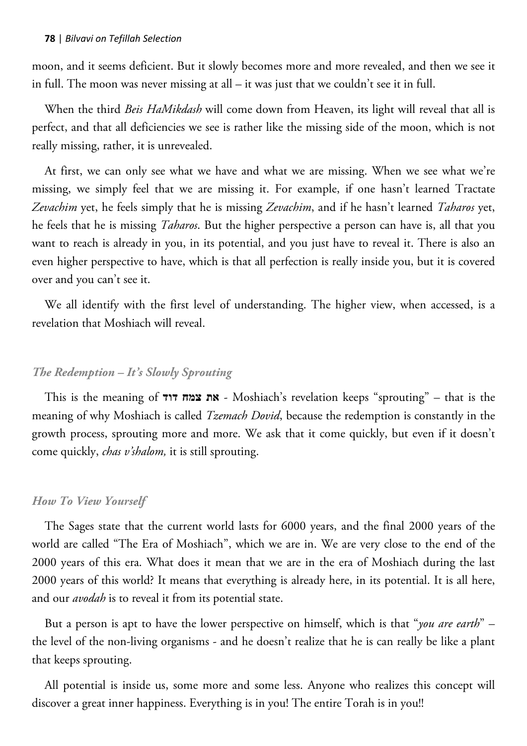moon, and it seems deficient. But it slowly becomes more and more revealed, and then we see it in full. The moon was never missing at all – it was just that we couldn't see it in full.

When the third *Beis HaMikdash* will come down from Heaven, its light will reveal that all is perfect, and that all deficiencies we see is rather like the missing side of the moon, which is not really missing, rather, it is unrevealed.

At first, we can only see what we have and what we are missing. When we see what we're missing, we simply feel that we are missing it. For example, if one hasn't learned Tractate *Zevachim* yet, he feels simply that he is missing *Zevachim*, and if he hasn't learned *Taharos* yet, he feels that he is missing *Taharos*. But the higher perspective a person can have is, all that you want to reach is already in you, in its potential, and you just have to reveal it. There is also an even higher perspective to have, which is that all perfection is really inside you, but it is covered over and you can't see it.

We all identify with the first level of understanding. The higher view, when accessed, is a revelation that Moshiach will reveal.

### *The Redemption – It's Slowly Sprouting*

This is the meaning of **את צמח דוד** - Moshiach's revelation keeps "sprouting" – that is the meaning of why Moshiach is called *Tzemach Dovid*, because the redemption is constantly in the growth process, sprouting more and more. We ask that it come quickly, but even if it doesn't come quickly, *chas v'shalom,* it is still sprouting.

### *How To View Yourself*

The Sages state that the current world lasts for 6000 years, and the final 2000 years of the world are called "The Era of Moshiach", which we are in. We are very close to the end of the 2000 years of this era. What does it mean that we are in the era of Moshiach during the last 2000 years of this world? It means that everything is already here, in its potential. It is all here, and our *avodah* is to reveal it from its potential state.

But a person is apt to have the lower perspective on himself, which is that "*you are earth*" – the level of the non-living organisms - and he doesn't realize that he is can really be like a plant that keeps sprouting.

All potential is inside us, some more and some less. Anyone who realizes this concept will discover a great inner happiness. Everything is in you! The entire Torah is in you!!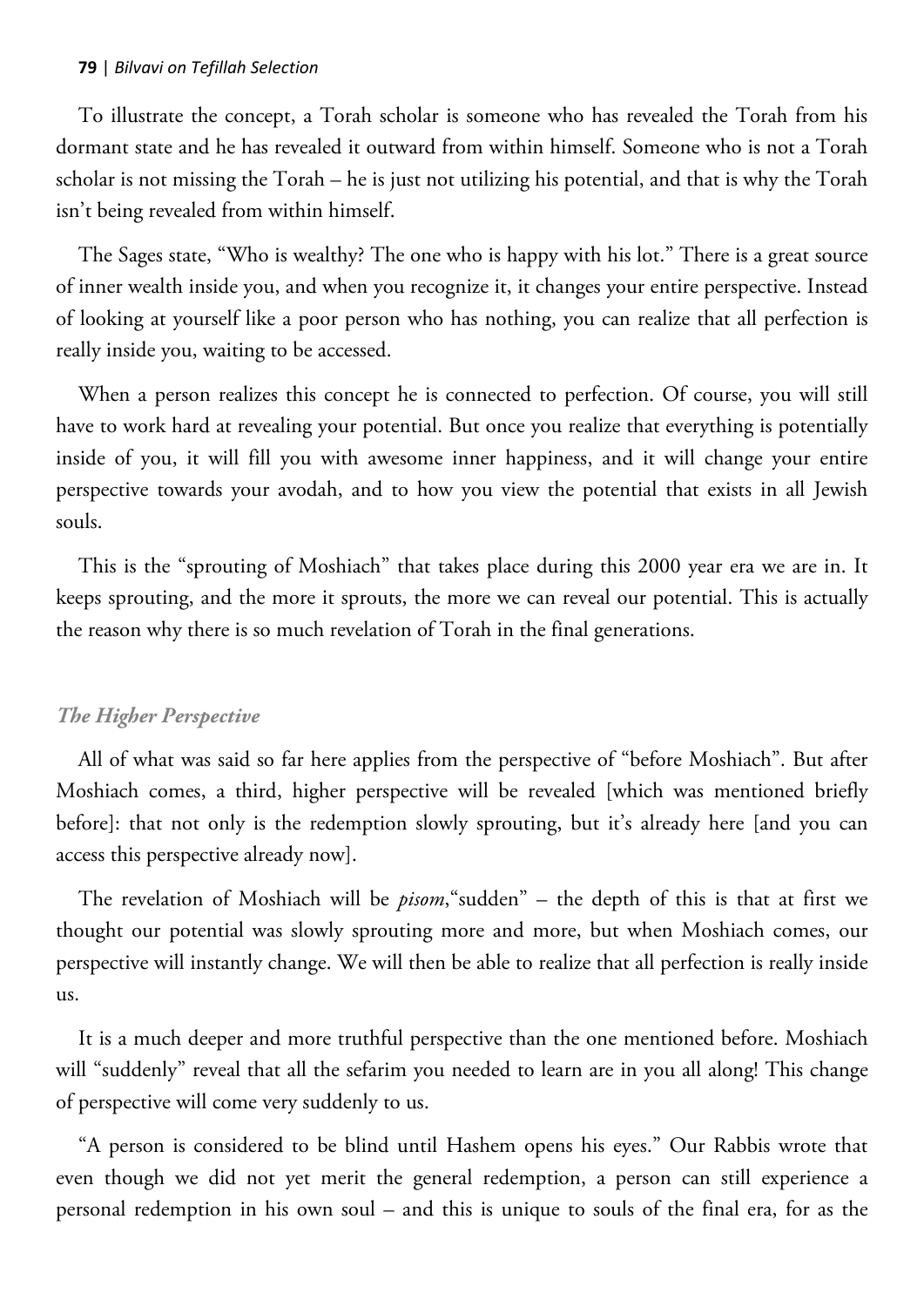To illustrate the concept, a Torah scholar is someone who has revealed the Torah from his dormant state and he has revealed it outward from within himself. Someone who is not a Torah scholar is not missing the Torah – he is just not utilizing his potential, and that is why the Torah isn't being revealed from within himself.

The Sages state, "Who is wealthy? The one who is happy with his lot." There is a great source of inner wealth inside you, and when you recognize it, it changes your entire perspective. Instead of looking at yourself like a poor person who has nothing, you can realize that all perfection is really inside you, waiting to be accessed.

When a person realizes this concept he is connected to perfection. Of course, you will still have to work hard at revealing your potential. But once you realize that everything is potentially inside of you, it will fill you with awesome inner happiness, and it will change your entire perspective towards your avodah, and to how you view the potential that exists in all Jewish souls.

This is the "sprouting of Moshiach" that takes place during this 2000 year era we are in. It keeps sprouting, and the more it sprouts, the more we can reveal our potential. This is actually the reason why there is so much revelation of Torah in the final generations.

### *The Higher Perspective*

All of what was said so far here applies from the perspective of "before Moshiach". But after Moshiach comes, a third, higher perspective will be revealed [which was mentioned briefly before]: that not only is the redemption slowly sprouting, but it's already here [and you can access this perspective already now].

The revelation of Moshiach will be *pisom*,"sudden" – the depth of this is that at first we thought our potential was slowly sprouting more and more, but when Moshiach comes, our perspective will instantly change. We will then be able to realize that all perfection is really inside us.

It is a much deeper and more truthful perspective than the one mentioned before. Moshiach will "suddenly" reveal that all the sefarim you needed to learn are in you all along! This change of perspective will come very suddenly to us.

"A person is considered to be blind until Hashem opens his eyes." Our Rabbis wrote that even though we did not yet merit the general redemption, a person can still experience a personal redemption in his own soul – and this is unique to souls of the final era, for as the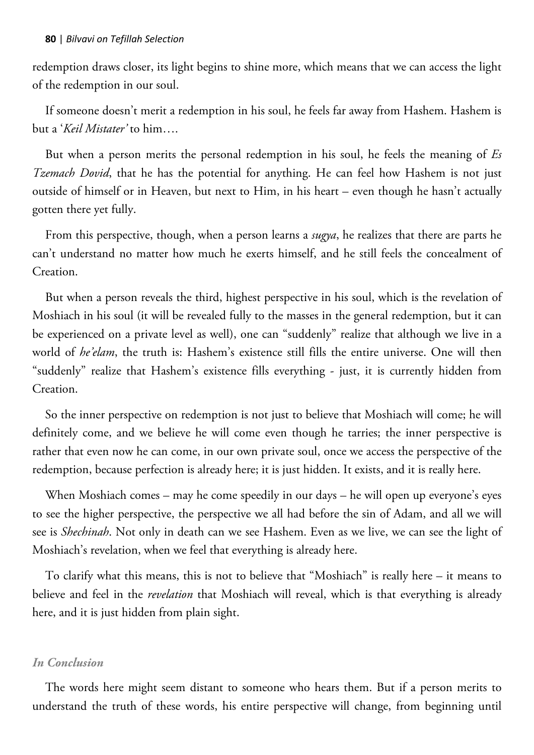redemption draws closer, its light begins to shine more, which means that we can access the light of the redemption in our soul.

If someone doesn't merit a redemption in his soul, he feels far away from Hashem. Hashem is but a '*Keil Mistater'* to him….

But when a person merits the personal redemption in his soul, he feels the meaning of *Es Tzemach Dovid*, that he has the potential for anything. He can feel how Hashem is not just outside of himself or in Heaven, but next to Him, in his heart – even though he hasn't actually gotten there yet fully.

From this perspective, though, when a person learns a *sugya*, he realizes that there are parts he can't understand no matter how much he exerts himself, and he still feels the concealment of Creation.

But when a person reveals the third, highest perspective in his soul, which is the revelation of Moshiach in his soul (it will be revealed fully to the masses in the general redemption, but it can be experienced on a private level as well), one can "suddenly" realize that although we live in a world of *he'elam*, the truth is: Hashem's existence still fills the entire universe. One will then "suddenly" realize that Hashem's existence fills everything - just, it is currently hidden from Creation.

So the inner perspective on redemption is not just to believe that Moshiach will come; he will definitely come, and we believe he will come even though he tarries; the inner perspective is rather that even now he can come, in our own private soul, once we access the perspective of the redemption, because perfection is already here; it is just hidden. It exists, and it is really here.

When Moshiach comes – may he come speedily in our days – he will open up everyone's eyes to see the higher perspective, the perspective we all had before the sin of Adam, and all we will see is *Shechinah*. Not only in death can we see Hashem. Even as we live, we can see the light of Moshiach's revelation, when we feel that everything is already here.

To clarify what this means, this is not to believe that "Moshiach" is really here – it means to believe and feel in the *revelation* that Moshiach will reveal, which is that everything is already here, and it is just hidden from plain sight.

### *In Conclusion*

The words here might seem distant to someone who hears them. But if a person merits to understand the truth of these words, his entire perspective will change, from beginning until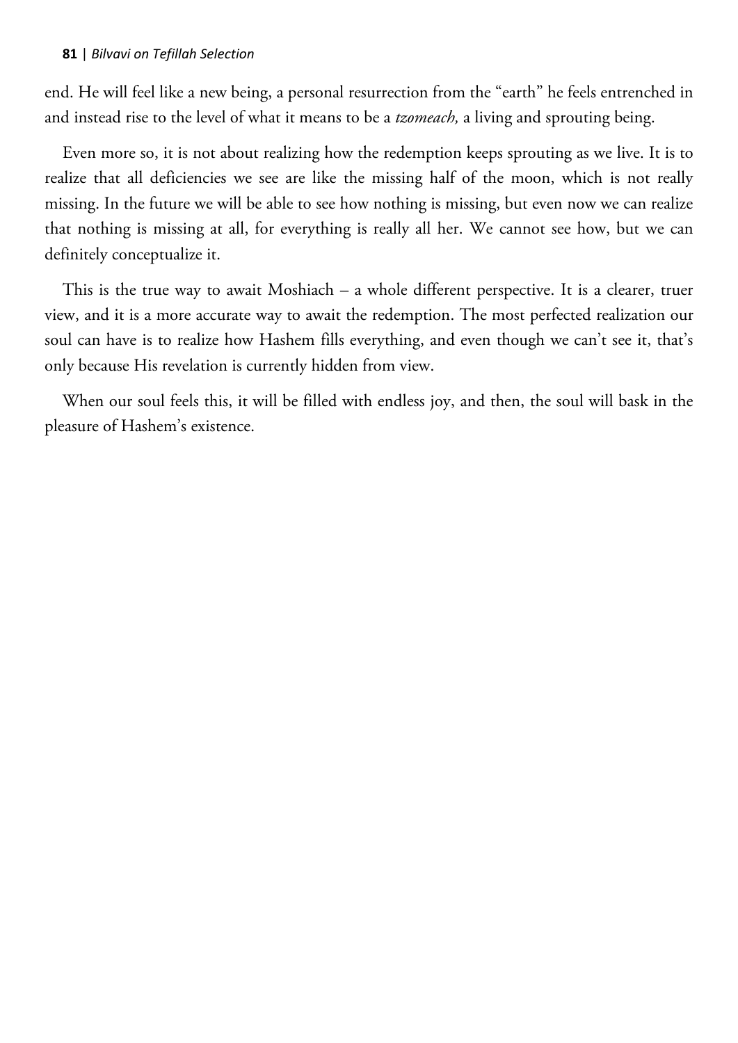end. He will feel like a new being, a personal resurrection from the "earth" he feels entrenched in and instead rise to the level of what it means to be a *tzomeach,* a living and sprouting being.

Even more so, it is not about realizing how the redemption keeps sprouting as we live. It is to realize that all deficiencies we see are like the missing half of the moon, which is not really missing. In the future we will be able to see how nothing is missing, but even now we can realize that nothing is missing at all, for everything is really all her. We cannot see how, but we can definitely conceptualize it.

This is the true way to await Moshiach – a whole different perspective. It is a clearer, truer view, and it is a more accurate way to await the redemption. The most perfected realization our soul can have is to realize how Hashem fills everything, and even though we can't see it, that's only because His revelation is currently hidden from view.

When our soul feels this, it will be filled with endless joy, and then, the soul will bask in the pleasure of Hashem's existence.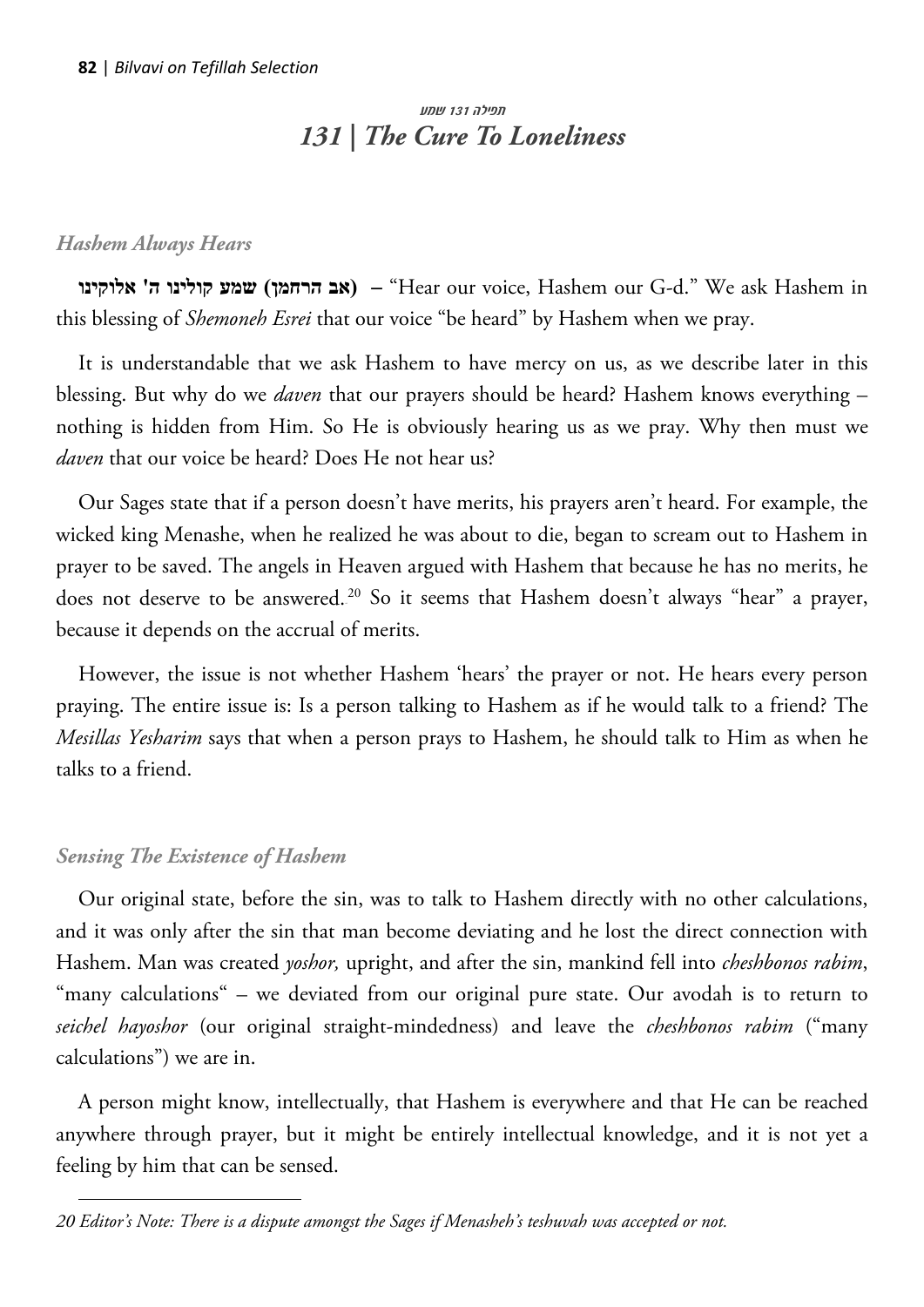*תפילה 131 שמע*

## *131 | The Cure To Loneliness*

### *Hashem Always Hears*

**(אב הרחמן) שמע קולינו ה' אלוקינו** – "Hear our voice, Hashem our G-d." We ask Hashem in this blessing of *Shemoneh Esrei* that our voice "be heard" by Hashem when we pray.

It is understandable that we ask Hashem to have mercy on us, as we describe later in this blessing. But why do we *daven* that our prayers should be heard? Hashem knows everything – nothing is hidden from Him. So He is obviously hearing us as we pray. Why then must we *daven* that our voice be heard? Does He not hear us?

Our Sages state that if a person doesn't have merits, his prayers aren't heard. For example, the wicked king Menashe, when he realized he was about to die, began to scream out to Hashem in prayer to be saved. The angels in Heaven argued with Hashem that because he has no merits, he does not deserve to be answered.[20] So it seems that Hashem doesn't always "hear" a prayer, because it depends on the accrual of merits.

However, the issue is not whether Hashem 'hears' the prayer or not. He hears every person praying. The entire issue is: Is a person talking to Hashem as if he would talk to a friend? The *Mesillas Yesharim* says that when a person prays to Hashem, he should talk to Him as when he talks to a friend.

### *Sensing The Existence of Hashem*

Our original state, before the sin, was to talk to Hashem directly with no other calculations, and it was only after the sin that man become deviating and he lost the direct connection with Hashem. Man was created *yoshor,* upright, and after the sin, mankind fell into *cheshbonos rabim*, "many calculations" – we deviated from our original pure state. Our avodah is to return to *seichel hayoshor* (our original straight-mindedness) and leave the *cheshbonos rabim* ("many calculations") we are in.

A person might know, intellectually, that Hashem is everywhere and that He can be reached anywhere through prayer, but it might be entirely intellectual knowledge, and it is not yet a feeling by him that can be sensed.

---

*20 Editor's Note: There is a dispute amongst the Sages if Menasheh's teshuvah was accepted or not.*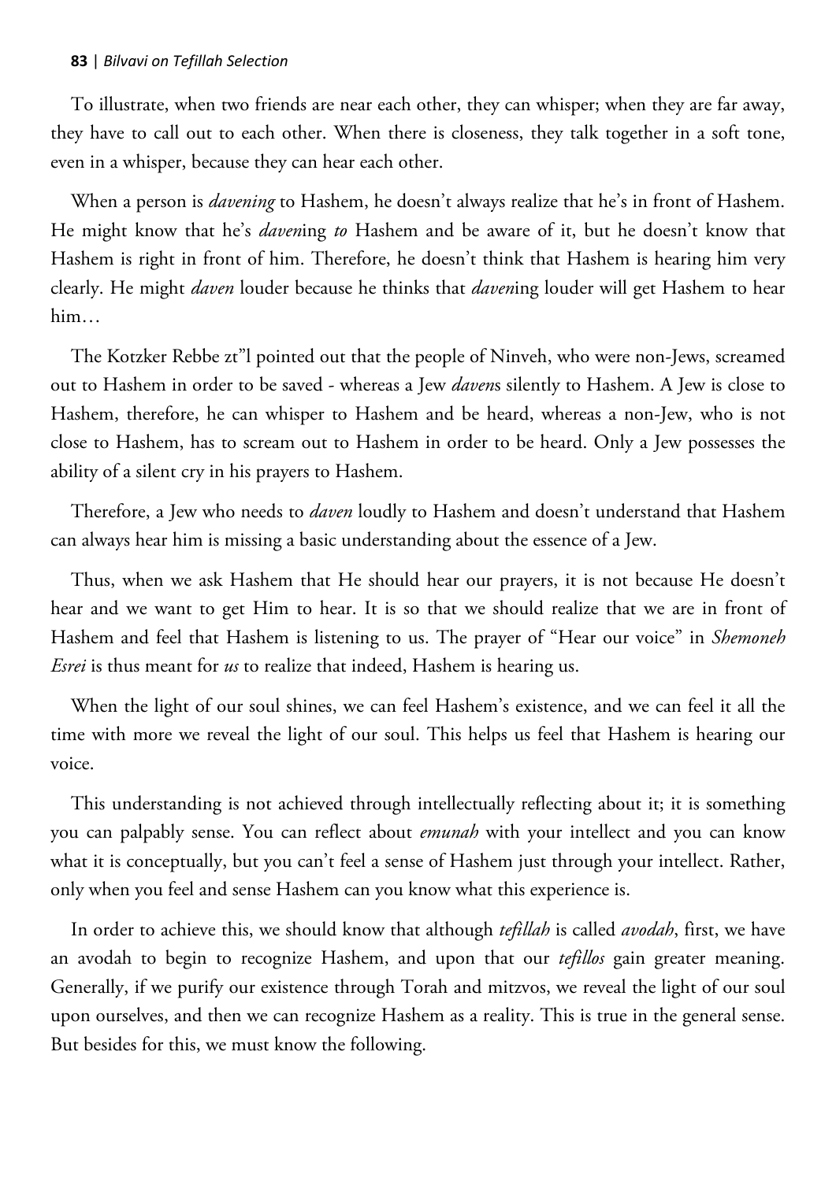To illustrate, when two friends are near each other, they can whisper; when they are far away, they have to call out to each other. When there is closeness, they talk together in a soft tone, even in a whisper, because they can hear each other.

When a person is *davening* to Hashem, he doesn't always realize that he's in front of Hashem. He might know that he's *daven*ing *to* Hashem and be aware of it, but he doesn't know that Hashem is right in front of him. Therefore, he doesn't think that Hashem is hearing him very clearly. He might *daven* louder because he thinks that *daven*ing louder will get Hashem to hear him…

The Kotzker Rebbe zt"l pointed out that the people of Ninveh, who were non-Jews, screamed out to Hashem in order to be saved - whereas a Jew *daven*s silently to Hashem. A Jew is close to Hashem, therefore, he can whisper to Hashem and be heard, whereas a non-Jew, who is not close to Hashem, has to scream out to Hashem in order to be heard. Only a Jew possesses the ability of a silent cry in his prayers to Hashem.

Therefore, a Jew who needs to *daven* loudly to Hashem and doesn't understand that Hashem can always hear him is missing a basic understanding about the essence of a Jew.

Thus, when we ask Hashem that He should hear our prayers, it is not because He doesn't hear and we want to get Him to hear. It is so that we should realize that we are in front of Hashem and feel that Hashem is listening to us. The prayer of "Hear our voice" in *Shemoneh Esrei* is thus meant for *us* to realize that indeed, Hashem is hearing us.

When the light of our soul shines, we can feel Hashem's existence, and we can feel it all the time with more we reveal the light of our soul. This helps us feel that Hashem is hearing our voice.

This understanding is not achieved through intellectually reflecting about it; it is something you can palpably sense. You can reflect about *emunah* with your intellect and you can know what it is conceptually, but you can't feel a sense of Hashem just through your intellect. Rather, only when you feel and sense Hashem can you know what this experience is.

In order to achieve this, we should know that although *tefillah* is called *avodah*, first, we have an avodah to begin to recognize Hashem, and upon that our *tefillos* gain greater meaning. Generally, if we purify our existence through Torah and mitzvos, we reveal the light of our soul upon ourselves, and then we can recognize Hashem as a reality. This is true in the general sense. But besides for this, we must know the following.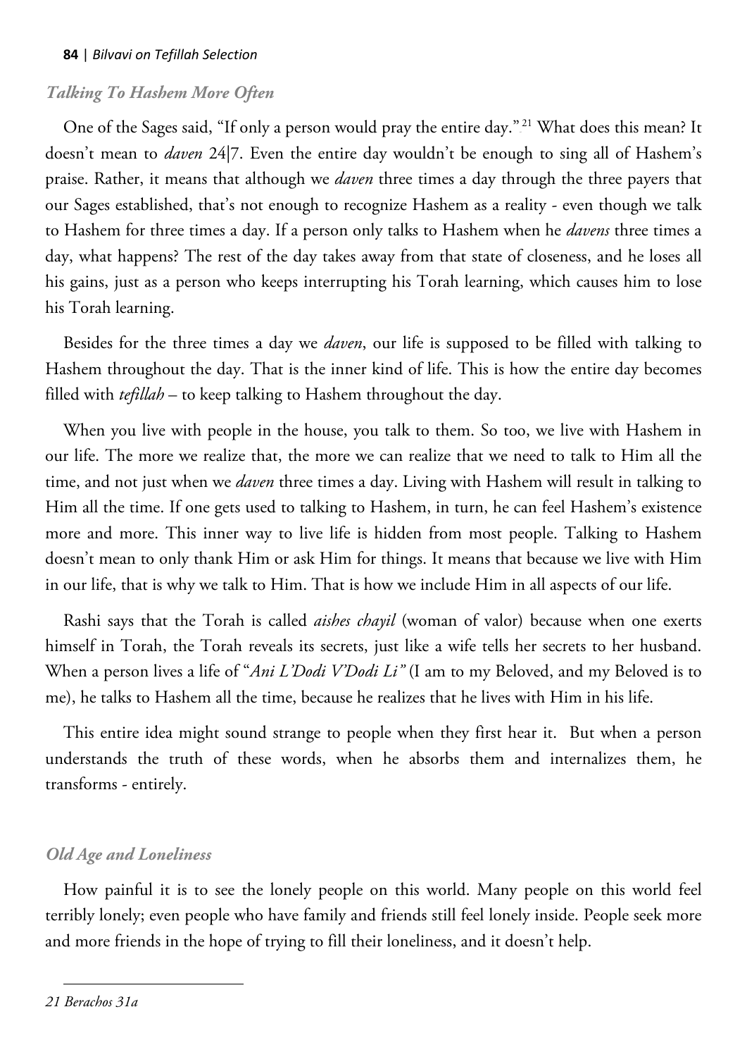### *Talking To Hashem More Often*

One of the Sages said, "If only a person would pray the entire day."[21] What does this mean? It doesn't mean to *daven* 24|7. Even the entire day wouldn't be enough to sing all of Hashem's praise. Rather, it means that although we *daven* three times a day through the three payers that our Sages established, that's not enough to recognize Hashem as a reality - even though we talk to Hashem for three times a day. If a person only talks to Hashem when he *davens* three times a day, what happens? The rest of the day takes away from that state of closeness, and he loses all his gains, just as a person who keeps interrupting his Torah learning, which causes him to lose his Torah learning.

Besides for the three times a day we *daven*, our life is supposed to be filled with talking to Hashem throughout the day. That is the inner kind of life. This is how the entire day becomes filled with *tefillah* – to keep talking to Hashem throughout the day.

When you live with people in the house, you talk to them. So too, we live with Hashem in our life. The more we realize that, the more we can realize that we need to talk to Him all the time, and not just when we *daven* three times a day. Living with Hashem will result in talking to Him all the time. If one gets used to talking to Hashem, in turn, he can feel Hashem's existence more and more. This inner way to live life is hidden from most people. Talking to Hashem doesn't mean to only thank Him or ask Him for things. It means that because we live with Him in our life, that is why we talk to Him. That is how we include Him in all aspects of our life.

Rashi says that the Torah is called *aishes chayil* (woman of valor) because when one exerts himself in Torah, the Torah reveals its secrets, just like a wife tells her secrets to her husband. When a person lives a life of "*Ani L'Dodi V'Dodi Li"* (I am to my Beloved, and my Beloved is to me), he talks to Hashem all the time, because he realizes that he lives with Him in his life.

This entire idea might sound strange to people when they first hear it. But when a person understands the truth of these words, when he absorbs them and internalizes them, he transforms - entirely.

### *Old Age and Loneliness*

How painful it is to see the lonely people on this world. Many people on this world feel terribly lonely; even people who have family and friends still feel lonely inside. People seek more and more friends in the hope of trying to fill their loneliness, and it doesn't help.

---

*21 Berachos 31a*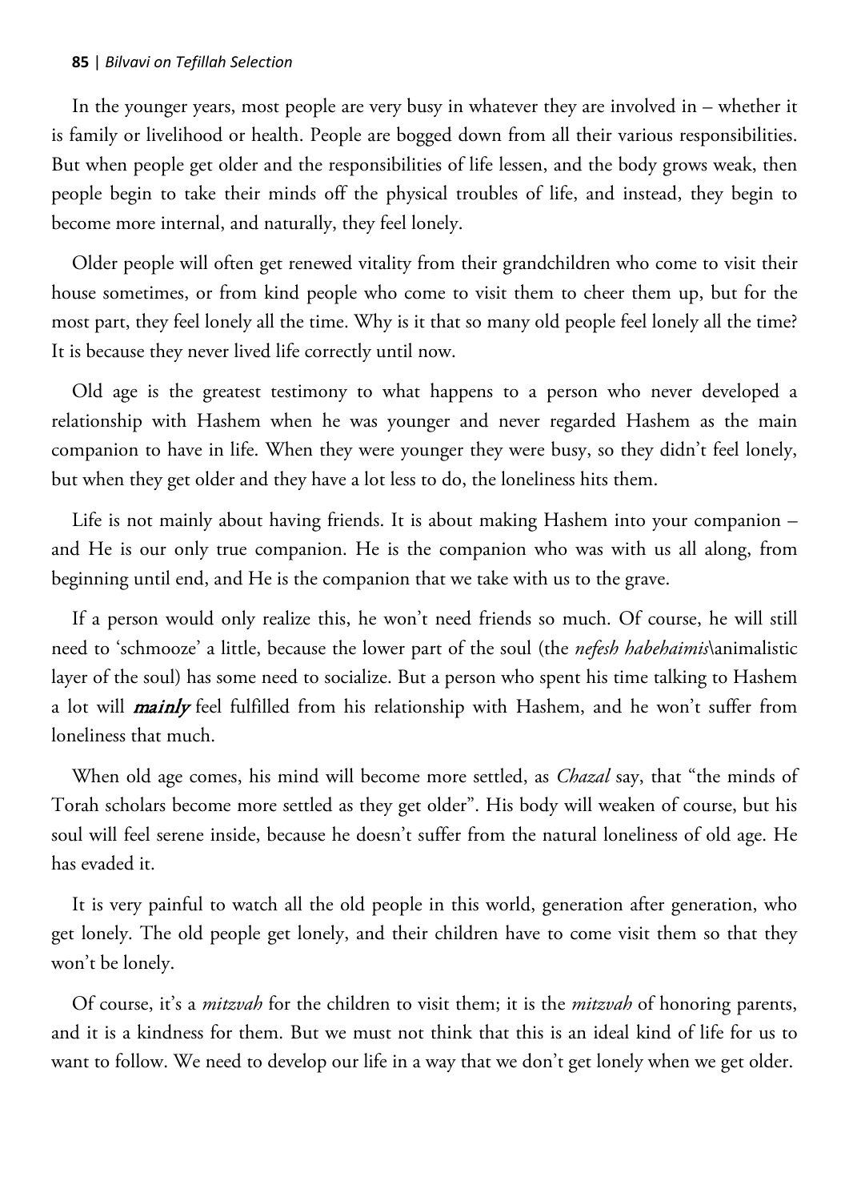In the younger years, most people are very busy in whatever they are involved in – whether it is family or livelihood or health. People are bogged down from all their various responsibilities. But when people get older and the responsibilities of life lessen, and the body grows weak, then people begin to take their minds off the physical troubles of life, and instead, they begin to become more internal, and naturally, they feel lonely.

Older people will often get renewed vitality from their grandchildren who come to visit their house sometimes, or from kind people who come to visit them to cheer them up, but for the most part, they feel lonely all the time. Why is it that so many old people feel lonely all the time? It is because they never lived life correctly until now.

Old age is the greatest testimony to what happens to a person who never developed a relationship with Hashem when he was younger and never regarded Hashem as the main companion to have in life. When they were younger they were busy, so they didn't feel lonely, but when they get older and they have a lot less to do, the loneliness hits them.

Life is not mainly about having friends. It is about making Hashem into your companion – and He is our only true companion. He is the companion who was with us all along, from beginning until end, and He is the companion that we take with us to the grave.

If a person would only realize this, he won't need friends so much. Of course, he will still need to 'schmooze' a little, because the lower part of the soul (the *nefesh habehaimis*\animalistic layer of the soul) has some need to socialize. But a person who spent his time talking to Hashem a lot will ***mainly*** feel fulfilled from his relationship with Hashem, and he won't suffer from loneliness that much.

When old age comes, his mind will become more settled, as *Chazal* say, that "the minds of Torah scholars become more settled as they get older". His body will weaken of course, but his soul will feel serene inside, because he doesn't suffer from the natural loneliness of old age. He has evaded it.

It is very painful to watch all the old people in this world, generation after generation, who get lonely. The old people get lonely, and their children have to come visit them so that they won't be lonely.

Of course, it's a *mitzvah* for the children to visit them; it is the *mitzvah* of honoring parents, and it is a kindness for them. But we must not think that this is an ideal kind of life for us to want to follow. We need to develop our life in a way that we don't get lonely when we get older.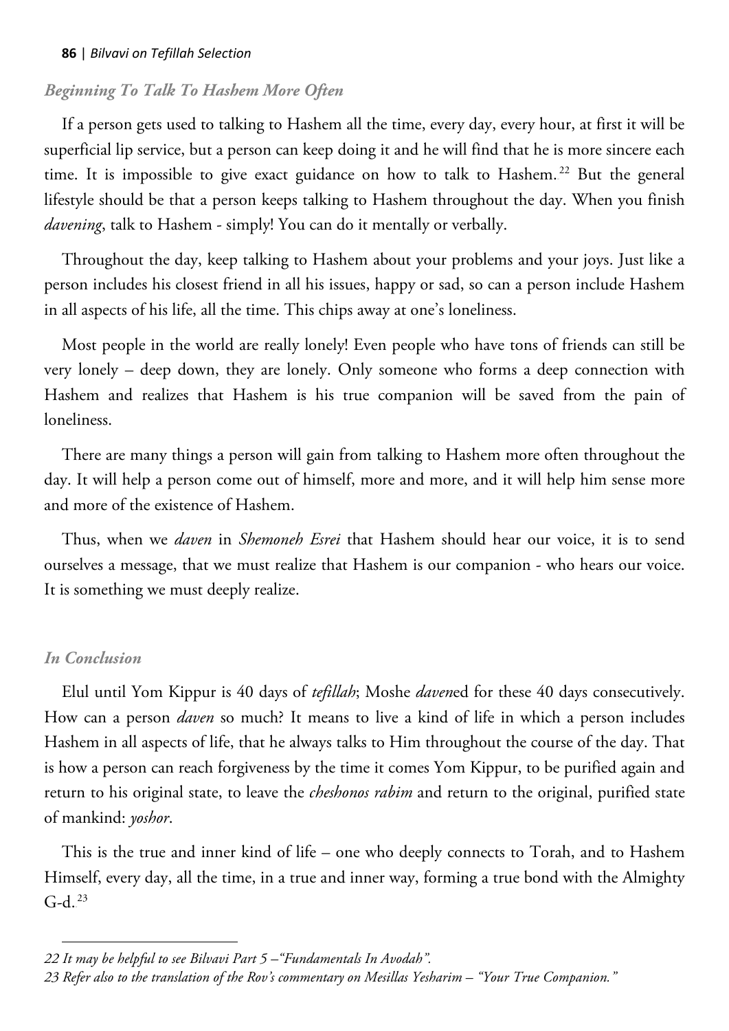### *Beginning To Talk To Hashem More Often*

If a person gets used to talking to Hashem all the time, every day, every hour, at first it will be superficial lip service, but a person can keep doing it and he will find that he is more sincere each time. It is impossible to give exact guidance on how to talk to Hashem.[22] But the general lifestyle should be that a person keeps talking to Hashem throughout the day. When you finish *davening*, talk to Hashem - simply! You can do it mentally or verbally.

Throughout the day, keep talking to Hashem about your problems and your joys. Just like a person includes his closest friend in all his issues, happy or sad, so can a person include Hashem in all aspects of his life, all the time. This chips away at one's loneliness.

Most people in the world are really lonely! Even people who have tons of friends can still be very lonely – deep down, they are lonely. Only someone who forms a deep connection with Hashem and realizes that Hashem is his true companion will be saved from the pain of loneliness.

There are many things a person will gain from talking to Hashem more often throughout the day. It will help a person come out of himself, more and more, and it will help him sense more and more of the existence of Hashem.

Thus, when we *daven* in *Shemoneh Esrei* that Hashem should hear our voice, it is to send ourselves a message, that we must realize that Hashem is our companion - who hears our voice. It is something we must deeply realize.

### *In Conclusion*

Elul until Yom Kippur is 40 days of *tefillah*; Moshe *daven*ed for these 40 days consecutively. How can a person *daven* so much? It means to live a kind of life in which a person includes Hashem in all aspects of life, that he always talks to Him throughout the course of the day. That is how a person can reach forgiveness by the time it comes Yom Kippur, to be purified again and return to his original state, to leave the *cheshonos rabim* and return to the original, purified state of mankind: *yoshor*.

This is the true and inner kind of life – one who deeply connects to Torah, and to Hashem Himself, every day, all the time, in a true and inner way, forming a true bond with the Almighty G-d.[23]

---

*22 It may be helpful to see Bilvavi Part 5 –"Fundamentals In Avodah".*

*23 Refer also to the translation of the Rov's commentary on Mesillas Yesharim – "Your True Companion."*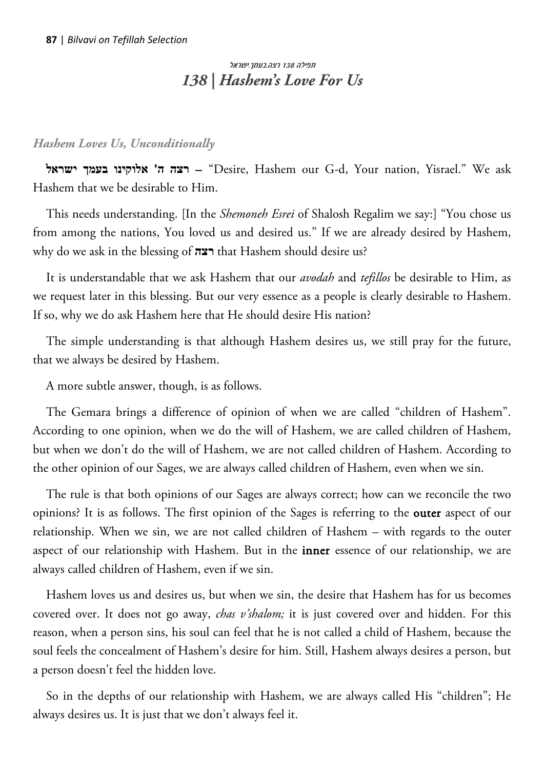*תפילה 138 רצה.בעמך.ישראל*

## *138 | Hashem's Love For Us*

### *Hashem Loves Us, Unconditionally*

**רצה ה' אלוקינו בעמך ישראל** – "Desire, Hashem our G-d, Your nation, Yisrael." We ask Hashem that we be desirable to Him.

This needs understanding. [In the *Shemoneh Esrei* of Shalosh Regalim we say:] "You chose us from among the nations, You loved us and desired us." If we are already desired by Hashem, why do we ask in the blessing of **רצה** that Hashem should desire us?

It is understandable that we ask Hashem that our *avodah* and *tefillos* be desirable to Him, as we request later in this blessing. But our very essence as a people is clearly desirable to Hashem. If so, why we do ask Hashem here that He should desire His nation?

The simple understanding is that although Hashem desires us, we still pray for the future, that we always be desired by Hashem.

A more subtle answer, though, is as follows.

The Gemara brings a difference of opinion of when we are called "children of Hashem". According to one opinion, when we do the will of Hashem, we are called children of Hashem, but when we don't do the will of Hashem, we are not called children of Hashem. According to the other opinion of our Sages, we are always called children of Hashem, even when we sin.

The rule is that both opinions of our Sages are always correct; how can we reconcile the two opinions? It is as follows. The first opinion of the Sages is referring to the **outer** aspect of our relationship. When we sin, we are not called children of Hashem – with regards to the outer aspect of our relationship with Hashem. But in the **inner** essence of our relationship, we are always called children of Hashem, even if we sin.

Hashem loves us and desires us, but when we sin, the desire that Hashem has for us becomes covered over. It does not go away, *chas v'shalom;* it is just covered over and hidden. For this reason, when a person sins, his soul can feel that he is not called a child of Hashem, because the soul feels the concealment of Hashem's desire for him. Still, Hashem always desires a person, but a person doesn't feel the hidden love.

So in the depths of our relationship with Hashem, we are always called His "children"; He always desires us. It is just that we don't always feel it.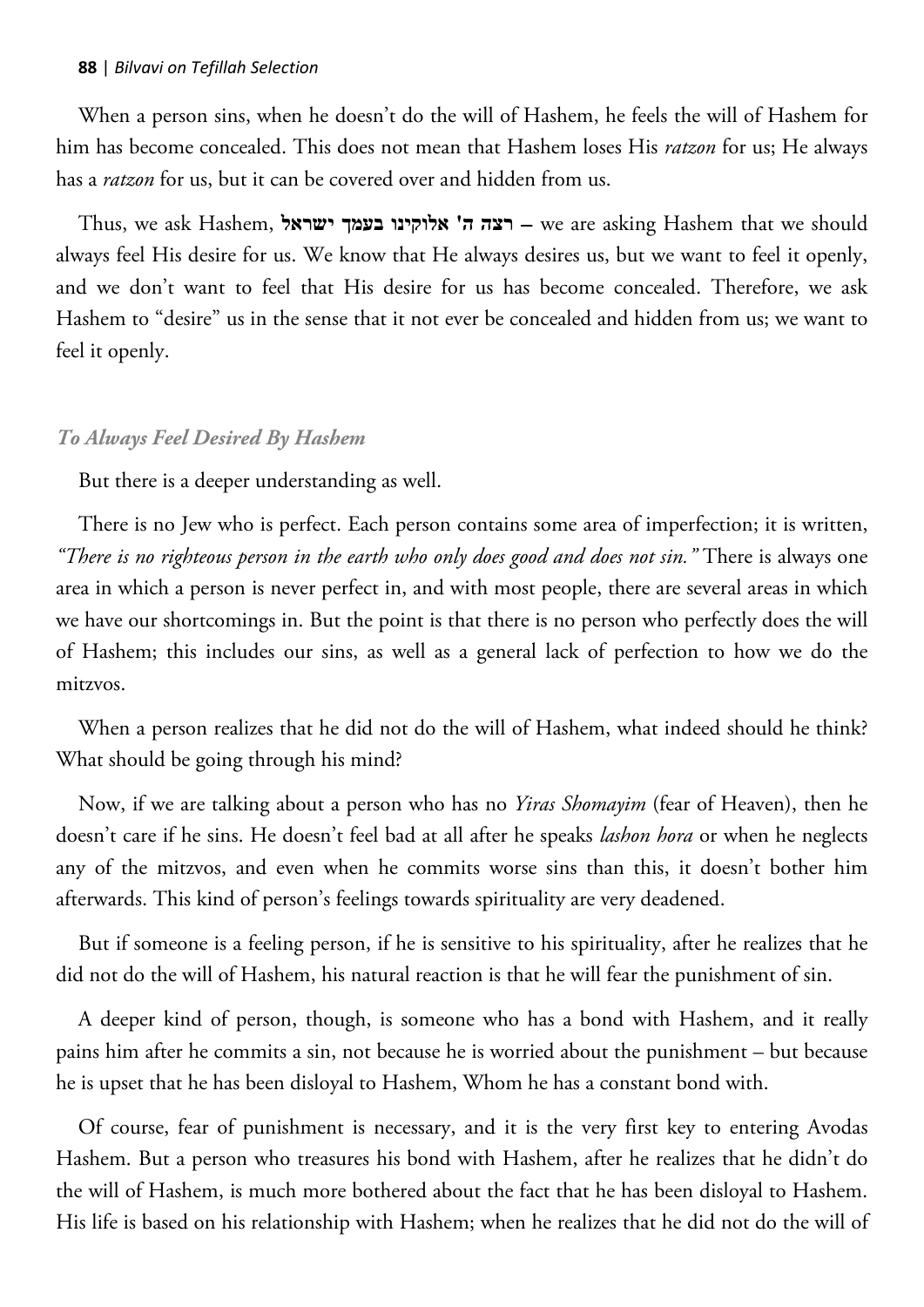When a person sins, when he doesn't do the will of Hashem, he feels the will of Hashem for him has become concealed. This does not mean that Hashem loses His *ratzon* for us; He always has a *ratzon* for us, but it can be covered over and hidden from us.

Thus, we ask Hashem, **רצה ה' אלוקינו בעמך ישראל** – we are asking Hashem that we should always feel His desire for us. We know that He always desires us, but we want to feel it openly, and we don't want to feel that His desire for us has become concealed. Therefore, we ask Hashem to "desire" us in the sense that it not ever be concealed and hidden from us; we want to feel it openly.

### *To Always Feel Desired By Hashem*

But there is a deeper understanding as well.

There is no Jew who is perfect. Each person contains some area of imperfection; it is written, *"There is no righteous person in the earth who only does good and does not sin."* There is always one area in which a person is never perfect in, and with most people, there are several areas in which we have our shortcomings in. But the point is that there is no person who perfectly does the will of Hashem; this includes our sins, as well as a general lack of perfection to how we do the mitzvos.

When a person realizes that he did not do the will of Hashem, what indeed should he think? What should be going through his mind?

Now, if we are talking about a person who has no *Yiras Shomayim* (fear of Heaven), then he doesn't care if he sins. He doesn't feel bad at all after he speaks *lashon hora* or when he neglects any of the mitzvos, and even when he commits worse sins than this, it doesn't bother him afterwards. This kind of person's feelings towards spirituality are very deadened.

But if someone is a feeling person, if he is sensitive to his spirituality, after he realizes that he did not do the will of Hashem, his natural reaction is that he will fear the punishment of sin.

A deeper kind of person, though, is someone who has a bond with Hashem, and it really pains him after he commits a sin, not because he is worried about the punishment – but because he is upset that he has been disloyal to Hashem, Whom he has a constant bond with.

Of course, fear of punishment is necessary, and it is the very first key to entering Avodas Hashem. But a person who treasures his bond with Hashem, after he realizes that he didn't do the will of Hashem, is much more bothered about the fact that he has been disloyal to Hashem. His life is based on his relationship with Hashem; when he realizes that he did not do the will of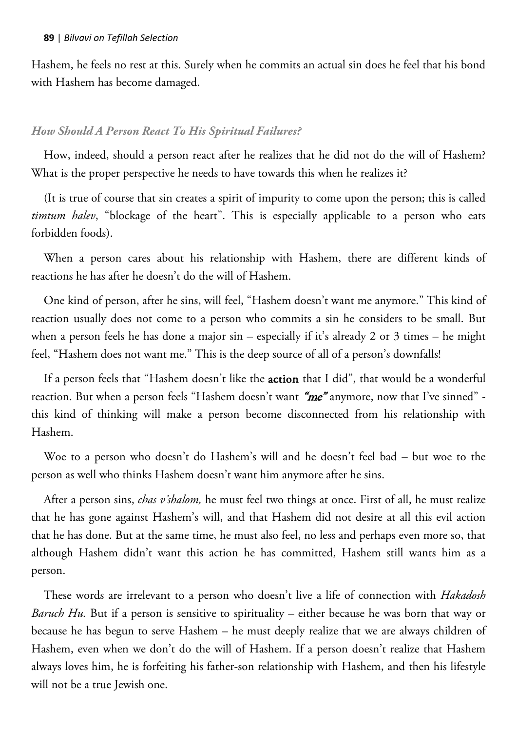Hashem, he feels no rest at this. Surely when he commits an actual sin does he feel that his bond with Hashem has become damaged.

### *How Should A Person React To His Spiritual Failures?*

How, indeed, should a person react after he realizes that he did not do the will of Hashem? What is the proper perspective he needs to have towards this when he realizes it?

(It is true of course that sin creates a spirit of impurity to come upon the person; this is called *timtum halev*, "blockage of the heart". This is especially applicable to a person who eats forbidden foods).

When a person cares about his relationship with Hashem, there are different kinds of reactions he has after he doesn't do the will of Hashem.

One kind of person, after he sins, will feel, "Hashem doesn't want me anymore." This kind of reaction usually does not come to a person who commits a sin he considers to be small. But when a person feels he has done a major sin – especially if it's already 2 or 3 times – he might feel, "Hashem does not want me." This is the deep source of all of a person's downfalls!

If a person feels that "Hashem doesn't like the **action** that I did", that would be a wonderful reaction. But when a person feels "Hashem doesn't want ***"me"*** anymore, now that I've sinned" - this kind of thinking will make a person become disconnected from his relationship with Hashem.

Woe to a person who doesn't do Hashem's will and he doesn't feel bad – but woe to the person as well who thinks Hashem doesn't want him anymore after he sins.

After a person sins, *chas v'shalom,* he must feel two things at once. First of all, he must realize that he has gone against Hashem's will, and that Hashem did not desire at all this evil action that he has done. But at the same time, he must also feel, no less and perhaps even more so, that although Hashem didn't want this action he has committed, Hashem still wants him as a person.

These words are irrelevant to a person who doesn't live a life of connection with *Hakadosh Baruch Hu.* But if a person is sensitive to spirituality – either because he was born that way or because he has begun to serve Hashem – he must deeply realize that we are always children of Hashem, even when we don't do the will of Hashem. If a person doesn't realize that Hashem always loves him, he is forfeiting his father-son relationship with Hashem, and then his lifestyle will not be a true Jewish one.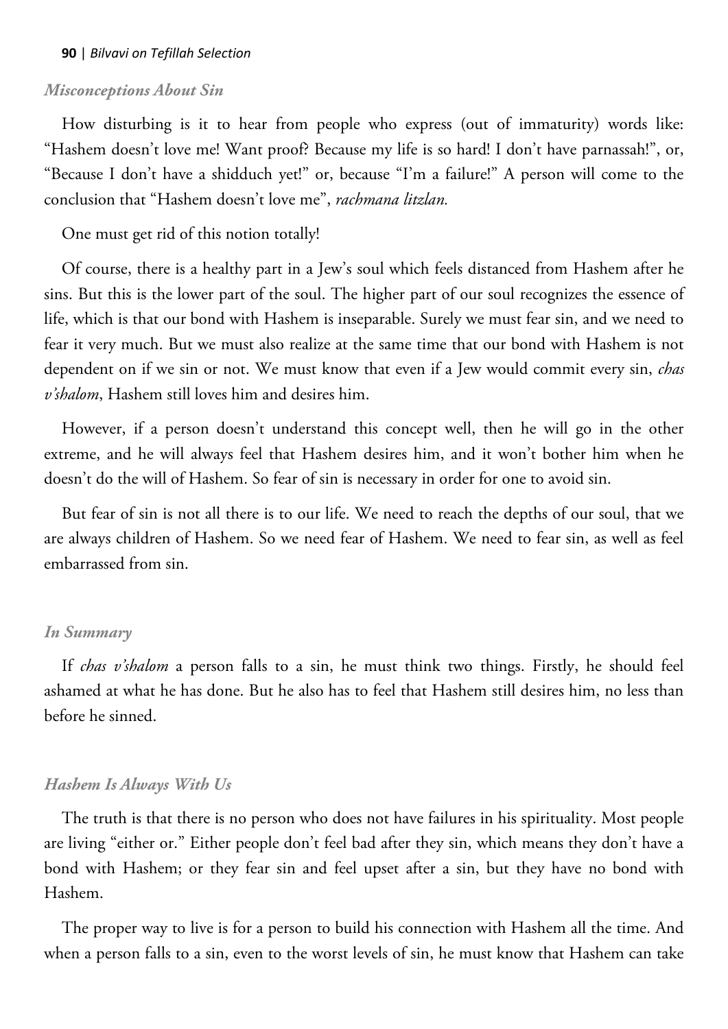### *Misconceptions About Sin*

How disturbing is it to hear from people who express (out of immaturity) words like: "Hashem doesn't love me! Want proof? Because my life is so hard! I don't have parnassah!", or, "Because I don't have a shidduch yet!" or, because "I'm a failure!" A person will come to the conclusion that "Hashem doesn't love me", *rachmana litzlan.*

One must get rid of this notion totally!

Of course, there is a healthy part in a Jew's soul which feels distanced from Hashem after he sins. But this is the lower part of the soul. The higher part of our soul recognizes the essence of life, which is that our bond with Hashem is inseparable. Surely we must fear sin, and we need to fear it very much. But we must also realize at the same time that our bond with Hashem is not dependent on if we sin or not. We must know that even if a Jew would commit every sin, *chas v'shalom*, Hashem still loves him and desires him.

However, if a person doesn't understand this concept well, then he will go in the other extreme, and he will always feel that Hashem desires him, and it won't bother him when he doesn't do the will of Hashem. So fear of sin is necessary in order for one to avoid sin.

But fear of sin is not all there is to our life. We need to reach the depths of our soul, that we are always children of Hashem. So we need fear of Hashem. We need to fear sin, as well as feel embarrassed from sin.

### *In Summary*

If *chas v'shalom* a person falls to a sin, he must think two things. Firstly, he should feel ashamed at what he has done. But he also has to feel that Hashem still desires him, no less than before he sinned.

### *Hashem Is Always With Us*

The truth is that there is no person who does not have failures in his spirituality. Most people are living "either or." Either people don't feel bad after they sin, which means they don't have a bond with Hashem; or they fear sin and feel upset after a sin, but they have no bond with Hashem.

The proper way to live is for a person to build his connection with Hashem all the time. And when a person falls to a sin, even to the worst levels of sin, he must know that Hashem can take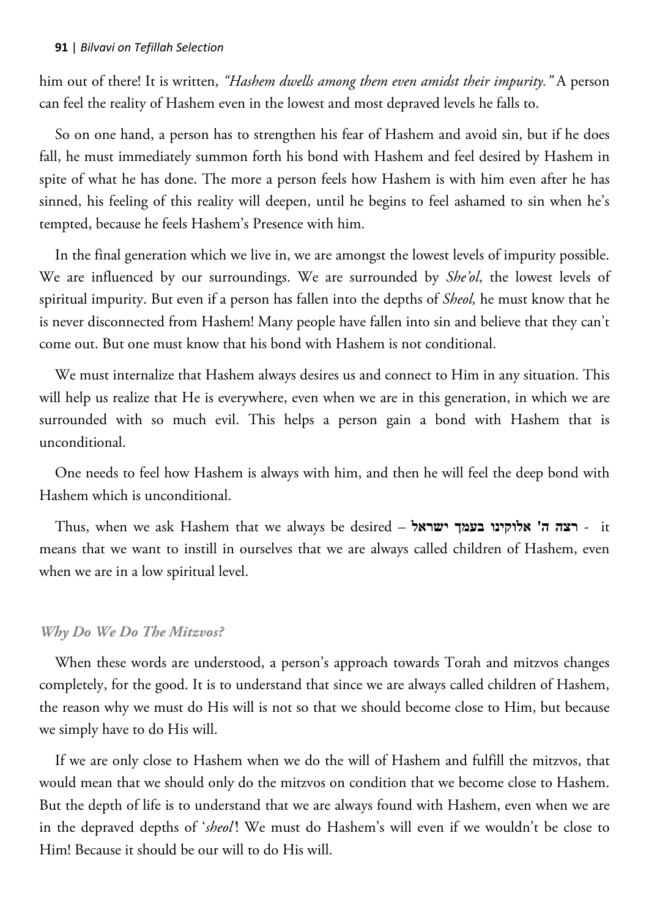him out of there! It is written, *"Hashem dwells among them even amidst their impurity."* A person can feel the reality of Hashem even in the lowest and most depraved levels he falls to.

So on one hand, a person has to strengthen his fear of Hashem and avoid sin, but if he does fall, he must immediately summon forth his bond with Hashem and feel desired by Hashem in spite of what he has done. The more a person feels how Hashem is with him even after he has sinned, his feeling of this reality will deepen, until he begins to feel ashamed to sin when he's tempted, because he feels Hashem's Presence with him.

In the final generation which we live in, we are amongst the lowest levels of impurity possible. We are influenced by our surroundings. We are surrounded by *She'ol*, the lowest levels of spiritual impurity. But even if a person has fallen into the depths of *Sheol,* he must know that he is never disconnected from Hashem! Many people have fallen into sin and believe that they can't come out. But one must know that his bond with Hashem is not conditional.

We must internalize that Hashem always desires us and connect to Him in any situation. This will help us realize that He is everywhere, even when we are in this generation, in which we are surrounded with so much evil. This helps a person gain a bond with Hashem that is unconditional.

One needs to feel how Hashem is always with him, and then he will feel the deep bond with Hashem which is unconditional.

Thus, when we ask Hashem that we always be desired – **רצה ה' אלוקינו בעמך ישראל** - it means that we want to instill in ourselves that we are always called children of Hashem, even when we are in a low spiritual level.

### *Why Do We Do The Mitzvos?*

When these words are understood, a person's approach towards Torah and mitzvos changes completely, for the good. It is to understand that since we are always called children of Hashem, the reason why we must do His will is not so that we should become close to Him, but because we simply have to do His will.

If we are only close to Hashem when we do the will of Hashem and fulfill the mitzvos, that would mean that we should only do the mitzvos on condition that we become close to Hashem. But the depth of life is to understand that we are always found with Hashem, even when we are in the depraved depths of '*sheol*'! We must do Hashem's will even if we wouldn't be close to Him! Because it should be our will to do His will.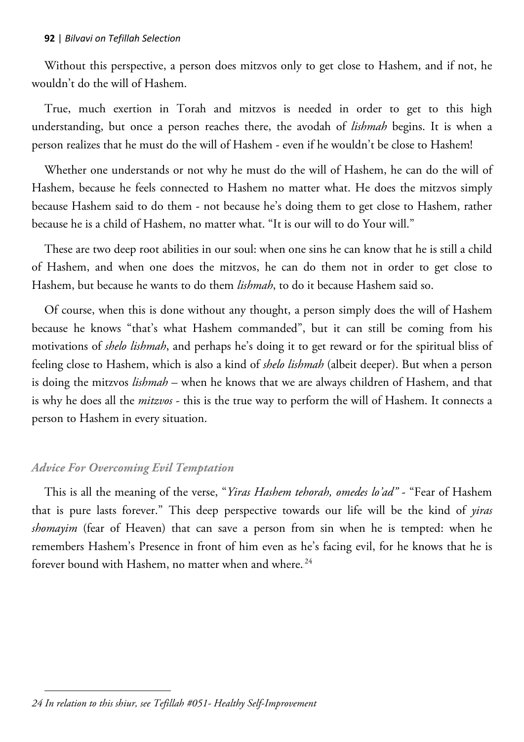Without this perspective, a person does mitzvos only to get close to Hashem, and if not, he wouldn't do the will of Hashem.

True, much exertion in Torah and mitzvos is needed in order to get to this high understanding, but once a person reaches there, the avodah of *lishmah* begins. It is when a person realizes that he must do the will of Hashem - even if he wouldn't be close to Hashem!

Whether one understands or not why he must do the will of Hashem, he can do the will of Hashem, because he feels connected to Hashem no matter what. He does the mitzvos simply because Hashem said to do them - not because he's doing them to get close to Hashem, rather because he is a child of Hashem, no matter what. "It is our will to do Your will."

These are two deep root abilities in our soul: when one sins he can know that he is still a child of Hashem, and when one does the mitzvos, he can do them not in order to get close to Hashem, but because he wants to do them *lishmah*, to do it because Hashem said so.

Of course, when this is done without any thought, a person simply does the will of Hashem because he knows "that's what Hashem commanded", but it can still be coming from his motivations of *shelo lishmah*, and perhaps he's doing it to get reward or for the spiritual bliss of feeling close to Hashem, which is also a kind of *shelo lishmah* (albeit deeper). But when a person is doing the mitzvos *lishmah* – when he knows that we are always children of Hashem, and that is why he does all the *mitzvos* - this is the true way to perform the will of Hashem. It connects a person to Hashem in every situation.

### *Advice For Overcoming Evil Temptation*

This is all the meaning of the verse, "*Yiras Hashem tehorah, omedes lo'ad"* - "Fear of Hashem that is pure lasts forever." This deep perspective towards our life will be the kind of *yiras shomayim* (fear of Heaven) that can save a person from sin when he is tempted: when he remembers Hashem's Presence in front of him even as he's facing evil, for he knows that he is forever bound with Hashem, no matter when and where.[24]

---

*24 In relation to this shiur, see Tefillah #051- Healthy Self-Improvement*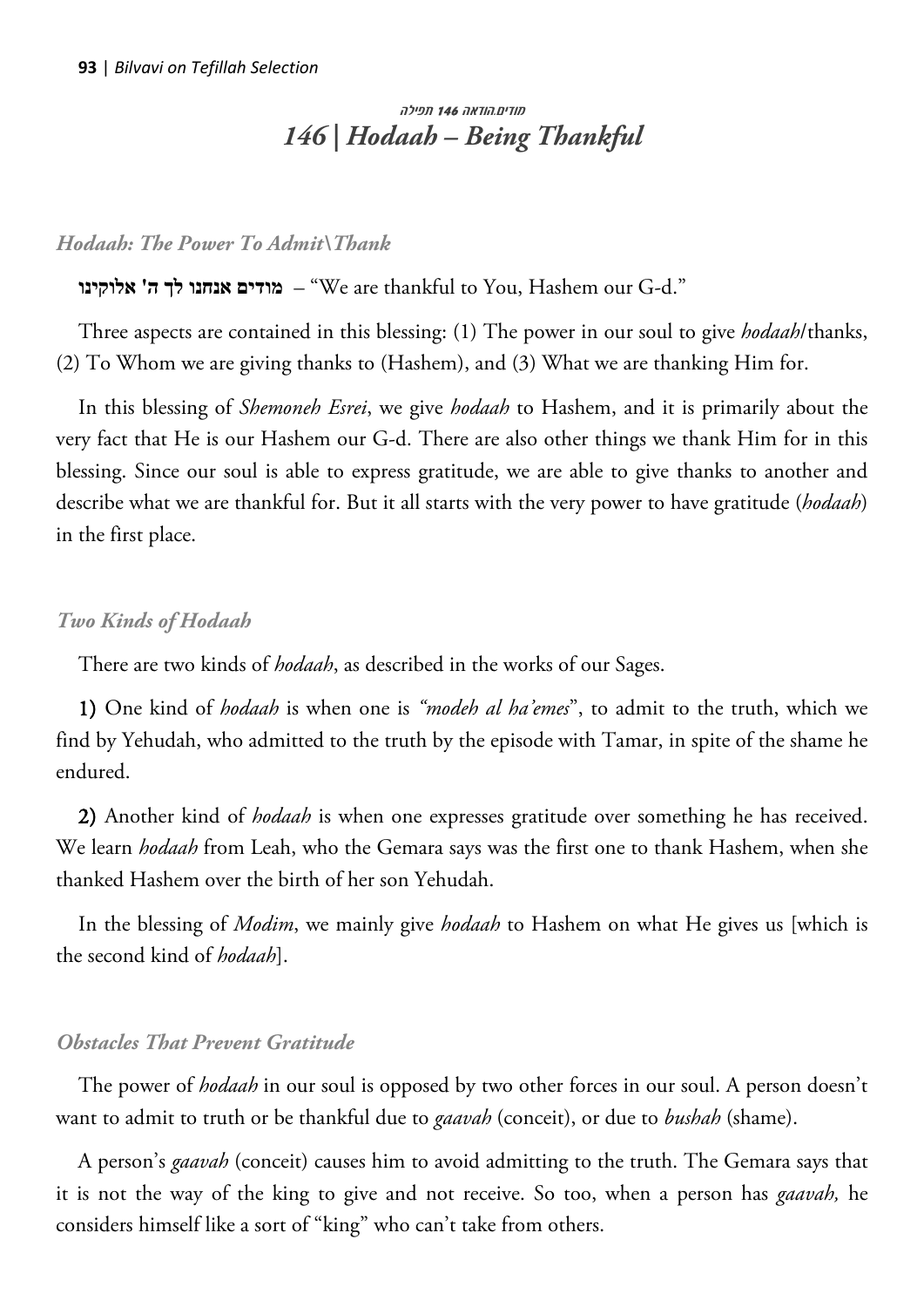## מודים.הודאה 146 תפילה

# *146 | Hodaah – Being Thankful*

### *Hodaah: The Power To Admit\Thank*

**מודים אנחנו לך ה' אלוקינו** – "We are thankful to You, Hashem our G-d."

Three aspects are contained in this blessing: (1) The power in our soul to give *hodaah*/thanks, (2) To Whom we are giving thanks to (Hashem), and (3) What we are thanking Him for.

In this blessing of *Shemoneh Esrei*, we give *hodaah* to Hashem, and it is primarily about the very fact that He is our Hashem our G-d. There are also other things we thank Him for in this blessing. Since our soul is able to express gratitude, we are able to give thanks to another and describe what we are thankful for. But it all starts with the very power to have gratitude (*hodaah*) in the first place.

### *Two Kinds of Hodaah*

There are two kinds of *hodaah*, as described in the works of our Sages.

**1)** One kind of *hodaah* is when one is *"modeh al ha'emes"*, to admit to the truth, which we find by Yehudah, who admitted to the truth by the episode with Tamar, in spite of the shame he endured.

**2)** Another kind of *hodaah* is when one expresses gratitude over something he has received. We learn *hodaah* from Leah, who the Gemara says was the first one to thank Hashem, when she thanked Hashem over the birth of her son Yehudah.

In the blessing of *Modim*, we mainly give *hodaah* to Hashem on what He gives us [which is the second kind of *hodaah*].

### *Obstacles That Prevent Gratitude*

The power of *hodaah* in our soul is opposed by two other forces in our soul. A person doesn't want to admit to truth or be thankful due to *gaavah* (conceit), or due to *bushah* (shame).

A person's *gaavah* (conceit) causes him to avoid admitting to the truth. The Gemara says that it is not the way of the king to give and not receive. So too, when a person has *gaavah,* he considers himself like a sort of "king" who can't take from others.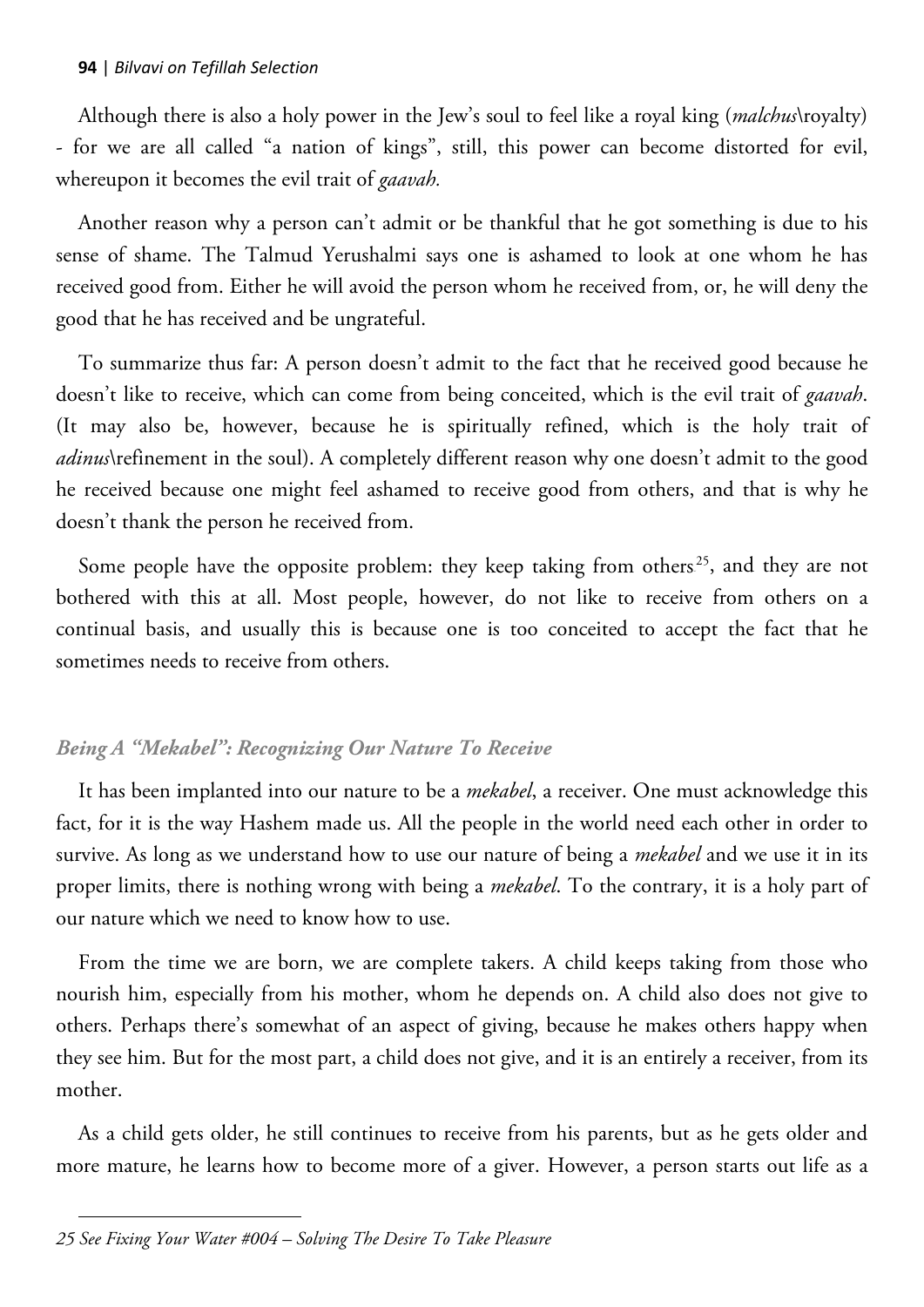Although there is also a holy power in the Jew's soul to feel like a royal king (*malchus*\royalty) - for we are all called "a nation of kings", still, this power can become distorted for evil, whereupon it becomes the evil trait of *gaavah.*

Another reason why a person can't admit or be thankful that he got something is due to his sense of shame. The Talmud Yerushalmi says one is ashamed to look at one whom he has received good from. Either he will avoid the person whom he received from, or, he will deny the good that he has received and be ungrateful.

To summarize thus far: A person doesn't admit to the fact that he received good because he doesn't like to receive, which can come from being conceited, which is the evil trait of *gaavah*. (It may also be, however, because he is spiritually refined, which is the holy trait of *adinus*\refinement in the soul). A completely different reason why one doesn't admit to the good he received because one might feel ashamed to receive good from others, and that is why he doesn't thank the person he received from.

Some people have the opposite problem: they keep taking from others[25], and they are not bothered with this at all. Most people, however, do not like to receive from others on a continual basis, and usually this is because one is too conceited to accept the fact that he sometimes needs to receive from others.

### *Being A "Mekabel": Recognizing Our Nature To Receive*

It has been implanted into our nature to be a *mekabel*, a receiver. One must acknowledge this fact, for it is the way Hashem made us. All the people in the world need each other in order to survive. As long as we understand how to use our nature of being a *mekabel* and we use it in its proper limits, there is nothing wrong with being a *mekabel*. To the contrary, it is a holy part of our nature which we need to know how to use.

From the time we are born, we are complete takers. A child keeps taking from those who nourish him, especially from his mother, whom he depends on. A child also does not give to others. Perhaps there's somewhat of an aspect of giving, because he makes others happy when they see him. But for the most part, a child does not give, and it is an entirely a receiver, from its mother.

As a child gets older, he still continues to receive from his parents, but as he gets older and more mature, he learns how to become more of a giver. However, a person starts out life as a

---

*25 See Fixing Your Water #004 – Solving The Desire To Take Pleasure*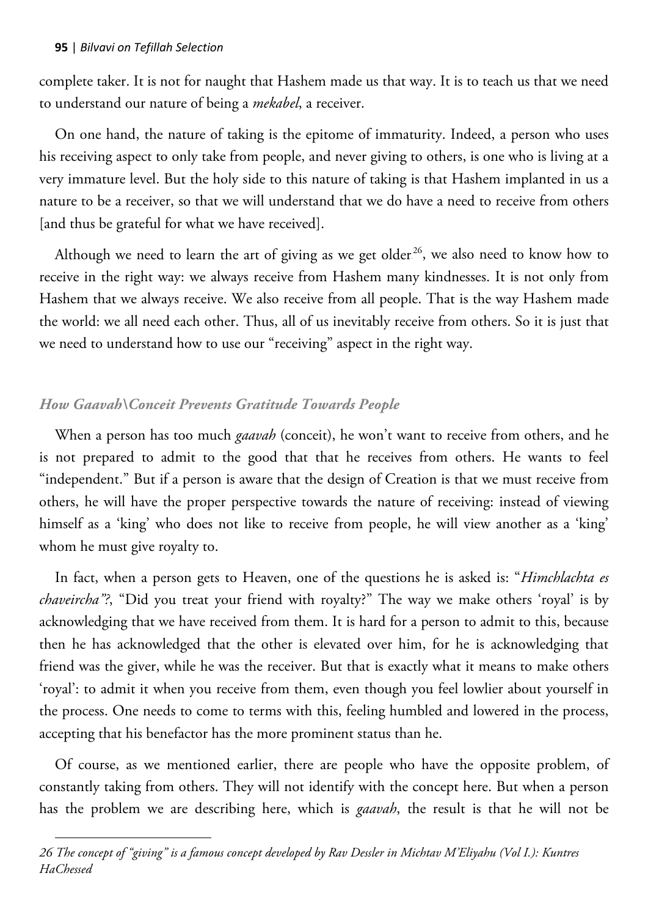complete taker. It is not for naught that Hashem made us that way. It is to teach us that we need to understand our nature of being a *mekabel*, a receiver.

On one hand, the nature of taking is the epitome of immaturity. Indeed, a person who uses his receiving aspect to only take from people, and never giving to others, is one who is living at a very immature level. But the holy side to this nature of taking is that Hashem implanted in us a nature to be a receiver, so that we will understand that we do have a need to receive from others [and thus be grateful for what we have received].

Although we need to learn the art of giving as we get older[26], we also need to know how to receive in the right way: we always receive from Hashem many kindnesses. It is not only from Hashem that we always receive. We also receive from all people. That is the way Hashem made the world: we all need each other. Thus, all of us inevitably receive from others. So it is just that we need to understand how to use our "receiving" aspect in the right way.

### *How Gaavah\Conceit Prevents Gratitude Towards People*

When a person has too much *gaavah* (conceit), he won't want to receive from others, and he is not prepared to admit to the good that that he receives from others. He wants to feel "independent." But if a person is aware that the design of Creation is that we must receive from others, he will have the proper perspective towards the nature of receiving: instead of viewing himself as a 'king' who does not like to receive from people, he will view another as a 'king' whom he must give royalty to.

In fact, when a person gets to Heaven, one of the questions he is asked is: "*Himchlachta es chaveircha"?*, "Did you treat your friend with royalty?" The way we make others 'royal' is by acknowledging that we have received from them. It is hard for a person to admit to this, because then he has acknowledged that the other is elevated over him, for he is acknowledging that friend was the giver, while he was the receiver. But that is exactly what it means to make others 'royal': to admit it when you receive from them, even though you feel lowlier about yourself in the process. One needs to come to terms with this, feeling humbled and lowered in the process, accepting that his benefactor has the more prominent status than he.

Of course, as we mentioned earlier, there are people who have the opposite problem, of constantly taking from others. They will not identify with the concept here. But when a person has the problem we are describing here, which is *gaavah*, the result is that he will not be

---

*26 The concept of "giving" is a famous concept developed by Rav Dessler in Michtav M'Eliyahu (Vol I.): Kuntres HaChessed*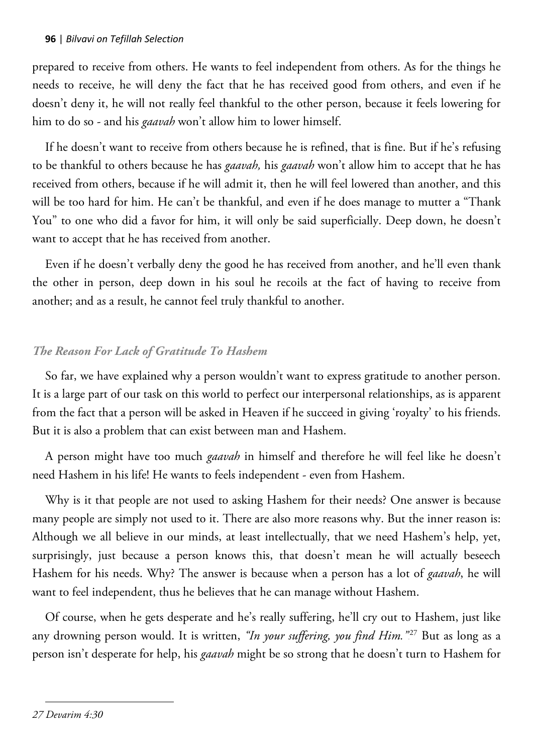prepared to receive from others. He wants to feel independent from others. As for the things he needs to receive, he will deny the fact that he has received good from others, and even if he doesn't deny it, he will not really feel thankful to the other person, because it feels lowering for him to do so - and his *gaavah* won't allow him to lower himself.

If he doesn't want to receive from others because he is refined, that is fine. But if he's refusing to be thankful to others because he has *gaavah,* his *gaavah* won't allow him to accept that he has received from others, because if he will admit it, then he will feel lowered than another, and this will be too hard for him. He can't be thankful, and even if he does manage to mutter a "Thank You" to one who did a favor for him, it will only be said superficially. Deep down, he doesn't want to accept that he has received from another.

Even if he doesn't verbally deny the good he has received from another, and he'll even thank the other in person, deep down in his soul he recoils at the fact of having to receive from another; and as a result, he cannot feel truly thankful to another.

### *The Reason For Lack of Gratitude To Hashem*

So far, we have explained why a person wouldn't want to express gratitude to another person. It is a large part of our task on this world to perfect our interpersonal relationships, as is apparent from the fact that a person will be asked in Heaven if he succeed in giving 'royalty' to his friends. But it is also a problem that can exist between man and Hashem.

A person might have too much *gaavah* in himself and therefore he will feel like he doesn't need Hashem in his life! He wants to feels independent - even from Hashem.

Why is it that people are not used to asking Hashem for their needs? One answer is because many people are simply not used to it. There are also more reasons why. But the inner reason is: Although we all believe in our minds, at least intellectually, that we need Hashem's help, yet, surprisingly, just because a person knows this, that doesn't mean he will actually beseech Hashem for his needs. Why? The answer is because when a person has a lot of *gaavah*, he will want to feel independent, thus he believes that he can manage without Hashem.

Of course, when he gets desperate and he's really suffering, he'll cry out to Hashem, just like any drowning person would. It is written, *"In your suffering, you find Him."*[27] But as long as a person isn't desperate for help, his *gaavah* might be so strong that he doesn't turn to Hashem for

---

*27 Devarim 4:30*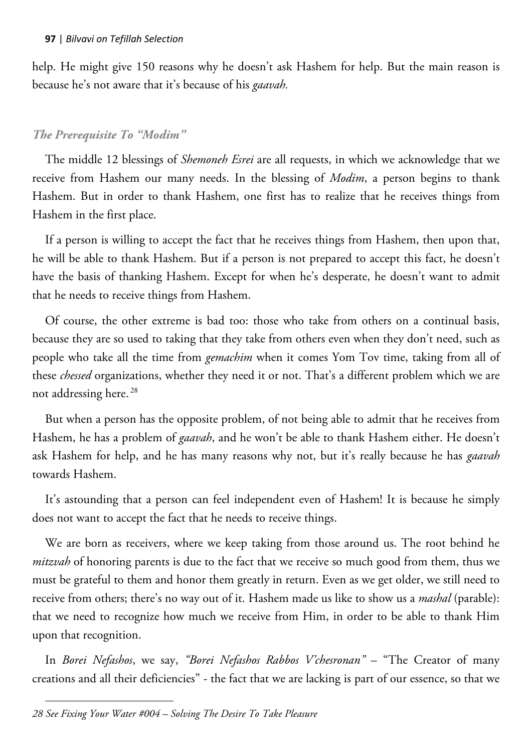help. He might give 150 reasons why he doesn't ask Hashem for help. But the main reason is because he's not aware that it's because of his *gaavah.*

### *The Prerequisite To "Modim"*

The middle 12 blessings of *Shemoneh Esrei* are all requests, in which we acknowledge that we receive from Hashem our many needs. In the blessing of *Modim*, a person begins to thank Hashem. But in order to thank Hashem, one first has to realize that he receives things from Hashem in the first place.

If a person is willing to accept the fact that he receives things from Hashem, then upon that, he will be able to thank Hashem. But if a person is not prepared to accept this fact, he doesn't have the basis of thanking Hashem. Except for when he's desperate, he doesn't want to admit that he needs to receive things from Hashem.

Of course, the other extreme is bad too: those who take from others on a continual basis, because they are so used to taking that they take from others even when they don't need, such as people who take all the time from *gemachim* when it comes Yom Tov time, taking from all of these *chessed* organizations, whether they need it or not. That's a different problem which we are not addressing here.[28]

But when a person has the opposite problem, of not being able to admit that he receives from Hashem, he has a problem of *gaavah*, and he won't be able to thank Hashem either. He doesn't ask Hashem for help, and he has many reasons why not, but it's really because he has *gaavah* towards Hashem.

It's astounding that a person can feel independent even of Hashem! It is because he simply does not want to accept the fact that he needs to receive things.

We are born as receivers, where we keep taking from those around us. The root behind he *mitzvah* of honoring parents is due to the fact that we receive so much good from them, thus we must be grateful to them and honor them greatly in return. Even as we get older, we still need to receive from others; there's no way out of it. Hashem made us like to show us a *mashal* (parable): that we need to recognize how much we receive from Him, in order to be able to thank Him upon that recognition.

In *Borei Nefashos*, we say, *"Borei Nefashos Rabbos V'chesronan"* – "The Creator of many creations and all their deficiencies" - the fact that we are lacking is part of our essence, so that we

---

*28 See Fixing Your Water #004 – Solving The Desire To Take Pleasure*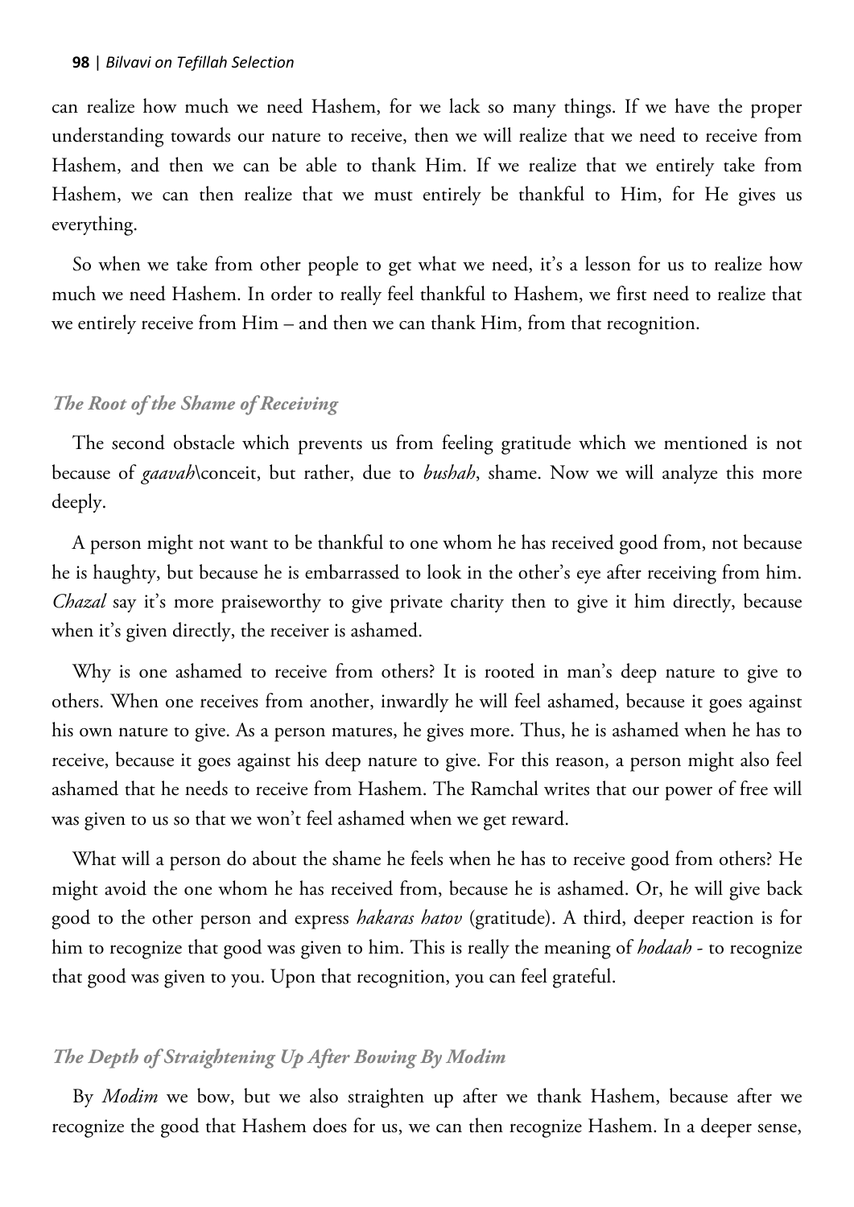can realize how much we need Hashem, for we lack so many things. If we have the proper understanding towards our nature to receive, then we will realize that we need to receive from Hashem, and then we can be able to thank Him. If we realize that we entirely take from Hashem, we can then realize that we must entirely be thankful to Him, for He gives us everything.

So when we take from other people to get what we need, it's a lesson for us to realize how much we need Hashem. In order to really feel thankful to Hashem, we first need to realize that we entirely receive from Him – and then we can thank Him, from that recognition.

### *The Root of the Shame of Receiving*

The second obstacle which prevents us from feeling gratitude which we mentioned is not because of *gaavah*\conceit, but rather, due to *bushah*, shame. Now we will analyze this more deeply.

A person might not want to be thankful to one whom he has received good from, not because he is haughty, but because he is embarrassed to look in the other's eye after receiving from him. *Chazal* say it's more praiseworthy to give private charity then to give it him directly, because when it's given directly, the receiver is ashamed.

Why is one ashamed to receive from others? It is rooted in man's deep nature to give to others. When one receives from another, inwardly he will feel ashamed, because it goes against his own nature to give. As a person matures, he gives more. Thus, he is ashamed when he has to receive, because it goes against his deep nature to give. For this reason, a person might also feel ashamed that he needs to receive from Hashem. The Ramchal writes that our power of free will was given to us so that we won't feel ashamed when we get reward.

What will a person do about the shame he feels when he has to receive good from others? He might avoid the one whom he has received from, because he is ashamed. Or, he will give back good to the other person and express *hakaras hatov* (gratitude). A third, deeper reaction is for him to recognize that good was given to him. This is really the meaning of *hodaah* - to recognize that good was given to you. Upon that recognition, you can feel grateful.

### *The Depth of Straightening Up After Bowing By Modim*

By *Modim* we bow, but we also straighten up after we thank Hashem, because after we recognize the good that Hashem does for us, we can then recognize Hashem. In a deeper sense,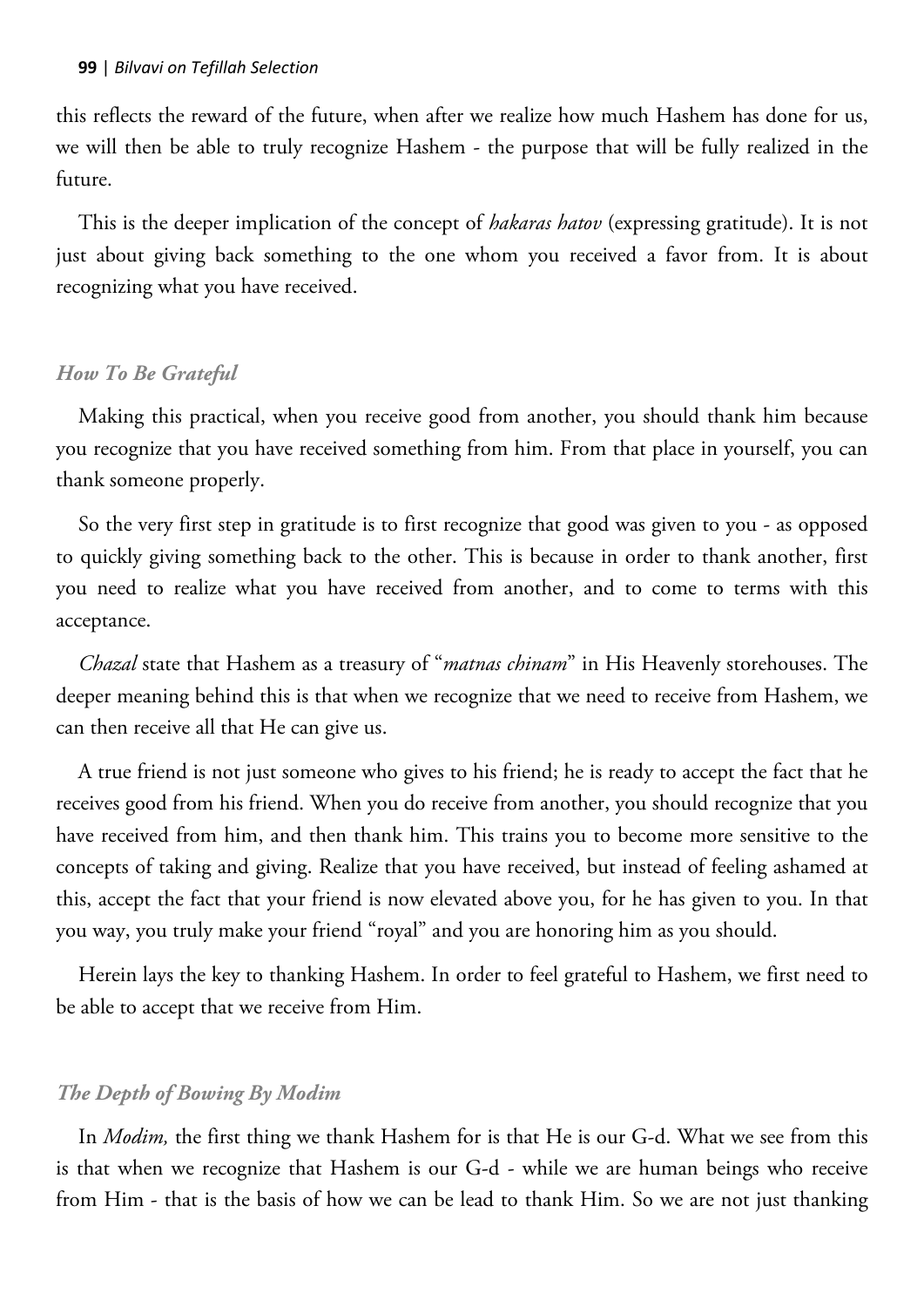this reflects the reward of the future, when after we realize how much Hashem has done for us, we will then be able to truly recognize Hashem - the purpose that will be fully realized in the future.

This is the deeper implication of the concept of *hakaras hatov* (expressing gratitude). It is not just about giving back something to the one whom you received a favor from. It is about recognizing what you have received.

### *How To Be Grateful*

Making this practical, when you receive good from another, you should thank him because you recognize that you have received something from him. From that place in yourself, you can thank someone properly.

So the very first step in gratitude is to first recognize that good was given to you - as opposed to quickly giving something back to the other. This is because in order to thank another, first you need to realize what you have received from another, and to come to terms with this acceptance.

*Chazal* state that Hashem as a treasury of "*matnas chinam*" in His Heavenly storehouses. The deeper meaning behind this is that when we recognize that we need to receive from Hashem, we can then receive all that He can give us.

A true friend is not just someone who gives to his friend; he is ready to accept the fact that he receives good from his friend. When you do receive from another, you should recognize that you have received from him, and then thank him. This trains you to become more sensitive to the concepts of taking and giving. Realize that you have received, but instead of feeling ashamed at this, accept the fact that your friend is now elevated above you, for he has given to you. In that you way, you truly make your friend "royal" and you are honoring him as you should.

Herein lays the key to thanking Hashem. In order to feel grateful to Hashem, we first need to be able to accept that we receive from Him.

### *The Depth of Bowing By Modim*

In *Modim,* the first thing we thank Hashem for is that He is our G-d. What we see from this is that when we recognize that Hashem is our G-d - while we are human beings who receive from Him - that is the basis of how we can be lead to thank Him. So we are not just thanking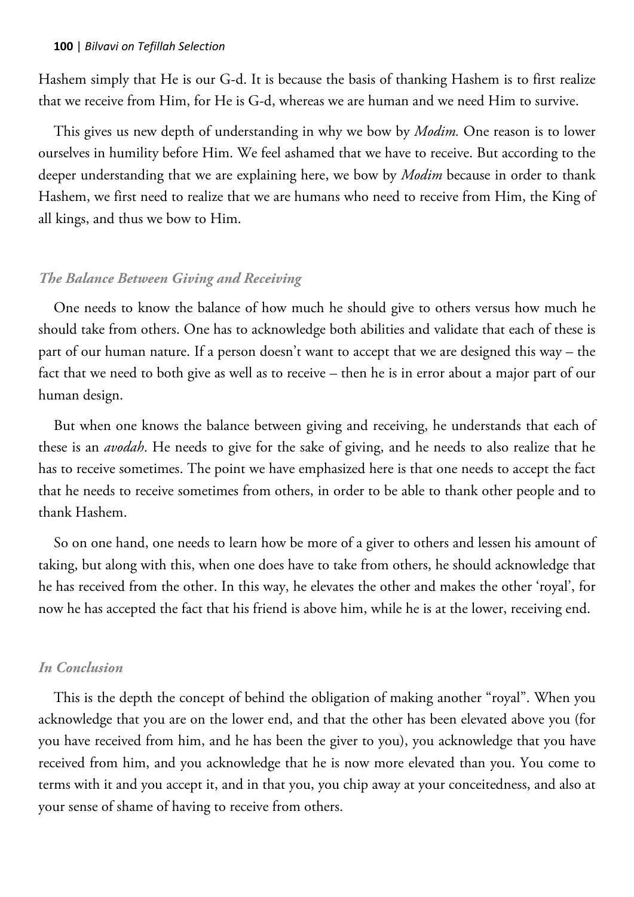Hashem simply that He is our G-d. It is because the basis of thanking Hashem is to first realize that we receive from Him, for He is G-d, whereas we are human and we need Him to survive.

This gives us new depth of understanding in why we bow by *Modim.* One reason is to lower ourselves in humility before Him. We feel ashamed that we have to receive. But according to the deeper understanding that we are explaining here, we bow by *Modim* because in order to thank Hashem, we first need to realize that we are humans who need to receive from Him, the King of all kings, and thus we bow to Him.

### *The Balance Between Giving and Receiving*

One needs to know the balance of how much he should give to others versus how much he should take from others. One has to acknowledge both abilities and validate that each of these is part of our human nature. If a person doesn't want to accept that we are designed this way – the fact that we need to both give as well as to receive – then he is in error about a major part of our human design.

But when one knows the balance between giving and receiving, he understands that each of these is an *avodah*. He needs to give for the sake of giving, and he needs to also realize that he has to receive sometimes. The point we have emphasized here is that one needs to accept the fact that he needs to receive sometimes from others, in order to be able to thank other people and to thank Hashem.

So on one hand, one needs to learn how be more of a giver to others and lessen his amount of taking, but along with this, when one does have to take from others, he should acknowledge that he has received from the other. In this way, he elevates the other and makes the other 'royal', for now he has accepted the fact that his friend is above him, while he is at the lower, receiving end.

### *In Conclusion*

This is the depth the concept of behind the obligation of making another "royal". When you acknowledge that you are on the lower end, and that the other has been elevated above you (for you have received from him, and he has been the giver to you), you acknowledge that you have received from him, and you acknowledge that he is now more elevated than you. You come to terms with it and you accept it, and in that you, you chip away at your conceitedness, and also at your sense of shame of having to receive from others.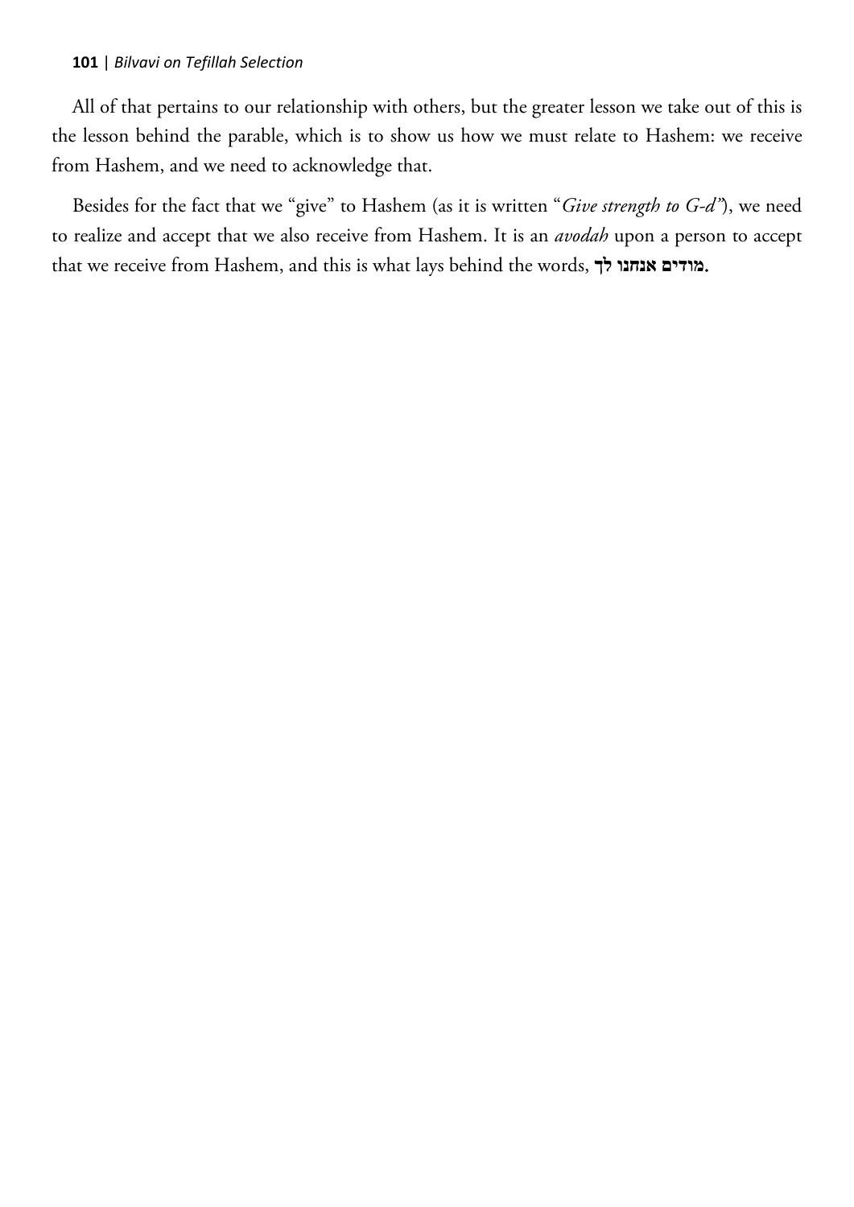All of that pertains to our relationship with others, but the greater lesson we take out of this is the lesson behind the parable, which is to show us how we must relate to Hashem: we receive from Hashem, and we need to acknowledge that.

Besides for the fact that we "give" to Hashem (as it is written "*Give strength to G-d*"), we need to realize and accept that we also receive from Hashem. It is an *avodah* upon a person to accept that we receive from Hashem, and this is what lays behind the words, **מודים אנחנו לך**.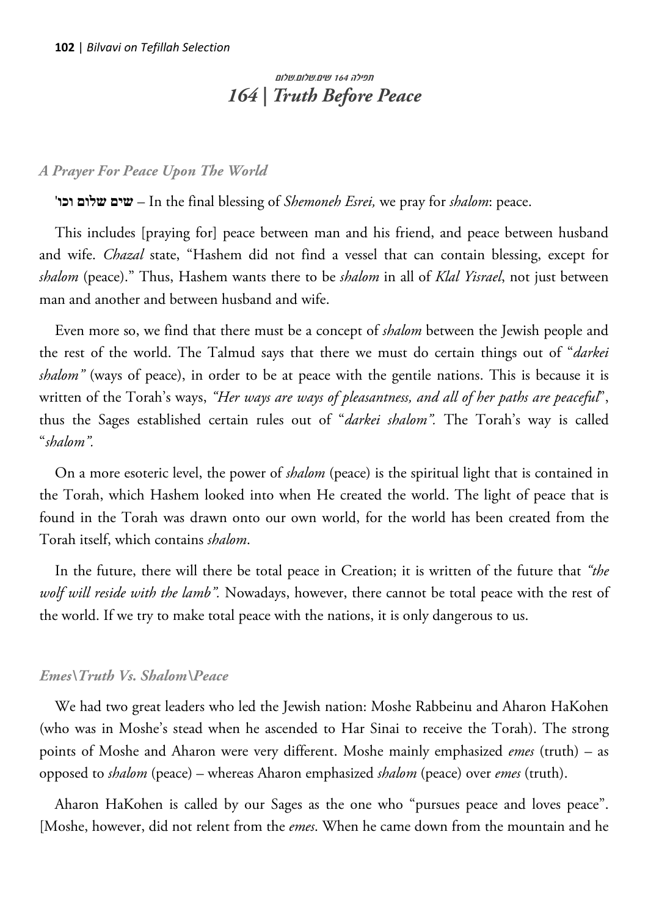תפילה 164 שים.שלום.שלום

# 164 | Truth Before Peace

### *A Prayer For Peace Upon The World*

**'שים שלום וכו** – In the final blessing of *Shemoneh Esrei,* we pray for *shalom*: peace.

This includes [praying for] peace between man and his friend, and peace between husband and wife. *Chazal* state, "Hashem did not find a vessel that can contain blessing, except for *shalom* (peace)." Thus, Hashem wants there to be *shalom* in all of *Klal Yisrael*, not just between man and another and between husband and wife.

Even more so, we find that there must be a concept of *shalom* between the Jewish people and the rest of the world. The Talmud says that there we must do certain things out of "*darkei shalom"* (ways of peace), in order to be at peace with the gentile nations. This is because it is written of the Torah's ways, *"Her ways are ways of pleasantness, and all of her paths are peaceful*", thus the Sages established certain rules out of "*darkei shalom".* The Torah's way is called "*shalom".*

On a more esoteric level, the power of *shalom* (peace) is the spiritual light that is contained in the Torah, which Hashem looked into when He created the world. The light of peace that is found in the Torah was drawn onto our own world, for the world has been created from the Torah itself, which contains *shalom*.

In the future, there will there be total peace in Creation; it is written of the future that *"the wolf will reside with the lamb".* Nowadays, however, there cannot be total peace with the rest of the world. If we try to make total peace with the nations, it is only dangerous to us.

### *Emes\Truth Vs. Shalom\Peace*

We had two great leaders who led the Jewish nation: Moshe Rabbeinu and Aharon HaKohen (who was in Moshe's stead when he ascended to Har Sinai to receive the Torah). The strong points of Moshe and Aharon were very different. Moshe mainly emphasized *emes* (truth) – as opposed to *shalom* (peace) – whereas Aharon emphasized *shalom* (peace) over *emes* (truth).

Aharon HaKohen is called by our Sages as the one who "pursues peace and loves peace". [Moshe, however, did not relent from the *emes*. When he came down from the mountain and he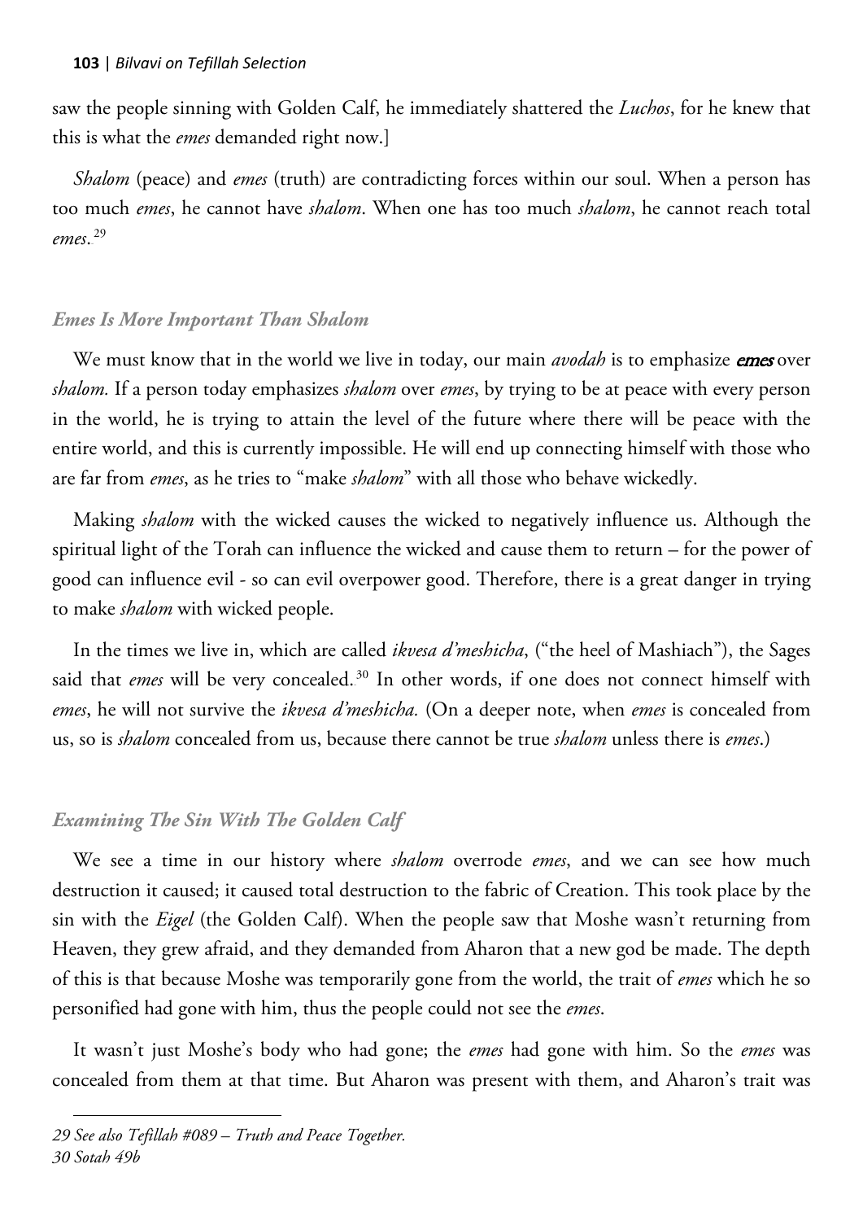saw the people sinning with Golden Calf, he immediately shattered the *Luchos*, for he knew that this is what the *emes* demanded right now.]

*Shalom* (peace) and *emes* (truth) are contradicting forces within our soul. When a person has too much *emes*, he cannot have *shalom*. When one has too much *shalom*, he cannot reach total *emes*.[29]

### *Emes Is More Important Than Shalom*

We must know that in the world we live in today, our main *avodah* is to emphasize ***emes*** over *shalom.* If a person today emphasizes *shalom* over *emes*, by trying to be at peace with every person in the world, he is trying to attain the level of the future where there will be peace with the entire world, and this is currently impossible. He will end up connecting himself with those who are far from *emes*, as he tries to "make *shalom*" with all those who behave wickedly.

Making *shalom* with the wicked causes the wicked to negatively influence us. Although the spiritual light of the Torah can influence the wicked and cause them to return – for the power of good can influence evil - so can evil overpower good. Therefore, there is a great danger in trying to make *shalom* with wicked people.

In the times we live in, which are called *ikvesa d'meshicha*, ("the heel of Mashiach"), the Sages said that *emes* will be very concealed.[30] In other words, if one does not connect himself with *emes*, he will not survive the *ikvesa d'meshicha.* (On a deeper note, when *emes* is concealed from us, so is *shalom* concealed from us, because there cannot be true *shalom* unless there is *emes*.)

### *Examining The Sin With The Golden Calf*

We see a time in our history where *shalom* overrode *emes*, and we can see how much destruction it caused; it caused total destruction to the fabric of Creation. This took place by the sin with the *Eigel* (the Golden Calf). When the people saw that Moshe wasn't returning from Heaven, they grew afraid, and they demanded from Aharon that a new god be made. The depth of this is that because Moshe was temporarily gone from the world, the trait of *emes* which he so personified had gone with him, thus the people could not see the *emes*.

It wasn't just Moshe's body who had gone; the *emes* had gone with him. So the *emes* was concealed from them at that time. But Aharon was present with them, and Aharon's trait was

---

*29 See also Tefillah #089 – Truth and Peace Together.*
*30 Sotah 49b*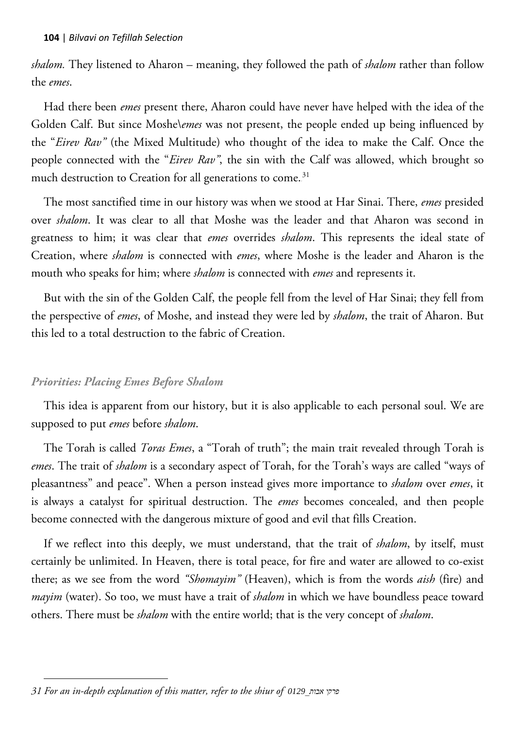*shalom.* They listened to Aharon – meaning, they followed the path of *shalom* rather than follow the *emes*.

Had there been *emes* present there, Aharon could have never have helped with the idea of the Golden Calf. But since Moshe\\*emes* was not present, the people ended up being influenced by the "*Eirev Rav"* (the Mixed Multitude) who thought of the idea to make the Calf. Once the people connected with the "*Eirev Rav"*, the sin with the Calf was allowed, which brought so much destruction to Creation for all generations to come.[31]

The most sanctified time in our history was when we stood at Har Sinai. There, *emes* presided over *shalom*. It was clear to all that Moshe was the leader and that Aharon was second in greatness to him; it was clear that *emes* overrides *shalom*. This represents the ideal state of Creation, where *shalom* is connected with *emes*, where Moshe is the leader and Aharon is the mouth who speaks for him; where *shalom* is connected with *emes* and represents it.

But with the sin of the Golden Calf, the people fell from the level of Har Sinai; they fell from the perspective of *emes*, of Moshe, and instead they were led by *shalom*, the trait of Aharon. But this led to a total destruction to the fabric of Creation.

### *Priorities: Placing Emes Before Shalom*

This idea is apparent from our history, but it is also applicable to each personal soul. We are supposed to put *emes* before *shalom*.

The Torah is called *Toras Emes*, a "Torah of truth"; the main trait revealed through Torah is *emes*. The trait of *shalom* is a secondary aspect of Torah, for the Torah's ways are called "ways of pleasantness" and peace". When a person instead gives more importance to *shalom* over *emes*, it is always a catalyst for spiritual destruction. The *emes* becomes concealed, and then people become connected with the dangerous mixture of good and evil that fills Creation.

If we reflect into this deeply, we must understand, that the trait of *shalom*, by itself, must certainly be unlimited. In Heaven, there is total peace, for fire and water are allowed to co-exist there; as we see from the word *"Shomayim"* (Heaven), which is from the words *aish* (fire) and *mayim* (water). So too, we must have a trait of *shalom* in which we have boundless peace toward others. There must be *shalom* with the entire world; that is the very concept of *shalom*.

---

*31 For an in-depth explanation of this matter, refer to the shiur of 0129_פרקי אבות*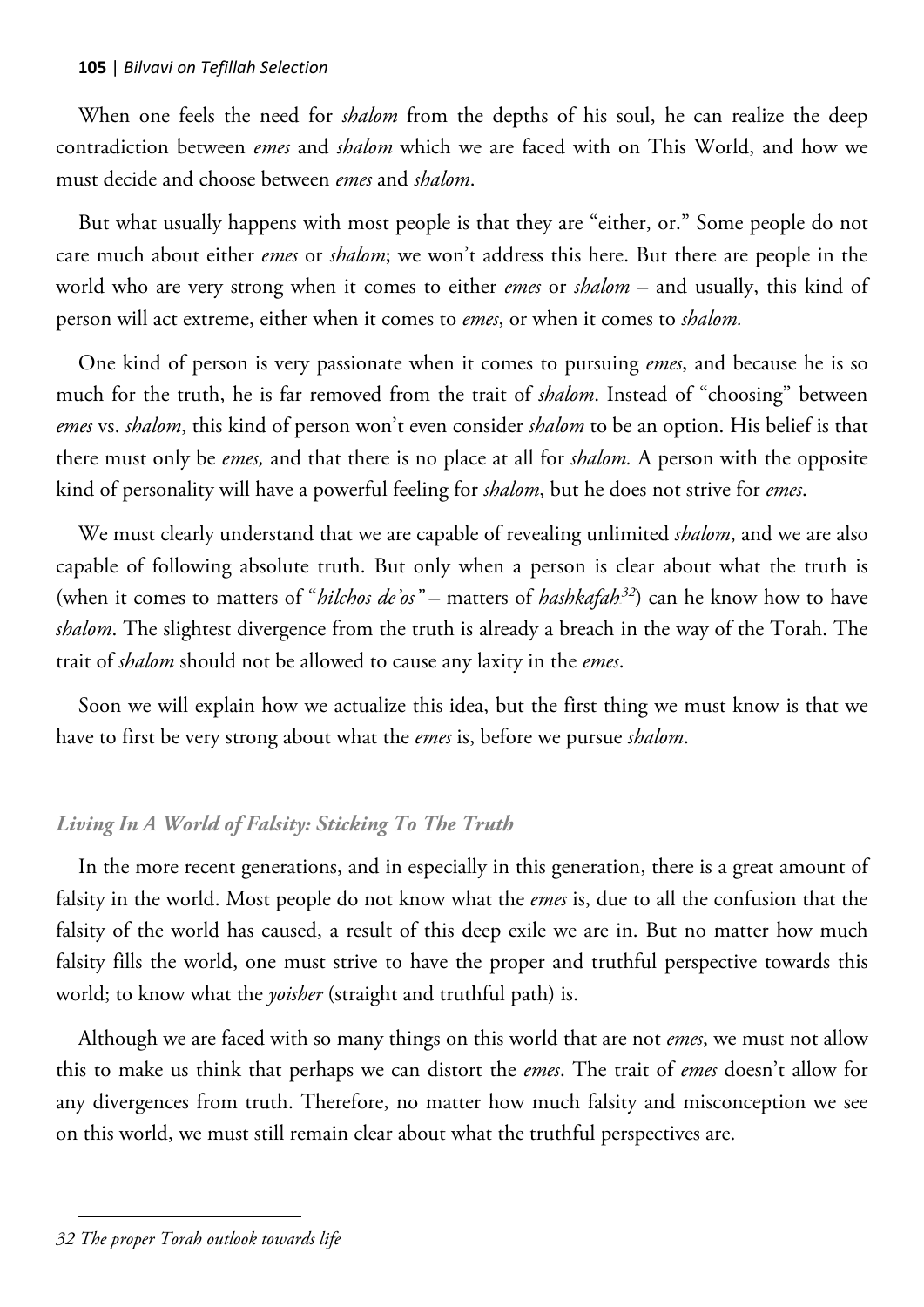When one feels the need for *shalom* from the depths of his soul, he can realize the deep contradiction between *emes* and *shalom* which we are faced with on This World, and how we must decide and choose between *emes* and *shalom*.

But what usually happens with most people is that they are "either, or." Some people do not care much about either *emes* or *shalom*; we won't address this here. But there are people in the world who are very strong when it comes to either *emes* or *shalom* – and usually, this kind of person will act extreme, either when it comes to *emes*, or when it comes to *shalom.*

One kind of person is very passionate when it comes to pursuing *emes*, and because he is so much for the truth, he is far removed from the trait of *shalom*. Instead of "choosing" between *emes* vs. *shalom*, this kind of person won't even consider *shalom* to be an option. His belief is that there must only be *emes,* and that there is no place at all for *shalom.* A person with the opposite kind of personality will have a powerful feeling for *shalom*, but he does not strive for *emes*.

We must clearly understand that we are capable of revealing unlimited *shalom*, and we are also capable of following absolute truth. But only when a person is clear about what the truth is (when it comes to matters of "*hilchos de'os"* – matters of *hashkafah*[32]) can he know how to have *shalom*. The slightest divergence from the truth is already a breach in the way of the Torah. The trait of *shalom* should not be allowed to cause any laxity in the *emes*.

Soon we will explain how we actualize this idea, but the first thing we must know is that we have to first be very strong about what the *emes* is, before we pursue *shalom*.

### *Living In A World of Falsity: Sticking To The Truth*

In the more recent generations, and in especially in this generation, there is a great amount of falsity in the world. Most people do not know what the *emes* is, due to all the confusion that the falsity of the world has caused, a result of this deep exile we are in. But no matter how much falsity fills the world, one must strive to have the proper and truthful perspective towards this world; to know what the *yoisher* (straight and truthful path) is.

Although we are faced with so many things on this world that are not *emes*, we must not allow this to make us think that perhaps we can distort the *emes*. The trait of *emes* doesn't allow for any divergences from truth. Therefore, no matter how much falsity and misconception we see on this world, we must still remain clear about what the truthful perspectives are.

---

*32 The proper Torah outlook towards life*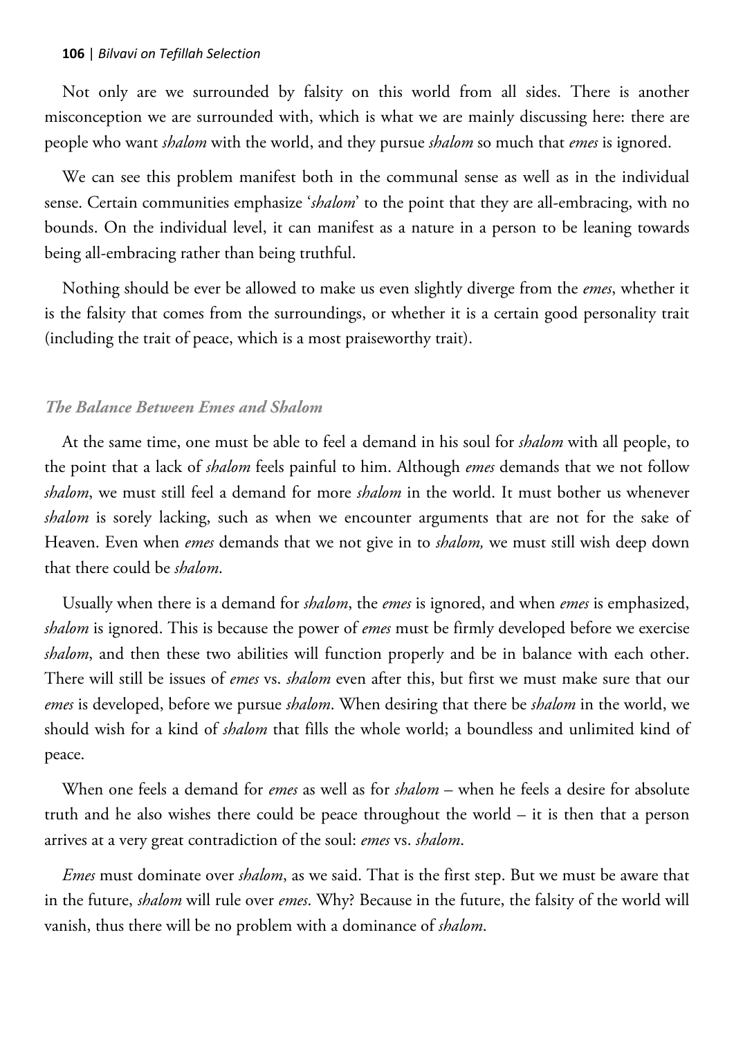Not only are we surrounded by falsity on this world from all sides. There is another misconception we are surrounded with, which is what we are mainly discussing here: there are people who want *shalom* with the world, and they pursue *shalom* so much that *emes* is ignored.

We can see this problem manifest both in the communal sense as well as in the individual sense. Certain communities emphasize '*shalom*' to the point that they are all-embracing, with no bounds. On the individual level, it can manifest as a nature in a person to be leaning towards being all-embracing rather than being truthful.

Nothing should be ever be allowed to make us even slightly diverge from the *emes*, whether it is the falsity that comes from the surroundings, or whether it is a certain good personality trait (including the trait of peace, which is a most praiseworthy trait).

### *The Balance Between Emes and Shalom*

At the same time, one must be able to feel a demand in his soul for *shalom* with all people, to the point that a lack of *shalom* feels painful to him. Although *emes* demands that we not follow *shalom*, we must still feel a demand for more *shalom* in the world. It must bother us whenever *shalom* is sorely lacking, such as when we encounter arguments that are not for the sake of Heaven. Even when *emes* demands that we not give in to *shalom,* we must still wish deep down that there could be *shalom*.

Usually when there is a demand for *shalom*, the *emes* is ignored, and when *emes* is emphasized, *shalom* is ignored. This is because the power of *emes* must be firmly developed before we exercise *shalom*, and then these two abilities will function properly and be in balance with each other. There will still be issues of *emes* vs. *shalom* even after this, but first we must make sure that our *emes* is developed, before we pursue *shalom*. When desiring that there be *shalom* in the world, we should wish for a kind of *shalom* that fills the whole world; a boundless and unlimited kind of peace.

When one feels a demand for *emes* as well as for *shalom* – when he feels a desire for absolute truth and he also wishes there could be peace throughout the world – it is then that a person arrives at a very great contradiction of the soul: *emes* vs. *shalom*.

*Emes* must dominate over *shalom*, as we said. That is the first step. But we must be aware that in the future, *shalom* will rule over *emes*. Why? Because in the future, the falsity of the world will vanish, thus there will be no problem with a dominance of *shalom*.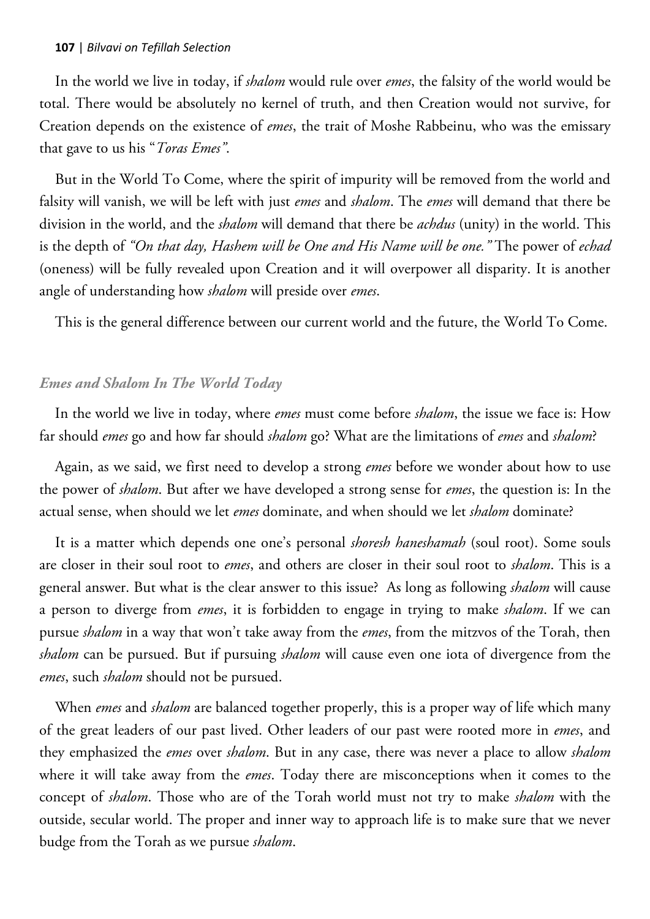In the world we live in today, if *shalom* would rule over *emes*, the falsity of the world would be total. There would be absolutely no kernel of truth, and then Creation would not survive, for Creation depends on the existence of *emes*, the trait of Moshe Rabbeinu, who was the emissary that gave to us his "*Toras Emes"*.

But in the World To Come, where the spirit of impurity will be removed from the world and falsity will vanish, we will be left with just *emes* and *shalom*. The *emes* will demand that there be division in the world, and the *shalom* will demand that there be *achdus* (unity) in the world. This is the depth of *"On that day, Hashem will be One and His Name will be one."* The power of *echad* (oneness) will be fully revealed upon Creation and it will overpower all disparity. It is another angle of understanding how *shalom* will preside over *emes*.

This is the general difference between our current world and the future, the World To Come.

### *Emes and Shalom In The World Today*

In the world we live in today, where *emes* must come before *shalom*, the issue we face is: How far should *emes* go and how far should *shalom* go? What are the limitations of *emes* and *shalom*?

Again, as we said, we first need to develop a strong *emes* before we wonder about how to use the power of *shalom*. But after we have developed a strong sense for *emes*, the question is: In the actual sense, when should we let *emes* dominate, and when should we let *shalom* dominate?

It is a matter which depends one one's personal *shoresh haneshamah* (soul root). Some souls are closer in their soul root to *emes*, and others are closer in their soul root to *shalom*. This is a general answer. But what is the clear answer to this issue? As long as following *shalom* will cause a person to diverge from *emes*, it is forbidden to engage in trying to make *shalom*. If we can pursue *shalom* in a way that won't take away from the *emes*, from the mitzvos of the Torah, then *shalom* can be pursued. But if pursuing *shalom* will cause even one iota of divergence from the *emes*, such *shalom* should not be pursued.

When *emes* and *shalom* are balanced together properly, this is a proper way of life which many of the great leaders of our past lived. Other leaders of our past were rooted more in *emes*, and they emphasized the *emes* over *shalom*. But in any case, there was never a place to allow *shalom* where it will take away from the *emes*. Today there are misconceptions when it comes to the concept of *shalom*. Those who are of the Torah world must not try to make *shalom* with the outside, secular world. The proper and inner way to approach life is to make sure that we never budge from the Torah as we pursue *shalom*.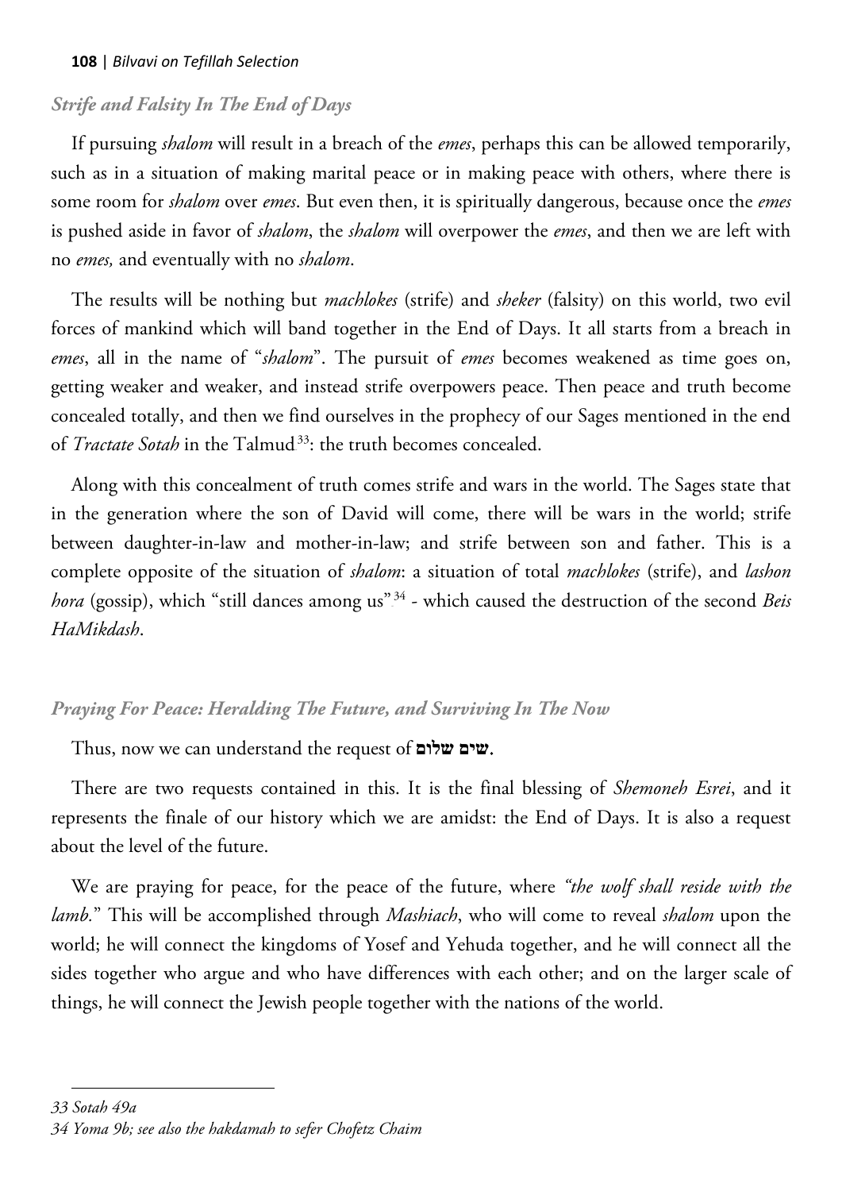### *Strife and Falsity In The End of Days*

If pursuing *shalom* will result in a breach of the *emes*, perhaps this can be allowed temporarily, such as in a situation of making marital peace or in making peace with others, where there is some room for *shalom* over *emes*. But even then, it is spiritually dangerous, because once the *emes* is pushed aside in favor of *shalom*, the *shalom* will overpower the *emes*, and then we are left with no *emes,* and eventually with no *shalom*.

The results will be nothing but *machlokes* (strife) and *sheker* (falsity) on this world, two evil forces of mankind which will band together in the End of Days. It all starts from a breach in *emes*, all in the name of "*shalom*". The pursuit of *emes* becomes weakened as time goes on, getting weaker and weaker, and instead strife overpowers peace. Then peace and truth become concealed totally, and then we find ourselves in the prophecy of our Sages mentioned in the end of *Tractate Sotah* in the Talmud[33]: the truth becomes concealed.

Along with this concealment of truth comes strife and wars in the world. The Sages state that in the generation where the son of David will come, there will be wars in the world; strife between daughter-in-law and mother-in-law; and strife between son and father. This is a complete opposite of the situation of *shalom*: a situation of total *machlokes* (strife), and *lashon hora* (gossip), which "still dances among us"[34] - which caused the destruction of the second *Beis HaMikdash*.

### *Praying For Peace: Heralding The Future, and Surviving In The Now*

Thus, now we can understand the request of **שים שלום**.

There are two requests contained in this. It is the final blessing of *Shemoneh Esrei*, and it represents the finale of our history which we are amidst: the End of Days. It is also a request about the level of the future.

We are praying for peace, for the peace of the future, where *"the wolf shall reside with the lamb."* This will be accomplished through *Mashiach*, who will come to reveal *shalom* upon the world; he will connect the kingdoms of Yosef and Yehuda together, and he will connect all the sides together who argue and who have differences with each other; and on the larger scale of things, he will connect the Jewish people together with the nations of the world.

---

*33 Sotah 49a*

*34 Yoma 9b; see also the hakdamah to sefer Chofetz Chaim*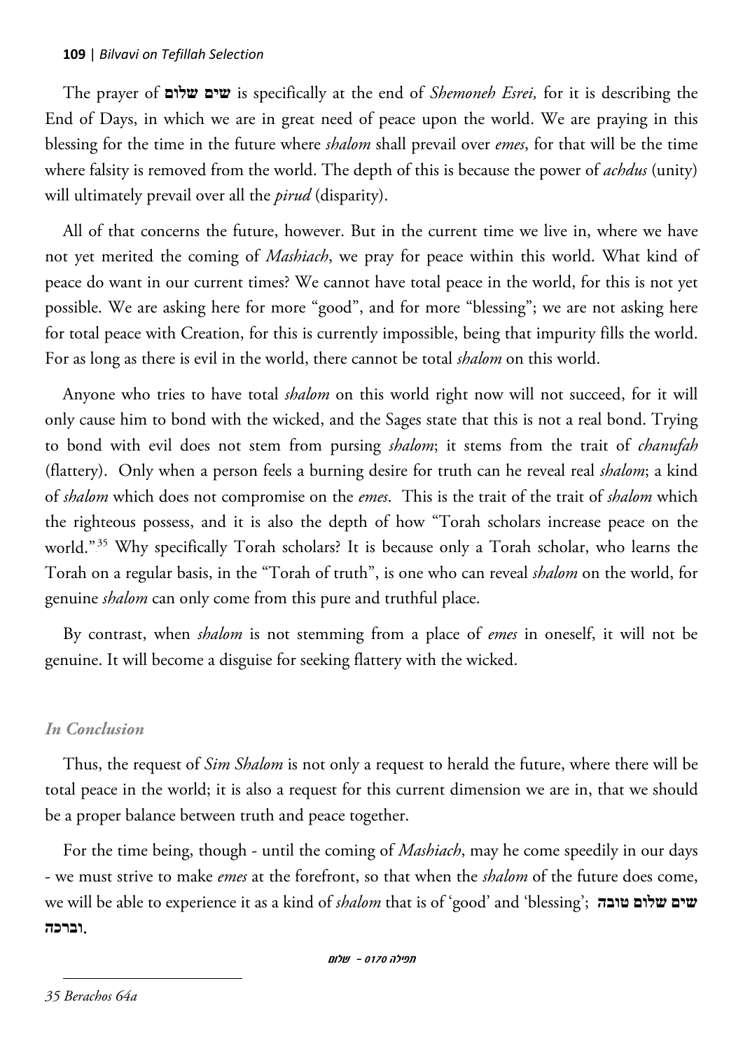The prayer of **שים שלום** is specifically at the end of *Shemoneh Esrei,* for it is describing the End of Days, in which we are in great need of peace upon the world. We are praying in this blessing for the time in the future where *shalom* shall prevail over *emes*, for that will be the time where falsity is removed from the world. The depth of this is because the power of *achdus* (unity) will ultimately prevail over all the *pirud* (disparity).

All of that concerns the future, however. But in the current time we live in, where we have not yet merited the coming of *Mashiach*, we pray for peace within this world. What kind of peace do want in our current times? We cannot have total peace in the world, for this is not yet possible. We are asking here for more "good", and for more "blessing"; we are not asking here for total peace with Creation, for this is currently impossible, being that impurity fills the world. For as long as there is evil in the world, there cannot be total *shalom* on this world.

Anyone who tries to have total *shalom* on this world right now will not succeed, for it will only cause him to bond with the wicked, and the Sages state that this is not a real bond. Trying to bond with evil does not stem from pursing *shalom*; it stems from the trait of *chanufah* (flattery). Only when a person feels a burning desire for truth can he reveal real *shalom*; a kind of *shalom* which does not compromise on the *emes*. This is the trait of the trait of *shalom* which the righteous possess, and it is also the depth of how "Torah scholars increase peace on the world."[35] Why specifically Torah scholars? It is because only a Torah scholar, who learns the Torah on a regular basis, in the "Torah of truth", is one who can reveal *shalom* on the world, for genuine *shalom* can only come from this pure and truthful place.

By contrast, when *shalom* is not stemming from a place of *emes* in oneself, it will not be genuine. It will become a disguise for seeking flattery with the wicked.

### *In Conclusion*

Thus, the request of *Sim Shalom* is not only a request to herald the future, where there will be total peace in the world; it is also a request for this current dimension we are in, that we should be a proper balance between truth and peace together.

For the time being, though - until the coming of *Mashiach*, may he come speedily in our days - we must strive to make *emes* at the forefront, so that when the *shalom* of the future does come, we will be able to experience it as a kind of *shalom* that is of 'good' and 'blessing'; **שים שלום טובה וברכה**.

*תפילה 0170 - שלום*

---

*35 Berachos 64a*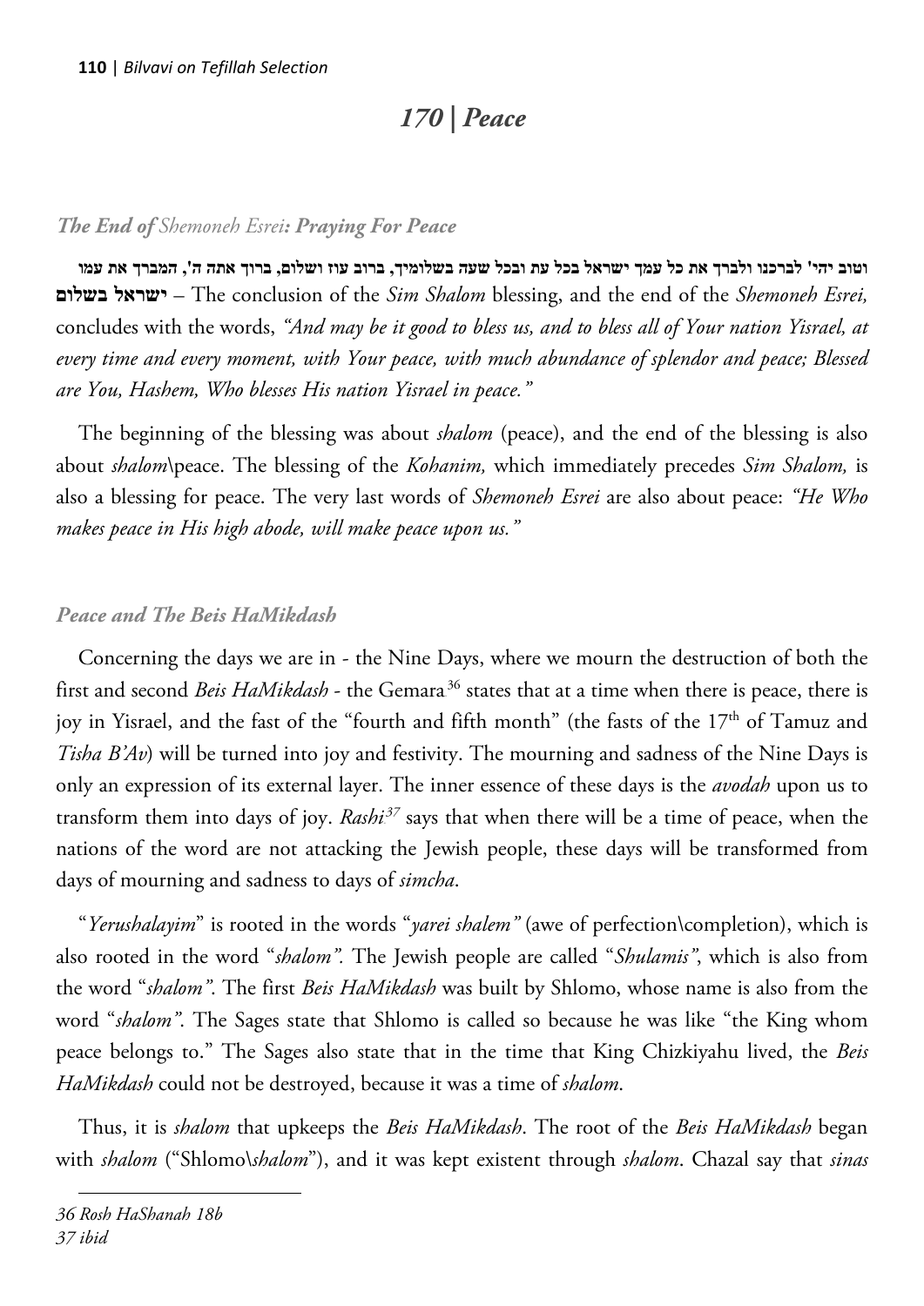# *170 | Peace*

### *The End of Shemoneh Esrei: Praying For Peace*

**וטוב יהי' לברכנו ולברך את כל עמך ישראל בכל עת ובכל שעה בשלומיך, ברוב עוז ושלום, ברוך אתה ה', המברך את עמו ישראל בשלום** – The conclusion of the *Sim Shalom* blessing, and the end of the *Shemoneh Esrei,* concludes with the words, *"And may be it good to bless us, and to bless all of Your nation Yisrael, at every time and every moment, with Your peace, with much abundance of splendor and peace; Blessed are You, Hashem, Who blesses His nation Yisrael in peace."*

The beginning of the blessing was about *shalom* (peace), and the end of the blessing is also about *shalom*\peace. The blessing of the *Kohanim,* which immediately precedes *Sim Shalom,* is also a blessing for peace. The very last words of *Shemoneh Esrei* are also about peace: *"He Who makes peace in His high abode, will make peace upon us."*

### *Peace and The Beis HaMikdash*

Concerning the days we are in - the Nine Days, where we mourn the destruction of both the first and second *Beis HaMikdash* - the Gemara[36] states that at a time when there is peace, there is joy in Yisrael, and the fast of the "fourth and fifth month" (the fasts of the 17th of Tamuz and *Tisha B'Av*) will be turned into joy and festivity. The mourning and sadness of the Nine Days is only an expression of its external layer. The inner essence of these days is the *avodah* upon us to transform them into days of joy. *Rashi*[37] says that when there will be a time of peace, when the nations of the word are not attacking the Jewish people, these days will be transformed from days of mourning and sadness to days of *simcha*.

"*Yerushalayim*" is rooted in the words "*yarei shalem"* (awe of perfection\completion), which is also rooted in the word "*shalom".* The Jewish people are called "*Shulamis"*, which is also from the word "*shalom"*. The first *Beis HaMikdash* was built by Shlomo, whose name is also from the word "*shalom"*. The Sages state that Shlomo is called so because he was like "the King whom peace belongs to." The Sages also state that in the time that King Chizkiyahu lived, the *Beis HaMikdash* could not be destroyed, because it was a time of *shalom*.

Thus, it is *shalom* that upkeeps the *Beis HaMikdash*. The root of the *Beis HaMikdash* began with *shalom* ("Shlomo\*shalom*"), and it was kept existent through *shalom*. Chazal say that *sinas*

---

*36 Rosh HaShanah 18b*
*37 ibid*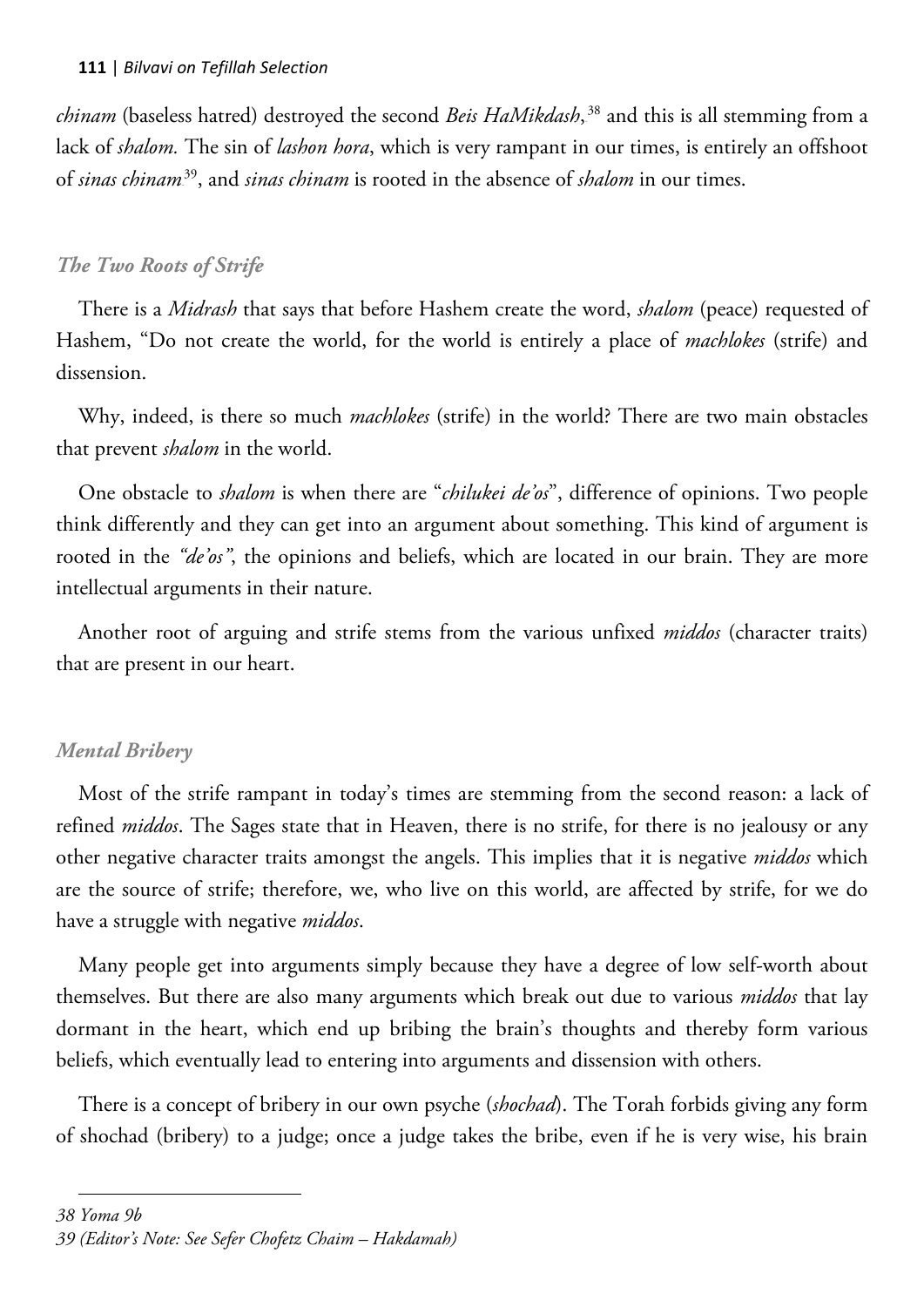*chinam* (baseless hatred) destroyed the second *Beis HaMikdash*,[38] and this is all stemming from a lack of *shalom.* The sin of *lashon hora*, which is very rampant in our times, is entirely an offshoot of *sinas chinam*[39], and *sinas chinam* is rooted in the absence of *shalom* in our times.

### *The Two Roots of Strife*

There is a *Midrash* that says that before Hashem create the word, *shalom* (peace) requested of Hashem, "Do not create the world, for the world is entirely a place of *machlokes* (strife) and dissension.

Why, indeed, is there so much *machlokes* (strife) in the world? There are two main obstacles that prevent *shalom* in the world.

One obstacle to *shalom* is when there are "*chilukei de'os*", difference of opinions. Two people think differently and they can get into an argument about something. This kind of argument is rooted in the *"de'os"*, the opinions and beliefs, which are located in our brain. They are more intellectual arguments in their nature.

Another root of arguing and strife stems from the various unfixed *middos* (character traits) that are present in our heart.

### *Mental Bribery*

Most of the strife rampant in today's times are stemming from the second reason: a lack of refined *middos*. The Sages state that in Heaven, there is no strife, for there is no jealousy or any other negative character traits amongst the angels. This implies that it is negative *middos* which are the source of strife; therefore, we, who live on this world, are affected by strife, for we do have a struggle with negative *middos*.

Many people get into arguments simply because they have a degree of low self-worth about themselves. But there are also many arguments which break out due to various *middos* that lay dormant in the heart, which end up bribing the brain's thoughts and thereby form various beliefs, which eventually lead to entering into arguments and dissension with others.

There is a concept of bribery in our own psyche (*shochad*). The Torah forbids giving any form of shochad (bribery) to a judge; once a judge takes the bribe, even if he is very wise, his brain

---

*38 Yoma 9b*

*39 (Editor's Note: See Sefer Chofetz Chaim – Hakdamah)*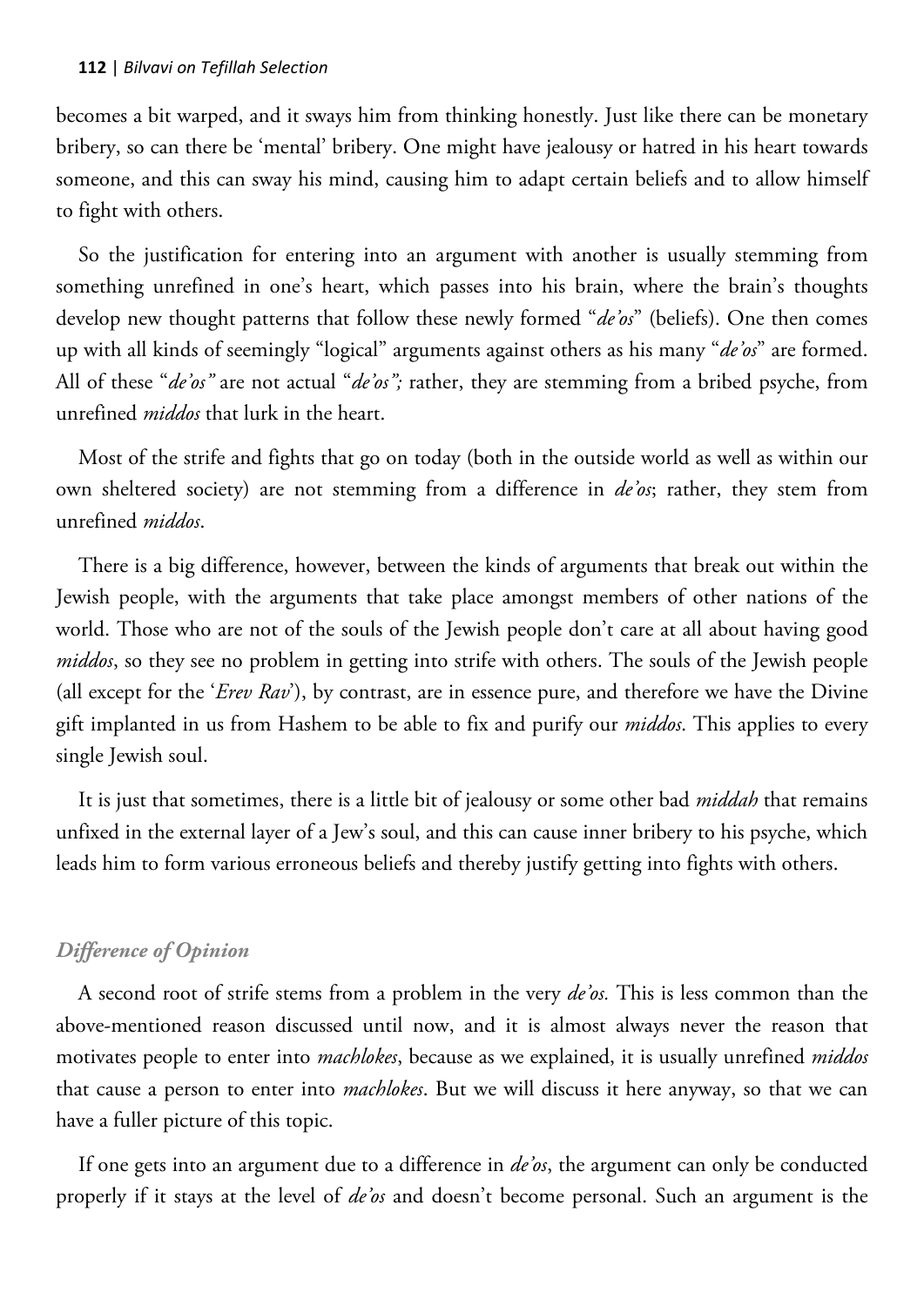becomes a bit warped, and it sways him from thinking honestly. Just like there can be monetary bribery, so can there be 'mental' bribery. One might have jealousy or hatred in his heart towards someone, and this can sway his mind, causing him to adapt certain beliefs and to allow himself to fight with others.

So the justification for entering into an argument with another is usually stemming from something unrefined in one's heart, which passes into his brain, where the brain's thoughts develop new thought patterns that follow these newly formed "*de'os*" (beliefs). One then comes up with all kinds of seemingly "logical" arguments against others as his many "*de'os*" are formed. All of these "*de'os"* are not actual "*de'os";* rather, they are stemming from a bribed psyche, from unrefined *middos* that lurk in the heart.

Most of the strife and fights that go on today (both in the outside world as well as within our own sheltered society) are not stemming from a difference in *de'os*; rather, they stem from unrefined *middos*.

There is a big difference, however, between the kinds of arguments that break out within the Jewish people, with the arguments that take place amongst members of other nations of the world. Those who are not of the souls of the Jewish people don't care at all about having good *middos*, so they see no problem in getting into strife with others. The souls of the Jewish people (all except for the '*Erev Rav*'), by contrast, are in essence pure, and therefore we have the Divine gift implanted in us from Hashem to be able to fix and purify our *middos*. This applies to every single Jewish soul.

It is just that sometimes, there is a little bit of jealousy or some other bad *middah* that remains unfixed in the external layer of a Jew's soul, and this can cause inner bribery to his psyche, which leads him to form various erroneous beliefs and thereby justify getting into fights with others.

### *Difference of Opinion*

A second root of strife stems from a problem in the very *de'os.* This is less common than the above-mentioned reason discussed until now, and it is almost always never the reason that motivates people to enter into *machlokes*, because as we explained, it is usually unrefined *middos* that cause a person to enter into *machlokes*. But we will discuss it here anyway, so that we can have a fuller picture of this topic.

If one gets into an argument due to a difference in *de'os*, the argument can only be conducted properly if it stays at the level of *de'os* and doesn't become personal. Such an argument is the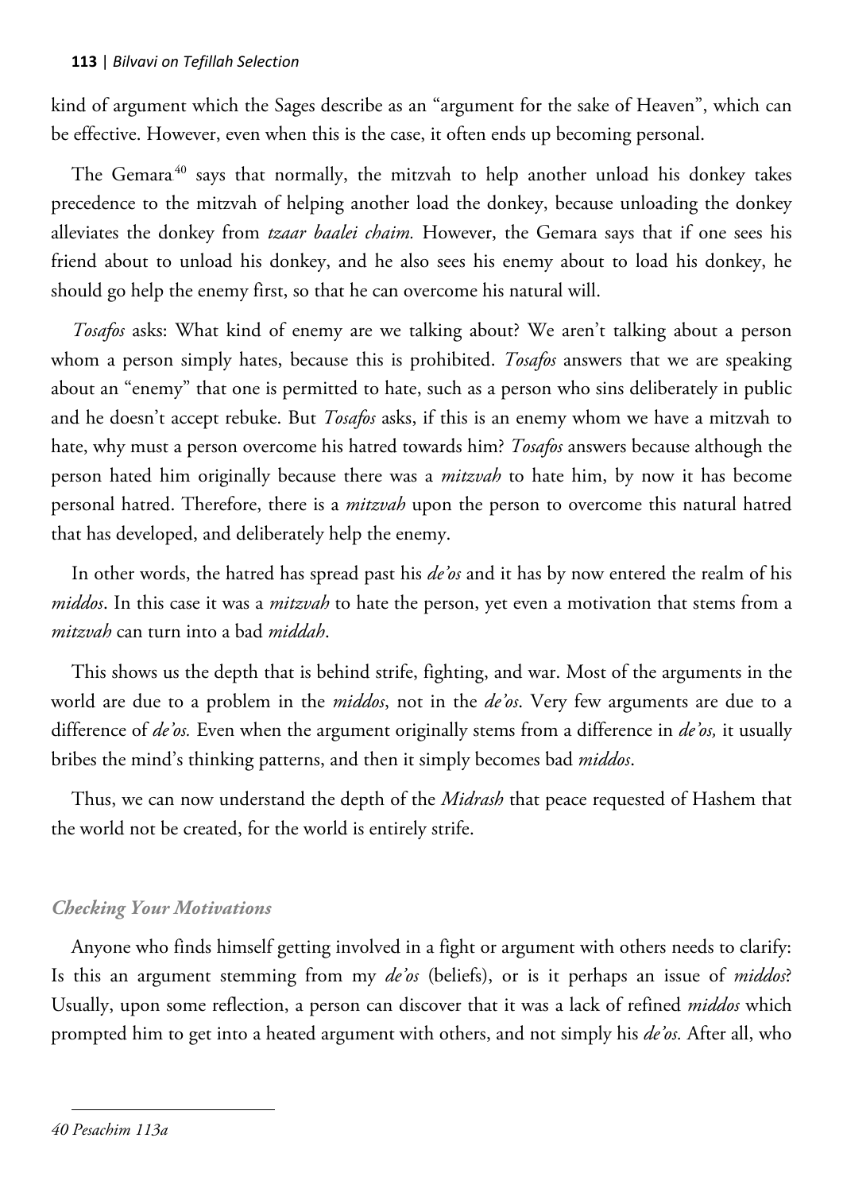kind of argument which the Sages describe as an "argument for the sake of Heaven", which can be effective. However, even when this is the case, it often ends up becoming personal.

The Gemara[40] says that normally, the mitzvah to help another unload his donkey takes precedence to the mitzvah of helping another load the donkey, because unloading the donkey alleviates the donkey from *tzaar baalei chaim.* However, the Gemara says that if one sees his friend about to unload his donkey, and he also sees his enemy about to load his donkey, he should go help the enemy first, so that he can overcome his natural will.

*Tosafos* asks: What kind of enemy are we talking about? We aren't talking about a person whom a person simply hates, because this is prohibited. *Tosafos* answers that we are speaking about an "enemy" that one is permitted to hate, such as a person who sins deliberately in public and he doesn't accept rebuke. But *Tosafos* asks, if this is an enemy whom we have a mitzvah to hate, why must a person overcome his hatred towards him? *Tosafos* answers because although the person hated him originally because there was a *mitzvah* to hate him, by now it has become personal hatred. Therefore, there is a *mitzvah* upon the person to overcome this natural hatred that has developed, and deliberately help the enemy.

In other words, the hatred has spread past his *de'os* and it has by now entered the realm of his *middos*. In this case it was a *mitzvah* to hate the person, yet even a motivation that stems from a *mitzvah* can turn into a bad *middah*.

This shows us the depth that is behind strife, fighting, and war. Most of the arguments in the world are due to a problem in the *middos*, not in the *de'os*. Very few arguments are due to a difference of *de'os.* Even when the argument originally stems from a difference in *de'os,* it usually bribes the mind's thinking patterns, and then it simply becomes bad *middos*.

Thus, we can now understand the depth of the *Midrash* that peace requested of Hashem that the world not be created, for the world is entirely strife.

### *Checking Your Motivations*

Anyone who finds himself getting involved in a fight or argument with others needs to clarify: Is this an argument stemming from my *de'os* (beliefs), or is it perhaps an issue of *middos*? Usually, upon some reflection, a person can discover that it was a lack of refined *middos* which prompted him to get into a heated argument with others, and not simply his *de'os.* After all, who

---

*40 Pesachim 113a*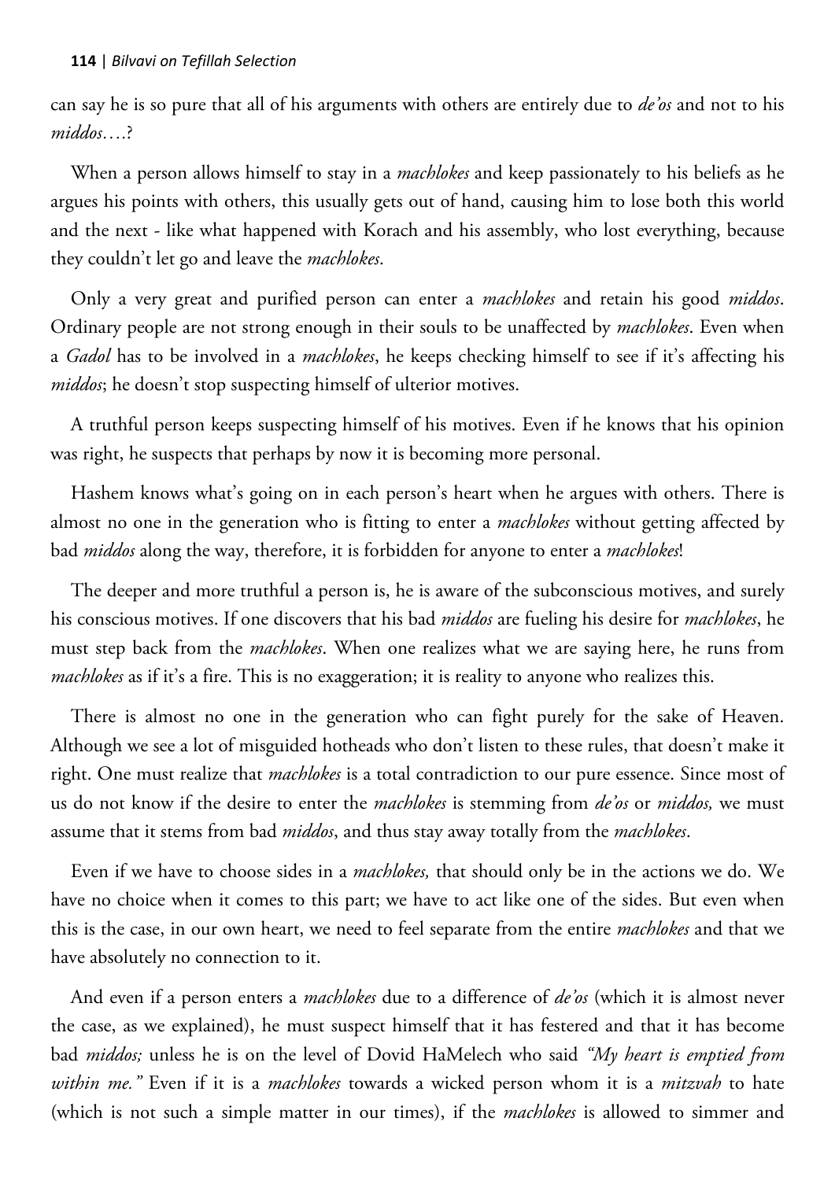can say he is so pure that all of his arguments with others are entirely due to *de'os* and not to his *middos*….?

When a person allows himself to stay in a *machlokes* and keep passionately to his beliefs as he argues his points with others, this usually gets out of hand, causing him to lose both this world and the next - like what happened with Korach and his assembly, who lost everything, because they couldn't let go and leave the *machlokes*.

Only a very great and purified person can enter a *machlokes* and retain his good *middos*. Ordinary people are not strong enough in their souls to be unaffected by *machlokes*. Even when a *Gadol* has to be involved in a *machlokes*, he keeps checking himself to see if it's affecting his *middos*; he doesn't stop suspecting himself of ulterior motives.

A truthful person keeps suspecting himself of his motives. Even if he knows that his opinion was right, he suspects that perhaps by now it is becoming more personal.

Hashem knows what's going on in each person's heart when he argues with others. There is almost no one in the generation who is fitting to enter a *machlokes* without getting affected by bad *middos* along the way, therefore, it is forbidden for anyone to enter a *machlokes*!

The deeper and more truthful a person is, he is aware of the subconscious motives, and surely his conscious motives. If one discovers that his bad *middos* are fueling his desire for *machlokes*, he must step back from the *machlokes*. When one realizes what we are saying here, he runs from *machlokes* as if it's a fire. This is no exaggeration; it is reality to anyone who realizes this.

There is almost no one in the generation who can fight purely for the sake of Heaven. Although we see a lot of misguided hotheads who don't listen to these rules, that doesn't make it right. One must realize that *machlokes* is a total contradiction to our pure essence. Since most of us do not know if the desire to enter the *machlokes* is stemming from *de'os* or *middos,* we must assume that it stems from bad *middos*, and thus stay away totally from the *machlokes*.

Even if we have to choose sides in a *machlokes,* that should only be in the actions we do. We have no choice when it comes to this part; we have to act like one of the sides. But even when this is the case, in our own heart, we need to feel separate from the entire *machlokes* and that we have absolutely no connection to it.

And even if a person enters a *machlokes* due to a difference of *de'os* (which it is almost never the case, as we explained), he must suspect himself that it has festered and that it has become bad *middos;* unless he is on the level of Dovid HaMelech who said *"My heart is emptied from within me."* Even if it is a *machlokes* towards a wicked person whom it is a *mitzvah* to hate (which is not such a simple matter in our times), if the *machlokes* is allowed to simmer and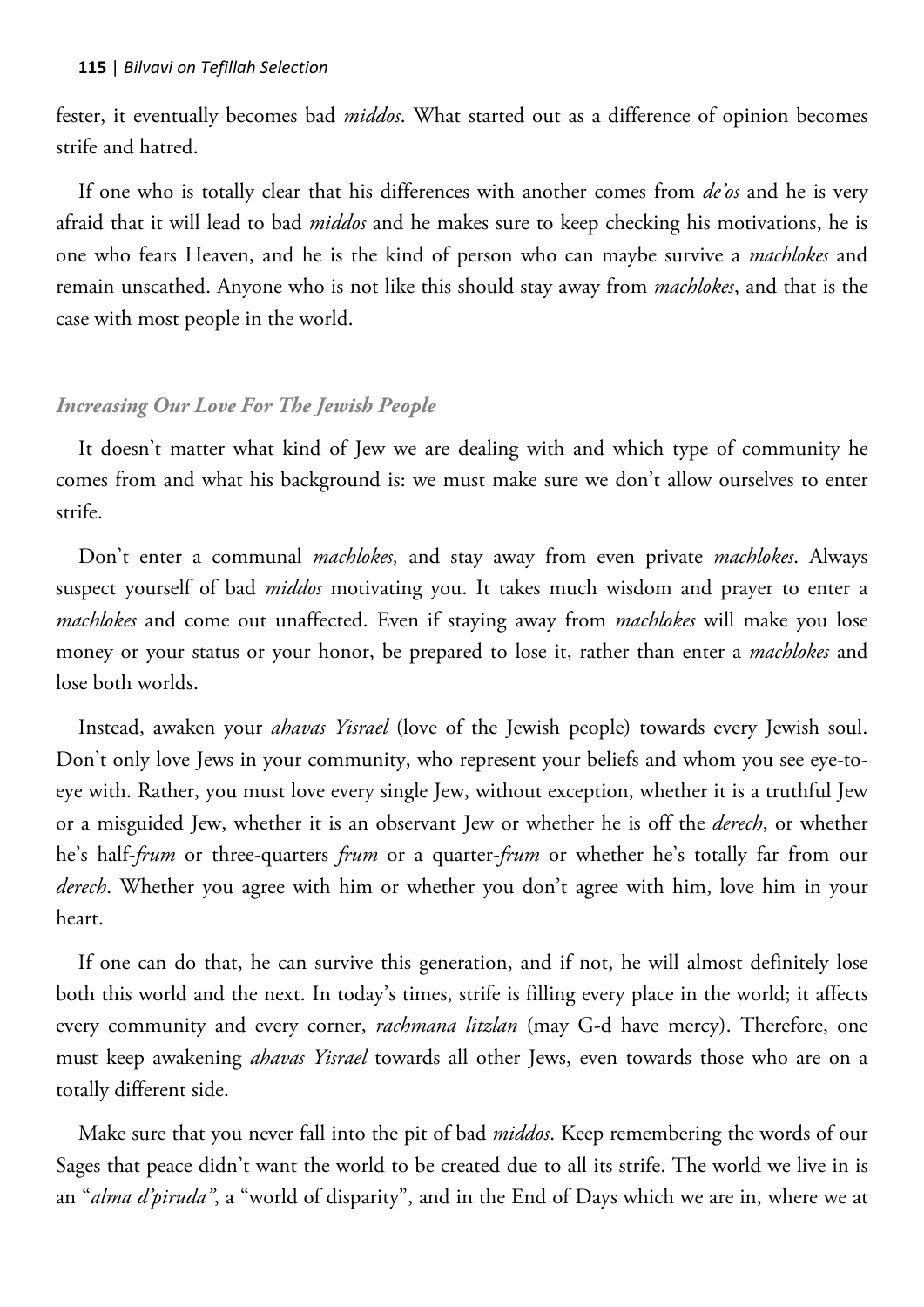fester, it eventually becomes bad *middos*. What started out as a difference of opinion becomes strife and hatred.

If one who is totally clear that his differences with another comes from *de'os* and he is very afraid that it will lead to bad *middos* and he makes sure to keep checking his motivations, he is one who fears Heaven, and he is the kind of person who can maybe survive a *machlokes* and remain unscathed. Anyone who is not like this should stay away from *machlokes*, and that is the case with most people in the world.

### *Increasing Our Love For The Jewish People*

It doesn't matter what kind of Jew we are dealing with and which type of community he comes from and what his background is: we must make sure we don't allow ourselves to enter strife.

Don't enter a communal *machlokes,* and stay away from even private *machlokes*. Always suspect yourself of bad *middos* motivating you. It takes much wisdom and prayer to enter a *machlokes* and come out unaffected. Even if staying away from *machlokes* will make you lose money or your status or your honor, be prepared to lose it, rather than enter a *machlokes* and lose both worlds.

Instead, awaken your *ahavas Yisrael* (love of the Jewish people) towards every Jewish soul. Don't only love Jews in your community, who represent your beliefs and whom you see eye-to-eye with. Rather, you must love every single Jew, without exception, whether it is a truthful Jew or a misguided Jew, whether it is an observant Jew or whether he is off the *derech*, or whether he's half-*frum* or three-quarters *frum* or a quarter-*frum* or whether he's totally far from our *derech*. Whether you agree with him or whether you don't agree with him, love him in your heart.

If one can do that, he can survive this generation, and if not, he will almost definitely lose both this world and the next. In today's times, strife is filling every place in the world; it affects every community and every corner, *rachmana litzlan* (may G-d have mercy). Therefore, one must keep awakening *ahavas Yisrael* towards all other Jews, even towards those who are on a totally different side.

Make sure that you never fall into the pit of bad *middos*. Keep remembering the words of our Sages that peace didn't want the world to be created due to all its strife. The world we live in is an "*alma d'piruda"*, a "world of disparity", and in the End of Days which we are in, where we at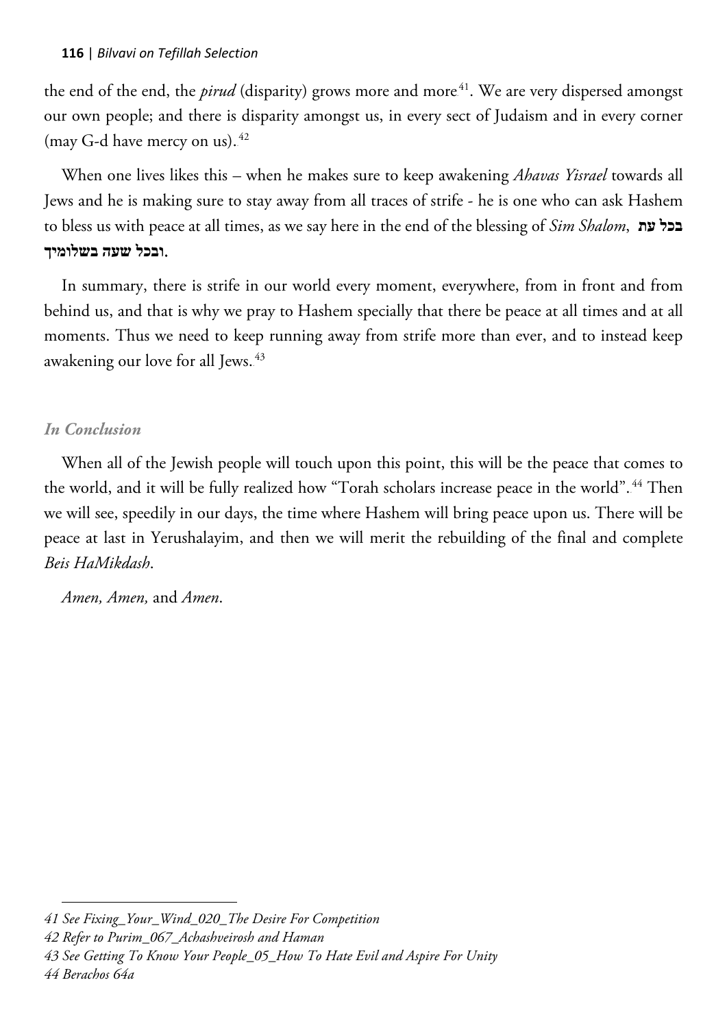the end of the end, the *pirud* (disparity) grows more and more[41]. We are very dispersed amongst our own people; and there is disparity amongst us, in every sect of Judaism and in every corner (may G-d have mercy on us).[42]

When one lives likes this – when he makes sure to keep awakening *Ahavas Yisrael* towards all Jews and he is making sure to stay away from all traces of strife - he is one who can ask Hashem to bless us with peace at all times, as we say here in the end of the blessing of *Sim Shalom*, **בכל עת ובכל שעה בשלומיך.**

In summary, there is strife in our world every moment, everywhere, from in front and from behind us, and that is why we pray to Hashem specially that there be peace at all times and at all moments. Thus we need to keep running away from strife more than ever, and to instead keep awakening our love for all Jews.[43]

### *In Conclusion*

When all of the Jewish people will touch upon this point, this will be the peace that comes to the world, and it will be fully realized how "Torah scholars increase peace in the world".[44] Then we will see, speedily in our days, the time where Hashem will bring peace upon us. There will be peace at last in Yerushalayim, and then we will merit the rebuilding of the final and complete *Beis HaMikdash*.

*Amen, Amen,* and *Amen*.

---

*41 See Fixing_Your_Wind_020_The Desire For Competition*

*42 Refer to Purim_067_Achashveirosh and Haman*

*43 See Getting To Know Your People_05_How To Hate Evil and Aspire For Unity*

*44 Berachos 64a*